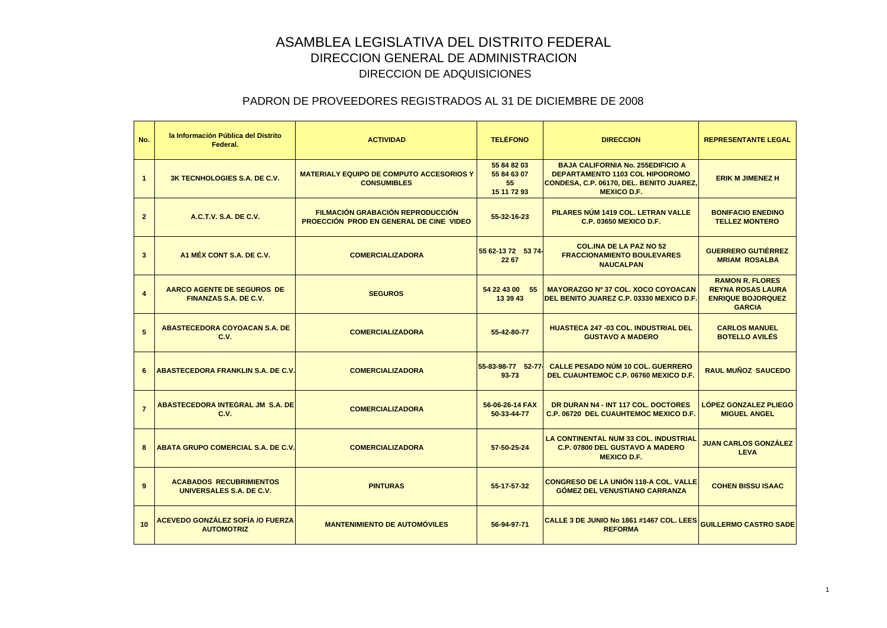# ASAMBLEA LEGISLATIVA DEL DISTRITO FEDERAL

## DIRECCION GENERAL DE ADMINISTRACION

## DIRECCION DE ADQUISICIONES

### PADRON DE PROVEEDORES REGISTRADOS AL 31 DE DICIEMBRE DE 2008

| No. | la Información Pública del Distrito Federal. | ACTIVIDAD | TELÉFONO | DIRECCION | REPRESENTANTE LEGAL |
|---|---|---|---|---|---|
| 1 | 3K TECNHOLOGIES S.A. DE C.V. | MATERIALY EQUIPO DE COMPUTO ACCESORIOS Y CONSUMIBLES | 55 84 82 03 55 84 63 07 55 15 11 72 93 | BAJA CALIFORNIA No. 255EDIFICIO A DEPARTAMENTO 1103 COL HIPODROMO CONDESA, C.P. 06170, DEL. BENITO JUAREZ, MEXICO D.F. | ERIK M JIMENEZ H |
| 2 | A.C.T.V. S.A. DE C.V. | FILMACIÓN GRABACIÓN REPRODUCCIÓN PROECCIÓN PROD EN GENERAL DE CINE VIDEO | 55-32-16-23 | PILARES NÚM 1419 COL. LETRAN VALLE C.P. 03650 MEXICO D.F. | BONIFACIO ENEDINO TELLEZ MONTERO |
| 3 | A1 MÉX CONT S.A. DE C.V. | COMERCIALIZADORA | 55 62-13 72 53 74-22 67 | COL.INA DE LA PAZ NO 52 FRACCIONAMIENTO BOULEVARES NAUCALPAN | GUERRERO GUTIÉRREZ MRIAM ROSALBA |
| 4 | AARCO AGENTE DE SEGUROS DE FINANZAS S.A. DE C.V. | SEGUROS | 54 22 43 00 55 13 39 43 | MAYORAZGO Nº 37 COL. XOCO COYOACAN DEL BENITO JUAREZ C.P. 03330 MEXICO D.F. | RAMON R. FLORES REYNA ROSAS LAURA ENRIQUE BOJORQUEZ GARCIA |
| 5 | ABASTECEDORA COYOACAN S.A. DE C.V. | COMERCIALIZADORA | 55-42-80-77 | HUASTECA 247 -03 COL. INDUSTRIAL DEL GUSTAVO A MADERO | CARLOS MANUEL BOTELLO AVILÉS |
| 6 | ABASTECEDORA FRANKLIN S.A. DE C.V. | COMERCIALIZADORA | 55-83-98-77 52-77-93-73 | CALLE PESADO NÚM 10 COL. GUERRERO DEL CUAUHTEMOC C.P. 06760 MEXICO D.F. | RAUL MUÑOZ SAUCEDO |
| 7 | ABASTECEDORA INTEGRAL JM S.A. DE C.V. | COMERCIALIZADORA | 56-06-26-14 FAX 50-33-44-77 | DR DURAN N4 - INT 117 COL. DOCTORES C.P. 06720 DEL CUAUHTEMOC MEXICO D.F. | LÓPEZ GONZALEZ PLIEGO MIGUEL ANGEL |
| 8 | ABATA GRUPO COMERCIAL S.A. DE C.V. | COMERCIALIZADORA | 57-50-25-24 | LA CONTINENTAL NUM 33 COL. INDUSTRIAL C.P. 07800 DEL GUSTAVO A MADERO MEXICO D.F. | JUAN CARLOS GONZÁLEZ LEVA |
| 9 | ACABADOS RECUBRIMIENTOS UNIVERSALES S.A. DE C.V. | PINTURAS | 55-17-57-32 | CONGRESO DE LA UNIÓN 118-A COL. VALLE GÓMEZ DEL VENUSTIANO CARRANZA | COHEN BISSU ISAAC |
| 10 | ACEVEDO GONZÁLEZ SOFÍA /O FUERZA AUTOMOTRIZ | MANTENIMIENTO DE AUTOMÓVILES | 56-94-97-71 | CALLE 3 DE JUNIO No 1861 #1467 COL. LEES REFORMA | GUILLERMO CASTRO SADE |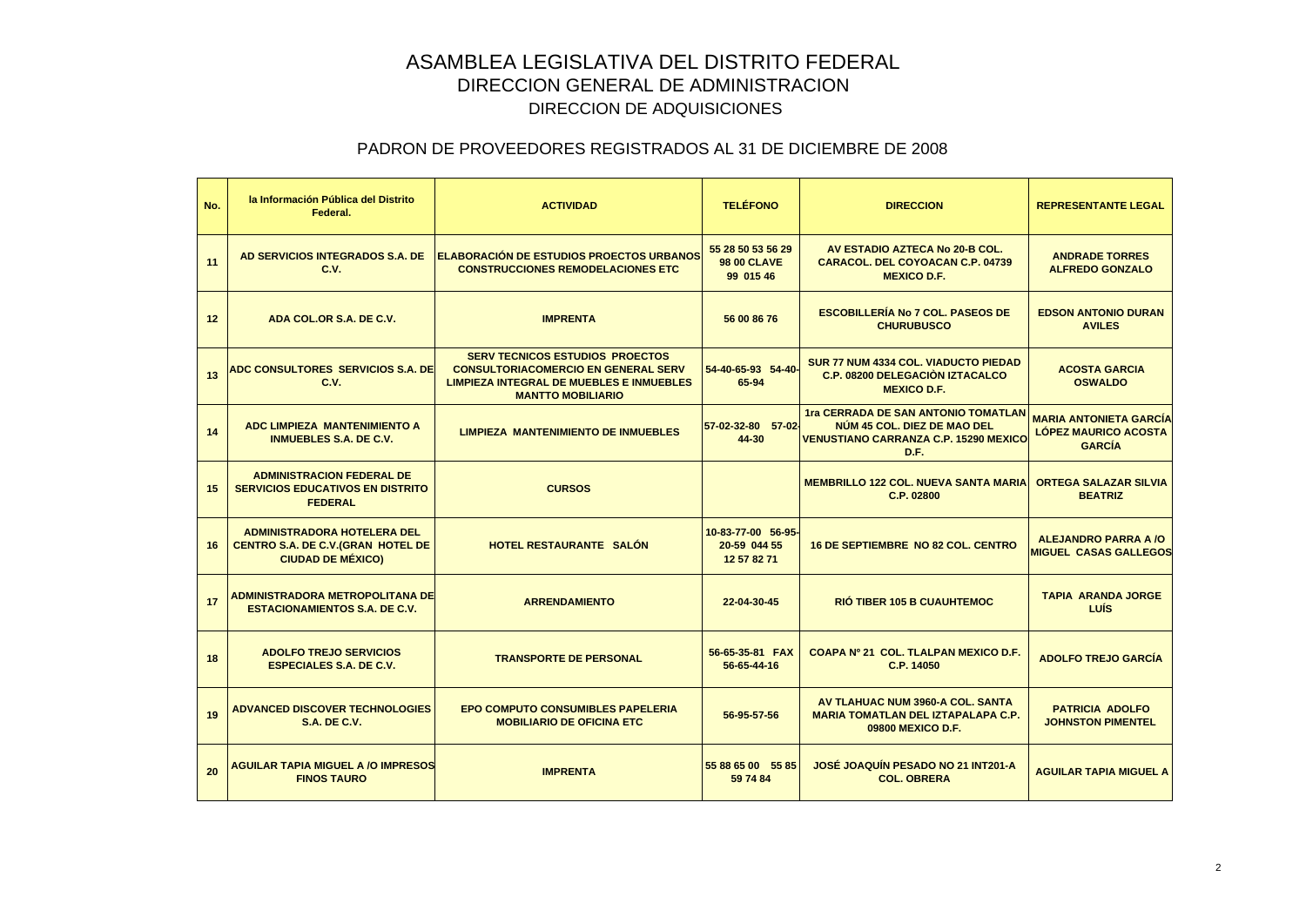# ASAMBLEA LEGISLATIVA DEL DISTRITO FEDERAL

## DIRECCION GENERAL DE ADMINISTRACION

## DIRECCION DE ADQUISICIONES

### PADRON DE PROVEEDORES REGISTRADOS AL 31 DE DICIEMBRE DE 2008

| No. | la Información Pública del Distrito Federal. | ACTIVIDAD | TELÉFONO | DIRECCION | REPRESENTANTE LEGAL |
|---|---|---|---|---|---|
| 11 | AD SERVICIOS INTEGRADOS S.A. DE C.V. | ELABORACIÓN DE ESTUDIOS PROECTOS URBANOS CONSTRUCCIONES REMODELACIONES ETC | 55 28 50 53 56 29 98 00 CLAVE 99 015 46 | AV ESTADIO AZTECA No 20-B COL. CARACOL. DEL COYOACAN C.P. 04739 MEXICO D.F. | ANDRADE TORRES ALFREDO GONZALO |
| 12 | ADA COL.OR S.A. DE C.V. | IMPRENTA | 56 00 86 76 | ESCOBILLERÍA No 7 COL. PASEOS DE CHURUBUSCO | EDSON ANTONIO DURAN AVILES |
| 13 | ADC CONSULTORES SERVICIOS S.A. DE C.V. | SERV TECNICOS ESTUDIOS PROECTOS CONSULTORIACOMERCIO EN GENERAL SERV LIMPIEZA INTEGRAL DE MUEBLES E INMUEBLES MANTTO MOBILIARIO | 54-40-65-93 54-40-65-94 | SUR 77 NUM 4334 COL. VIADUCTO PIEDAD C.P. 08200 DELEGACIÒN IZTACALCO MEXICO D.F. | ACOSTA GARCIA OSWALDO |
| 14 | ADC LIMPIEZA MANTENIMIENTO A INMUEBLES S.A. DE C.V. | LIMPIEZA MANTENIMIENTO DE INMUEBLES | 57-02-32-80 57-02-44-30 | 1ra CERRADA DE SAN ANTONIO TOMATLAN NÚM 45 COL. DIEZ DE MAO DEL VENUSTIANO CARRANZA C.P. 15290 MEXICO D.F. | MARIA ANTONIETA GARCÍA LÓPEZ MAURICO ACOSTA GARCÍA |
| 15 | ADMINISTRACION FEDERAL DE SERVICIOS EDUCATIVOS EN DISTRITO FEDERAL | CURSOS | | MEMBRILLO 122 COL. NUEVA SANTA MARIA C.P. 02800 | ORTEGA SALAZAR SILVIA BEATRIZ |
| 16 | ADMINISTRADORA HOTELERA DEL CENTRO S.A. DE C.V.(GRAN HOTEL DE CIUDAD DE MÉXICO) | HOTEL RESTAURANTE SALÓN | 10-83-77-00 56-95-20-59 044 55 12 57 82 71 | 16 DE SEPTIEMBRE NO 82 COL. CENTRO | ALEJANDRO PARRA A /O MIGUEL CASAS GALLEGOS |
| 17 | ADMINISTRADORA METROPOLITANA DE ESTACIONAMIENTOS S.A. DE C.V. | ARRENDAMIENTO | 22-04-30-45 | RIÓ TIBER 105 B CUAUHTEMOC | TAPIA ARANDA JORGE LUÍS |
| 18 | ADOLFO TREJO SERVICIOS ESPECIALES S.A. DE C.V. | TRANSPORTE DE PERSONAL | 56-65-35-81 FAX 56-65-44-16 | COAPA Nº 21 COL. TLALPAN MEXICO D.F. C.P. 14050 | ADOLFO TREJO GARCÍA |
| 19 | ADVANCED DISCOVER TECHNOLOGIES S.A. DE C.V. | EPO COMPUTO CONSUMIBLES PAPELERIA MOBILIARIO DE OFICINA ETC | 56-95-57-56 | AV TLAHUAC NUM 3960-A COL. SANTA MARIA TOMATLAN DEL IZTAPALAPA C.P. 09800 MEXICO D.F. | PATRICIA ADOLFO JOHNSTON PIMENTEL |
| 20 | AGUILAR TAPIA MIGUEL A /O IMPRESOS FINOS TAURO | IMPRENTA | 55 88 65 00 55 85 59 74 84 | JOSÉ JOAQUÍN PESADO NO 21 INT201-A COL. OBRERA | AGUILAR TAPIA MIGUEL A |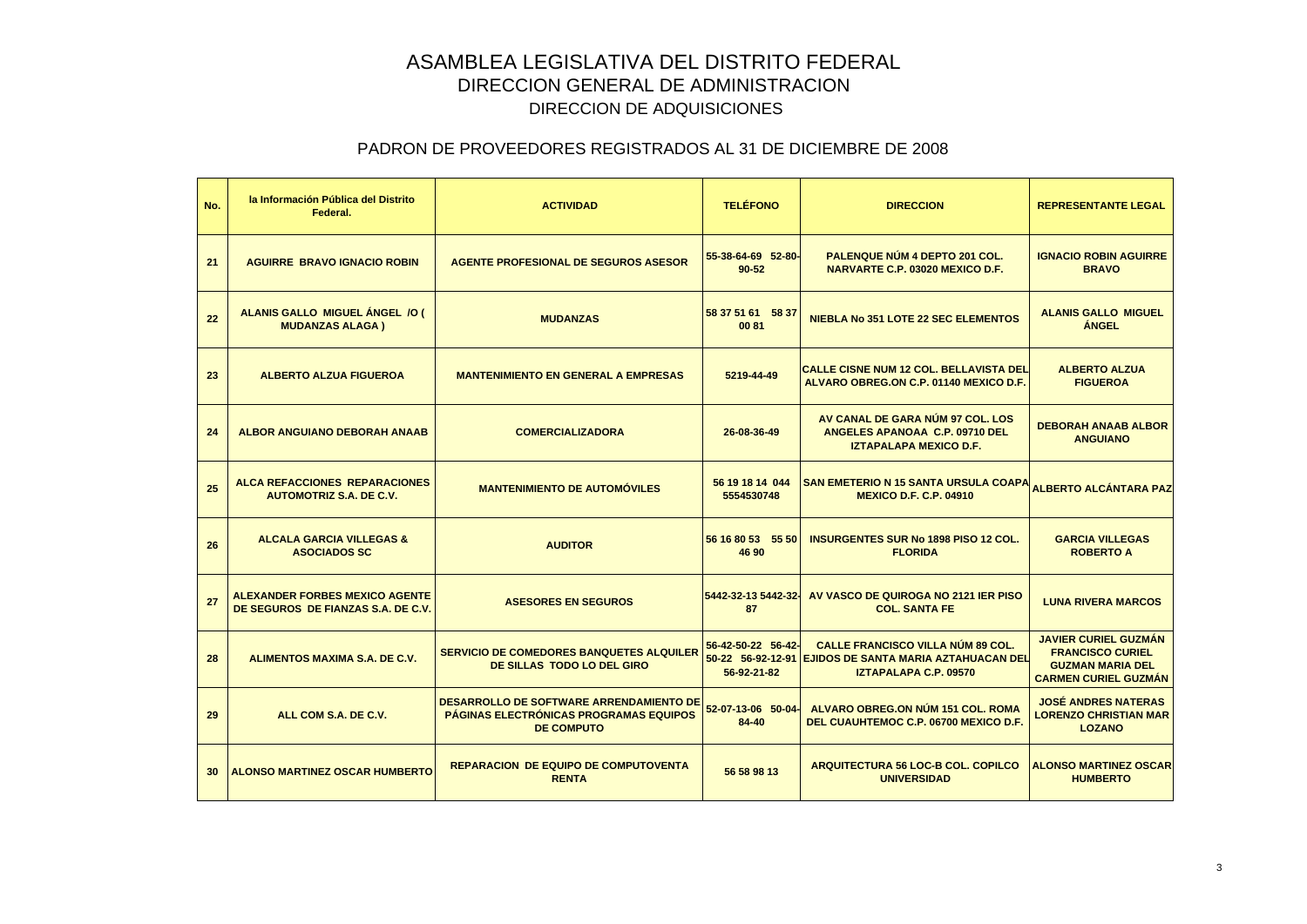# ASAMBLEA LEGISLATIVA DEL DISTRITO FEDERAL

## DIRECCION GENERAL DE ADMINISTRACION

### DIRECCION DE ADQUISICIONES

### PADRON DE PROVEEDORES REGISTRADOS AL 31 DE DICIEMBRE DE 2008

| No. | la Información Pública del Distrito Federal. | ACTIVIDAD | TELÉFONO | DIRECCION | REPRESENTANTE LEGAL |
|---|---|---|---|---|---|
| 21 | AGUIRRE BRAVO IGNACIO ROBIN | AGENTE PROFESIONAL DE SEGUROS ASESOR | 55-38-64-69 52-80-90-52 | PALENQUE NÚM 4 DEPTO 201 COL. NARVARTE C.P. 03020 MEXICO D.F. | IGNACIO ROBIN AGUIRRE BRAVO |
| 22 | ALANIS GALLO MIGUEL ÁNGEL /O ( MUDANZAS ALAGA ) | MUDANZAS | 58 37 51 61 58 37 00 81 | NIEBLA No 351 LOTE 22 SEC ELEMENTOS | ALANIS GALLO MIGUEL ÁNGEL |
| 23 | ALBERTO ALZUA FIGUEROA | MANTENIMIENTO EN GENERAL A EMPRESAS | 5219-44-49 | CALLE CISNE NUM 12 COL. BELLAVISTA DEL ALVARO OBREG.ON C.P. 01140 MEXICO D.F. | ALBERTO ALZUA FIGUEROA |
| 24 | ALBOR ANGUIANO DEBORAH ANAAB | COMERCIALIZADORA | 26-08-36-49 | AV CANAL DE GARA NÚM 97 COL. LOS ANGELES APANOAA C.P. 09710 DEL IZTAPALAPA MEXICO D.F. | DEBORAH ANAAB ALBOR ANGUIANO |
| 25 | ALCA REFACCIONES REPARACIONES AUTOMOTRIZ S.A. DE C.V. | MANTENIMIENTO DE AUTOMÓVILES | 56 19 18 14 044 5554530748 | SAN EMETERIO N 15 SANTA URSULA COAPA MEXICO D.F. C.P. 04910 | ALBERTO ALCÁNTARA PAZ |
| 26 | ALCALA GARCIA VILLEGAS & ASOCIADOS SC | AUDITOR | 56 16 80 53 55 50 46 90 | INSURGENTES SUR No 1898 PISO 12 COL. FLORIDA | GARCIA VILLEGAS ROBERTO A |
| 27 | ALEXANDER FORBES MEXICO AGENTE DE SEGUROS DE FIANZAS S.A. DE C.V. | ASESORES EN SEGUROS | 5442-32-13 5442-32-87 | AV VASCO DE QUIROGA NO 2121 IER PISO COL. SANTA FE | LUNA RIVERA MARCOS |
| 28 | ALIMENTOS MAXIMA S.A. DE C.V. | SERVICIO DE COMEDORES BANQUETES ALQUILER DE SILLAS TODO LO DEL GIRO | 56-42-50-22 56-42-50-22 56-92-12-91 56-92-21-82 | CALLE FRANCISCO VILLA NÚM 89 COL. EJIDOS DE SANTA MARIA AZTAHUACAN DEL IZTAPALAPA C.P. 09570 | JAVIER CURIEL GUZMÁN FRANCISCO CURIEL GUZMAN MARIA DEL CARMEN CURIEL GUZMÁN |
| 29 | ALL COM S.A. DE C.V. | DESARROLLO DE SOFTWARE ARRENDAMIENTO DE PÁGINAS ELECTRÓNICAS PROGRAMAS EQUIPOS DE COMPUTO | 52-07-13-06 50-04-84-40 | ALVARO OBREG.ON NÚM 151 COL. ROMA DEL CUAUHTEMOC C.P. 06700 MEXICO D.F. | JOSÉ ANDRES NATERAS LORENZO CHRISTIAN MAR LOZANO |
| 30 | ALONSO MARTINEZ OSCAR HUMBERTO | REPARACION DE EQUIPO DE COMPUTOVENTA RENTA | 56 58 98 13 | ARQUITECTURA 56 LOC-B COL. COPILCO UNIVERSIDAD | ALONSO MARTINEZ OSCAR HUMBERTO |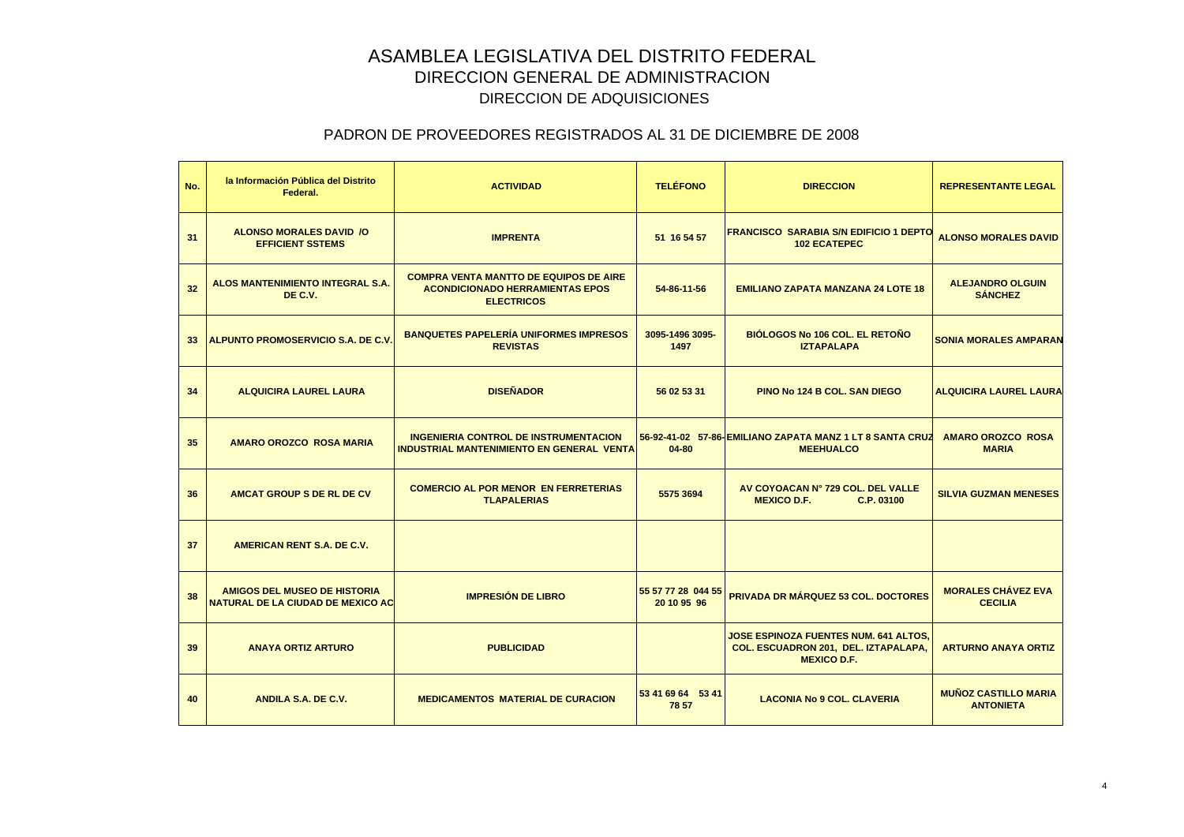# ASAMBLEA LEGISLATIVA DEL DISTRITO FEDERAL

## DIRECCION GENERAL DE ADMINISTRACION

## DIRECCION DE ADQUISICIONES

### PADRON DE PROVEEDORES REGISTRADOS AL 31 DE DICIEMBRE DE 2008

| No. | la Información Pública del Distrito Federal. | ACTIVIDAD | TELÉFONO | DIRECCION | REPRESENTANTE LEGAL |
|---|---|---|---|---|---|
| 31 | ALONSO MORALES DAVID /O EFFICIENT SSTEMS | IMPRENTA | 51 16 54 57 | FRANCISCO SARABIA S/N EDIFICIO 1 DEPTO 102 ECATEPEC | ALONSO MORALES DAVID |
| 32 | ALOS MANTENIMIENTO INTEGRAL S.A. DE C.V. | COMPRA VENTA MANTTO DE EQUIPOS DE AIRE ACONDICIONADO HERRAMIENTAS EPOS ELECTRICOS | 54-86-11-56 | EMILIANO ZAPATA MANZANA 24 LOTE 18 | ALEJANDRO OLGUIN SÁNCHEZ |
| 33 | ALPUNTO PROMOSERVICIO S.A. DE C.V. | BANQUETES PAPELERÍA UNIFORMES IMPRESOS REVISTAS | 3095-1496 3095-1497 | BIÓLOGOS No 106 COL. EL RETOÑO IZTAPALAPA | SONIA MORALES AMPARAN |
| 34 | ALQUICIRA LAUREL LAURA | DISEÑADOR | 56 02 53 31 | PINO No 124 B COL. SAN DIEGO | ALQUICIRA LAUREL LAURA |
| 35 | AMARO OROZCO ROSA MARIA | INGENIERIA CONTROL DE INSTRUMENTACION INDUSTRIAL MANTENIMIENTO EN GENERAL VENTA | 56-92-41-02 57-86-04-80 | EMILIANO ZAPATA MANZ 1 LT 8 SANTA CRUZ MEEHUALCO | AMARO OROZCO ROSA MARIA |
| 36 | AMCAT GROUP S DE RL DE CV | COMERCIO AL POR MENOR EN FERRETERIAS TLAPALERIAS | 5575 3694 | AV COYOACAN N° 729 COL. DEL VALLE MEXICO D.F. C.P. 03100 | SILVIA GUZMAN MENESES |
| 37 | AMERICAN RENT S.A. DE C.V. | | | | |
| 38 | AMIGOS DEL MUSEO DE HISTORIA NATURAL DE LA CIUDAD DE MEXICO AC | IMPRESIÓN DE LIBRO | 55 57 77 28 044 55 20 10 95 96 | PRIVADA DR MÁRQUEZ 53 COL. DOCTORES | MORALES CHÁVEZ EVA CECILIA |
| 39 | ANAYA ORTIZ ARTURO | PUBLICIDAD | | JOSE ESPINOZA FUENTES NUM. 641 ALTOS, COL. ESCUADRON 201, DEL. IZTAPALAPA, MEXICO D.F. | ARTURNO ANAYA ORTIZ |
| 40 | ANDILA S.A. DE C.V. | MEDICAMENTOS MATERIAL DE CURACION | 53 41 69 64 53 41 78 57 | LACONIA No 9 COL. CLAVERIA | MUÑOZ CASTILLO MARIA ANTONIETA |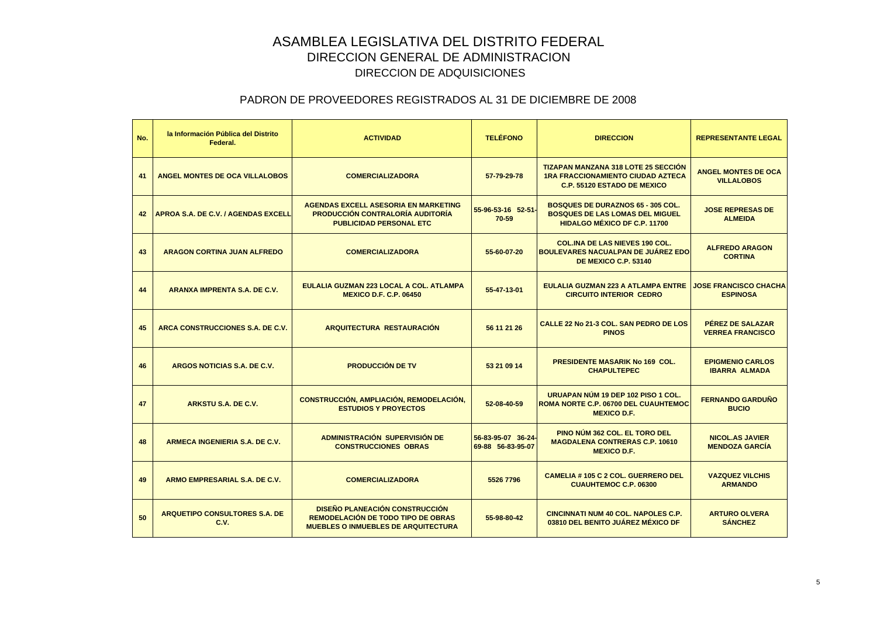# ASAMBLEA LEGISLATIVA DEL DISTRITO FEDERAL

## DIRECCION GENERAL DE ADMINISTRACION

### DIRECCION DE ADQUISICIONES

### PADRON DE PROVEEDORES REGISTRADOS AL 31 DE DICIEMBRE DE 2008

| No. | la Información Pública del Distrito Federal. | ACTIVIDAD | TELÉFONO | DIRECCION | REPRESENTANTE LEGAL |
|---|---|---|---|---|---|
| 41 | ANGEL MONTES DE OCA VILLALOBOS | COMERCIALIZADORA | 57-79-29-78 | TIZAPAN MANZANA 318 LOTE 25 SECCIÓN 1RA FRACCIONAMIENTO CIUDAD AZTECA C.P. 55120 ESTADO DE MEXICO | ANGEL MONTES DE OCA VILLALOBOS |
| 42 | APROA S.A. DE C.V. / AGENDAS EXCELL | AGENDAS EXCELL ASESORIA EN MARKETING PRODUCCIÓN CONTRALORÍA AUDITORÍA PUBLICIDAD PERSONAL ETC | 55-96-53-16 52-51-70-59 | BOSQUES DE DURAZNOS 65 - 305 COL. BOSQUES DE LAS LOMAS DEL MIGUEL HIDALGO MÉXICO DF C.P. 11700 | JOSE REPRESAS DE ALMEIDA |
| 43 | ARAGON CORTINA JUAN ALFREDO | COMERCIALIZADORA | 55-60-07-20 | COL.INA DE LAS NIEVES 190 COL. BOULEVARES NACUALPAN DE JUÁREZ EDO DE MEXICO C.P. 53140 | ALFREDO ARAGON CORTINA |
| 44 | ARANXA IMPRENTA S.A. DE C.V. | EULALIA GUZMAN 223 LOCAL A COL. ATLAMPA MEXICO D.F. C.P. 06450 | 55-47-13-01 | EULALIA GUZMAN 223 A ATLAMPA ENTRE CIRCUITO INTERIOR CEDRO | JOSE FRANCISCO CHACHA ESPINOSA |
| 45 | ARCA CONSTRUCCIONES S.A. DE C.V. | ARQUITECTURA RESTAURACIÓN | 56 11 21 26 | CALLE 22 No 21-3 COL. SAN PEDRO DE LOS PINOS | PÉREZ DE SALAZAR VERREA FRANCISCO |
| 46 | ARGOS NOTICIAS S.A. DE C.V. | PRODUCCIÓN DE TV | 53 21 09 14 | PRESIDENTE MASARIK No 169 COL. CHAPULTEPEC | EPIGMENIO CARLOS IBARRA ALMADA |
| 47 | ARKSTU S.A. DE C.V. | CONSTRUCCIÓN, AMPLIACIÓN, REMODELACIÓN, ESTUDIOS Y PROYECTOS | 52-08-40-59 | URUAPAN NÚM 19 DEP 102 PISO 1 COL. ROMA NORTE C.P. 06700 DEL CUAUHTEMOC MEXICO D.F. | FERNANDO GARDUÑO BUCIO |
| 48 | ARMECA INGENIERIA S.A. DE C.V. | ADMINISTRACIÓN SUPERVISIÓN DE CONSTRUCCIONES OBRAS | 56-83-95-07 36-24-69-88 56-83-95-07 | PINO NÚM 362 COL. EL TORO DEL MAGDALENA CONTRERAS C.P. 10610 MEXICO D.F. | NICOL.AS JAVIER MENDOZA GARCÍA |
| 49 | ARMO EMPRESARIAL S.A. DE C.V. | COMERCIALIZADORA | 5526 7796 | CAMELIA # 105 C 2 COL. GUERRERO DEL CUAUHTEMOC C.P. 06300 | VAZQUEZ VILCHIS ARMANDO |
| 50 | ARQUETIPO CONSULTORES S.A. DE C.V. | DISEÑO PLANEACIÓN CONSTRUCCIÓN REMODELACIÓN DE TODO TIPO DE OBRAS MUEBLES O INMUEBLES DE ARQUITECTURA | 55-98-80-42 | CINCINNATI NUM 40 COL. NAPOLES C.P. 03810 DEL BENITO JUÁREZ MÉXICO DF | ARTURO OLVERA SÁNCHEZ |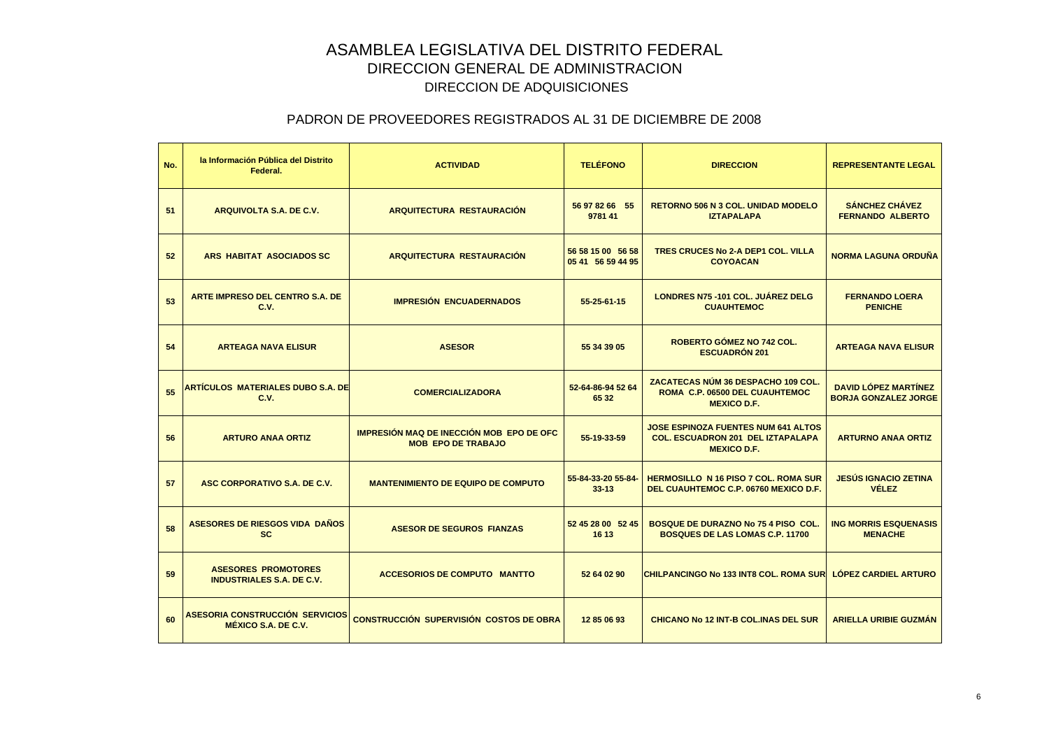# ASAMBLEA LEGISLATIVA DEL DISTRITO FEDERAL

## DIRECCION GENERAL DE ADMINISTRACION

## DIRECCION DE ADQUISICIONES

### PADRON DE PROVEEDORES REGISTRADOS AL 31 DE DICIEMBRE DE 2008

| No. | la Información Pública del Distrito Federal. | ACTIVIDAD | TELÉFONO | DIRECCION | REPRESENTANTE LEGAL |
|---|---|---|---|---|---|
| 51 | ARQUIVOLTA S.A. DE C.V. | ARQUITECTURA RESTAURACIÓN | 56 97 82 66 55 9781 41 | RETORNO 506 N 3 COL. UNIDAD MODELO IZTAPALAPA | SÁNCHEZ CHÁVEZ FERNANDO ALBERTO |
| 52 | ARS HABITAT ASOCIADOS SC | ARQUITECTURA RESTAURACIÓN | 56 58 15 00 56 58 05 41 56 59 44 95 | TRES CRUCES No 2-A DEP1 COL. VILLA COYOACAN | NORMA LAGUNA ORDUÑA |
| 53 | ARTE IMPRESO DEL CENTRO S.A. DE C.V. | IMPRESIÓN ENCUADERNADOS | 55-25-61-15 | LONDRES N75 -101 COL. JUÁREZ DELG CUAUHTEMOC | FERNANDO LOERA PENICHE |
| 54 | ARTEAGA NAVA ELISUR | ASESOR | 55 34 39 05 | ROBERTO GÓMEZ NO 742 COL. ESCUADRÓN 201 | ARTEAGA NAVA ELISUR |
| 55 | ARTÍCULOS MATERIALES DUBO S.A. DE C.V. | COMERCIALIZADORA | 52-64-86-94 52 64 65 32 | ZACATECAS NÚM 36 DESPACHO 109 COL. ROMA C.P. 06500 DEL CUAUHTEMOC MEXICO D.F. | DAVID LÓPEZ MARTÍNEZ BORJA GONZALEZ JORGE |
| 56 | ARTURO ANAA ORTIZ | IMPRESIÓN MAQ DE INECCIÓN MOB EPO DE OFC MOB EPO DE TRABAJO | 55-19-33-59 | JOSE ESPINOZA FUENTES NUM 641 ALTOS COL. ESCUADRON 201 DEL IZTAPALAPA MEXICO D.F. | ARTURNO ANAA ORTIZ |
| 57 | ASC CORPORATIVO S.A. DE C.V. | MANTENIMIENTO DE EQUIPO DE COMPUTO | 55-84-33-20 55-84-33-13 | HERMOSILLO N 16 PISO 7 COL. ROMA SUR DEL CUAUHTEMOC C.P. 06760 MEXICO D.F. | JESÚS IGNACIO ZETINA VÉLEZ |
| 58 | ASESORES DE RIESGOS VIDA DAÑOS SC | ASESOR DE SEGUROS FIANZAS | 52 45 28 00 52 45 16 13 | BOSQUE DE DURAZNO No 75 4 PISO COL. BOSQUES DE LAS LOMAS C.P. 11700 | ING MORRIS ESQUENASIS MENACHE |
| 59 | ASESORES PROMOTORES INDUSTRIALES S.A. DE C.V. | ACCESORIOS DE COMPUTO MANTTO | 52 64 02 90 | CHILPANCINGO No 133 INT8 COL. ROMA SUR | LÓPEZ CARDIEL ARTURO |
| 60 | ASESORIA CONSTRUCCIÓN SERVICIOS MÉXICO S.A. DE C.V. | CONSTRUCCIÓN SUPERVISIÓN COSTOS DE OBRA | 12 85 06 93 | CHICANO No 12 INT-B COL.INAS DEL SUR | ARIELLA URIBIE GUZMÁN |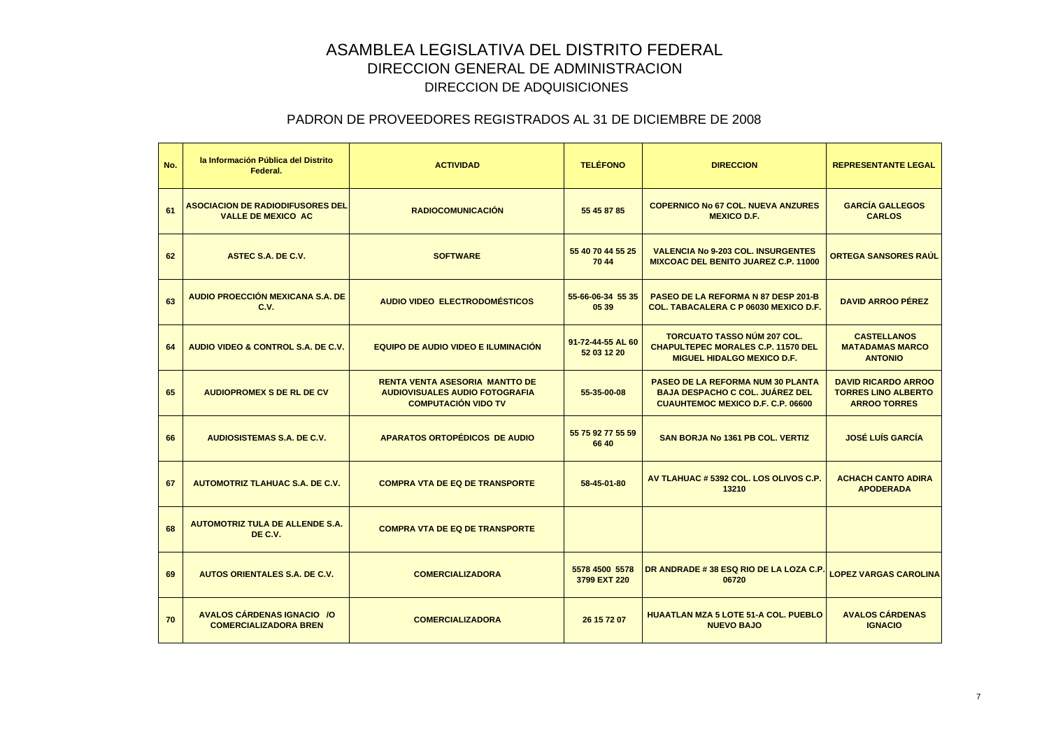# ASAMBLEA LEGISLATIVA DEL DISTRITO FEDERAL

## DIRECCION GENERAL DE ADMINISTRACION

### DIRECCION DE ADQUISICIONES

### PADRON DE PROVEEDORES REGISTRADOS AL 31 DE DICIEMBRE DE 2008

| No. | la Información Pública del Distrito Federal. | ACTIVIDAD | TELÉFONO | DIRECCION | REPRESENTANTE LEGAL |
|---|---|---|---|---|---|
| 61 | ASOCIACION DE RADIODIFUSORES DEL VALLE DE MEXICO AC | RADIOCOMUNICACIÓN | 55 45 87 85 | COPERNICO No 67 COL. NUEVA ANZURES MEXICO D.F. | GARCÍA GALLEGOS CARLOS |
| 62 | ASTEC S.A. DE C.V. | SOFTWARE | 55 40 70 44 55 25 70 44 | VALENCIA No 9-203 COL. INSURGENTES MIXCOAC DEL BENITO JUAREZ C.P. 11000 | ORTEGA SANSORES RAÚL |
| 63 | AUDIO PROECCIÓN MEXICANA S.A. DE C.V. | AUDIO VIDEO ELECTRODOMÉSTICOS | 55-66-06-34 55 35 05 39 | PASEO DE LA REFORMA N 87 DESP 201-B COL. TABACALERA C P 06030 MEXICO D.F. | DAVID ARROO PÉREZ |
| 64 | AUDIO VIDEO & CONTROL S.A. DE C.V. | EQUIPO DE AUDIO VIDEO E ILUMINACIÓN | 91-72-44-55 AL 60 52 03 12 20 | TORCUATO TASSO NÚM 207 COL. CHAPULTEPEC MORALES C.P. 11570 DEL MIGUEL HIDALGO MEXICO D.F. | CASTELLANOS MATADAMAS MARCO ANTONIO |
| 65 | AUDIOPROMEX S DE RL DE CV | RENTA VENTA ASESORIA MANTTO DE AUDIOVISUALES AUDIO FOTOGRAFIA COMPUTACIÓN VIDO TV | 55-35-00-08 | PASEO DE LA REFORMA NUM 30 PLANTA BAJA DESPACHO C COL. JUÁREZ DEL CUAUHTEMOC MEXICO D.F. C.P. 06600 | DAVID RICARDO ARROO TORRES LINO ALBERTO ARROO TORRES |
| 66 | AUDIOSISTEMAS S.A. DE C.V. | APARATOS ORTOPÉDICOS DE AUDIO | 55 75 92 77 55 59 66 40 | SAN BORJA No 1361 PB COL. VERTIZ | JOSÉ LUÍS GARCÍA |
| 67 | AUTOMOTRIZ TLAHUAC S.A. DE C.V. | COMPRA VTA DE EQ DE TRANSPORTE | 58-45-01-80 | AV TLAHUAC # 5392 COL. LOS OLIVOS C.P. 13210 | ACHACH CANTO ADIRA APODERADA |
| 68 | AUTOMOTRIZ TULA DE ALLENDE S.A. DE C.V. | COMPRA VTA DE EQ DE TRANSPORTE | | | |
| 69 | AUTOS ORIENTALES S.A. DE C.V. | COMERCIALIZADORA | 5578 4500 5578 3799 EXT 220 | DR ANDRADE # 38 ESQ RIO DE LA LOZA C.P. 06720 | LOPEZ VARGAS CAROLINA |
| 70 | AVALOS CÁRDENAS IGNACIO /O COMERCIALIZADORA BREN | COMERCIALIZADORA | 26 15 72 07 | HUAATLAN MZA 5 LOTE 51-A COL. PUEBLO NUEVO BAJO | AVALOS CÁRDENAS IGNACIO |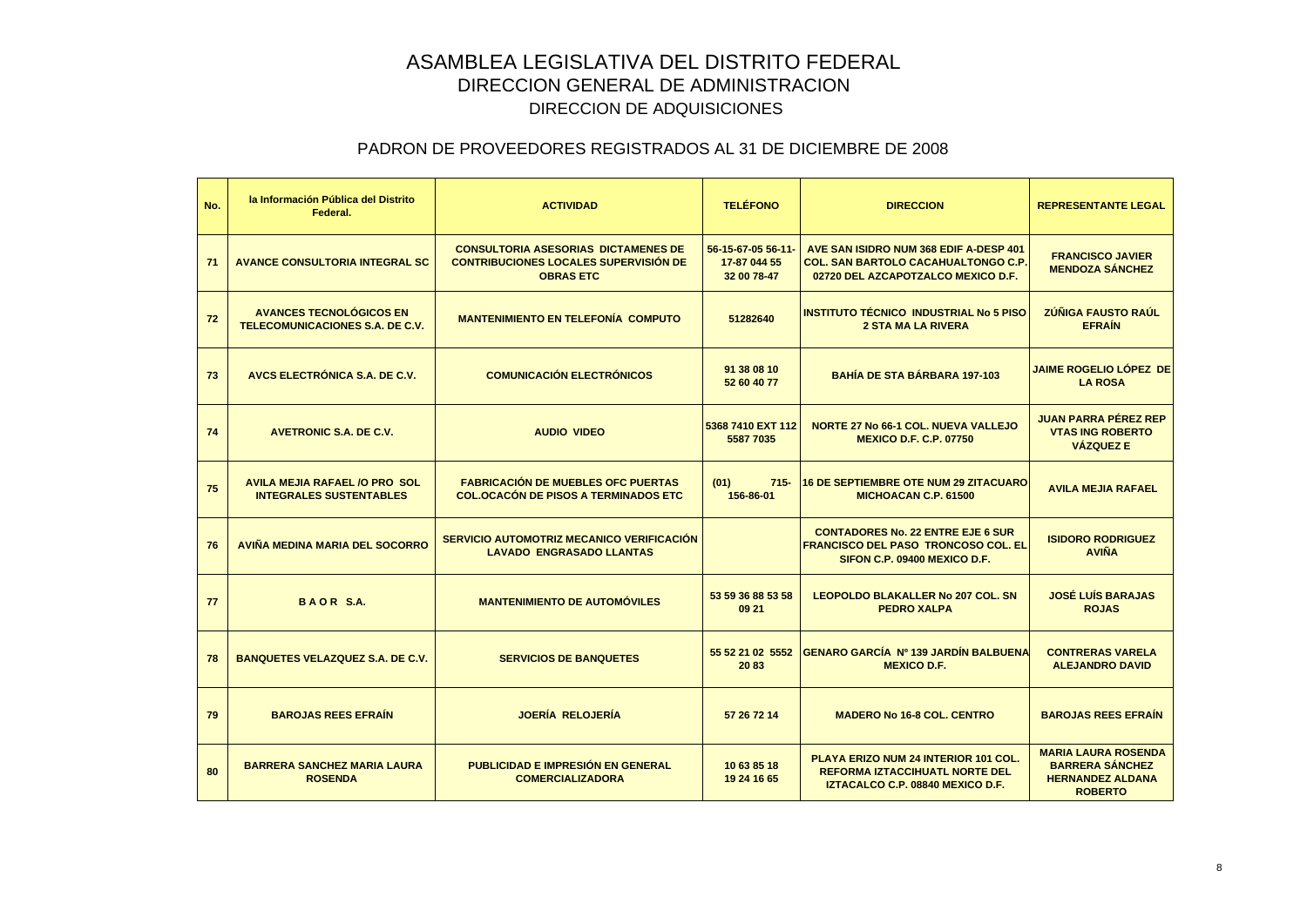# ASAMBLEA LEGISLATIVA DEL DISTRITO FEDERAL
## DIRECCION GENERAL DE ADMINISTRACION
### DIRECCION DE ADQUISICIONES

### PADRON DE PROVEEDORES REGISTRADOS AL 31 DE DICIEMBRE DE 2008

| No. | la Información Pública del Distrito Federal. | ACTIVIDAD | TELÉFONO | DIRECCION | REPRESENTANTE LEGAL |
|---|---|---|---|---|---|
| 71 | AVANCE CONSULTORIA INTEGRAL SC | CONSULTORIA ASESORIAS DICTAMENES DE CONTRIBUCIONES LOCALES SUPERVISIÓN DE OBRAS ETC | 56-15-67-05 56-11-17-87 044 55 32 00 78-47 | AVE SAN ISIDRO NUM 368 EDIF A-DESP 401 COL. SAN BARTOLO CACAHUALTONGO C.P. 02720 DEL AZCAPOTZALCO MEXICO D.F. | FRANCISCO JAVIER MENDOZA SÁNCHEZ |
| 72 | AVANCES TECNOLÓGICOS EN TELECOMUNICACIONES S.A. DE C.V. | MANTENIMIENTO EN TELEFONÍA COMPUTO | 51282640 | INSTITUTO TÉCNICO INDUSTRIAL No 5 PISO 2 STA MA LA RIVERA | ZÚÑIGA FAUSTO RAÚL EFRAÍN |
| 73 | AVCS ELECTRÓNICA S.A. DE C.V. | COMUNICACIÓN ELECTRÓNICOS | 91 38 08 10 52 60 40 77 | BAHÍA DE STA BÁRBARA 197-103 | JAIME ROGELIO LÓPEZ DE LA ROSA |
| 74 | AVETRONIC S.A. DE C.V. | AUDIO VIDEO | 5368 7410 EXT 112 5587 7035 | NORTE 27 No 66-1 COL. NUEVA VALLEJO MEXICO D.F. C.P. 07750 | JUAN PARRA PÉREZ REP VTAS ING ROBERTO VÁZQUEZ E |
| 75 | AVILA MEJIA RAFAEL /O PRO SOL INTEGRALES SUSTENTABLES | FABRICACIÓN DE MUEBLES OFC PUERTAS COL.OCACÓN DE PISOS A TERMINADOS ETC | (01) 715-156-86-01 | 16 DE SEPTIEMBRE OTE NUM 29 ZITACUARO MICHOACAN C.P. 61500 | AVILA MEJIA RAFAEL |
| 76 | AVIÑA MEDINA MARIA DEL SOCORRO | SERVICIO AUTOMOTRIZ MECANICO VERIFICACIÓN LAVADO ENGRASADO LLANTAS | | CONTADORES No. 22 ENTRE EJE 6 SUR FRANCISCO DEL PASO TRONCOSO COL. EL SIFON C.P. 09400 MEXICO D.F. | ISIDORO RODRIGUEZ AVIÑA |
| 77 | B A O R S.A. | MANTENIMIENTO DE AUTOMÓVILES | 53 59 36 88 53 58 09 21 | LEOPOLDO BLAKALLER No 207 COL. SN PEDRO XALPA | JOSÉ LUÍS BARAJAS ROJAS |
| 78 | BANQUETES VELAZQUEZ S.A. DE C.V. | SERVICIOS DE BANQUETES | 55 52 21 02 5552 20 83 | GENARO GARCÍA Nº 139 JARDÍN BALBUENA MEXICO D.F. | CONTRERAS VARELA ALEJANDRO DAVID |
| 79 | BAROJAS REES EFRAÍN | JOERÍA RELOJERÍA | 57 26 72 14 | MADERO No 16-8 COL. CENTRO | BAROJAS REES EFRAÍN |
| 80 | BARRERA SANCHEZ MARIA LAURA ROSENDA | PUBLICIDAD E IMPRESIÓN EN GENERAL COMERCIALIZADORA | 10 63 85 18 19 24 16 65 | PLAYA ERIZO NUM 24 INTERIOR 101 COL. REFORMA IZTACCIHUATL NORTE DEL IZTACALCO C.P. 08840 MEXICO D.F. | MARIA LAURA ROSENDA BARRERA SÁNCHEZ HERNANDEZ ALDANA ROBERTO |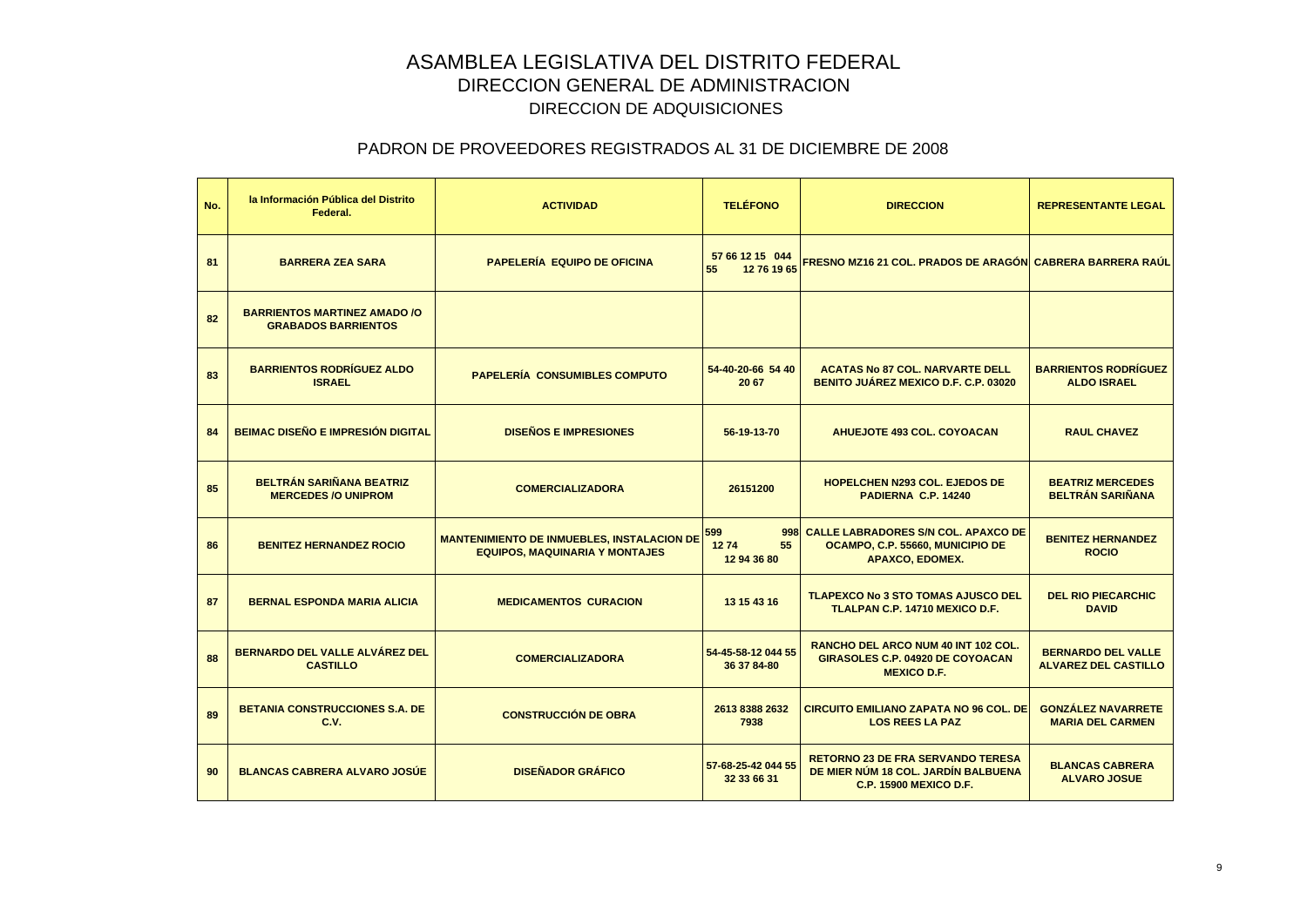# ASAMBLEA LEGISLATIVA DEL DISTRITO FEDERAL
## DIRECCION GENERAL DE ADMINISTRACION
### DIRECCION DE ADQUISICIONES

### PADRON DE PROVEEDORES REGISTRADOS AL 31 DE DICIEMBRE DE 2008

| No. | la Información Pública del Distrito Federal. | ACTIVIDAD | TELÉFONO | DIRECCION | REPRESENTANTE LEGAL |
|---|---|---|---|---|---|
| 81 | BARRERA ZEA SARA | PAPELERÍA EQUIPO DE OFICINA | 57 66 12 15 044 55 12 76 19 65 | FRESNO MZ16 21 COL. PRADOS DE ARAGÓN | CABRERA BARRERA RAÚL |
| 82 | BARRIENTOS MARTINEZ AMADO /O GRABADOS BARRIENTOS | | | | |
| 83 | BARRIENTOS RODRÍGUEZ ALDO ISRAEL | PAPELERÍA CONSUMIBLES COMPUTO | 54-40-20-66 54 40 20 67 | ACATAS No 87 COL. NARVARTE DELL BENITO JUÁREZ MEXICO D.F. C.P. 03020 | BARRIENTOS RODRÍGUEZ ALDO ISRAEL |
| 84 | BEIMAC DISEÑO E IMPRESIÓN DIGITAL | DISEÑOS E IMPRESIONES | 56-19-13-70 | AHUEJOTE 493 COL. COYOACAN | RAUL CHAVEZ |
| 85 | BELTRÁN SARIÑANA BEATRIZ MERCEDES /O UNIPROM | COMERCIALIZADORA | 26151200 | HOPELCHEN N293 COL. EJEDOS DE PADIERNA C.P. 14240 | BEATRIZ MERCEDES BELTRÁN SARIÑANA |
| 86 | BENITEZ HERNANDEZ ROCIO | MANTENIMIENTO DE INMUEBLES, INSTALACION DE EQUIPOS, MAQUINARIA Y MONTAJES | 599 998 12 74 55 12 94 36 80 | CALLE LABRADORES S/N COL. APAXCO DE OCAMPO, C.P. 55660, MUNICIPIO DE APAXCO, EDOMEX. | BENITEZ HERNANDEZ ROCIO |
| 87 | BERNAL ESPONDA MARIA ALICIA | MEDICAMENTOS CURACION | 13 15 43 16 | TLAPEXCO No 3 STO TOMAS AJUSCO DEL TLALPAN C.P. 14710 MEXICO D.F. | DEL RIO PIECARCHIC DAVID |
| 88 | BERNARDO DEL VALLE ALVÁREZ DEL CASTILLO | COMERCIALIZADORA | 54-45-58-12 044 55 36 37 84-80 | RANCHO DEL ARCO NUM 40 INT 102 COL. GIRASOLES C.P. 04920 DE COYOACAN MEXICO D.F. | BERNARDO DEL VALLE ALVAREZ DEL CASTILLO |
| 89 | BETANIA CONSTRUCCIONES S.A. DE C.V. | CONSTRUCCIÓN DE OBRA | 2613 8388 2632 7938 | CIRCUITO EMILIANO ZAPATA NO 96 COL. DE LOS REES LA PAZ | GONZÁLEZ NAVARRETE MARIA DEL CARMEN |
| 90 | BLANCAS CABRERA ALVARO JOSÚE | DISEÑADOR GRÁFICO | 57-68-25-42 044 55 32 33 66 31 | RETORNO 23 DE FRA SERVANDO TERESA DE MIER NÚM 18 COL. JARDÍN BALBUENA C.P. 15900 MEXICO D.F. | BLANCAS CABRERA ALVARO JOSUE |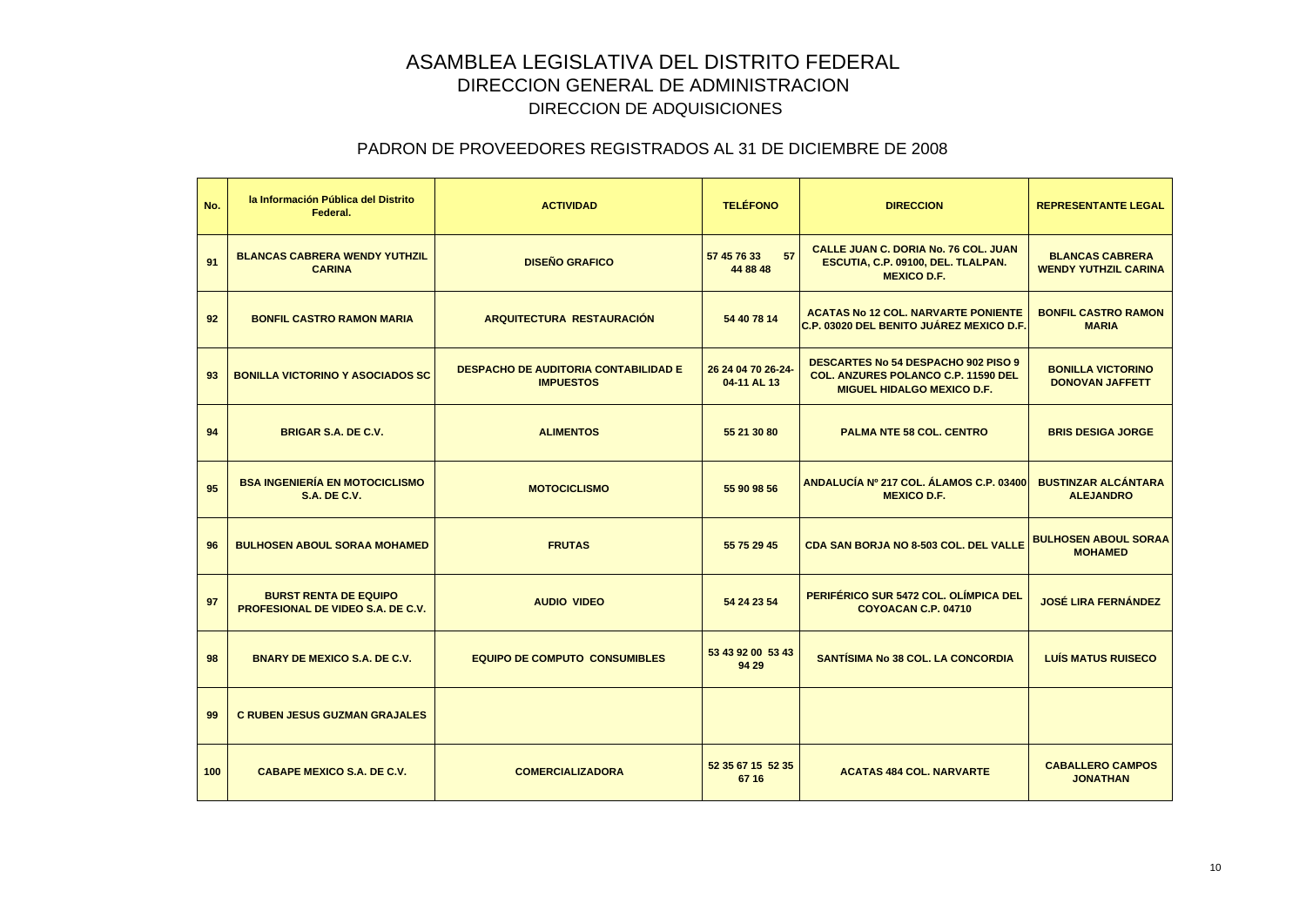# ASAMBLEA LEGISLATIVA DEL DISTRITO FEDERAL

## DIRECCION GENERAL DE ADMINISTRACION

### DIRECCION DE ADQUISICIONES

### PADRON DE PROVEEDORES REGISTRADOS AL 31 DE DICIEMBRE DE 2008

| No. | la Información Pública del Distrito Federal. | ACTIVIDAD | TELÉFONO | DIRECCION | REPRESENTANTE LEGAL |
|---|---|---|---|---|---|
| 91 | BLANCAS CABRERA WENDY YUTHZIL CARINA | DISEÑO GRAFICO | 57 45 76 33 57 44 88 48 | CALLE JUAN C. DORIA No. 76 COL. JUAN ESCUTIA, C.P. 09100, DEL. TLALPAN. MEXICO D.F. | BLANCAS CABRERA WENDY YUTHZIL CARINA |
| 92 | BONFIL CASTRO RAMON MARIA | ARQUITECTURA RESTAURACIÓN | 54 40 78 14 | ACATAS No 12 COL. NARVARTE PONIENTE C.P. 03020 DEL BENITO JUÁREZ MEXICO D.F. | BONFIL CASTRO RAMON MARIA |
| 93 | BONILLA VICTORINO Y ASOCIADOS SC | DESPACHO DE AUDITORIA CONTABILIDAD E IMPUESTOS | 26 24 04 70 26-24-04-11 AL 13 | DESCARTES No 54 DESPACHO 902 PISO 9 COL. ANZURES POLANCO C.P. 11590 DEL MIGUEL HIDALGO MEXICO D.F. | BONILLA VICTORINO DONOVAN JAFFETT |
| 94 | BRIGAR S.A. DE C.V. | ALIMENTOS | 55 21 30 80 | PALMA NTE 58 COL. CENTRO | BRIS DESIGA JORGE |
| 95 | BSA INGENIERÍA EN MOTOCICLISMO S.A. DE C.V. | MOTOCICLISMO | 55 90 98 56 | ANDALUCÍA Nº 217 COL. ÁLAMOS C.P. 03400 MEXICO D.F. | BUSTINZAR ALCÁNTARA ALEJANDRO |
| 96 | BULHOSEN ABOUL SORAA MOHAMED | FRUTAS | 55 75 29 45 | CDA SAN BORJA NO 8-503 COL. DEL VALLE | BULHOSEN ABOUL SORAA MOHAMED |
| 97 | BURST RENTA DE EQUIPO PROFESIONAL DE VIDEO S.A. DE C.V. | AUDIO VIDEO | 54 24 23 54 | PERIFÉRICO SUR 5472 COL. OLÍMPICA DEL COYOACAN C.P. 04710 | JOSÉ LIRA FERNÁNDEZ |
| 98 | BNARY DE MEXICO S.A. DE C.V. | EQUIPO DE COMPUTO CONSUMIBLES | 53 43 92 00 53 43 94 29 | SANTÍSIMA No 38 COL. LA CONCORDIA | LUÍS MATUS RUISECO |
| 99 | C RUBEN JESUS GUZMAN GRAJALES | | | | |
| 100 | CABAPE MEXICO S.A. DE C.V. | COMERCIALIZADORA | 52 35 67 15 52 35 67 16 | ACATAS 484 COL. NARVARTE | CABALLERO CAMPOS JONATHAN |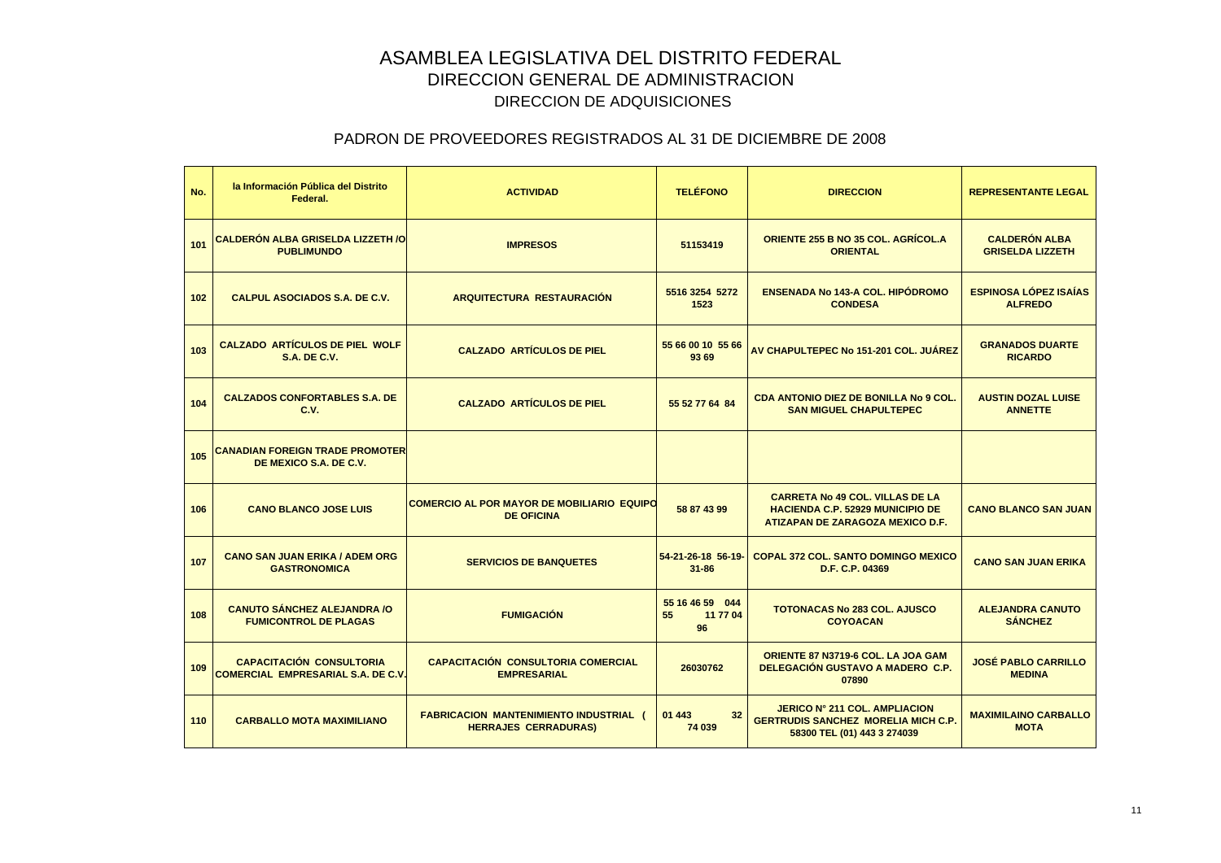# ASAMBLEA LEGISLATIVA DEL DISTRITO FEDERAL

## DIRECCION GENERAL DE ADMINISTRACION

## DIRECCION DE ADQUISICIONES

### PADRON DE PROVEEDORES REGISTRADOS AL 31 DE DICIEMBRE DE 2008

| No. | la Información Pública del Distrito Federal. | ACTIVIDAD | TELÉFONO | DIRECCION | REPRESENTANTE LEGAL |
|---|---|---|---|---|---|
| 101 | CALDERÓN ALBA GRISELDA LIZZETH /O PUBLIMUNDO | IMPRESOS | 51153419 | ORIENTE 255 B NO 35 COL. AGRÍCOL.A ORIENTAL | CALDERÓN ALBA GRISELDA LIZZETH |
| 102 | CALPUL ASOCIADOS S.A. DE C.V. | ARQUITECTURA RESTAURACIÓN | 5516 3254 5272 1523 | ENSENADA No 143-A COL. HIPÓDROMO CONDESA | ESPINOSA LÓPEZ ISAÍAS ALFREDO |
| 103 | CALZADO ARTÍCULOS DE PIEL WOLF S.A. DE C.V. | CALZADO ARTÍCULOS DE PIEL | 55 66 00 10 55 66 93 69 | AV CHAPULTEPEC No 151-201 COL. JUÁREZ | GRANADOS DUARTE RICARDO |
| 104 | CALZADOS CONFORTABLES S.A. DE C.V. | CALZADO ARTÍCULOS DE PIEL | 55 52 77 64 84 | CDA ANTONIO DIEZ DE BONILLA No 9 COL. SAN MIGUEL CHAPULTEPEC | AUSTIN DOZAL LUISE ANNETTE |
| 105 | CANADIAN FOREIGN TRADE PROMOTER DE MEXICO S.A. DE C.V. | | | | |
| 106 | CANO BLANCO JOSE LUIS | COMERCIO AL POR MAYOR DE MOBILIARIO EQUIPO DE OFICINA | 58 87 43 99 | CARRETA No 49 COL. VILLAS DE LA HACIENDA C.P. 52929 MUNICIPIO DE ATIZAPAN DE ZARAGOZA MEXICO D.F. | CANO BLANCO SAN JUAN |
| 107 | CANO SAN JUAN ERIKA / ADEM ORG GASTRONOMICA | SERVICIOS DE BANQUETES | 54-21-26-18 56-19-31-86 | COPAL 372 COL. SANTO DOMINGO MEXICO D.F. C.P. 04369 | CANO SAN JUAN ERIKA |
| 108 | CANUTO SÁNCHEZ ALEJANDRA /O FUMICONTROL DE PLAGAS | FUMIGACIÓN | 55 16 46 59 044 55 11 77 04 96 | TOTONACAS No 283 COL. AJUSCO COYOACAN | ALEJANDRA CANUTO SÁNCHEZ |
| 109 | CAPACITACIÓN CONSULTORIA COMERCIAL EMPRESARIAL S.A. DE C.V. | CAPACITACIÓN CONSULTORIA COMERCIAL EMPRESARIAL | 26030762 | ORIENTE 87 N3719-6 COL. LA JOA GAM DELEGACIÓN GUSTAVO A MADERO C.P. 07890 | JOSÉ PABLO CARRILLO MEDINA |
| 110 | CARBALLO MOTA MAXIMILIANO | FABRICACION MANTENIMIENTO INDUSTRIAL ( HERRAJES CERRADURAS) | 01 443 32 74 039 | JERICO N° 211 COL. AMPLIACION GERTRUDIS SANCHEZ MORELIA MICH C.P. 58300 TEL (01) 443 3 274039 | MAXIMILAINO CARBALLO MOTA |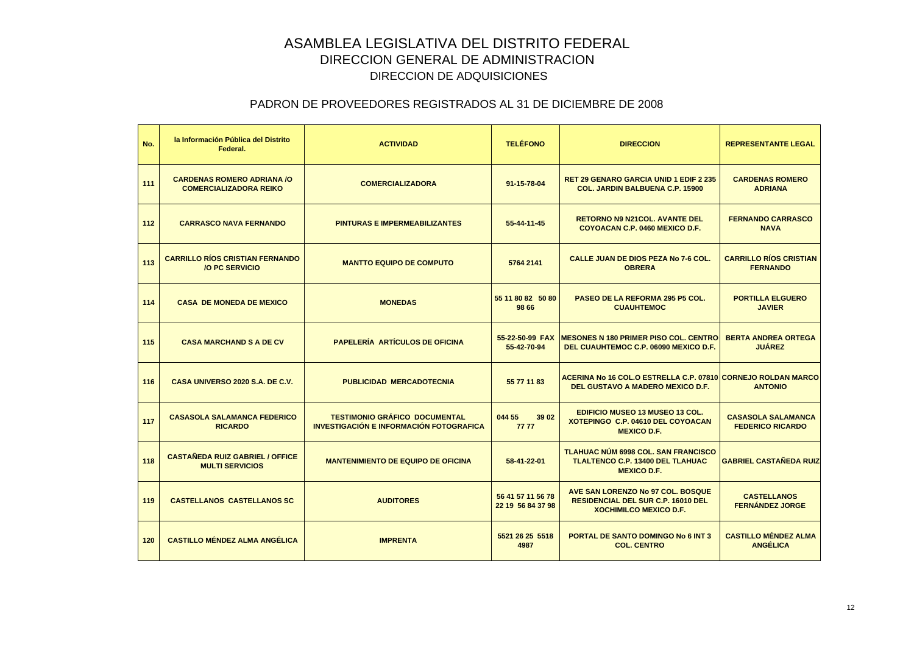# ASAMBLEA LEGISLATIVA DEL DISTRITO FEDERAL

## DIRECCION GENERAL DE ADMINISTRACION

### DIRECCION DE ADQUISICIONES

### PADRON DE PROVEEDORES REGISTRADOS AL 31 DE DICIEMBRE DE 2008

| No. | la Información Pública del Distrito Federal. | ACTIVIDAD | TELÉFONO | DIRECCION | REPRESENTANTE LEGAL |
|---|---|---|---|---|---|
| 111 | CARDENAS ROMERO ADRIANA /O COMERCIALIZADORA REIKO | COMERCIALIZADORA | 91-15-78-04 | RET 29 GENARO GARCIA UNID 1 EDIF 2 235 COL. JARDIN BALBUENA C.P. 15900 | CARDENAS ROMERO ADRIANA |
| 112 | CARRASCO NAVA FERNANDO | PINTURAS E IMPERMEABILIZANTES | 55-44-11-45 | RETORNO N9 N21COL. AVANTE DEL COYOACAN C.P. 0460 MEXICO D.F. | FERNANDO CARRASCO NAVA |
| 113 | CARRILLO RÍOS CRISTIAN FERNANDO /O PC SERVICIO | MANTTO EQUIPO DE COMPUTO | 5764 2141 | CALLE JUAN DE DIOS PEZA No 7-6 COL. OBRERA | CARRILLO RÍOS CRISTIAN FERNANDO |
| 114 | CASA DE MONEDA DE MEXICO | MONEDAS | 55 11 80 82 50 80 98 66 | PASEO DE LA REFORMA 295 P5 COL. CUAUHTEMOC | PORTILLA ELGUERO JAVIER |
| 115 | CASA MARCHAND S A DE CV | PAPELERÍA ARTÍCULOS DE OFICINA | 55-22-50-99 FAX 55-42-70-94 | MESONES N 180 PRIMER PISO COL. CENTRO DEL CUAUHTEMOC C.P. 06090 MEXICO D.F. | BERTA ANDREA ORTEGA JUÁREZ |
| 116 | CASA UNIVERSO 2020 S.A. DE C.V. | PUBLICIDAD MERCADOTECNIA | 55 77 11 83 | ACERINA No 16 COL.O ESTRELLA C.P. 07810 DEL GUSTAVO A MADERO MEXICO D.F. | CORNEJO ROLDAN MARCO ANTONIO |
| 117 | CASASOLA SALAMANCA FEDERICO RICARDO | TESTIMONIO GRÁFICO DOCUMENTAL INVESTIGACIÓN E INFORMACIÓN FOTOGRAFICA | 044 55 39 02 77 77 | EDIFICIO MUSEO 13 MUSEO 13 COL. XOTEPINGO C.P. 04610 DEL COYOACAN MEXICO D.F. | CASASOLA SALAMANCA FEDERICO RICARDO |
| 118 | CASTAÑEDA RUIZ GABRIEL / OFFICE MULTI SERVICIOS | MANTENIMIENTO DE EQUIPO DE OFICINA | 58-41-22-01 | TLAHUAC NÚM 6998 COL. SAN FRANCISCO TLALTENCO C.P. 13400 DEL TLAHUAC MEXICO D.F. | GABRIEL CASTAÑEDA RUIZ |
| 119 | CASTELLANOS CASTELLANOS SC | AUDITORES | 56 41 57 11 56 78 22 19 56 84 37 98 | AVE SAN LORENZO No 97 COL. BOSQUE RESIDENCIAL DEL SUR C.P. 16010 DEL XOCHIMILCO MEXICO D.F. | CASTELLANOS FERNÁNDEZ JORGE |
| 120 | CASTILLO MÉNDEZ ALMA ANGÉLICA | IMPRENTA | 5521 26 25 5518 4987 | PORTAL DE SANTO DOMINGO No 6 INT 3 COL. CENTRO | CASTILLO MÉNDEZ ALMA ANGÉLICA |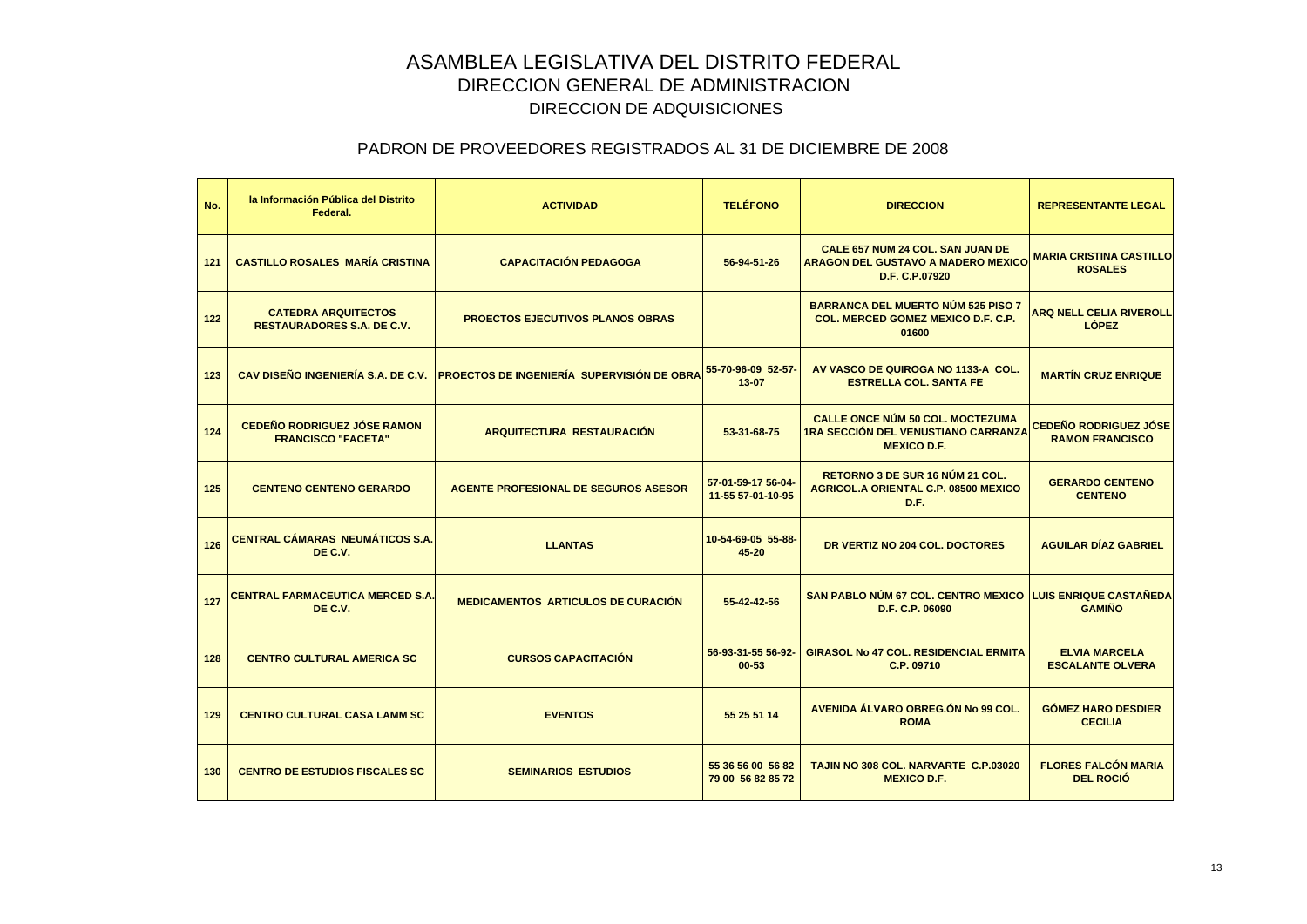# ASAMBLEA LEGISLATIVA DEL DISTRITO FEDERAL

## DIRECCION GENERAL DE ADMINISTRACION

### DIRECCION DE ADQUISICIONES

### PADRON DE PROVEEDORES REGISTRADOS AL 31 DE DICIEMBRE DE 2008

| No. | la Información Pública del Distrito Federal. | ACTIVIDAD | TELÉFONO | DIRECCION | REPRESENTANTE LEGAL |
|---|---|---|---|---|---|
| 121 | CASTILLO ROSALES MARÍA CRISTINA | CAPACITACIÓN PEDAGOGA | 56-94-51-26 | CALE 657 NUM 24 COL. SAN JUAN DE ARAGON DEL GUSTAVO A MADERO MEXICO D.F. C.P.07920 | MARIA CRISTINA CASTILLO ROSALES |
| 122 | CATEDRA ARQUITECTOS RESTAURADORES S.A. DE C.V. | PROECTOS EJECUTIVOS PLANOS OBRAS | | BARRANCA DEL MUERTO NÚM 525 PISO 7 COL. MERCED GOMEZ MEXICO D.F. C.P. 01600 | ARQ NELL CELIA RIVEROLL LÓPEZ |
| 123 | CAV DISEÑO INGENIERÍA S.A. DE C.V. | PROECTOS DE INGENIERÍA SUPERVISIÓN DE OBRA | 55-70-96-09 52-57-13-07 | AV VASCO DE QUIROGA NO 1133-A COL. ESTRELLA COL. SANTA FE | MARTÍN CRUZ ENRIQUE |
| 124 | CEDEÑO RODRIGUEZ JÓSE RAMON FRANCISCO "FACETA" | ARQUITECTURA RESTAURACIÓN | 53-31-68-75 | CALLE ONCE NÚM 50 COL. MOCTEZUMA 1RA SECCIÓN DEL VENUSTIANO CARRANZA MEXICO D.F. | CEDEÑO RODRIGUEZ JÓSE RAMON FRANCISCO |
| 125 | CENTENO CENTENO GERARDO | AGENTE PROFESIONAL DE SEGUROS ASESOR | 57-01-59-17 56-04-11-55 57-01-10-95 | RETORNO 3 DE SUR 16 NÚM 21 COL. AGRICOL.A ORIENTAL C.P. 08500 MEXICO D.F. | GERARDO CENTENO CENTENO |
| 126 | CENTRAL CÁMARAS NEUMÁTICOS S.A. DE C.V. | LLANTAS | 10-54-69-05 55-88-45-20 | DR VERTIZ NO 204 COL. DOCTORES | AGUILAR DÍAZ GABRIEL |
| 127 | CENTRAL FARMACEUTICA MERCED S.A. DE C.V. | MEDICAMENTOS ARTICULOS DE CURACIÓN | 55-42-42-56 | SAN PABLO NÚM 67 COL. CENTRO MEXICO D.F. C.P. 06090 | LUIS ENRIQUE CASTAÑEDA GAMIÑO |
| 128 | CENTRO CULTURAL AMERICA SC | CURSOS CAPACITACIÓN | 56-93-31-55 56-92-00-53 | GIRASOL No 47 COL. RESIDENCIAL ERMITA C.P. 09710 | ELVIA MARCELA ESCALANTE OLVERA |
| 129 | CENTRO CULTURAL CASA LAMM SC | EVENTOS | 55 25 51 14 | AVENIDA ÁLVARO OBREG.ÓN No 99 COL. ROMA | GÓMEZ HARO DESDIER CECILIA |
| 130 | CENTRO DE ESTUDIOS FISCALES SC | SEMINARIOS ESTUDIOS | 55 36 56 00 56 82 79 00 56 82 85 72 | TAJIN NO 308 COL. NARVARTE C.P.03020 MEXICO D.F. | FLORES FALCÓN MARIA DEL ROCIÓ |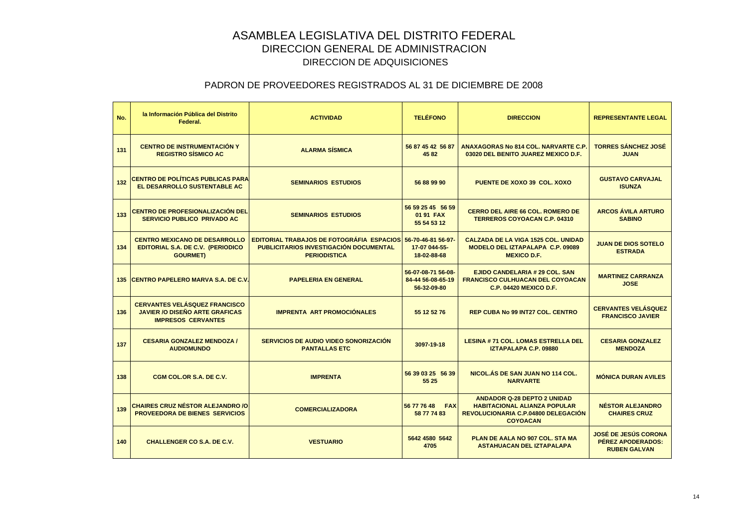# ASAMBLEA LEGISLATIVA DEL DISTRITO FEDERAL
## DIRECCION GENERAL DE ADMINISTRACION
### DIRECCION DE ADQUISICIONES

### PADRON DE PROVEEDORES REGISTRADOS AL 31 DE DICIEMBRE DE 2008

| No. | la Información Pública del Distrito Federal. | ACTIVIDAD | TELÉFONO | DIRECCION | REPRESENTANTE LEGAL |
|---|---|---|---|---|---|
| 131 | CENTRO DE INSTRUMENTACIÓN Y REGISTRO SÍSMICO AC | ALARMA SÍSMICA | 56 87 45 42 56 87 45 82 | ANAXAGORAS No 814 COL. NARVARTE C.P. 03020 DEL BENITO JUAREZ MEXICO D.F. | TORRES SÁNCHEZ JOSÉ JUAN |
| 132 | CENTRO DE POLÍTICAS PUBLICAS PARA EL DESARROLLO SUSTENTABLE AC | SEMINARIOS ESTUDIOS | 56 88 99 90 | PUENTE DE XOXO 39 COL. XOXO | GUSTAVO CARVAJAL ISUNZA |
| 133 | CENTRO DE PROFESIONALIZACIÓN DEL SERVICIO PUBLICO PRIVADO AC | SEMINARIOS ESTUDIOS | 56 59 25 45 56 59 01 91 FAX 55 54 53 12 | CERRO DEL AIRE 66 COL. ROMERO DE TERREROS COYOACAN C.P. 04310 | ARCOS ÁVILA ARTURO SABINO |
| 134 | CENTRO MEXICANO DE DESARROLLO EDITORIAL S.A. DE C.V. (PERIODICO GOURMET) | EDITORIAL TRABAJOS DE FOTOGRÁFIA ESPACIOS PUBLICITARIOS INVESTIGACIÓN DOCUMENTAL PERIODISTICA | 56-70-46-81 56-97-17-07 044-55-18-02-88-68 | CALZADA DE LA VIGA 1525 COL. UNIDAD MODELO DEL IZTAPALAPA C.P. 09089 MEXICO D.F. | JUAN DE DIOS SOTELO ESTRADA |
| 135 | CENTRO PAPELERO MARVA S.A. DE C.V. | PAPELERIA EN GENERAL | 56-07-08-71 56-08-84-44 56-08-65-19 56-32-09-80 | EJIDO CANDELARIA # 29 COL. SAN FRANCISCO CULHUACAN DEL COYOACAN C.P. 04420 MEXICO D.F. | MARTINEZ CARRANZA JOSE |
| 136 | CERVANTES VELÁSQUEZ FRANCISCO JAVIER /O DISEÑO ARTE GRAFICAS IMPRESOS CERVANTES | IMPRENTA ART PROMOCIÓNALES | 55 12 52 76 | REP CUBA No 99 INT27 COL. CENTRO | CERVANTES VELÁSQUEZ FRANCISCO JAVIER |
| 137 | CESARIA GONZALEZ MENDOZA / AUDIOMUNDO | SERVICIOS DE AUDIO VIDEO SONORIZACIÓN PANTALLAS ETC | 3097-19-18 | LESINA # 71 COL. LOMAS ESTRELLA DEL IZTAPALAPA C.P. 09880 | CESARIA GONZALEZ MENDOZA |
| 138 | CGM COL.OR S.A. DE C.V. | IMPRENTA | 56 39 03 25 56 39 55 25 | NICOL.ÁS DE SAN JUAN NO 114 COL. NARVARTE | MÓNICA DURAN AVILES |
| 139 | CHAIRES CRUZ NÉSTOR ALEJANDRO /O PROVEEDORA DE BIENES SERVICIOS | COMERCIALIZADORA | 56 77 76 48 FAX 58 77 74 83 | ANDADOR Q-28 DEPTO 2 UNIDAD HABITACIONAL ALIANZA POPULAR REVOLUCIONARIA C.P.04800 DELEGACIÓN COYOACAN | NÉSTOR ALEJANDRO CHAIRES CRUZ |
| 140 | CHALLENGER CO S.A. DE C.V. | VESTUARIO | 5642 4580 5642 4705 | PLAN DE AALA NO 907 COL. STA MA ASTAHUACAN DEL IZTAPALAPA | JOSÉ DE JESÚS CORONA PÉREZ APODERADOS: RUBEN GALVAN |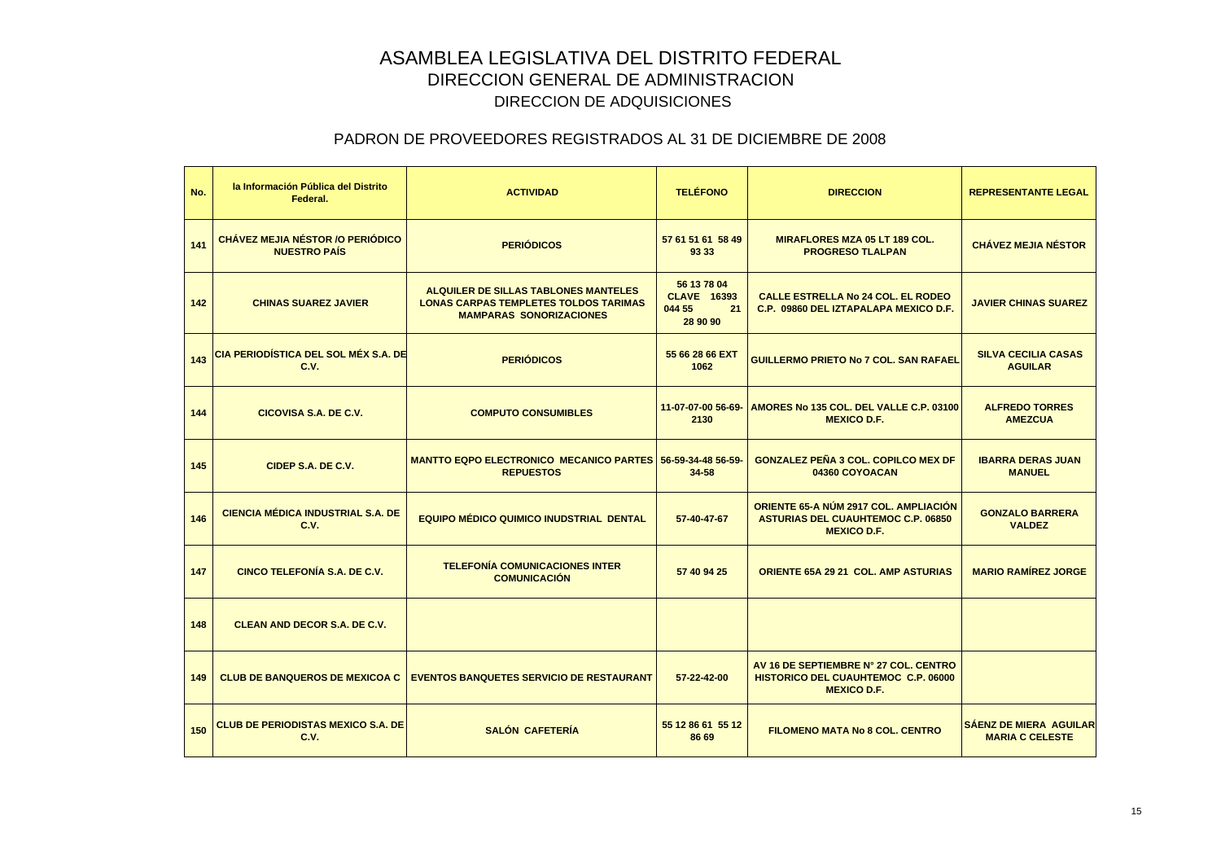# ASAMBLEA LEGISLATIVA DEL DISTRITO FEDERAL

## DIRECCION GENERAL DE ADMINISTRACION

## DIRECCION DE ADQUISICIONES

### PADRON DE PROVEEDORES REGISTRADOS AL 31 DE DICIEMBRE DE 2008

| No. | la Información Pública del Distrito Federal. | ACTIVIDAD | TELÉFONO | DIRECCION | REPRESENTANTE LEGAL |
|---|---|---|---|---|---|
| 141 | CHÁVEZ MEJIA NÉSTOR /O PERIÓDICO NUESTRO PAÍS | PERIÓDICOS | 57 61 51 61 58 49 93 33 | MIRAFLORES MZA 05 LT 189 COL. PROGRESO TLALPAN | CHÁVEZ MEJIA NÉSTOR |
| 142 | CHINAS SUAREZ JAVIER | ALQUILER DE SILLAS TABLONES MANTELES LONAS CARPAS TEMPLETES TOLDOS TARIMAS MAMPARAS SONORIZACIONES | 56 13 78 04 CLAVE 16393 044 55 21 28 90 90 | CALLE ESTRELLA No 24 COL. EL RODEO C.P. 09860 DEL IZTAPALAPA MEXICO D.F. | JAVIER CHINAS SUAREZ |
| 143 | CIA PERIODÍSTICA DEL SOL MÉX S.A. DE C.V. | PERIÓDICOS | 55 66 28 66 EXT 1062 | GUILLERMO PRIETO No 7 COL. SAN RAFAEL | SILVA CECILIA CASAS AGUILAR |
| 144 | CICOVISA S.A. DE C.V. | COMPUTO CONSUMIBLES | 11-07-07-00 56-69-2130 | AMORES No 135 COL. DEL VALLE C.P. 03100 MEXICO D.F. | ALFREDO TORRES AMEZCUA |
| 145 | CIDEP S.A. DE C.V. | MANTTO EQPO ELECTRONICO MECANICO PARTES REPUESTOS | 56-59-34-48 56-59-34-58 | GONZALEZ PEÑA 3 COL. COPILCO MEX DF 04360 COYOACAN | IBARRA DERAS JUAN MANUEL |
| 146 | CIENCIA MÉDICA INDUSTRIAL S.A. DE C.V. | EQUIPO MÉDICO QUIMICO INUDSTRIAL DENTAL | 57-40-47-67 | ORIENTE 65-A NÚM 2917 COL. AMPLIACIÓN ASTURIAS DEL CUAUHTEMOC C.P. 06850 MEXICO D.F. | GONZALO BARRERA VALDEZ |
| 147 | CINCO TELEFONÍA S.A. DE C.V. | TELEFONÍA COMUNICACIONES INTER COMUNICACIÓN | 57 40 94 25 | ORIENTE 65A 29 21 COL. AMP ASTURIAS | MARIO RAMÍREZ JORGE |
| 148 | CLEAN AND DECOR S.A. DE C.V. | | | | |
| 149 | CLUB DE BANQUEROS DE MEXICOA C | EVENTOS BANQUETES SERVICIO DE RESTAURANT | 57-22-42-00 | AV 16 DE SEPTIEMBRE N° 27 COL. CENTRO HISTORICO DEL CUAUHTEMOC C.P. 06000 MEXICO D.F. | |
| 150 | CLUB DE PERIODISTAS MEXICO S.A. DE C.V. | SALÓN CAFETERÍA | 55 12 86 61 55 12 86 69 | FILOMENO MATA No 8 COL. CENTRO | SÁENZ DE MIERA AGUILAR MARIA C CELESTE |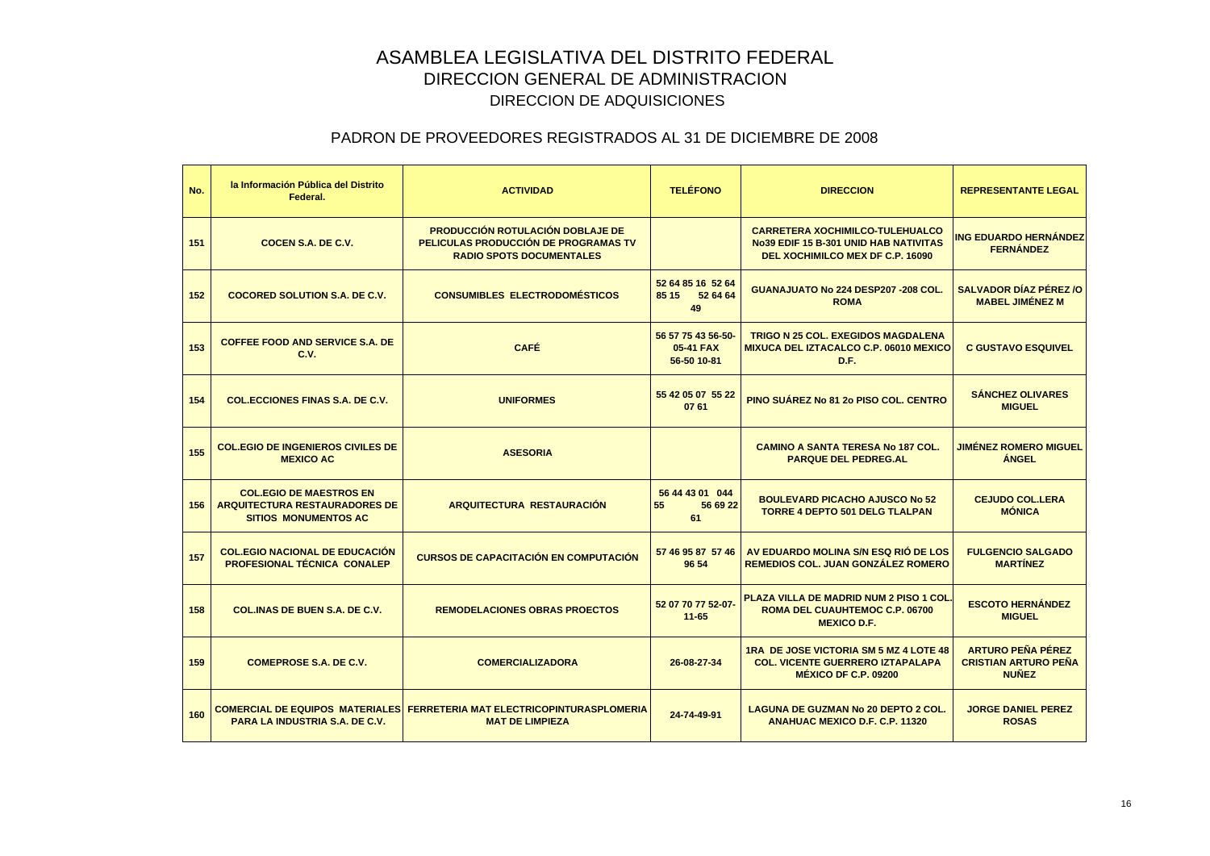# ASAMBLEA LEGISLATIVA DEL DISTRITO FEDERAL

## DIRECCION GENERAL DE ADMINISTRACION

### DIRECCION DE ADQUISICIONES

### PADRON DE PROVEEDORES REGISTRADOS AL 31 DE DICIEMBRE DE 2008

| No. | la Información Pública del Distrito Federal. | ACTIVIDAD | TELÉFONO | DIRECCION | REPRESENTANTE LEGAL |
|---|---|---|---|---|---|
| 151 | COCEN S.A. DE C.V. | PRODUCCIÓN ROTULACIÓN DOBLAJE DE PELICULAS PRODUCCIÓN DE PROGRAMAS TV RADIO SPOTS DOCUMENTALES | | CARRETERA XOCHIMILCO-TULEHUALCO No39 EDIF 15 B-301 UNID HAB NATIVITAS DEL XOCHIMILCO MEX DF C.P. 16090 | ING EDUARDO HERNÁNDEZ FERNÁNDEZ |
| 152 | COCORED SOLUTION S.A. DE C.V. | CONSUMIBLES ELECTRODOMÉSTICOS | 52 64 85 16 52 64 85 15 52 64 64 49 | GUANAJUATO No 224 DESP207 -208 COL. ROMA | SALVADOR DÍAZ PÉREZ /O MABEL JIMÉNEZ M |
| 153 | COFFEE FOOD AND SERVICE S.A. DE C.V. | CAFÉ | 56 57 75 43 56-50-05-41 FAX 56-50 10-81 | TRIGO N 25 COL. EXEGIDOS MAGDALENA MIXUCA DEL IZTACALCO C.P. 06010 MEXICO D.F. | C GUSTAVO ESQUIVEL |
| 154 | COL.ECCIONES FINAS S.A. DE C.V. | UNIFORMES | 55 42 05 07 55 22 07 61 | PINO SUÁREZ No 81 2o PISO COL. CENTRO | SÁNCHEZ OLIVARES MIGUEL |
| 155 | COL.EGIO DE INGENIEROS CIVILES DE MEXICO AC | ASESORIA | | CAMINO A SANTA TERESA No 187 COL. PARQUE DEL PEDREG.AL | JIMÉNEZ ROMERO MIGUEL ÁNGEL |
| 156 | COL.EGIO DE MAESTROS EN ARQUITECTURA RESTAURADORES DE SITIOS MONUMENTOS AC | ARQUITECTURA RESTAURACIÓN | 56 44 43 01 044 55 56 69 22 61 | BOULEVARD PICACHO AJUSCO No 52 TORRE 4 DEPTO 501 DELG TLALPAN | CEJUDO COL.LERA MÓNICA |
| 157 | COL.EGIO NACIONAL DE EDUCACIÓN PROFESIONAL TÉCNICA CONALEP | CURSOS DE CAPACITACIÓN EN COMPUTACIÓN | 57 46 95 87 57 46 96 54 | AV EDUARDO MOLINA S/N ESQ RIÓ DE LOS REMEDIOS COL. JUAN GONZÁLEZ ROMERO | FULGENCIO SALGADO MARTÍNEZ |
| 158 | COL.INAS DE BUEN S.A. DE C.V. | REMODELACIONES OBRAS PROECTOS | 52 07 70 77 52-07-11-65 | PLAZA VILLA DE MADRID NUM 2 PISO 1 COL. ROMA DEL CUAUHTEMOC C.P. 06700 MEXICO D.F. | ESCOTO HERNÁNDEZ MIGUEL |
| 159 | COMEPROSE S.A. DE C.V. | COMERCIALIZADORA | 26-08-27-34 | 1RA DE JOSE VICTORIA SM 5 MZ 4 LOTE 48 COL. VICENTE GUERRERO IZTAPALAPA MÉXICO DF C.P. 09200 | ARTURO PEÑA PÉREZ CRISTIAN ARTURO PEÑA NUÑEZ |
| 160 | COMERCIAL DE EQUIPOS MATERIALES PARA LA INDUSTRIA S.A. DE C.V. | FERRETERIA MAT ELECTRICOPINTURASPLOMERIA MAT DE LIMPIEZA | 24-74-49-91 | LAGUNA DE GUZMAN No 20 DEPTO 2 COL. ANAHUAC MEXICO D.F. C.P. 11320 | JORGE DANIEL PEREZ ROSAS |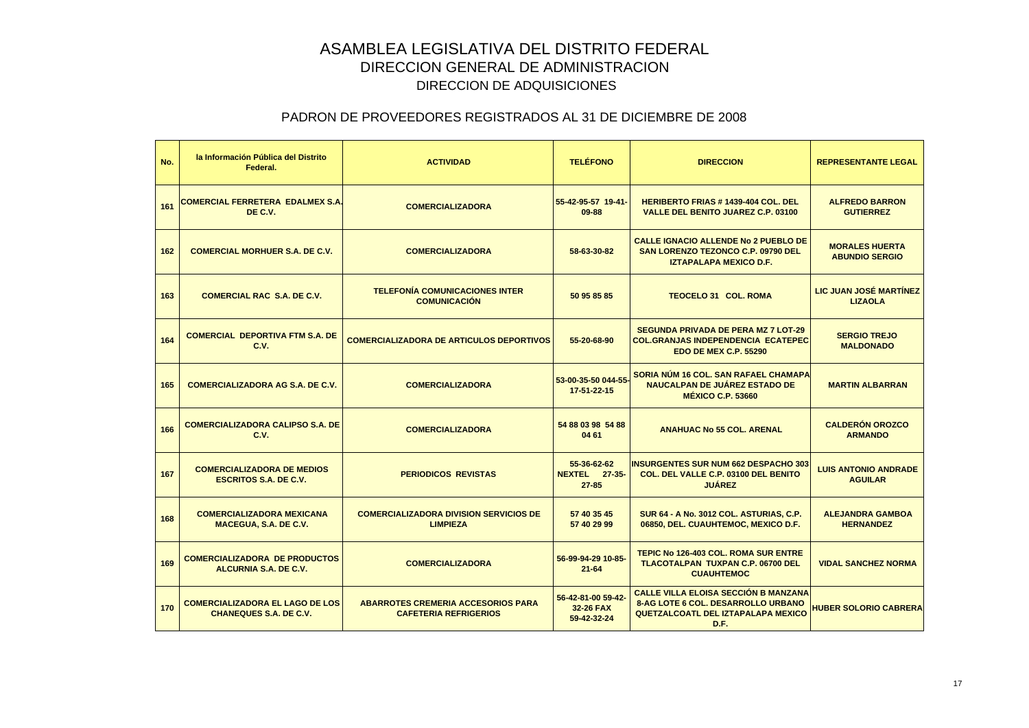# ASAMBLEA LEGISLATIVA DEL DISTRITO FEDERAL

## DIRECCION GENERAL DE ADMINISTRACION

## DIRECCION DE ADQUISICIONES

### PADRON DE PROVEEDORES REGISTRADOS AL 31 DE DICIEMBRE DE 2008

| No. | la Información Pública del Distrito Federal. | ACTIVIDAD | TELÉFONO | DIRECCION | REPRESENTANTE LEGAL |
|---|---|---|---|---|---|
| 161 | COMERCIAL FERRETERA EDALMEX S.A. DE C.V. | COMERCIALIZADORA | 55-42-95-57 19-41-09-88 | HERIBERTO FRIAS # 1439-404 COL. DEL VALLE DEL BENITO JUAREZ C.P. 03100 | ALFREDO BARRON GUTIERREZ |
| 162 | COMERCIAL MORHUER S.A. DE C.V. | COMERCIALIZADORA | 58-63-30-82 | CALLE IGNACIO ALLENDE No 2 PUEBLO DE SAN LORENZO TEZONCO C.P. 09790 DEL IZTAPALAPA MEXICO D.F. | MORALES HUERTA ABUNDIO SERGIO |
| 163 | COMERCIAL RAC S.A. DE C.V. | TELEFONÍA COMUNICACIONES INTER COMUNICACIÓN | 50 95 85 85 | TEOCELO 31 COL. ROMA | LIC JUAN JOSÉ MARTÍNEZ LIZAOLA |
| 164 | COMERCIAL DEPORTIVA FTM S.A. DE C.V. | COMERCIALIZADORA DE ARTICULOS DEPORTIVOS | 55-20-68-90 | SEGUNDA PRIVADA DE PERA MZ 7 LOT-29 COL.GRANJAS INDEPENDENCIA ECATEPEC EDO DE MEX C.P. 55290 | SERGIO TREJO MALDONADO |
| 165 | COMERCIALIZADORA AG S.A. DE C.V. | COMERCIALIZADORA | 53-00-35-50 044-55-17-51-22-15 | SORIA NÚM 16 COL. SAN RAFAEL CHAMAPA NAUCALPAN DE JUÁREZ ESTADO DE MÉXICO C.P. 53660 | MARTIN ALBARRAN |
| 166 | COMERCIALIZADORA CALIPSO S.A. DE C.V. | COMERCIALIZADORA | 54 88 03 98 54 88 04 61 | ANAHUAC No 55 COL. ARENAL | CALDERÓN OROZCO ARMANDO |
| 167 | COMERCIALIZADORA DE MEDIOS ESCRITOS S.A. DE C.V. | PERIODICOS REVISTAS | 55-36-62-62 NEXTEL 27-35-27-85 | INSURGENTES SUR NUM 662 DESPACHO 303 COL. DEL VALLE C.P. 03100 DEL BENITO JUÁREZ | LUIS ANTONIO ANDRADE AGUILAR |
| 168 | COMERCIALIZADORA MEXICANA MACEGUA, S.A. DE C.V. | COMERCIALIZADORA DIVISION SERVICIOS DE LIMPIEZA | 57 40 35 45 57 40 29 99 | SUR 64 - A No. 3012 COL. ASTURIAS, C.P. 06850, DEL. CUAUHTEMOC, MEXICO D.F. | ALEJANDRA GAMBOA HERNANDEZ |
| 169 | COMERCIALIZADORA DE PRODUCTOS ALCURNIA S.A. DE C.V. | COMERCIALIZADORA | 56-99-94-29 10-85-21-64 | TEPIC No 126-403 COL. ROMA SUR ENTRE TLACOTALPAN TUXPAN C.P. 06700 DEL CUAUHTEMOC | VIDAL SANCHEZ NORMA |
| 170 | COMERCIALIZADORA EL LAGO DE LOS CHANEQUES S.A. DE C.V. | ABARROTES CREMERIA ACCESORIOS PARA CAFETERIA REFRIGERIOS | 56-42-81-00 59-42-32-26 FAX 59-42-32-24 | CALLE VILLA ELOISA SECCIÓN B MANZANA 8-AG LOTE 6 COL. DESARROLLO URBANO QUETZALCOATL DEL IZTAPALAPA MEXICO D.F. | HUBER SOLORIO CABRERA |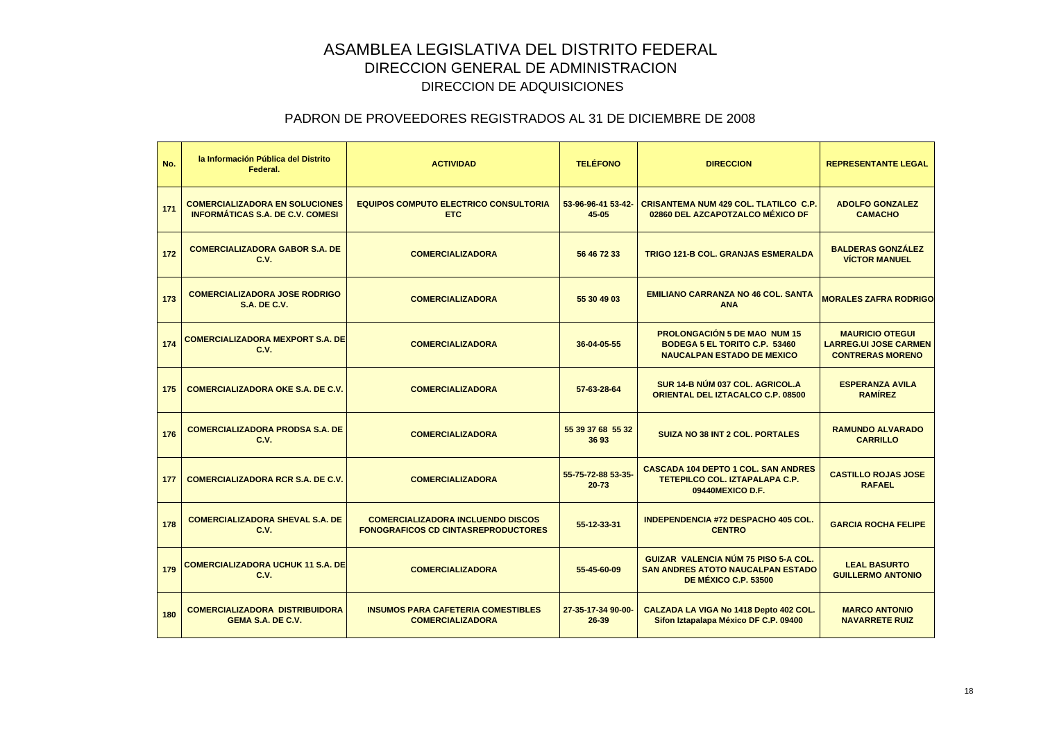# ASAMBLEA LEGISLATIVA DEL DISTRITO FEDERAL
## DIRECCION GENERAL DE ADMINISTRACION
### DIRECCION DE ADQUISICIONES

### PADRON DE PROVEEDORES REGISTRADOS AL 31 DE DICIEMBRE DE 2008

| No. | la Información Pública del Distrito Federal. | ACTIVIDAD | TELÉFONO | DIRECCION | REPRESENTANTE LEGAL |
|---|---|---|---|---|---|
| 171 | COMERCIALIZADORA EN SOLUCIONES INFORMÁTICAS S.A. DE C.V. COMESI | EQUIPOS COMPUTO ELECTRICO CONSULTORIA ETC | 53-96-96-41 53-42-45-05 | CRISANTEMA NUM 429 COL. TLATILCO C.P. 02860 DEL AZCAPOTZALCO MÉXICO DF | ADOLFO GONZALEZ CAMACHO |
| 172 | COMERCIALIZADORA GABOR S.A. DE C.V. | COMERCIALIZADORA | 56 46 72 33 | TRIGO 121-B COL. GRANJAS ESMERALDA | BALDERAS GONZÁLEZ VÍCTOR MANUEL |
| 173 | COMERCIALIZADORA JOSE RODRIGO S.A. DE C.V. | COMERCIALIZADORA | 55 30 49 03 | EMILIANO CARRANZA NO 46 COL. SANTA ANA | MORALES ZAFRA RODRIGO |
| 174 | COMERCIALIZADORA MEXPORT S.A. DE C.V. | COMERCIALIZADORA | 36-04-05-55 | PROLONGACIÓN 5 DE MAO NUM 15 BODEGA 5 EL TORITO C.P. 53460 NAUCALPAN ESTADO DE MEXICO | MAURICIO OTEGUI LARREG.UI JOSE CARMEN CONTRERAS MORENO |
| 175 | COMERCIALIZADORA OKE S.A. DE C.V. | COMERCIALIZADORA | 57-63-28-64 | SUR 14-B NÚM 037 COL. AGRICOL.A ORIENTAL DEL IZTACALCO C.P. 08500 | ESPERANZA AVILA RAMÍREZ |
| 176 | COMERCIALIZADORA PRODSA S.A. DE C.V. | COMERCIALIZADORA | 55 39 37 68 55 32 36 93 | SUIZA NO 38 INT 2 COL. PORTALES | RAMUNDO ALVARADO CARRILLO |
| 177 | COMERCIALIZADORA RCR S.A. DE C.V. | COMERCIALIZADORA | 55-75-72-88 53-35-20-73 | CASCADA 104 DEPTO 1 COL. SAN ANDRES TETEPILCO COL. IZTAPALAPA C.P. 09440MEXICO D.F. | CASTILLO ROJAS JOSE RAFAEL |
| 178 | COMERCIALIZADORA SHEVAL S.A. DE C.V. | COMERCIALIZADORA INCLUENDO DISCOS FONOGRAFICOS CD CINTASREPRODUCTORES | 55-12-33-31 | INDEPENDENCIA #72 DESPACHO 405 COL. CENTRO | GARCIA ROCHA FELIPE |
| 179 | COMERCIALIZADORA UCHUK 11 S.A. DE C.V. | COMERCIALIZADORA | 55-45-60-09 | GUIZAR VALENCIA NÚM 75 PISO 5-A COL. SAN ANDRES ATOTO NAUCALPAN ESTADO DE MÉXICO C.P. 53500 | LEAL BASURTO GUILLERMO ANTONIO |
| 180 | COMERCIALIZADORA DISTRIBUIDORA GEMA S.A. DE C.V. | INSUMOS PARA CAFETERIA COMESTIBLES COMERCIALIZADORA | 27-35-17-34 90-00-26-39 | CALZADA LA VIGA No 1418 Depto 402 COL. Sifon Iztapalapa México DF C.P. 09400 | MARCO ANTONIO NAVARRETE RUIZ |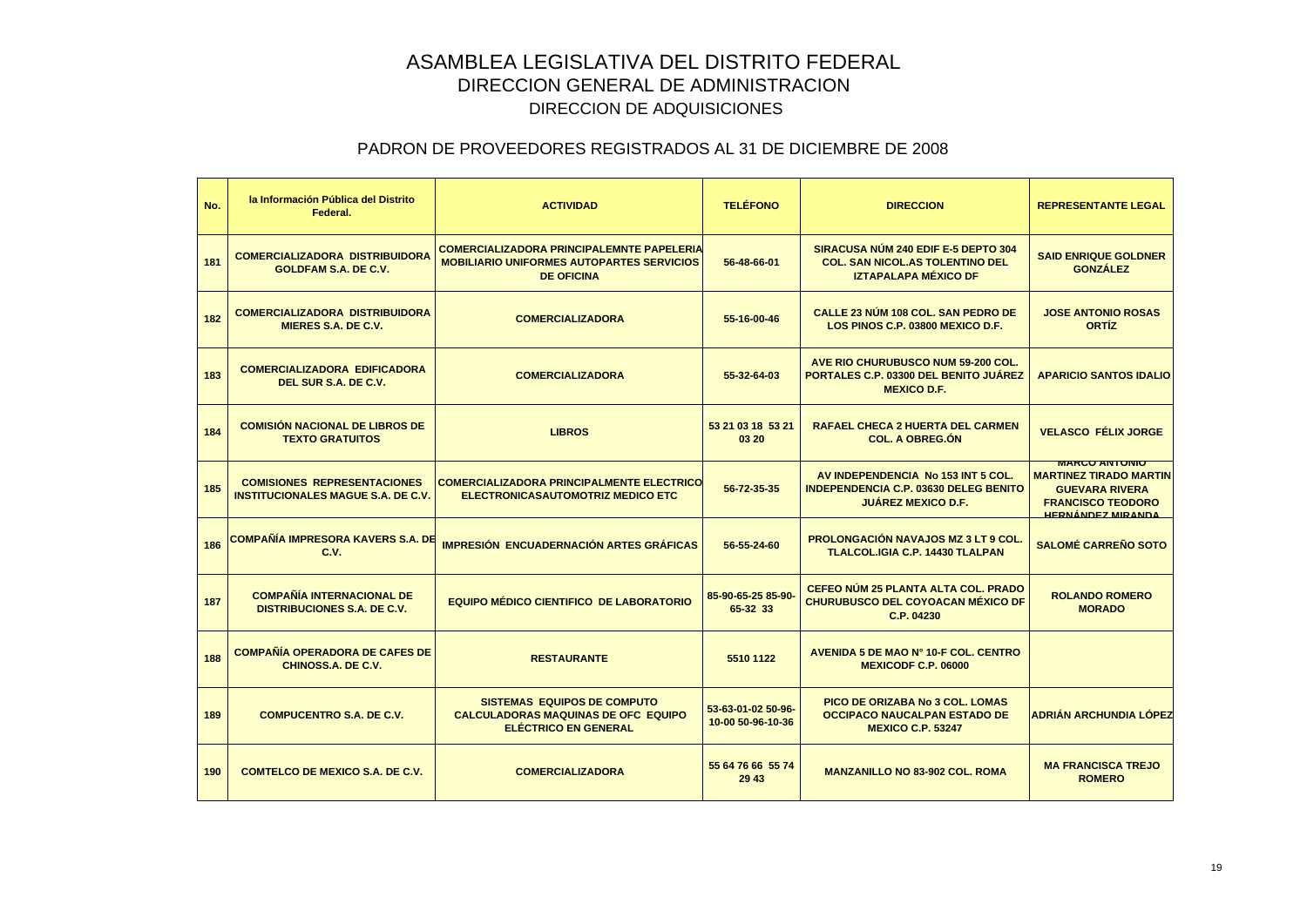# ASAMBLEA LEGISLATIVA DEL DISTRITO FEDERAL

## DIRECCION GENERAL DE ADMINISTRACION

## DIRECCION DE ADQUISICIONES

### PADRON DE PROVEEDORES REGISTRADOS AL 31 DE DICIEMBRE DE 2008

| No. | la Información Pública del Distrito Federal. | ACTIVIDAD | TELÉFONO | DIRECCION | REPRESENTANTE LEGAL |
|---|---|---|---|---|---|
| 181 | COMERCIALIZADORA DISTRIBUIDORA GOLDFAM S.A. DE C.V. | COMERCIALIZADORA PRINCIPALEMNTE PAPELERIA MOBILIARIO UNIFORMES AUTOPARTES SERVICIOS DE OFICINA | 56-48-66-01 | SIRACUSA NÚM 240 EDIF E-5 DEPTO 304 COL. SAN NICOL.AS TOLENTINO DEL IZTAPALAPA MÉXICO DF | SAID ENRIQUE GOLDNER GONZÁLEZ |
| 182 | COMERCIALIZADORA DISTRIBUIDORA MIERES S.A. DE C.V. | COMERCIALIZADORA | 55-16-00-46 | CALLE 23 NÚM 108 COL. SAN PEDRO DE LOS PINOS C.P. 03800 MEXICO D.F. | JOSE ANTONIO ROSAS ORTÍZ |
| 183 | COMERCIALIZADORA EDIFICADORA DEL SUR S.A. DE C.V. | COMERCIALIZADORA | 55-32-64-03 | AVE RIO CHURUBUSCO NUM 59-200 COL. PORTALES C.P. 03300 DEL BENITO JUÁREZ MEXICO D.F. | APARICIO SANTOS IDALIO |
| 184 | COMISIÓN NACIONAL DE LIBROS DE TEXTO GRATUITOS | LIBROS | 53 21 03 18 53 21 03 20 | RAFAEL CHECA 2 HUERTA DEL CARMEN COL. A OBREG.ÓN | VELASCO FÉLIX JORGE |
| 185 | COMISIONES REPRESENTACIONES INSTITUCIONALES MAGUE S.A. DE C.V. | COMERCIALIZADORA PRINCIPALMENTE ELECTRICO ELECTRONICASAUTOMOTRIZ MEDICO ETC | 56-72-35-35 | AV INDEPENDENCIA No 153 INT 5 COL. INDEPENDENCIA C.P. 03630 DELEG BENITO JUÁREZ MEXICO D.F. | MARCO ANTONIO MARTINEZ TIRADO MARTIN GUEVARA RIVERA FRANCISCO TEODORO HERNÁNDEZ MIRANDA |
| 186 | COMPAÑÍA IMPRESORA KAVERS S.A. DE C.V. | IMPRESIÓN ENCUADERNACIÓN ARTES GRÁFICAS | 56-55-24-60 | PROLONGACIÓN NAVAJOS MZ 3 LT 9 COL. TLALCOL.IGIA C.P. 14430 TLALPAN | SALOMÉ CARREÑO SOTO |
| 187 | COMPAÑÍA INTERNACIONAL DE DISTRIBUCIONES S.A. DE C.V. | EQUIPO MÉDICO CIENTIFICO DE LABORATORIO | 85-90-65-25 85-90-65-32 33 | CEFEO NÚM 25 PLANTA ALTA COL. PRADO CHURUBUSCO DEL COYOACAN MÉXICO DF C.P. 04230 | ROLANDO ROMERO MORADO |
| 188 | COMPAÑÍA OPERADORA DE CAFES DE CHINOSS.A. DE C.V. | RESTAURANTE | 5510 1122 | AVENIDA 5 DE MAO N° 10-F COL. CENTRO MEXICODF C.P. 06000 | |
| 189 | COMPUCENTRO S.A. DE C.V. | SISTEMAS EQUIPOS DE COMPUTO CALCULADORAS MAQUINAS DE OFC EQUIPO ELÉCTRICO EN GENERAL | 53-63-01-02 50-96-10-00 50-96-10-36 | PICO DE ORIZABA No 3 COL. LOMAS OCCIPACO NAUCALPAN ESTADO DE MEXICO C.P. 53247 | ADRIÁN ARCHUNDIA LÓPEZ |
| 190 | COMTELCO DE MEXICO S.A. DE C.V. | COMERCIALIZADORA | 55 64 76 66 55 74 29 43 | MANZANILLO NO 83-902 COL. ROMA | MA FRANCISCA TREJO ROMERO |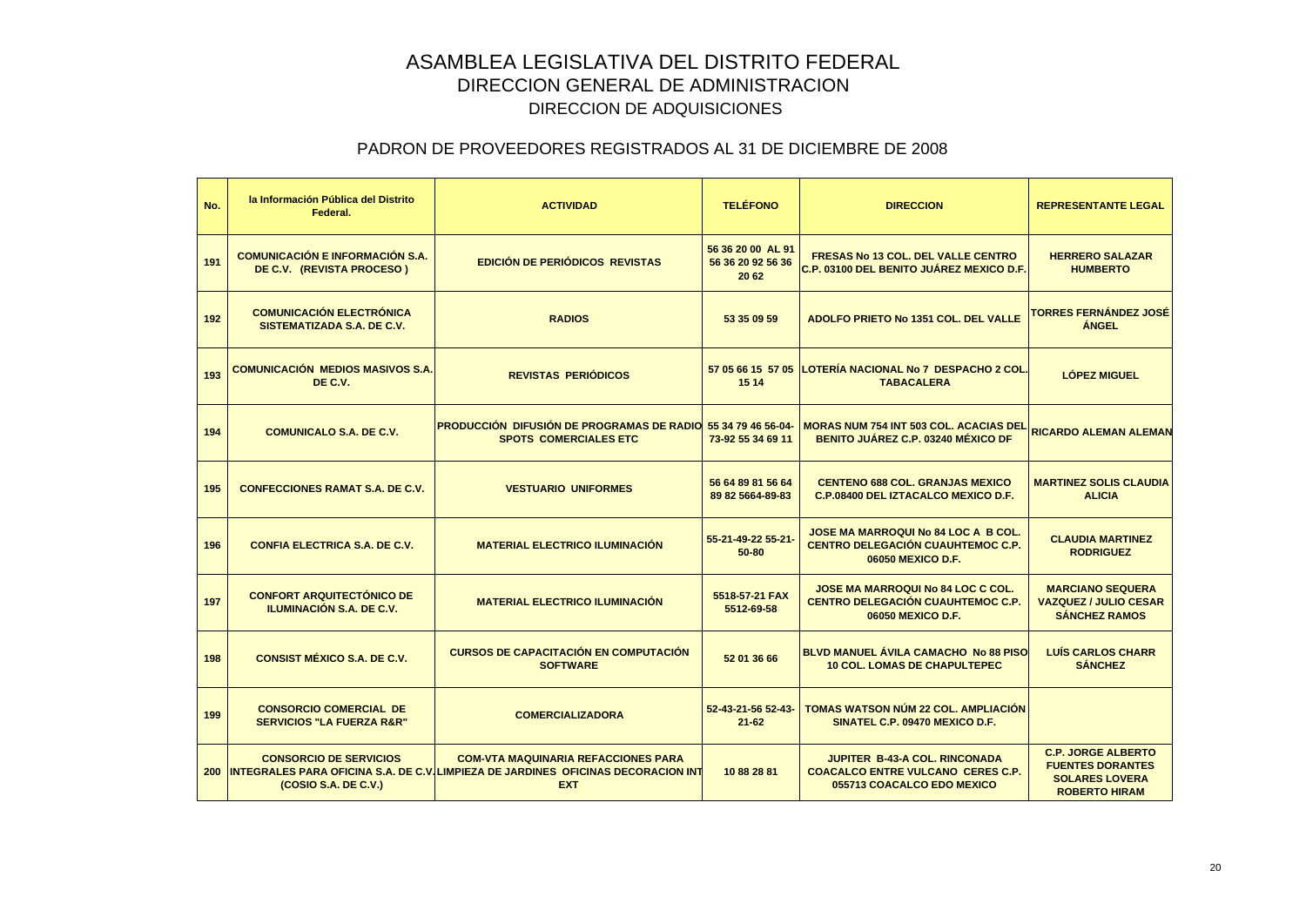# ASAMBLEA LEGISLATIVA DEL DISTRITO FEDERAL

## DIRECCION GENERAL DE ADMINISTRACION

### DIRECCION DE ADQUISICIONES

### PADRON DE PROVEEDORES REGISTRADOS AL 31 DE DICIEMBRE DE 2008

| No. | la Información Pública del Distrito Federal. | ACTIVIDAD | TELÉFONO | DIRECCION | REPRESENTANTE LEGAL |
|---|---|---|---|---|---|
| 191 | COMUNICACIÓN E INFORMACIÓN S.A. DE C.V. (REVISTA PROCESO ) | EDICIÓN DE PERIÓDICOS REVISTAS | 56 36 20 00 AL 91 56 36 20 92 56 36 20 62 | FRESAS No 13 COL. DEL VALLE CENTRO C.P. 03100 DEL BENITO JUÁREZ MEXICO D.F. | HERRERO SALAZAR HUMBERTO |
| 192 | COMUNICACIÓN ELECTRÓNICA SISTEMATIZADA S.A. DE C.V. | RADIOS | 53 35 09 59 | ADOLFO PRIETO No 1351 COL. DEL VALLE | TORRES FERNÁNDEZ JOSÉ ÁNGEL |
| 193 | COMUNICACIÓN MEDIOS MASIVOS S.A. DE C.V. | REVISTAS PERIÓDICOS | 57 05 66 15 57 05 15 14 | LOTERÍA NACIONAL No 7 DESPACHO 2 COL. TABACALERA | LÓPEZ MIGUEL |
| 194 | COMUNICALO S.A. DE C.V. | PRODUCCIÓN DIFUSIÓN DE PROGRAMAS DE RADIO SPOTS COMERCIALES ETC | 55 34 79 46 56-04-73-92 55 34 69 11 | MORAS NUM 754 INT 503 COL. ACACIAS DEL BENITO JUÁREZ C.P. 03240 MÉXICO DF | RICARDO ALEMAN ALEMAN |
| 195 | CONFECCIONES RAMAT S.A. DE C.V. | VESTUARIO UNIFORMES | 56 64 89 81 56 64 89 82 5664-89-83 | CENTENO 688 COL. GRANJAS MEXICO C.P.08400 DEL IZTACALCO MEXICO D.F. | MARTINEZ SOLIS CLAUDIA ALICIA |
| 196 | CONFIA ELECTRICA S.A. DE C.V. | MATERIAL ELECTRICO ILUMINACIÓN | 55-21-49-22 55-21-50-80 | JOSE MA MARROQUI No 84 LOC A B COL. CENTRO DELEGACIÓN CUAUHTEMOC C.P. 06050 MEXICO D.F. | CLAUDIA MARTINEZ RODRIGUEZ |
| 197 | CONFORT ARQUITECTÓNICO DE ILUMINACIÓN S.A. DE C.V. | MATERIAL ELECTRICO ILUMINACIÓN | 5518-57-21 FAX 5512-69-58 | JOSE MA MARROQUI No 84 LOC C COL. CENTRO DELEGACIÓN CUAUHTEMOC C.P. 06050 MEXICO D.F. | MARCIANO SEQUERA VAZQUEZ / JULIO CESAR SÁNCHEZ RAMOS |
| 198 | CONSIST MÉXICO S.A. DE C.V. | CURSOS DE CAPACITACIÓN EN COMPUTACIÓN SOFTWARE | 52 01 36 66 | BLVD MANUEL ÁVILA CAMACHO No 88 PISO 10 COL. LOMAS DE CHAPULTEPEC | LUÍS CARLOS CHARR SÁNCHEZ |
| 199 | CONSORCIO COMERCIAL DE SERVICIOS "LA FUERZA R&R" | COMERCIALIZADORA | 52-43-21-56 52-43-21-62 | TOMAS WATSON NÚM 22 COL. AMPLIACIÓN SINATEL C.P. 09470 MEXICO D.F. | |
| 200 | CONSORCIO DE SERVICIOS INTEGRALES PARA OFICINA S.A. DE C.V. (COSIO S.A. DE C.V.) | COM-VTA MAQUINARIA REFACCIONES PARA LIMPIEZA DE JARDINES OFICINAS DECORACION INT EXT | 10 88 28 81 | JUPITER B-43-A COL. RINCONADA COACALCO ENTRE VULCANO CERES C.P. 055713 COACALCO EDO MEXICO | C.P. JORGE ALBERTO FUENTES DORANTES SOLARES LOVERA ROBERTO HIRAM |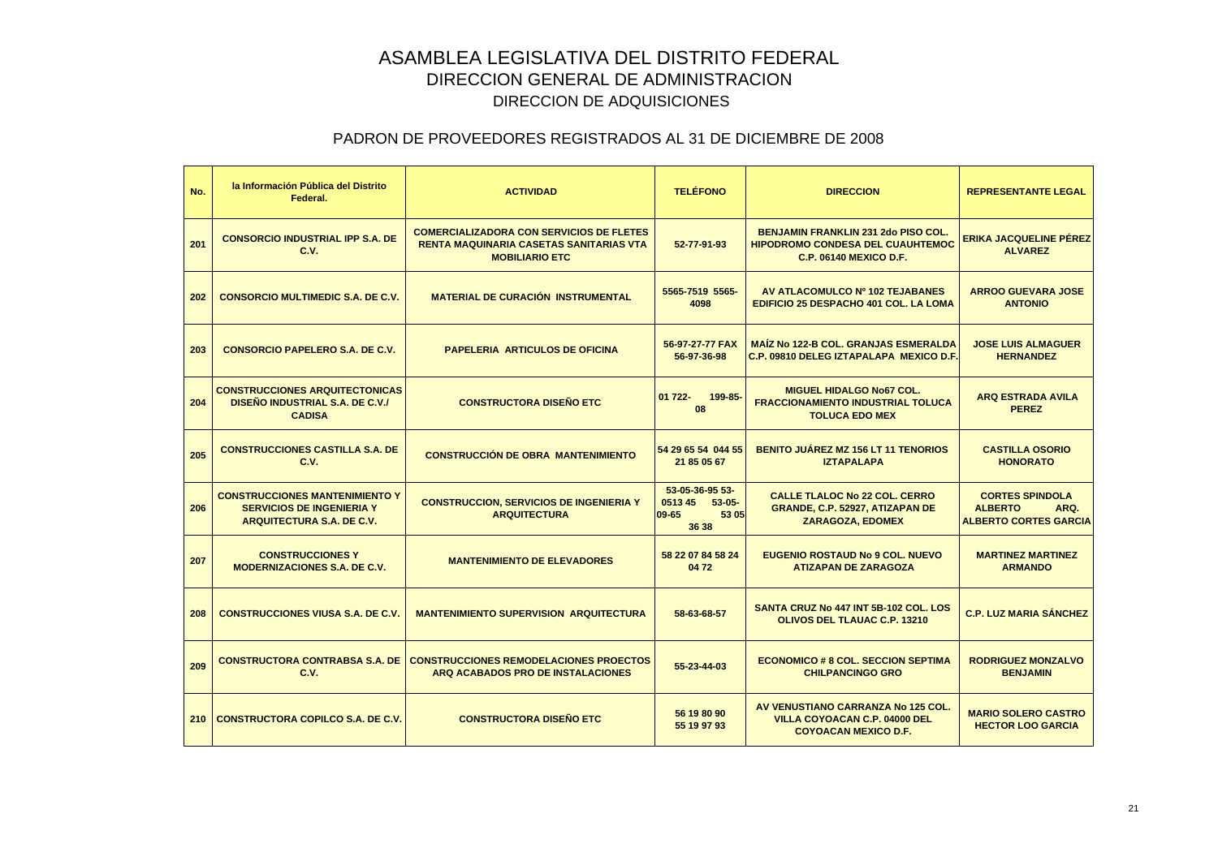# ASAMBLEA LEGISLATIVA DEL DISTRITO FEDERAL

## DIRECCION GENERAL DE ADMINISTRACION

## DIRECCION DE ADQUISICIONES

### PADRON DE PROVEEDORES REGISTRADOS AL 31 DE DICIEMBRE DE 2008

| No. | la Información Pública del Distrito Federal. | ACTIVIDAD | TELÉFONO | DIRECCION | REPRESENTANTE LEGAL |
|---|---|---|---|---|---|
| 201 | CONSORCIO INDUSTRIAL IPP S.A. DE C.V. | COMERCIALIZADORA CON SERVICIOS DE FLETES RENTA MAQUINARIA CASETAS SANITARIAS VTA MOBILIARIO ETC | 52-77-91-93 | BENJAMIN FRANKLIN 231 2do PISO COL. HIPODROMO CONDESA DEL CUAUHTEMOC C.P. 06140 MEXICO D.F. | ERIKA JACQUELINE PÉREZ ALVAREZ |
| 202 | CONSORCIO MULTIMEDIC S.A. DE C.V. | MATERIAL DE CURACIÓN INSTRUMENTAL | 5565-7519 5565-4098 | AV ATLACOMULCO Nº 102 TEJABANES EDIFICIO 25 DESPACHO 401 COL. LA LOMA | ARROO GUEVARA JOSE ANTONIO |
| 203 | CONSORCIO PAPELERO S.A. DE C.V. | PAPELERIA ARTICULOS DE OFICINA | 56-97-27-77 FAX 56-97-36-98 | MAÍZ No 122-B COL. GRANJAS ESMERALDA C.P. 09810 DELEG IZTAPALAPA MEXICO D.F. | JOSE LUIS ALMAGUER HERNANDEZ |
| 204 | CONSTRUCCIONES ARQUITECTONICAS DISEÑO INDUSTRIAL S.A. DE C.V./ CADISA | CONSTRUCTORA DISEÑO ETC | 01 722- 199-85-08 | MIGUEL HIDALGO No67 COL. FRACCIONAMIENTO INDUSTRIAL TOLUCA TOLUCA EDO MEX | ARQ ESTRADA AVILA PEREZ |
| 205 | CONSTRUCCIONES CASTILLA S.A. DE C.V. | CONSTRUCCIÓN DE OBRA MANTENIMIENTO | 54 29 65 54 044 55 21 85 05 67 | BENITO JUÁREZ MZ 156 LT 11 TENORIOS IZTAPALAPA | CASTILLA OSORIO HONORATO |
| 206 | CONSTRUCCIONES MANTENIMIENTO Y SERVICIOS DE INGENIERIA Y ARQUITECTURA S.A. DE C.V. | CONSTRUCCION, SERVICIOS DE INGENIERIA Y ARQUITECTURA | 53-05-36-95 53-0513 45 53-05-09-65 53 05 36 38 | CALLE TLALOC No 22 COL. CERRO GRANDE, C.P. 52927, ATIZAPAN DE ZARAGOZA, EDOMEX | CORTES SPINDOLA ALBERTO ARQ. ALBERTO CORTES GARCIA |
| 207 | CONSTRUCCIONES Y MODERNIZACIONES S.A. DE C.V. | MANTENIMIENTO DE ELEVADORES | 58 22 07 84 58 24 04 72 | EUGENIO ROSTAUD No 9 COL. NUEVO ATIZAPAN DE ZARAGOZA | MARTINEZ MARTINEZ ARMANDO |
| 208 | CONSTRUCCIONES VIUSA S.A. DE C.V. | MANTENIMIENTO SUPERVISION ARQUITECTURA | 58-63-68-57 | SANTA CRUZ No 447 INT 5B-102 COL. LOS OLIVOS DEL TLAUAC C.P. 13210 | C.P. LUZ MARIA SÁNCHEZ |
| 209 | CONSTRUCTORA CONTRABSA S.A. DE C.V. | CONSTRUCCIONES REMODELACIONES PROECTOS ARQ ACABADOS PRO DE INSTALACIONES | 55-23-44-03 | ECONOMICO # 8 COL. SECCION SEPTIMA CHILPANCINGO GRO | RODRIGUEZ MONZALVO BENJAMIN |
| 210 | CONSTRUCTORA COPILCO S.A. DE C.V. | CONSTRUCTORA DISEÑO ETC | 56 19 80 90 55 19 97 93 | AV VENUSTIANO CARRANZA No 125 COL. VILLA COYOACAN C.P. 04000 DEL COYOACAN MEXICO D.F. | MARIO SOLERO CASTRO HECTOR LOO GARCIA |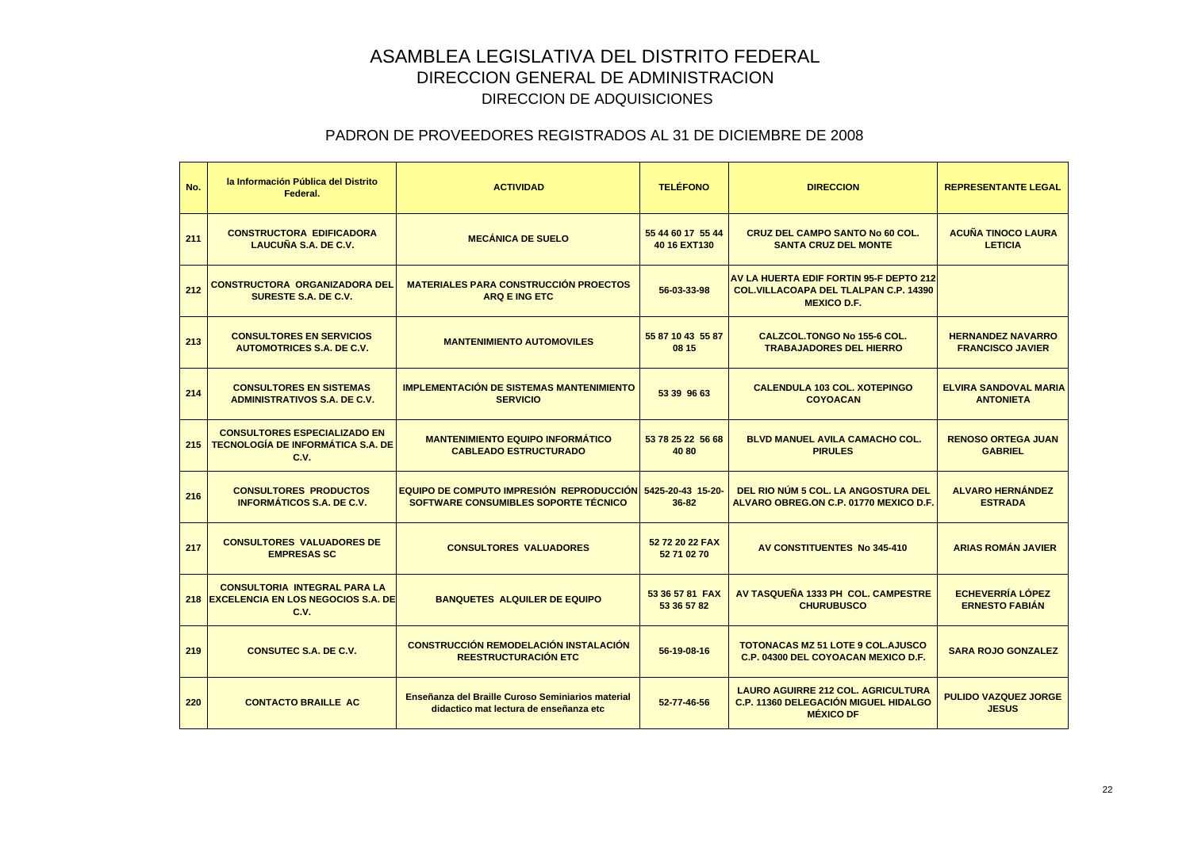# ASAMBLEA LEGISLATIVA DEL DISTRITO FEDERAL
## DIRECCION GENERAL DE ADMINISTRACION
### DIRECCION DE ADQUISICIONES

### PADRON DE PROVEEDORES REGISTRADOS AL 31 DE DICIEMBRE DE 2008

| No. | la Información Pública del Distrito Federal. | ACTIVIDAD | TELÉFONO | DIRECCION | REPRESENTANTE LEGAL |
|---|---|---|---|---|---|
| 211 | CONSTRUCTORA EDIFICADORA LAUCUÑA S.A. DE C.V. | MECÁNICA DE SUELO | 55 44 60 17 55 44 40 16 EXT130 | CRUZ DEL CAMPO SANTO No 60 COL. SANTA CRUZ DEL MONTE | ACUÑA TINOCO LAURA LETICIA |
| 212 | CONSTRUCTORA ORGANIZADORA DEL SURESTE S.A. DE C.V. | MATERIALES PARA CONSTRUCCIÓN PROECTOS ARQ E ING ETC | 56-03-33-98 | AV LA HUERTA EDIF FORTIN 95-F DEPTO 212 COL.VILLACOAPA DEL TLALPAN C.P. 14390 MEXICO D.F. | |
| 213 | CONSULTORES EN SERVICIOS AUTOMOTRICES S.A. DE C.V. | MANTENIMIENTO AUTOMOVILES | 55 87 10 43 55 87 08 15 | CALZCOL.TONGO No 155-6 COL. TRABAJADORES DEL HIERRO | HERNANDEZ NAVARRO FRANCISCO JAVIER |
| 214 | CONSULTORES EN SISTEMAS ADMINISTRATIVOS S.A. DE C.V. | IMPLEMENTACIÓN DE SISTEMAS MANTENIMIENTO SERVICIO | 53 39 96 63 | CALENDULA 103 COL. XOTEPINGO COYOACAN | ELVIRA SANDOVAL MARIA ANTONIETA |
| 215 | CONSULTORES ESPECIALIZADO EN TECNOLOGÍA DE INFORMÁTICA S.A. DE C.V. | MANTENIMIENTO EQUIPO INFORMÁTICO CABLEADO ESTRUCTURADO | 53 78 25 22 56 68 40 80 | BLVD MANUEL AVILA CAMACHO COL. PIRULES | RENOSO ORTEGA JUAN GABRIEL |
| 216 | CONSULTORES PRODUCTOS INFORMÁTICOS S.A. DE C.V. | EQUIPO DE COMPUTO IMPRESIÓN REPRODUCCIÓN SOFTWARE CONSUMIBLES SOPORTE TÉCNICO | 5425-20-43 15-20-36-82 | DEL RIO NÚM 5 COL. LA ANGOSTURA DEL ALVARO OBREG.ON C.P. 01770 MEXICO D.F. | ALVARO HERNÁNDEZ ESTRADA |
| 217 | CONSULTORES VALUADORES DE EMPRESAS SC | CONSULTORES VALUADORES | 52 72 20 22 FAX 52 71 02 70 | AV CONSTITUENTES No 345-410 | ARIAS ROMÁN JAVIER |
| 218 | CONSULTORIA INTEGRAL PARA LA EXCELENCIA EN LOS NEGOCIOS S.A. DE C.V. | BANQUETES ALQUILER DE EQUIPO | 53 36 57 81 FAX 53 36 57 82 | AV TASQUEÑA 1333 PH COL. CAMPESTRE CHURUBUSCO | ECHEVERRÍA LÓPEZ ERNESTO FABIÁN |
| 219 | CONSUTEC S.A. DE C.V. | CONSTRUCCIÓN REMODELACIÓN INSTALACIÓN REESTRUCTURACIÓN ETC | 56-19-08-16 | TOTONACAS MZ 51 LOTE 9 COL.AJUSCO C.P. 04300 DEL COYOACAN MEXICO D.F. | SARA ROJO GONZALEZ |
| 220 | CONTACTO BRAILLE AC | Enseñanza del Braille Curoso Seminiarios material didactico mat lectura de enseñanza etc | 52-77-46-56 | LAURO AGUIRRE 212 COL. AGRICULTURA C.P. 11360 DELEGACIÓN MIGUEL HIDALGO MÉXICO DF | PULIDO VAZQUEZ JORGE JESUS |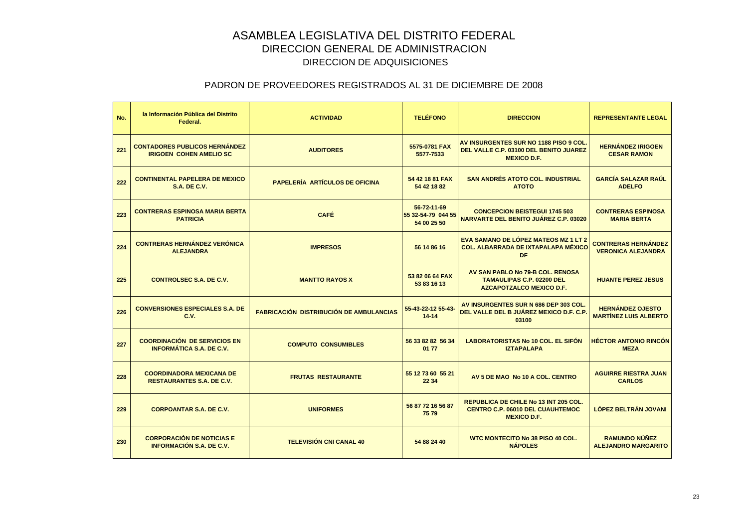# ASAMBLEA LEGISLATIVA DEL DISTRITO FEDERAL

## DIRECCION GENERAL DE ADMINISTRACION

## DIRECCION DE ADQUISICIONES

### PADRON DE PROVEEDORES REGISTRADOS AL 31 DE DICIEMBRE DE 2008

| No. | la Información Pública del Distrito Federal. | ACTIVIDAD | TELÉFONO | DIRECCION | REPRESENTANTE LEGAL |
|---|---|---|---|---|---|
| 221 | CONTADORES PUBLICOS HERNÁNDEZ IRIGOEN COHEN AMELIO SC | AUDITORES | 5575-0781 FAX 5577-7533 | AV INSURGENTES SUR NO 1188 PISO 9 COL. DEL VALLE C.P. 03100 DEL BENITO JUAREZ MEXICO D.F. | HERNÁNDEZ IRIGOEN CESAR RAMON |
| 222 | CONTINENTAL PAPELERA DE MEXICO S.A. DE C.V. | PAPELERÍA ARTÍCULOS DE OFICINA | 54 42 18 81 FAX 54 42 18 82 | SAN ANDRÉS ATOTO COL. INDUSTRIAL ATOTO | GARCÍA SALAZAR RAÚL ADELFO |
| 223 | CONTRERAS ESPINOSA MARIA BERTA PATRICIA | CAFÉ | 56-72-11-69 55 32-54-79 044 55 54 00 25 50 | CONCEPCION BEISTEGUI 1745 503 NARVARTE DEL BENITO JUÁREZ C.P. 03020 | CONTRERAS ESPINOSA MARIA BERTA |
| 224 | CONTRERAS HERNÁNDEZ VERÓNICA ALEJANDRA | IMPRESOS | 56 14 86 16 | EVA SAMANO DE LÓPEZ MATEOS MZ 1 LT 2 COL. ALBARRADA DE IXTAPALAPA MÉXICO DF | CONTRERAS HERNÁNDEZ VERONICA ALEJANDRA |
| 225 | CONTROLSEC S.A. DE C.V. | MANTTO RAYOS X | 53 82 06 64 FAX 53 83 16 13 | AV SAN PABLO No 79-B COL. RENOSA TAMAULIPAS C.P. 02200 DEL AZCAPOTZALCO MEXICO D.F. | HUANTE PEREZ JESUS |
| 226 | CONVERSIONES ESPECIALES S.A. DE C.V. | FABRICACIÓN DISTRIBUCIÓN DE AMBULANCIAS | 55-43-22-12 55-43-14-14 | AV INSURGENTES SUR N 686 DEP 303 COL. DEL VALLE DEL B JUÁREZ MEXICO D.F. C.P. 03100 | HERNÁNDEZ OJESTO MARTÍNEZ LUIS ALBERTO |
| 227 | COORDINACIÓN DE SERVICIOS EN INFORMÁTICA S.A. DE C.V. | COMPUTO CONSUMIBLES | 56 33 82 82 56 34 01 77 | LABORATORISTAS No 10 COL. EL SIFÓN IZTAPALAPA | HÉCTOR ANTONIO RINCÓN MEZA |
| 228 | COORDINADORA MEXICANA DE RESTAURANTES S.A. DE C.V. | FRUTAS RESTAURANTE | 55 12 73 60 55 21 22 34 | AV 5 DE MAO No 10 A COL. CENTRO | AGUIRRE RIESTRA JUAN CARLOS |
| 229 | CORPOANTAR S.A. DE C.V. | UNIFORMES | 56 87 72 16 56 87 75 79 | REPUBLICA DE CHILE No 13 INT 205 COL. CENTRO C.P. 06010 DEL CUAUHTEMOC MEXICO D.F. | LÓPEZ BELTRÁN JOVANI |
| 230 | CORPORACIÓN DE NOTICIAS E INFORMACIÓN S.A. DE C.V. | TELEVISIÓN CNI CANAL 40 | 54 88 24 40 | WTC MONTECITO No 38 PISO 40 COL. NÁPOLES | RAMUNDO NÚÑEZ ALEJANDRO MARGARITO |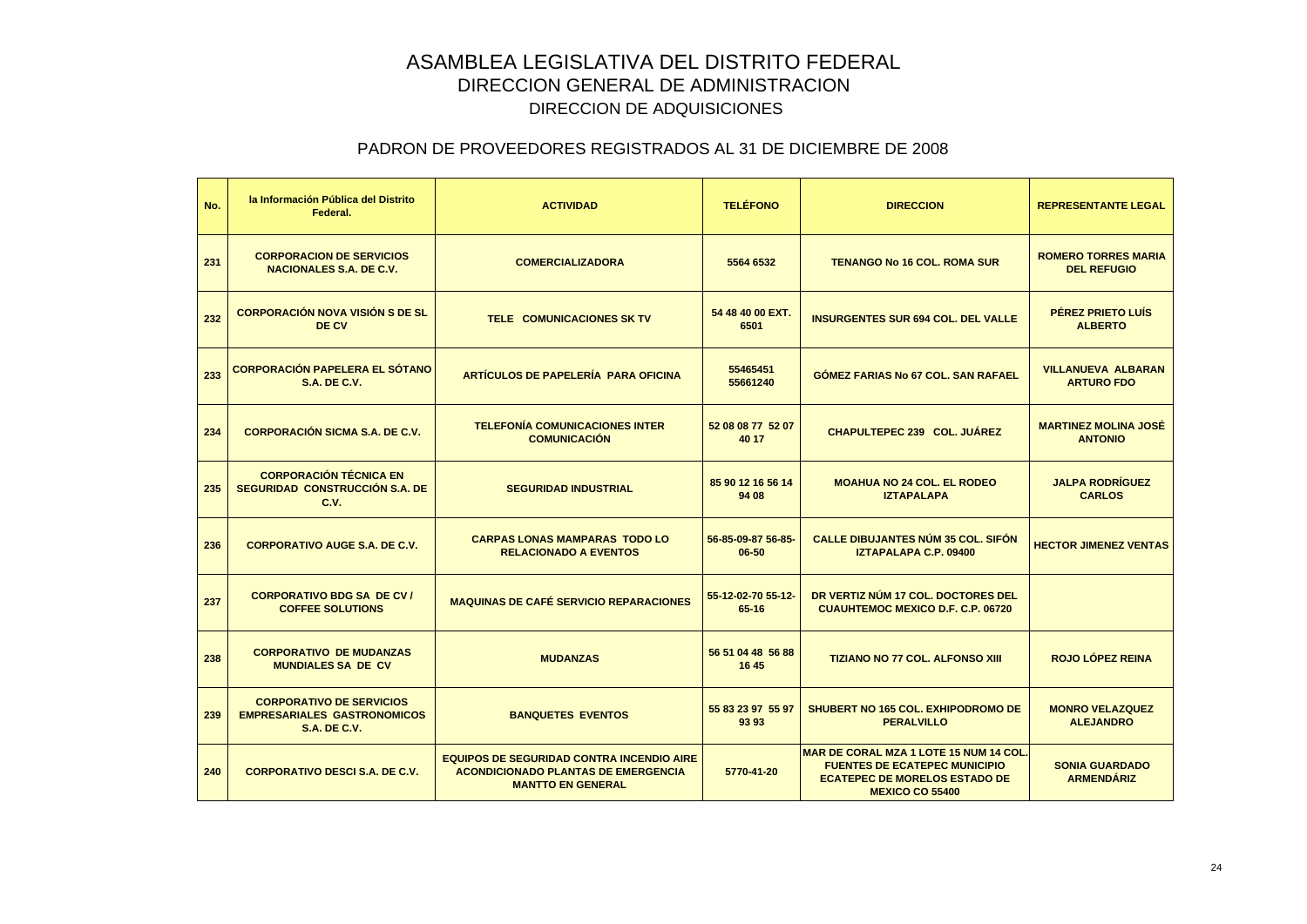# ASAMBLEA LEGISLATIVA DEL DISTRITO FEDERAL
## DIRECCION GENERAL DE ADMINISTRACION
### DIRECCION DE ADQUISICIONES

### PADRON DE PROVEEDORES REGISTRADOS AL 31 DE DICIEMBRE DE 2008

| No. | la Información Pública del Distrito Federal. | ACTIVIDAD | TELÉFONO | DIRECCION | REPRESENTANTE LEGAL |
|---|---|---|---|---|---|
| 231 | CORPORACION DE SERVICIOS NACIONALES S.A. DE C.V. | COMERCIALIZADORA | 5564 6532 | TENANGO No 16 COL. ROMA SUR | ROMERO TORRES MARIA DEL REFUGIO |
| 232 | CORPORACIÓN NOVA VISIÓN S DE SL DE CV | TELE COMUNICACIONES SK TV | 54 48 40 00 EXT. 6501 | INSURGENTES SUR 694 COL. DEL VALLE | PÉREZ PRIETO LUÍS ALBERTO |
| 233 | CORPORACIÓN PAPELERA EL SÓTANO S.A. DE C.V. | ARTÍCULOS DE PAPELERÍA PARA OFICINA | 55465451 55661240 | GÓMEZ FARIAS No 67 COL. SAN RAFAEL | VILLANUEVA ALBARAN ARTURO FDO |
| 234 | CORPORACIÓN SICMA S.A. DE C.V. | TELEFONÍA COMUNICACIONES INTER COMUNICACIÓN | 52 08 08 77 52 07 40 17 | CHAPULTEPEC 239 COL. JUÁREZ | MARTINEZ MOLINA JOSÉ ANTONIO |
| 235 | CORPORACIÓN TÉCNICA EN SEGURIDAD CONSTRUCCIÓN S.A. DE C.V. | SEGURIDAD INDUSTRIAL | 85 90 12 16 56 14 94 08 | MOAHUA NO 24 COL. EL RODEO IZTAPALAPA | JALPA RODRÍGUEZ CARLOS |
| 236 | CORPORATIVO AUGE S.A. DE C.V. | CARPAS LONAS MAMPARAS TODO LO RELACIONADO A EVENTOS | 56-85-09-87 56-85-06-50 | CALLE DIBUJANTES NÚM 35 COL. SIFÓN IZTAPALAPA C.P. 09400 | HECTOR JIMENEZ VENTAS |
| 237 | CORPORATIVO BDG SA DE CV / COFFEE SOLUTIONS | MAQUINAS DE CAFÉ SERVICIO REPARACIONES | 55-12-02-70 55-12-65-16 | DR VERTIZ NÚM 17 COL. DOCTORES DEL CUAUHTEMOC MEXICO D.F. C.P. 06720 | |
| 238 | CORPORATIVO DE MUDANZAS MUNDIALES SA DE CV | MUDANZAS | 56 51 04 48 56 88 16 45 | TIZIANO NO 77 COL. ALFONSO XIII | ROJO LÓPEZ REINA |
| 239 | CORPORATIVO DE SERVICIOS EMPRESARIALES GASTRONOMICOS S.A. DE C.V. | BANQUETES EVENTOS | 55 83 23 97 55 97 93 93 | SHUBERT NO 165 COL. EXHIPODROMO DE PERALVILLO | MONRO VELAZQUEZ ALEJANDRO |
| 240 | CORPORATIVO DESCI S.A. DE C.V. | EQUIPOS DE SEGURIDAD CONTRA INCENDIO AIRE ACONDICIONADO PLANTAS DE EMERGENCIA MANTTO EN GENERAL | 5770-41-20 | MAR DE CORAL MZA 1 LOTE 15 NUM 14 COL. FUENTES DE ECATEPEC MUNICIPIO ECATEPEC DE MORELOS ESTADO DE MEXICO CO 55400 | SONIA GUARDADO ARMENDÁRIZ |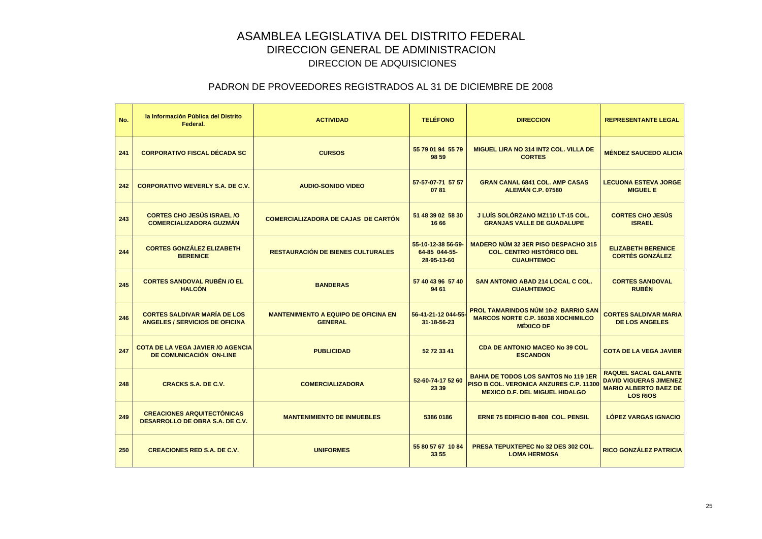# ASAMBLEA LEGISLATIVA DEL DISTRITO FEDERAL
## DIRECCION GENERAL DE ADMINISTRACION
### DIRECCION DE ADQUISICIONES

### PADRON DE PROVEEDORES REGISTRADOS AL 31 DE DICIEMBRE DE 2008

| No. | la Información Pública del Distrito Federal. | ACTIVIDAD | TELÉFONO | DIRECCION | REPRESENTANTE LEGAL |
|---|---|---|---|---|---|
| 241 | CORPORATIVO FISCAL DÉCADA SC | CURSOS | 55 79 01 94 55 79 98 59 | MIGUEL LIRA NO 314 INT2 COL. VILLA DE CORTES | MÉNDEZ SAUCEDO ALICIA |
| 242 | CORPORATIVO WEVERLY S.A. DE C.V. | AUDIO-SONIDO VIDEO | 57-57-07-71 57 57 07 81 | GRAN CANAL 6841 COL. AMP CASAS ALEMÁN C.P. 07580 | LECUONA ESTEVA JORGE MIGUEL E |
| 243 | CORTES CHO JESÚS ISRAEL /O COMERCIALIZADORA GUZMÁN | COMERCIALIZADORA DE CAJAS DE CARTÓN | 51 48 39 02 58 30 16 66 | J LUÍS SOLÓRZANO MZ110 LT-15 COL. GRANJAS VALLE DE GUADALUPE | CORTES CHO JESÚS ISRAEL |
| 244 | CORTES GONZÁLEZ ELIZABETH BERENICE | RESTAURACIÓN DE BIENES CULTURALES | 55-10-12-38 56-59-64-85 044-55-28-95-13-60 | MADERO NÚM 32 3ER PISO DESPACHO 315 COL. CENTRO HISTÓRICO DEL CUAUHTEMOC | ELIZABETH BERENICE CORTÉS GONZÁLEZ |
| 245 | CORTES SANDOVAL RUBÉN /O EL HALCÓN | BANDERAS | 57 40 43 96 57 40 94 61 | SAN ANTONIO ABAD 214 LOCAL C COL. CUAUHTEMOC | CORTES SANDOVAL RUBÉN |
| 246 | CORTES SALDIVAR MARÍA DE LOS ANGELES / SERVICIOS DE OFICINA | MANTENIMIENTO A EQUIPO DE OFICINA EN GENERAL | 56-41-21-12 044-55-31-18-56-23 | PROL TAMARINDOS NÚM 10-2 BARRIO SAN MARCOS NORTE C.P. 16038 XOCHIMILCO MÉXICO DF | CORTES SALDIVAR MARIA DE LOS ANGELES |
| 247 | COTA DE LA VEGA JAVIER /O AGENCIA DE COMUNICACIÓN ON-LINE | PUBLICIDAD | 52 72 33 41 | CDA DE ANTONIO MACEO No 39 COL. ESCANDON | COTA DE LA VEGA JAVIER |
| 248 | CRACKS S.A. DE C.V. | COMERCIALIZADORA | 52-60-74-17 52 60 23 39 | BAHIA DE TODOS LOS SANTOS No 119 1ER PISO B COL. VERONICA ANZURES C.P. 11300 MEXICO D.F. DEL MIGUEL HIDALGO | RAQUEL SACAL GALANTE DAVID VIGUERAS JIMENEZ MARIO ALBERTO BAEZ DE LOS RIOS |
| 249 | CREACIONES ARQUITECTÓNICAS DESARROLLO DE OBRA S.A. DE C.V. | MANTENIMIENTO DE INMUEBLES | 5386 0186 | ERNE 75 EDIFICIO B-808 COL. PENSIL | LÓPEZ VARGAS IGNACIO |
| 250 | CREACIONES RED S.A. DE C.V. | UNIFORMES | 55 80 57 67 10 84 33 55 | PRESA TEPUXTEPEC No 32 DES 302 COL. LOMA HERMOSA | RICO GONZÁLEZ PATRICIA |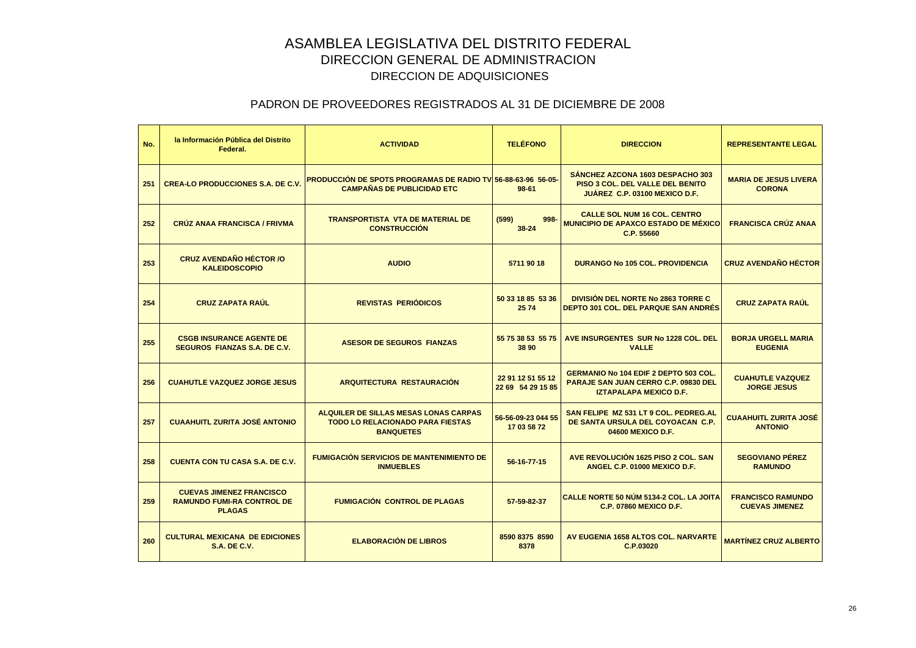# ASAMBLEA LEGISLATIVA DEL DISTRITO FEDERAL

## DIRECCION GENERAL DE ADMINISTRACION

### DIRECCION DE ADQUISICIONES

### PADRON DE PROVEEDORES REGISTRADOS AL 31 DE DICIEMBRE DE 2008

| No. | la Información Pública del Distrito Federal. | ACTIVIDAD | TELÉFONO | DIRECCION | REPRESENTANTE LEGAL |
|---|---|---|---|---|---|
| 251 | CREA-LO PRODUCCIONES S.A. DE C.V. | PRODUCCIÓN DE SPOTS PROGRAMAS DE RADIO TV CAMPAÑAS DE PUBLICIDAD ETC | 56-88-63-96 56-05-98-61 | SÁNCHEZ AZCONA 1603 DESPACHO 303 PISO 3 COL. DEL VALLE DEL BENITO JUÁREZ C.P. 03100 MEXICO D.F. | MARIA DE JESUS LIVERA CORONA |
| 252 | CRÚZ ANAA FRANCISCA / FRIVMA | TRANSPORTISTA VTA DE MATERIAL DE CONSTRUCCIÓN | (599) 998-38-24 | CALLE SOL NUM 16 COL. CENTRO MUNICIPIO DE APAXCO ESTADO DE MÉXICO C.P. 55660 | FRANCISCA CRÚZ ANAA |
| 253 | CRUZ AVENDAÑO HÉCTOR /O KALEIDOSCOPIO | AUDIO | 5711 90 18 | DURANGO No 105 COL. PROVIDENCIA | CRUZ AVENDAÑO HÉCTOR |
| 254 | CRUZ ZAPATA RAÚL | REVISTAS PERIÓDICOS | 50 33 18 85 53 36 25 74 | DIVISIÓN DEL NORTE No 2863 TORRE C DEPTO 301 COL. DEL PARQUE SAN ANDRÉS | CRUZ ZAPATA RAÚL |
| 255 | CSGB INSURANCE AGENTE DE SEGUROS FIANZAS S.A. DE C.V. | ASESOR DE SEGUROS FIANZAS | 55 75 38 53 55 75 38 90 | AVE INSURGENTES SUR No 1228 COL. DEL VALLE | BORJA URGELL MARIA EUGENIA |
| 256 | CUAHUTLE VAZQUEZ JORGE JESUS | ARQUITECTURA RESTAURACIÓN | 22 91 12 51 55 12 22 69 54 29 15 85 | GERMANIO No 104 EDIF 2 DEPTO 503 COL. PARAJE SAN JUAN CERRO C.P. 09830 DEL IZTAPALAPA MEXICO D.F. | CUAHUTLE VAZQUEZ JORGE JESUS |
| 257 | CUAAHUITL ZURITA JOSÉ ANTONIO | ALQUILER DE SILLAS MESAS LONAS CARPAS TODO LO RELACIONADO PARA FIESTAS BANQUETES | 56-56-09-23 044 55 17 03 58 72 | SAN FELIPE MZ 531 LT 9 COL. PEDREG.AL DE SANTA URSULA DEL COYOACAN C.P. 04600 MEXICO D.F. | CUAAHUITL ZURITA JOSÉ ANTONIO |
| 258 | CUENTA CON TU CASA S.A. DE C.V. | FUMIGACIÓN SERVICIOS DE MANTENIMIENTO DE INMUEBLES | 56-16-77-15 | AVE REVOLUCIÓN 1625 PISO 2 COL. SAN ANGEL C.P. 01000 MEXICO D.F. | SEGOVIANO PÉREZ RAMUNDO |
| 259 | CUEVAS JIMENEZ FRANCISCO RAMUNDO FUMI-RA CONTROL DE PLAGAS | FUMIGACIÓN CONTROL DE PLAGAS | 57-59-82-37 | CALLE NORTE 50 NÚM 5134-2 COL. LA JOITA C.P. 07860 MEXICO D.F. | FRANCISCO RAMUNDO CUEVAS JIMENEZ |
| 260 | CULTURAL MEXICANA DE EDICIONES S.A. DE C.V. | ELABORACIÓN DE LIBROS | 8590 8375 8590 8378 | AV EUGENIA 1658 ALTOS COL. NARVARTE C.P.03020 | MARTÍNEZ CRUZ ALBERTO |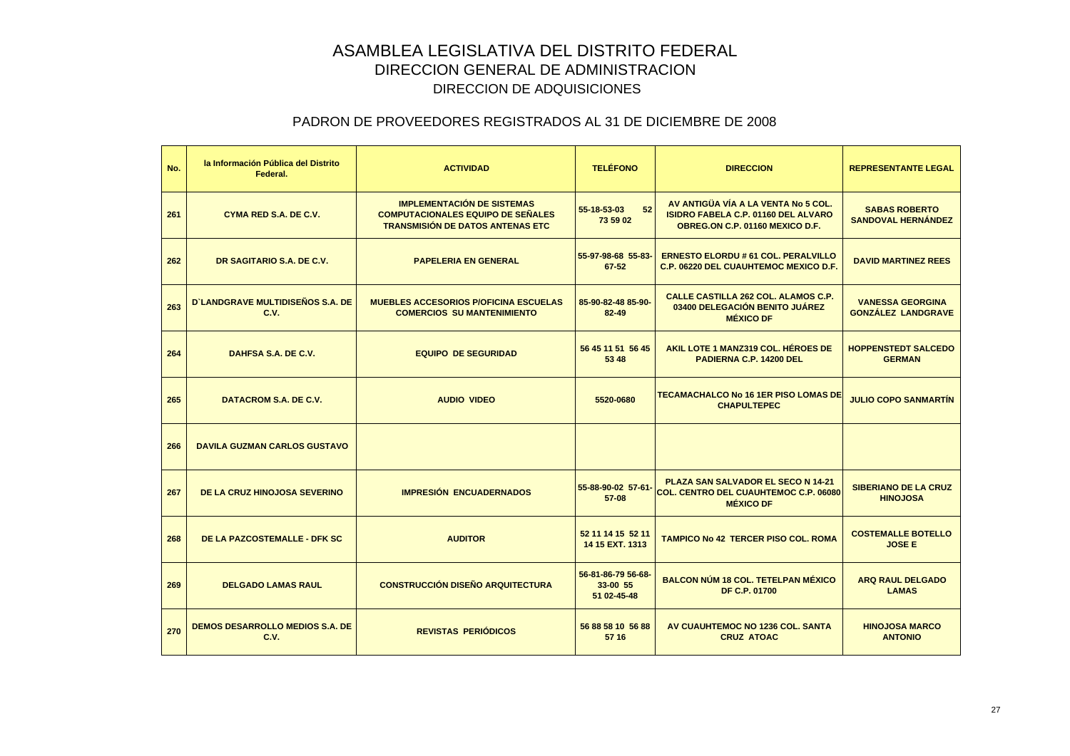# ASAMBLEA LEGISLATIVA DEL DISTRITO FEDERAL

## DIRECCION GENERAL DE ADMINISTRACION

### DIRECCION DE ADQUISICIONES

### PADRON DE PROVEEDORES REGISTRADOS AL 31 DE DICIEMBRE DE 2008

| No. | la Información Pública del Distrito Federal. | ACTIVIDAD | TELÉFONO | DIRECCION | REPRESENTANTE LEGAL |
|---|---|---|---|---|---|
| 261 | CYMA RED S.A. DE C.V. | IMPLEMENTACIÓN DE SISTEMAS COMPUTACIONALES EQUIPO DE SEÑALES TRANSMISIÓN DE DATOS ANTENAS ETC | 55-18-53-03 52 73 59 02 | AV ANTIGÜA VÍA A LA VENTA No 5 COL. ISIDRO FABELA C.P. 01160 DEL ALVARO OBREG.ON C.P. 01160 MEXICO D.F. | SABAS ROBERTO SANDOVAL HERNÁNDEZ |
| 262 | DR SAGITARIO S.A. DE C.V. | PAPELERIA EN GENERAL | 55-97-98-68 55-83-67-52 | ERNESTO ELORDU # 61 COL. PERALVILLO C.P. 06220 DEL CUAUHTEMOC MEXICO D.F. | DAVID MARTINEZ REES |
| 263 | D`LANDGRAVE MULTIDISEÑOS S.A. DE C.V. | MUEBLES ACCESORIOS P/OFICINA ESCUELAS COMERCIOS SU MANTENIMIENTO | 85-90-82-48 85-90-82-49 | CALLE CASTILLA 262 COL. ALAMOS C.P. 03400 DELEGACIÓN BENITO JUÁREZ MÉXICO DF | VANESSA GEORGINA GONZÁLEZ LANDGRAVE |
| 264 | DAHFSA S.A. DE C.V. | EQUIPO DE SEGURIDAD | 56 45 11 51 56 45 53 48 | AKIL LOTE 1 MANZ319 COL. HÉROES DE PADIERNA C.P. 14200 DEL | HOPPENSTEDT SALCEDO GERMAN |
| 265 | DATACROM S.A. DE C.V. | AUDIO VIDEO | 5520-0680 | TECAMACHALCO No 16 1ER PISO LOMAS DE CHAPULTEPEC | JULIO COPO SANMARTÍN |
| 266 | DAVILA GUZMAN CARLOS GUSTAVO | | | | |
| 267 | DE LA CRUZ HINOJOSA SEVERINO | IMPRESIÓN ENCUADERNADOS | 55-88-90-02 57-61-57-08 | PLAZA SAN SALVADOR EL SECO N 14-21 COL. CENTRO DEL CUAUHTEMOC C.P. 06080 MÉXICO DF | SIBERIANO DE LA CRUZ HINOJOSA |
| 268 | DE LA PAZCOSTEMALLE - DFK SC | AUDITOR | 52 11 14 15 52 11 14 15 EXT. 1313 | TAMPICO No 42 TERCER PISO COL. ROMA | COSTEMALLE BOTELLO JOSE E |
| 269 | DELGADO LAMAS RAUL | CONSTRUCCIÓN DISEÑO ARQUITECTURA | 56-81-86-79 56-68-33-00 55 51 02-45-48 | BALCON NÚM 18 COL. TETELPAN MÉXICO DF C.P. 01700 | ARQ RAUL DELGADO LAMAS |
| 270 | DEMOS DESARROLLO MEDIOS S.A. DE C.V. | REVISTAS PERIÓDICOS | 56 88 58 10 56 88 57 16 | AV CUAUHTEMOC NO 1236 COL. SANTA CRUZ ATOAC | HINOJOSA MARCO ANTONIO |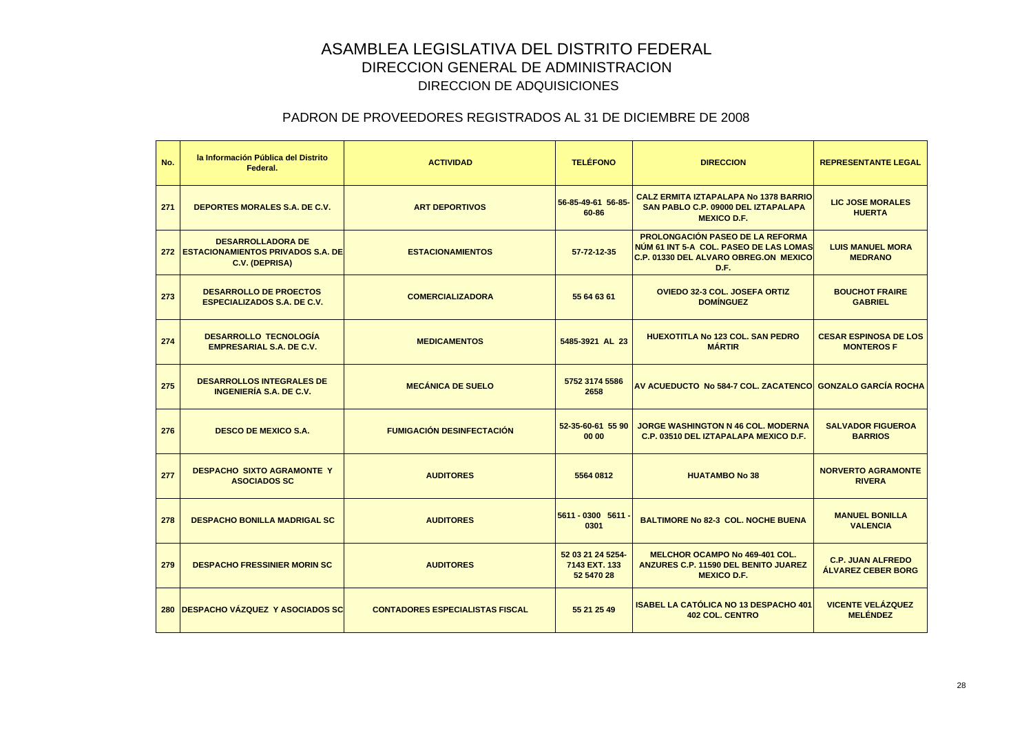# ASAMBLEA LEGISLATIVA DEL DISTRITO FEDERAL

## DIRECCION GENERAL DE ADMINISTRACION

### DIRECCION DE ADQUISICIONES

### PADRON DE PROVEEDORES REGISTRADOS AL 31 DE DICIEMBRE DE 2008

| No. | la Información Pública del Distrito Federal. | ACTIVIDAD | TELÉFONO | DIRECCION | REPRESENTANTE LEGAL |
|---|---|---|---|---|---|
| 271 | DEPORTES MORALES S.A. DE C.V. | ART DEPORTIVOS | 56-85-49-61 56-85-60-86 | CALZ ERMITA IZTAPALAPA No 1378 BARRIO SAN PABLO C.P. 09000 DEL IZTAPALAPA MEXICO D.F. | LIC JOSE MORALES HUERTA |
| 272 | DESARROLLADORA DE ESTACIONAMIENTOS PRIVADOS S.A. DE C.V. (DEPRISA) | ESTACIONAMIENTOS | 57-72-12-35 | PROLONGACIÓN PASEO DE LA REFORMA NÚM 61 INT 5-A COL. PASEO DE LAS LOMAS C.P. 01330 DEL ALVARO OBREG.ON MEXICO D.F. | LUIS MANUEL MORA MEDRANO |
| 273 | DESARROLLO DE PROECTOS ESPECIALIZADOS S.A. DE C.V. | COMERCIALIZADORA | 55 64 63 61 | OVIEDO 32-3 COL. JOSEFA ORTIZ DOMÍNGUEZ | BOUCHOT FRAIRE GABRIEL |
| 274 | DESARROLLO TECNOLOGÍA EMPRESARIAL S.A. DE C.V. | MEDICAMENTOS | 5485-3921 AL 23 | HUEXOTITLA No 123 COL. SAN PEDRO MÁRTIR | CESAR ESPINOSA DE LOS MONTEROS F |
| 275 | DESARROLLOS INTEGRALES DE INGENIERÍA S.A. DE C.V. | MECÁNICA DE SUELO | 5752 3174 5586 2658 | AV ACUEDUCTO No 584-7 COL. ZACATENCO | GONZALO GARCÍA ROCHA |
| 276 | DESCO DE MEXICO S.A. | FUMIGACIÓN DESINFECTACIÓN | 52-35-60-61 55 90 00 00 | JORGE WASHINGTON N 46 COL. MODERNA C.P. 03510 DEL IZTAPALAPA MEXICO D.F. | SALVADOR FIGUEROA BARRIOS |
| 277 | DESPACHO SIXTO AGRAMONTE Y ASOCIADOS SC | AUDITORES | 5564 0812 | HUATAMBO No 38 | NORVERTO AGRAMONTE RIVERA |
| 278 | DESPACHO BONILLA MADRIGAL SC | AUDITORES | 5611 - 0300 5611 - 0301 | BALTIMORE No 82-3 COL. NOCHE BUENA | MANUEL BONILLA VALENCIA |
| 279 | DESPACHO FRESSINIER MORIN SC | AUDITORES | 52 03 21 24 5254-7143 EXT. 133 52 5470 28 | MELCHOR OCAMPO No 469-401 COL. ANZURES C.P. 11590 DEL BENITO JUAREZ MEXICO D.F. | C.P. JUAN ALFREDO ÁLVAREZ CEBER BORG |
| 280 | DESPACHO VÁZQUEZ Y ASOCIADOS SC | CONTADORES ESPECIALISTAS FISCAL | 55 21 25 49 | ISABEL LA CATÓLICA NO 13 DESPACHO 401 402 COL. CENTRO | VICENTE VELÁZQUEZ MELÉNDEZ |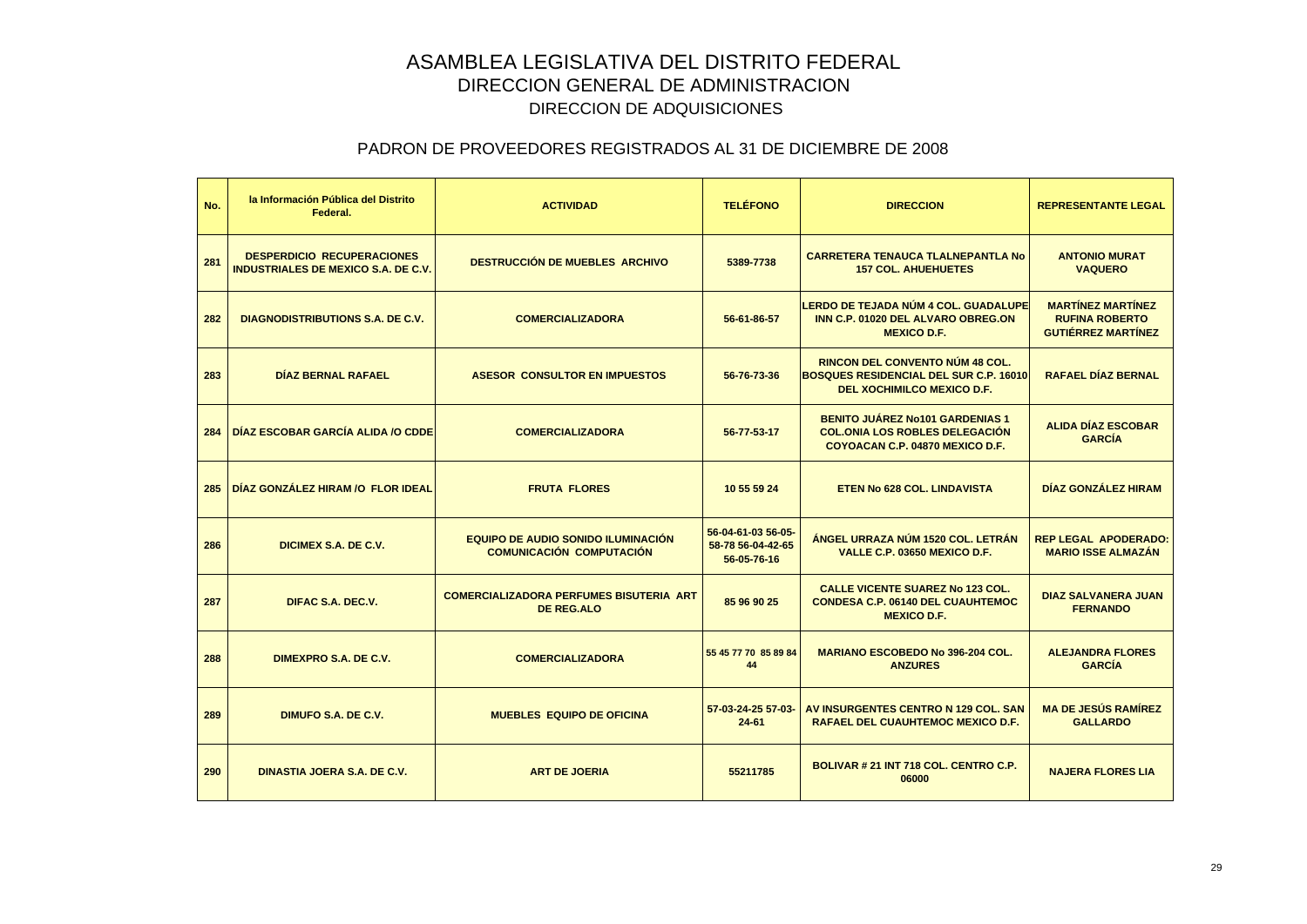# ASAMBLEA LEGISLATIVA DEL DISTRITO FEDERAL

## DIRECCION GENERAL DE ADMINISTRACION

## DIRECCION DE ADQUISICIONES

### PADRON DE PROVEEDORES REGISTRADOS AL 31 DE DICIEMBRE DE 2008

| No. | la Información Pública del Distrito Federal. | ACTIVIDAD | TELÉFONO | DIRECCION | REPRESENTANTE LEGAL |
|---|---|---|---|---|---|
| 281 | DESPERDICIO RECUPERACIONES INDUSTRIALES DE MEXICO S.A. DE C.V. | DESTRUCCIÓN DE MUEBLES ARCHIVO | 5389-7738 | CARRETERA TENAUCA TLALNEPANTLA No 157 COL. AHUEHUETES | ANTONIO MURAT VAQUERO |
| 282 | DIAGNODISTRIBUTIONS S.A. DE C.V. | COMERCIALIZADORA | 56-61-86-57 | LERDO DE TEJADA NÚM 4 COL. GUADALUPE INN C.P. 01020 DEL ALVARO OBREG.ON MEXICO D.F. | MARTÍNEZ MARTÍNEZ RUFINA ROBERTO GUTIÉRREZ MARTÍNEZ |
| 283 | DÍAZ BERNAL RAFAEL | ASESOR CONSULTOR EN IMPUESTOS | 56-76-73-36 | RINCON DEL CONVENTO NÚM 48 COL. BOSQUES RESIDENCIAL DEL SUR C.P. 16010 DEL XOCHIMILCO MEXICO D.F. | RAFAEL DÍAZ BERNAL |
| 284 | DÍAZ ESCOBAR GARCÍA ALIDA /O CDDE | COMERCIALIZADORA | 56-77-53-17 | BENITO JUÁREZ No101 GARDENIAS 1 COL.ONIA LOS ROBLES DELEGACIÓN COYOACAN C.P. 04870 MEXICO D.F. | ALIDA DÍAZ ESCOBAR GARCÍA |
| 285 | DÍAZ GONZÁLEZ HIRAM /O FLOR IDEAL | FRUTA FLORES | 10 55 59 24 | ETEN No 628 COL. LINDAVISTA | DÍAZ GONZÁLEZ HIRAM |
| 286 | DICIMEX S.A. DE C.V. | EQUIPO DE AUDIO SONIDO ILUMINACIÓN COMUNICACIÓN COMPUTACIÓN | 56-04-61-03 56-05-58-78 56-04-42-65 56-05-76-16 | ÁNGEL URRAZA NÚM 1520 COL. LETRÁN VALLE C.P. 03650 MEXICO D.F. | REP LEGAL APODERADO: MARIO ISSE ALMAZÁN |
| 287 | DIFAC S.A. DEC.V. | COMERCIALIZADORA PERFUMES BISUTERIA ART DE REG.ALO | 85 96 90 25 | CALLE VICENTE SUAREZ No 123 COL. CONDESA C.P. 06140 DEL CUAUHTEMOC MEXICO D.F. | DIAZ SALVANERA JUAN FERNANDO |
| 288 | DIMEXPRO S.A. DE C.V. | COMERCIALIZADORA | 55 45 77 70 85 89 84 44 | MARIANO ESCOBEDO No 396-204 COL. ANZURES | ALEJANDRA FLORES GARCÍA |
| 289 | DIMUFO S.A. DE C.V. | MUEBLES EQUIPO DE OFICINA | 57-03-24-25 57-03-24-61 | AV INSURGENTES CENTRO N 129 COL. SAN RAFAEL DEL CUAUHTEMOC MEXICO D.F. | MA DE JESÚS RAMÍREZ GALLARDO |
| 290 | DINASTIA JOERA S.A. DE C.V. | ART DE JOERIA | 55211785 | BOLIVAR # 21 INT 718 COL. CENTRO C.P. 06000 | NAJERA FLORES LIA |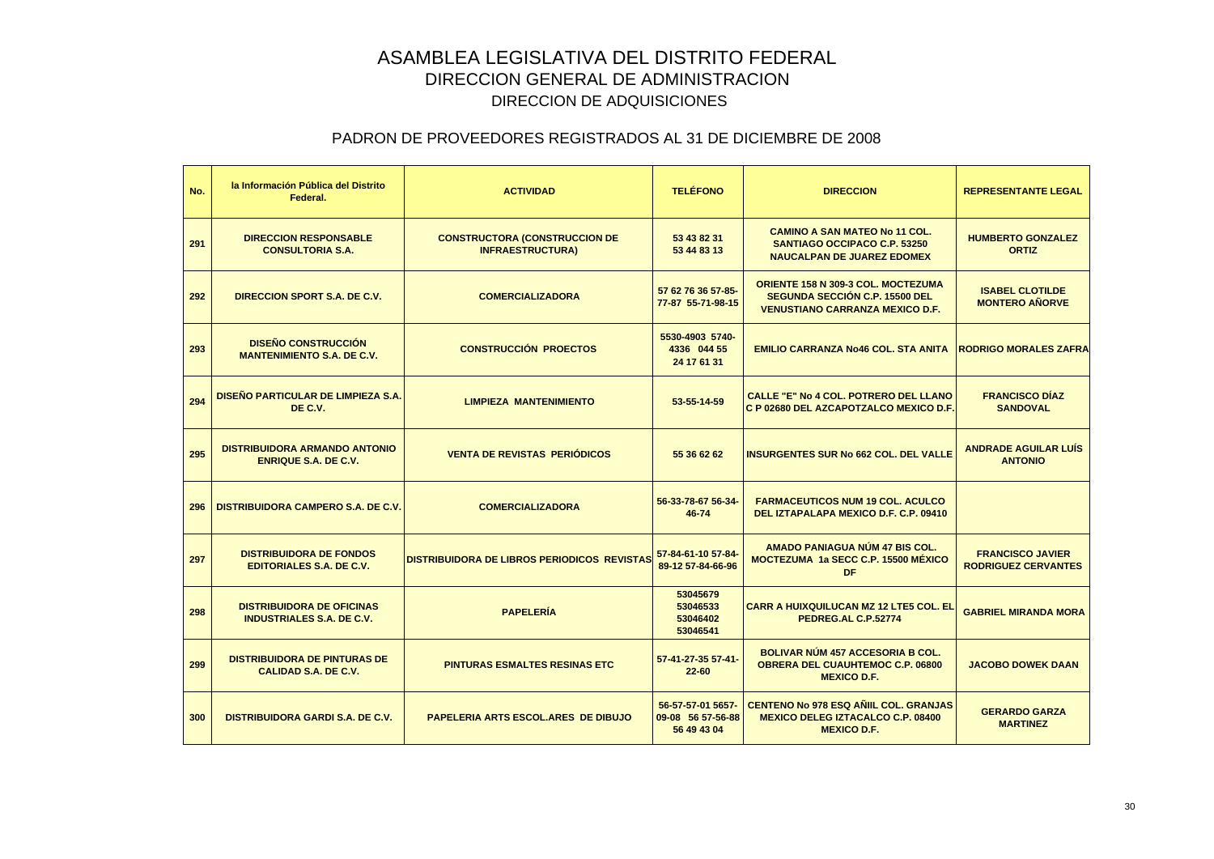# ASAMBLEA LEGISLATIVA DEL DISTRITO FEDERAL
## DIRECCION GENERAL DE ADMINISTRACION
### DIRECCION DE ADQUISICIONES

### PADRON DE PROVEEDORES REGISTRADOS AL 31 DE DICIEMBRE DE 2008

| No. | la Información Pública del Distrito Federal. | ACTIVIDAD | TELÉFONO | DIRECCION | REPRESENTANTE LEGAL |
|---|---|---|---|---|---|
| 291 | DIRECCION RESPONSABLE CONSULTORIA S.A. | CONSTRUCTORA (CONSTRUCCION DE INFRAESTRUCTURA) | 53 43 82 31 53 44 83 13 | CAMINO A SAN MATEO No 11 COL. SANTIAGO OCCIPACO C.P. 53250 NAUCALPAN DE JUAREZ EDOMEX | HUMBERTO GONZALEZ ORTIZ |
| 292 | DIRECCION SPORT S.A. DE C.V. | COMERCIALIZADORA | 57 62 76 36 57-85-77-87 55-71-98-15 | ORIENTE 158 N 309-3 COL. MOCTEZUMA SEGUNDA SECCIÓN C.P. 15500 DEL VENUSTIANO CARRANZA MEXICO D.F. | ISABEL CLOTILDE MONTERO AÑORVE |
| 293 | DISEÑO CONSTRUCCIÓN MANTENIMIENTO S.A. DE C.V. | CONSTRUCCIÓN PROECTOS | 5530-4903 5740-4336 044 55 24 17 61 31 | EMILIO CARRANZA No46 COL. STA ANITA | RODRIGO MORALES ZAFRA |
| 294 | DISEÑO PARTICULAR DE LIMPIEZA S.A. DE C.V. | LIMPIEZA MANTENIMIENTO | 53-55-14-59 | CALLE "E" No 4 COL. POTRERO DEL LLANO C P 02680 DEL AZCAPOTZALCO MEXICO D.F. | FRANCISCO DÍAZ SANDOVAL |
| 295 | DISTRIBUIDORA ARMANDO ANTONIO ENRIQUE S.A. DE C.V. | VENTA DE REVISTAS PERIÓDICOS | 55 36 62 62 | INSURGENTES SUR No 662 COL. DEL VALLE | ANDRADE AGUILAR LUÍS ANTONIO |
| 296 | DISTRIBUIDORA CAMPERO S.A. DE C.V. | COMERCIALIZADORA | 56-33-78-67 56-34-46-74 | FARMACEUTICOS NUM 19 COL. ACULCO DEL IZTAPALAPA MEXICO D.F. C.P. 09410 | |
| 297 | DISTRIBUIDORA DE FONDOS EDITORIALES S.A. DE C.V. | DISTRIBUIDORA DE LIBROS PERIODICOS REVISTAS | 57-84-61-10 57-84-89-12 57-84-66-96 | AMADO PANIAGUA NÚM 47 BIS COL. MOCTEZUMA 1a SECC C.P. 15500 MÉXICO DF | FRANCISCO JAVIER RODRIGUEZ CERVANTES |
| 298 | DISTRIBUIDORA DE OFICINAS INDUSTRIALES S.A. DE C.V. | PAPELERÍA | 53045679 53046533 53046402 53046541 | CARR A HUIXQUILUCAN MZ 12 LTE5 COL. EL PEDREG.AL C.P.52774 | GABRIEL MIRANDA MORA |
| 299 | DISTRIBUIDORA DE PINTURAS DE CALIDAD S.A. DE C.V. | PINTURAS ESMALTES RESINAS ETC | 57-41-27-35 57-41-22-60 | BOLIVAR NÚM 457 ACCESORIA B COL. OBRERA DEL CUAUHTEMOC C.P. 06800 MEXICO D.F. | JACOBO DOWEK DAAN |
| 300 | DISTRIBUIDORA GARDI S.A. DE C.V. | PAPELERIA ARTS ESCOL.ARES DE DIBUJO | 56-57-57-01 5657-09-08 56 57-56-88 56 49 43 04 | CENTENO No 978 ESQ AÑIIL COL. GRANJAS MEXICO DELEG IZTACALCO C.P. 08400 MEXICO D.F. | GERARDO GARZA MARTINEZ |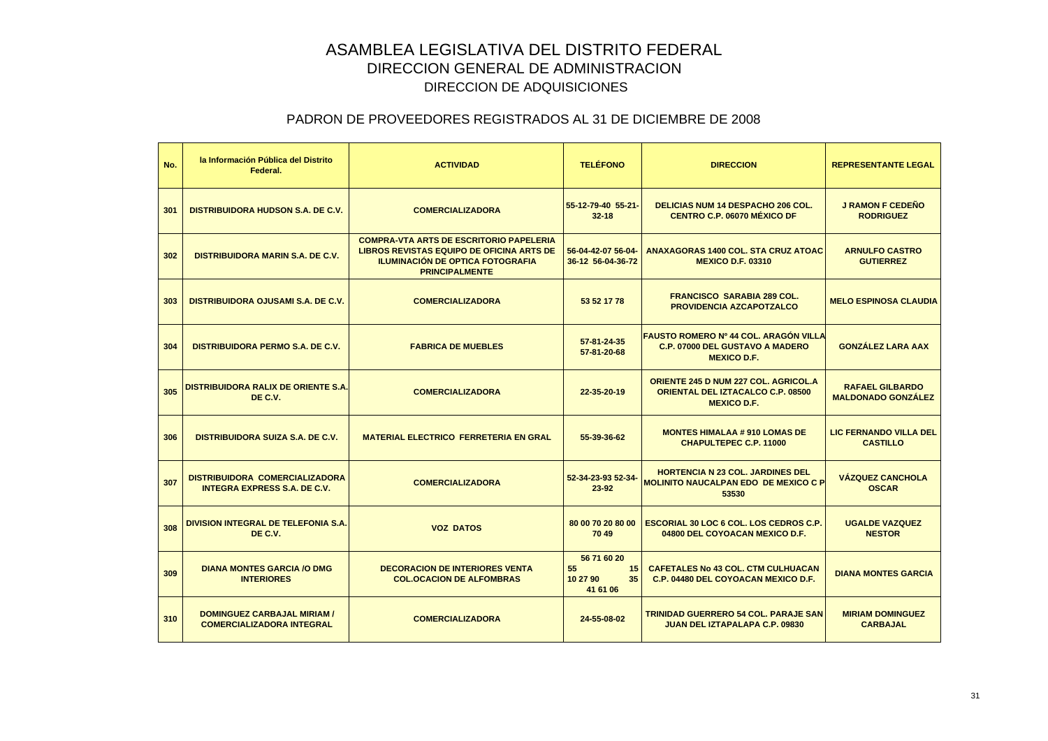# ASAMBLEA LEGISLATIVA DEL DISTRITO FEDERAL

## DIRECCION GENERAL DE ADMINISTRACION

### DIRECCION DE ADQUISICIONES

### PADRON DE PROVEEDORES REGISTRADOS AL 31 DE DICIEMBRE DE 2008

| No. | la Información Pública del Distrito Federal. | ACTIVIDAD | TELÉFONO | DIRECCION | REPRESENTANTE LEGAL |
|---|---|---|---|---|---|
| 301 | DISTRIBUIDORA HUDSON S.A. DE C.V. | COMERCIALIZADORA | 55-12-79-40 55-21-32-18 | DELICIAS NUM 14 DESPACHO 206 COL. CENTRO C.P. 06070 MÉXICO DF | J RAMON F CEDEÑO RODRIGUEZ |
| 302 | DISTRIBUIDORA MARIN S.A. DE C.V. | COMPRA-VTA ARTS DE ESCRITORIO PAPELERIA LIBROS REVISTAS EQUIPO DE OFICINA ARTS DE ILUMINACIÓN DE OPTICA FOTOGRAFIA PRINCIPALMENTE | 56-04-42-07 56-04-36-12 56-04-36-72 | ANAXAGORAS 1400 COL. STA CRUZ ATOAC MEXICO D.F. 03310 | ARNULFO CASTRO GUTIERREZ |
| 303 | DISTRIBUIDORA OJUSAMI S.A. DE C.V. | COMERCIALIZADORA | 53 52 17 78 | FRANCISCO SARABIA 289 COL. PROVIDENCIA AZCAPOTZALCO | MELO ESPINOSA CLAUDIA |
| 304 | DISTRIBUIDORA PERMO S.A. DE C.V. | FABRICA DE MUEBLES | 57-81-24-35 57-81-20-68 | FAUSTO ROMERO Nº 44 COL. ARAGÓN VILLA C.P. 07000 DEL GUSTAVO A MADERO MEXICO D.F. | GONZÁLEZ LARA AAX |
| 305 | DISTRIBUIDORA RALIX DE ORIENTE S.A. DE C.V. | COMERCIALIZADORA | 22-35-20-19 | ORIENTE 245 D NUM 227 COL. AGRICOL.A ORIENTAL DEL IZTACALCO C.P. 08500 MEXICO D.F. | RAFAEL GILBARDO MALDONADO GONZÁLEZ |
| 306 | DISTRIBUIDORA SUIZA S.A. DE C.V. | MATERIAL ELECTRICO FERRETERIA EN GRAL | 55-39-36-62 | MONTES HIMALAA # 910 LOMAS DE CHAPULTEPEC C.P. 11000 | LIC FERNANDO VILLA DEL CASTILLO |
| 307 | DISTRIBUIDORA COMERCIALIZADORA INTEGRA EXPRESS S.A. DE C.V. | COMERCIALIZADORA | 52-34-23-93 52-34-23-92 | HORTENCIA N 23 COL. JARDINES DEL MOLINITO NAUCALPAN EDO DE MEXICO C P 53530 | VÁZQUEZ CANCHOLA OSCAR |
| 308 | DIVISION INTEGRAL DE TELEFONIA S.A. DE C.V. | VOZ DATOS | 80 00 70 20 80 00 70 49 | ESCORIAL 30 LOC 6 COL. LOS CEDROS C.P. 04800 DEL COYOACAN MEXICO D.F. | UGALDE VAZQUEZ NESTOR |
| 309 | DIANA MONTES GARCIA /O DMG INTERIORES | DECORACION DE INTERIORES VENTA COL.OCACION DE ALFOMBRAS | 56 71 60 20 55 15 10 27 90 35 41 61 06 | CAFETALES No 43 COL. CTM CULHUACAN C.P. 04480 DEL COYOACAN MEXICO D.F. | DIANA MONTES GARCIA |
| 310 | DOMINGUEZ CARBAJAL MIRIAM / COMERCIALIZADORA INTEGRAL | COMERCIALIZADORA | 24-55-08-02 | TRINIDAD GUERRERO 54 COL. PARAJE SAN JUAN DEL IZTAPALAPA C.P. 09830 | MIRIAM DOMINGUEZ CARBAJAL |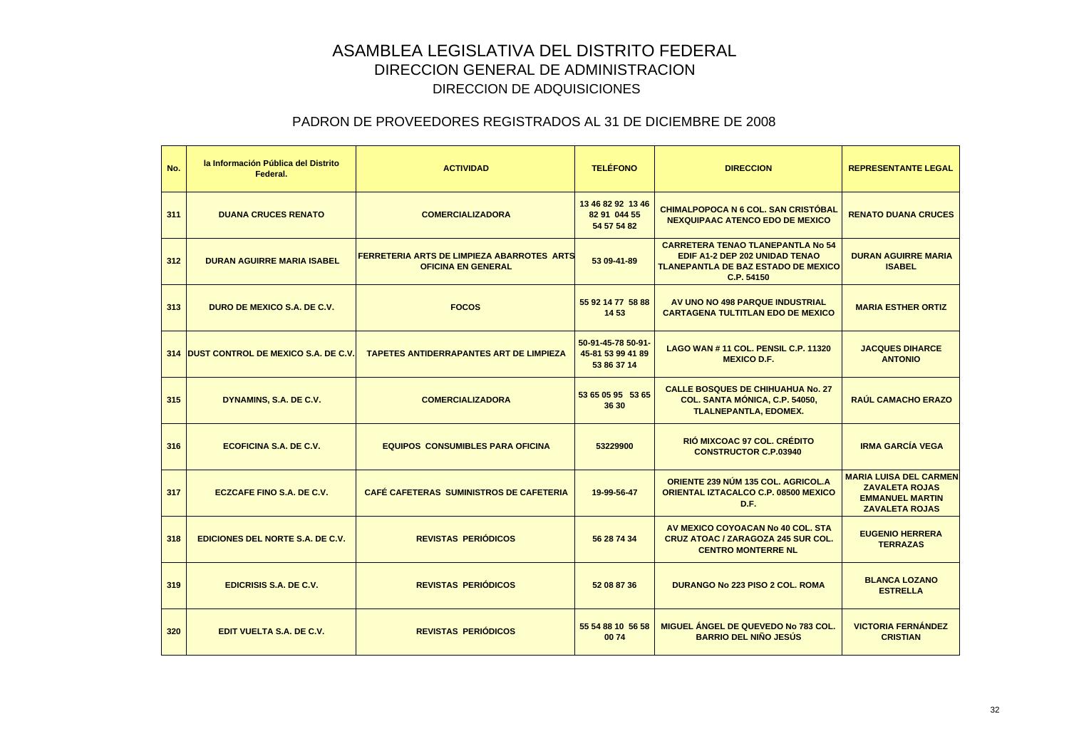# ASAMBLEA LEGISLATIVA DEL DISTRITO FEDERAL
## DIRECCION GENERAL DE ADMINISTRACION
### DIRECCION DE ADQUISICIONES

### PADRON DE PROVEEDORES REGISTRADOS AL 31 DE DICIEMBRE DE 2008

| No. | la Información Pública del Distrito Federal. | ACTIVIDAD | TELÉFONO | DIRECCION | REPRESENTANTE LEGAL |
|---|---|---|---|---|---|
| 311 | DUANA CRUCES RENATO | COMERCIALIZADORA | 13 46 82 92 13 46 82 91 044 55 54 57 54 82 | CHIMALPOPOCA N 6 COL. SAN CRISTÓBAL NEXQUIPAAC ATENCO EDO DE MEXICO | RENATO DUANA CRUCES |
| 312 | DURAN AGUIRRE MARIA ISABEL | FERRETERIA ARTS DE LIMPIEZA ABARROTES ARTS OFICINA EN GENERAL | 53 09-41-89 | CARRETERA TENAO TLANEPANTLA No 54 EDIF A1-2 DEP 202 UNIDAD TENAO TLANEPANTLA DE BAZ ESTADO DE MEXICO C.P. 54150 | DURAN AGUIRRE MARIA ISABEL |
| 313 | DURO DE MEXICO S.A. DE C.V. | FOCOS | 55 92 14 77 58 88 14 53 | AV UNO NO 498 PARQUE INDUSTRIAL CARTAGENA TULTITLAN EDO DE MEXICO | MARIA ESTHER ORTIZ |
| 314 | DUST CONTROL DE MEXICO S.A. DE C.V. | TAPETES ANTIDERRAPANTES ART DE LIMPIEZA | 50-91-45-78 50-91-45-81 53 99 41 89 53 86 37 14 | LAGO WAN # 11 COL. PENSIL C.P. 11320 MEXICO D.F. | JACQUES DIHARCE ANTONIO |
| 315 | DYNAMINS, S.A. DE C.V. | COMERCIALIZADORA | 53 65 05 95 53 65 36 30 | CALLE BOSQUES DE CHIHUAHUA No. 27 COL. SANTA MÓNICA, C.P. 54050, TLALNEPANTLA, EDOMEX. | RAÚL CAMACHO ERAZO |
| 316 | ECOFICINA S.A. DE C.V. | EQUIPOS CONSUMIBLES PARA OFICINA | 53229900 | RIÓ MIXCOAC 97 COL. CRÉDITO CONSTRUCTOR C.P.03940 | IRMA GARCÍA VEGA |
| 317 | ECZCAFE FINO S.A. DE C.V. | CAFÉ CAFETERAS SUMINISTROS DE CAFETERIA | 19-99-56-47 | ORIENTE 239 NÚM 135 COL. AGRICOL.A ORIENTAL IZTACALCO C.P. 08500 MEXICO D.F. | MARIA LUISA DEL CARMEN ZAVALETA ROJAS EMMANUEL MARTIN ZAVALETA ROJAS |
| 318 | EDICIONES DEL NORTE S.A. DE C.V. | REVISTAS PERIÓDICOS | 56 28 74 34 | AV MEXICO COYOACAN No 40 COL. STA CRUZ ATOAC / ZARAGOZA 245 SUR COL. CENTRO MONTERRE NL | EUGENIO HERRERA TERRAZAS |
| 319 | EDICRISIS S.A. DE C.V. | REVISTAS PERIÓDICOS | 52 08 87 36 | DURANGO No 223 PISO 2 COL. ROMA | BLANCA LOZANO ESTRELLA |
| 320 | EDIT VUELTA S.A. DE C.V. | REVISTAS PERIÓDICOS | 55 54 88 10 56 58 00 74 | MIGUEL ÁNGEL DE QUEVEDO No 783 COL. BARRIO DEL NIÑO JESÚS | VICTORIA FERNÁNDEZ CRISTIAN |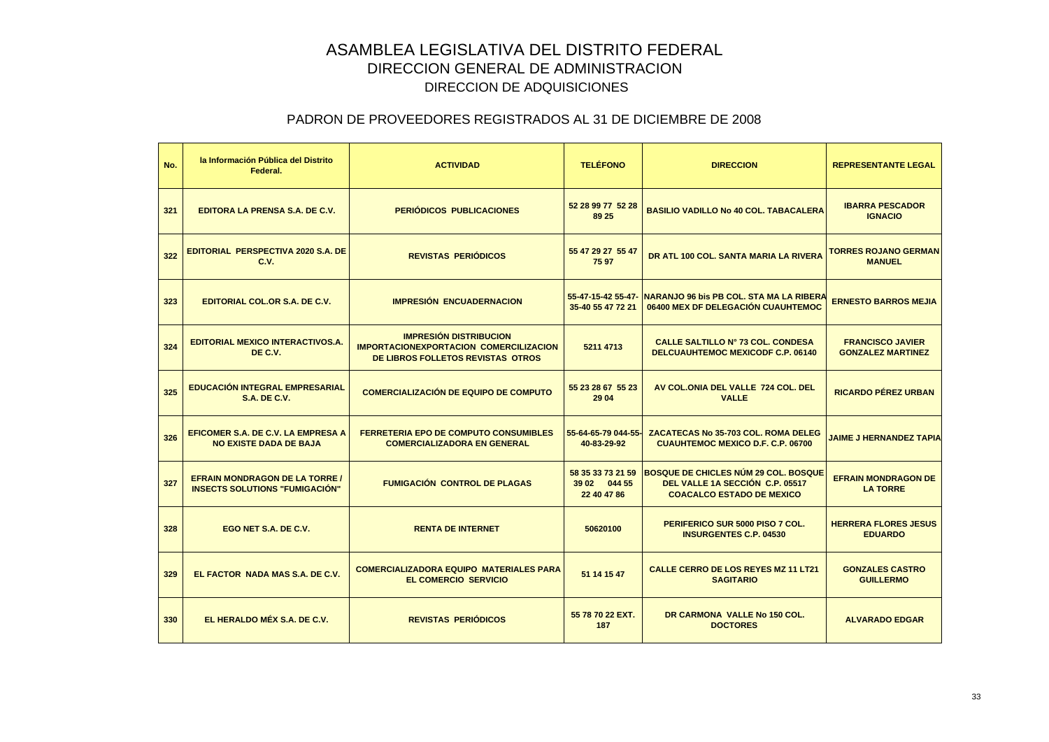# ASAMBLEA LEGISLATIVA DEL DISTRITO FEDERAL

## DIRECCION GENERAL DE ADMINISTRACION

### DIRECCION DE ADQUISICIONES

### PADRON DE PROVEEDORES REGISTRADOS AL 31 DE DICIEMBRE DE 2008

| No. | la Información Pública del Distrito Federal. | ACTIVIDAD | TELÉFONO | DIRECCION | REPRESENTANTE LEGAL |
|---|---|---|---|---|---|
| 321 | EDITORA LA PRENSA S.A. DE C.V. | PERIÓDICOS PUBLICACIONES | 52 28 99 77 52 28 89 25 | BASILIO VADILLO No 40 COL. TABACALERA | IBARRA PESCADOR IGNACIO |
| 322 | EDITORIAL PERSPECTIVA 2020 S.A. DE C.V. | REVISTAS PERIÓDICOS | 55 47 29 27 55 47 75 97 | DR ATL 100 COL. SANTA MARIA LA RIVERA | TORRES ROJANO GERMAN MANUEL |
| 323 | EDITORIAL COL.OR S.A. DE C.V. | IMPRESIÓN ENCUADERNACION | 55-47-15-42 55-47-35-40 55 47 72 21 | NARANJO 96 bis PB COL. STA MA LA RIBERA 06400 MEX DF DELEGACIÓN CUAUHTEMOC | ERNESTO BARROS MEJIA |
| 324 | EDITORIAL MEXICO INTERACTIVOS.A. DE C.V. | IMPRESIÓN DISTRIBUCION IMPORTACIONEXPORTACION COMERCILIZACION DE LIBROS FOLLETOS REVISTAS OTROS | 5211 4713 | CALLE SALTILLO N° 73 COL. CONDESA DELCUAUHTEMOC MEXICODF C.P. 06140 | FRANCISCO JAVIER GONZALEZ MARTINEZ |
| 325 | EDUCACIÓN INTEGRAL EMPRESARIAL S.A. DE C.V. | COMERCIALIZACIÓN DE EQUIPO DE COMPUTO | 55 23 28 67 55 23 29 04 | AV COL.ONIA DEL VALLE 724 COL. DEL VALLE | RICARDO PÉREZ URBAN |
| 326 | EFICOMER S.A. DE C.V. LA EMPRESA A NO EXISTE DADA DE BAJA | FERRETERIA EPO DE COMPUTO CONSUMIBLES COMERCIALIZADORA EN GENERAL | 55-64-65-79 044-55-40-83-29-92 | ZACATECAS No 35-703 COL. ROMA DELEG CUAUHTEMOC MEXICO D.F. C.P. 06700 | JAIME J HERNANDEZ TAPIA |
| 327 | EFRAIN MONDRAGON DE LA TORRE / INSECTS SOLUTIONS "FUMIGACIÓN" | FUMIGACIÓN CONTROL DE PLAGAS | 58 35 33 73 21 59 39 02 044 55 22 40 47 86 | BOSQUE DE CHICLES NÚM 29 COL. BOSQUE DEL VALLE 1A SECCIÓN C.P. 05517 COACALCO ESTADO DE MEXICO | EFRAIN MONDRAGON DE LA TORRE |
| 328 | EGO NET S.A. DE C.V. | RENTA DE INTERNET | 50620100 | PERIFERICO SUR 5000 PISO 7 COL. INSURGENTES C.P. 04530 | HERRERA FLORES JESUS EDUARDO |
| 329 | EL FACTOR NADA MAS S.A. DE C.V. | COMERCIALIZADORA EQUIPO MATERIALES PARA EL COMERCIO SERVICIO | 51 14 15 47 | CALLE CERRO DE LOS REYES MZ 11 LT21 SAGITARIO | GONZALES CASTRO GUILLERMO |
| 330 | EL HERALDO MÉX S.A. DE C.V. | REVISTAS PERIÓDICOS | 55 78 70 22 EXT. 187 | DR CARMONA VALLE No 150 COL. DOCTORES | ALVARADO EDGAR |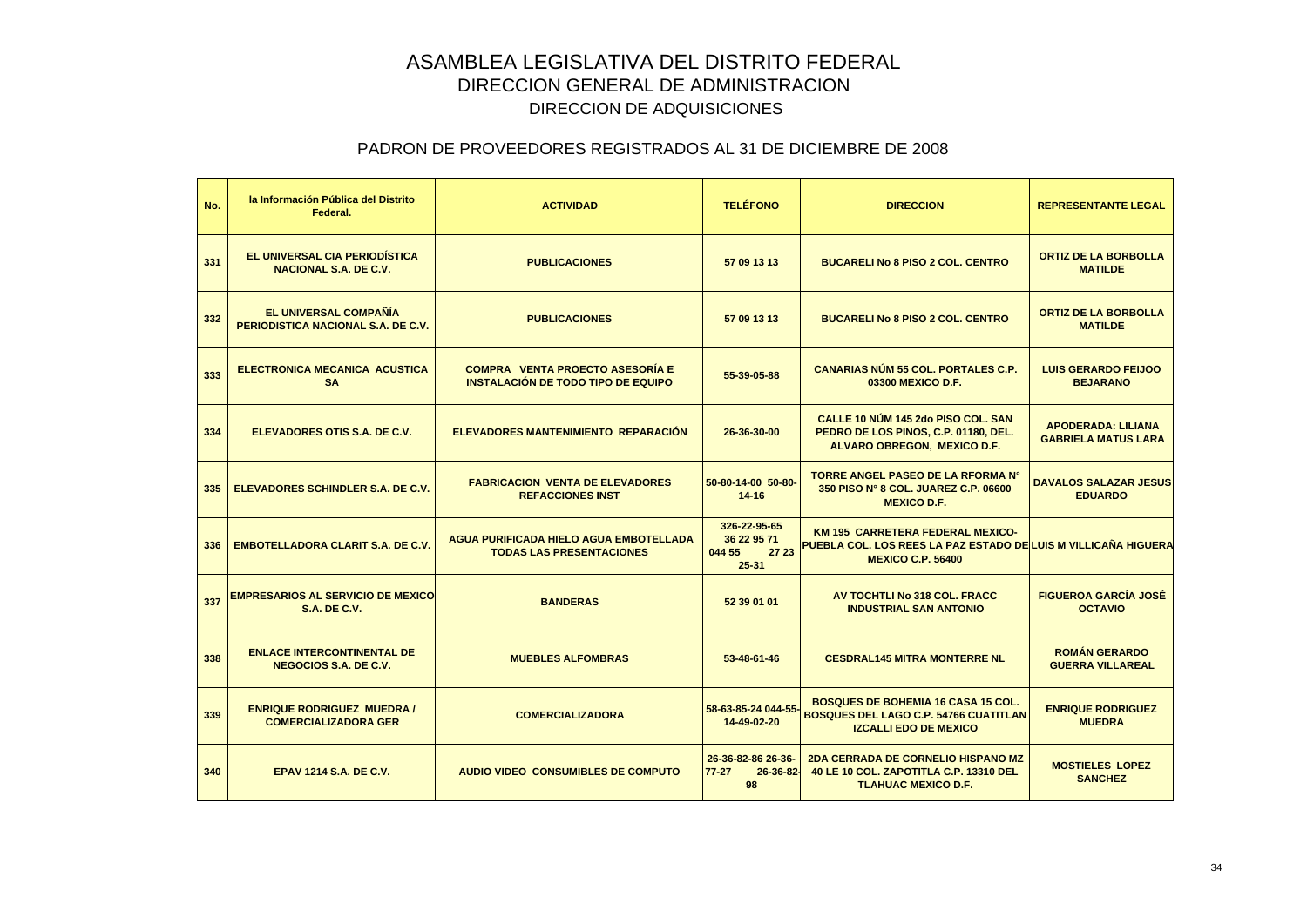# ASAMBLEA LEGISLATIVA DEL DISTRITO FEDERAL
## DIRECCION GENERAL DE ADMINISTRACION
### DIRECCION DE ADQUISICIONES

### PADRON DE PROVEEDORES REGISTRADOS AL 31 DE DICIEMBRE DE 2008

| No. | la Información Pública del Distrito Federal. | ACTIVIDAD | TELÉFONO | DIRECCION | REPRESENTANTE LEGAL |
|---|---|---|---|---|---|
| 331 | EL UNIVERSAL CIA PERIODÍSTICA NACIONAL S.A. DE C.V. | PUBLICACIONES | 57 09 13 13 | BUCARELI No 8 PISO 2 COL. CENTRO | ORTIZ DE LA BORBOLLA MATILDE |
| 332 | EL UNIVERSAL COMPAÑÍA PERIODISTICA NACIONAL S.A. DE C.V. | PUBLICACIONES | 57 09 13 13 | BUCARELI No 8 PISO 2 COL. CENTRO | ORTIZ DE LA BORBOLLA MATILDE |
| 333 | ELECTRONICA MECANICA ACUSTICA SA | COMPRA VENTA PROECTO ASESORÍA E INSTALACIÓN DE TODO TIPO DE EQUIPO | 55-39-05-88 | CANARIAS NÚM 55 COL. PORTALES C.P. 03300 MEXICO D.F. | LUIS GERARDO FEIJOO BEJARANO |
| 334 | ELEVADORES OTIS S.A. DE C.V. | ELEVADORES MANTENIMIENTO REPARACIÓN | 26-36-30-00 | CALLE 10 NÚM 145 2do PISO COL. SAN PEDRO DE LOS PINOS, C.P. 01180, DEL. ALVARO OBREGON, MEXICO D.F. | APODERADA: LILIANA GABRIELA MATUS LARA |
| 335 | ELEVADORES SCHINDLER S.A. DE C.V. | FABRICACION VENTA DE ELEVADORES REFACCIONES INST | 50-80-14-00 50-80-14-16 | TORRE ANGEL PASEO DE LA RFORMA N° 350 PISO N° 8 COL. JUAREZ C.P. 06600 MEXICO D.F. | DAVALOS SALAZAR JESUS EDUARDO |
| 336 | EMBOTELLADORA CLARIT S.A. DE C.V. | AGUA PURIFICADA HIELO AGUA EMBOTELLADA TODAS LAS PRESENTACIONES | 326-22-95-65 36 22 95 71 044 55 27 23 25-31 | KM 195 CARRETERA FEDERAL MEXICO-PUEBLA COL. LOS REES LA PAZ ESTADO DE MEXICO C.P. 56400 | LUIS M VILLICAÑA HIGUERA |
| 337 | EMPRESARIOS AL SERVICIO DE MEXICO S.A. DE C.V. | BANDERAS | 52 39 01 01 | AV TOCHTLI No 318 COL. FRACC INDUSTRIAL SAN ANTONIO | FIGUEROA GARCÍA JOSÉ OCTAVIO |
| 338 | ENLACE INTERCONTINENTAL DE NEGOCIOS S.A. DE C.V. | MUEBLES ALFOMBRAS | 53-48-61-46 | CESDRAL145 MITRA MONTERRE NL | ROMÁN GERARDO GUERRA VILLAREAL |
| 339 | ENRIQUE RODRIGUEZ MUEDRA / COMERCIALIZADORA GER | COMERCIALIZADORA | 58-63-85-24 044-55-14-49-02-20 | BOSQUES DE BOHEMIA 16 CASA 15 COL. BOSQUES DEL LAGO C.P. 54766 CUATITLAN IZCALLI EDO DE MEXICO | ENRIQUE RODRIGUEZ MUEDRA |
| 340 | EPAV 1214 S.A. DE C.V. | AUDIO VIDEO CONSUMIBLES DE COMPUTO | 26-36-82-86 26-36-77-27 26-36-82-98 | 2DA CERRADA DE CORNELIO HISPANO MZ 40 LE 10 COL. ZAPOTITLA C.P. 13310 DEL TLAHUAC MEXICO D.F. | MOSTIELES LOPEZ SANCHEZ |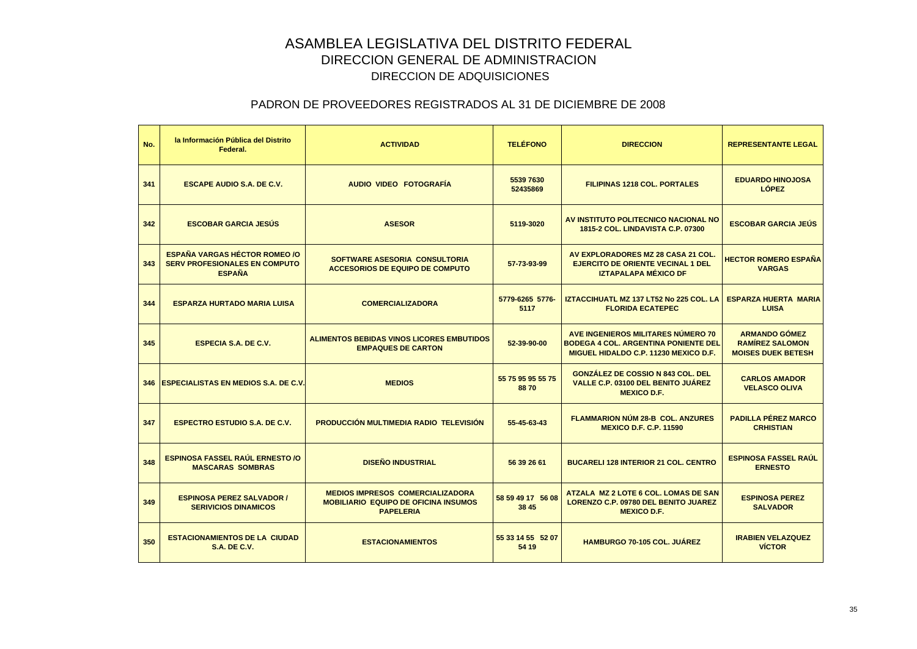# ASAMBLEA LEGISLATIVA DEL DISTRITO FEDERAL
## DIRECCION GENERAL DE ADMINISTRACION
### DIRECCION DE ADQUISICIONES

### PADRON DE PROVEEDORES REGISTRADOS AL 31 DE DICIEMBRE DE 2008

| No. | la Información Pública del Distrito Federal. | ACTIVIDAD | TELÉFONO | DIRECCION | REPRESENTANTE LEGAL |
|---|---|---|---|---|---|
| 341 | ESCAPE AUDIO S.A. DE C.V. | AUDIO VIDEO FOTOGRAFÍA | 5539 7630 52435869 | FILIPINAS 1218 COL. PORTALES | EDUARDO HINOJOSA LÓPEZ |
| 342 | ESCOBAR GARCIA JESÚS | ASESOR | 5119-3020 | AV INSTITUTO POLITECNICO NACIONAL NO 1815-2 COL. LINDAVISTA C.P. 07300 | ESCOBAR GARCIA JEÚS |
| 343 | ESPAÑA VARGAS HÉCTOR ROMEO /O SERV PROFESIONALES EN COMPUTO ESPAÑA | SOFTWARE ASESORIA CONSULTORIA ACCESORIOS DE EQUIPO DE COMPUTO | 57-73-93-99 | AV EXPLORADORES MZ 28 CASA 21 COL. EJERCITO DE ORIENTE VECINAL 1 DEL IZTAPALAPA MÉXICO DF | HECTOR ROMERO ESPAÑA VARGAS |
| 344 | ESPARZA HURTADO MARIA LUISA | COMERCIALIZADORA | 5779-6265 5776-5117 | IZTACCIHUATL MZ 137 LT52 No 225 COL. LA FLORIDA ECATEPEC | ESPARZA HUERTA MARIA LUISA |
| 345 | ESPECIA S.A. DE C.V. | ALIMENTOS BEBIDAS VINOS LICORES EMBUTIDOS EMPAQUES DE CARTON | 52-39-90-00 | AVE INGENIEROS MILITARES NÚMERO 70 BODEGA 4 COL. ARGENTINA PONIENTE DEL MIGUEL HIDALDO C.P. 11230 MEXICO D.F. | ARMANDO GÓMEZ RAMÍREZ SALOMON MOISES DUEK BETESH |
| 346 | ESPECIALISTAS EN MEDIOS S.A. DE C.V. | MEDIOS | 55 75 95 95 55 75 88 70 | GONZÁLEZ DE COSSIO N 843 COL. DEL VALLE C.P. 03100 DEL BENITO JUÁREZ MEXICO D.F. | CARLOS AMADOR VELASCO OLIVA |
| 347 | ESPECTRO ESTUDIO S.A. DE C.V. | PRODUCCIÓN MULTIMEDIA RADIO TELEVISIÓN | 55-45-63-43 | FLAMMARION NÚM 28-B COL. ANZURES MEXICO D.F. C.P. 11590 | PADILLA PÉREZ MARCO CRHISTIAN |
| 348 | ESPINOSA FASSEL RAÚL ERNESTO /O MASCARAS SOMBRAS | DISEÑO INDUSTRIAL | 56 39 26 61 | BUCARELI 128 INTERIOR 21 COL. CENTRO | ESPINOSA FASSEL RAÚL ERNESTO |
| 349 | ESPINOSA PEREZ SALVADOR / SERIVICIOS DINAMICOS | MEDIOS IMPRESOS COMERCIALIZADORA MOBILIARIO EQUIPO DE OFICINA INSUMOS PAPELERIA | 58 59 49 17 56 08 38 45 | ATZALA MZ 2 LOTE 6 COL. LOMAS DE SAN LORENZO C.P. 09780 DEL BENITO JUAREZ MEXICO D.F. | ESPINOSA PEREZ SALVADOR |
| 350 | ESTACIONAMIENTOS DE LA CIUDAD S.A. DE C.V. | ESTACIONAMIENTOS | 55 33 14 55 52 07 54 19 | HAMBURGO 70-105 COL. JUÁREZ | IRABIEN VELAZQUEZ VÍCTOR |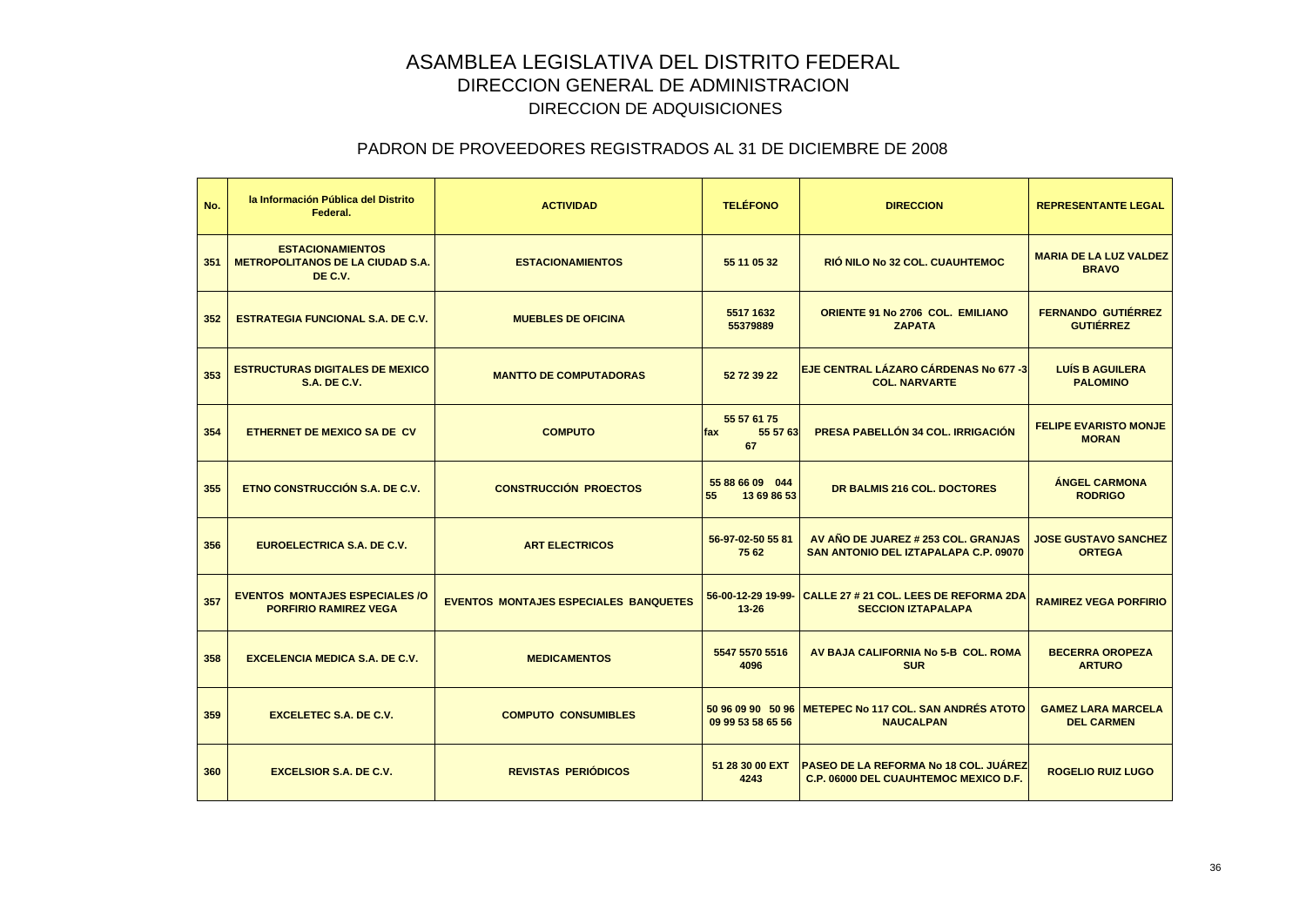# ASAMBLEA LEGISLATIVA DEL DISTRITO FEDERAL
## DIRECCION GENERAL DE ADMINISTRACION
### DIRECCION DE ADQUISICIONES

### PADRON DE PROVEEDORES REGISTRADOS AL 31 DE DICIEMBRE DE 2008

| No. | la Información Pública del Distrito Federal. | ACTIVIDAD | TELÉFONO | DIRECCION | REPRESENTANTE LEGAL |
|---|---|---|---|---|---|
| 351 | ESTACIONAMIENTOS METROPOLITANOS DE LA CIUDAD S.A. DE C.V. | ESTACIONAMIENTOS | 55 11 05 32 | RIÓ NILO No 32 COL. CUAUHTEMOC | MARIA DE LA LUZ VALDEZ BRAVO |
| 352 | ESTRATEGIA FUNCIONAL S.A. DE C.V. | MUEBLES DE OFICINA | 5517 1632 55379889 | ORIENTE 91 No 2706 COL. EMILIANO ZAPATA | FERNANDO GUTIÉRREZ GUTIÉRREZ |
| 353 | ESTRUCTURAS DIGITALES DE MEXICO S.A. DE C.V. | MANTTO DE COMPUTADORAS | 52 72 39 22 | EJE CENTRAL LÁZARO CÁRDENAS No 677 -3 COL. NARVARTE | LUÍS B AGUILERA PALOMINO |
| 354 | ETHERNET DE MEXICO SA DE CV | COMPUTO | 55 57 61 75 fax 55 57 63 67 | PRESA PABELLÓN 34 COL. IRRIGACIÓN | FELIPE EVARISTO MONJE MORAN |
| 355 | ETNO CONSTRUCCIÓN S.A. DE C.V. | CONSTRUCCIÓN PROECTOS | 55 88 66 09 044 55 13 69 86 53 | DR BALMIS 216 COL. DOCTORES | ÁNGEL CARMONA RODRIGO |
| 356 | EUROELECTRICA S.A. DE C.V. | ART ELECTRICOS | 56-97-02-50 55 81 75 62 | AV AÑO DE JUAREZ # 253 COL. GRANJAS SAN ANTONIO DEL IZTAPALAPA C.P. 09070 | JOSE GUSTAVO SANCHEZ ORTEGA |
| 357 | EVENTOS MONTAJES ESPECIALES /O PORFIRIO RAMIREZ VEGA | EVENTOS MONTAJES ESPECIALES BANQUETES | 56-00-12-29 19-99-13-26 | CALLE 27 # 21 COL. LEES DE REFORMA 2DA SECCION IZTAPALAPA | RAMIREZ VEGA PORFIRIO |
| 358 | EXCELENCIA MEDICA S.A. DE C.V. | MEDICAMENTOS | 5547 5570 5516 4096 | AV BAJA CALIFORNIA No 5-B COL. ROMA SUR | BECERRA OROPEZA ARTURO |
| 359 | EXCELETEC S.A. DE C.V. | COMPUTO CONSUMIBLES | 50 96 09 90 50 96 09 99 53 58 65 56 | METEPEC No 117 COL. SAN ANDRÉS ATOTO NAUCALPAN | GAMEZ LARA MARCELA DEL CARMEN |
| 360 | EXCELSIOR S.A. DE C.V. | REVISTAS PERIÓDICOS | 51 28 30 00 EXT 4243 | PASEO DE LA REFORMA No 18 COL. JUÁREZ C.P. 06000 DEL CUAUHTEMOC MEXICO D.F. | ROGELIO RUIZ LUGO |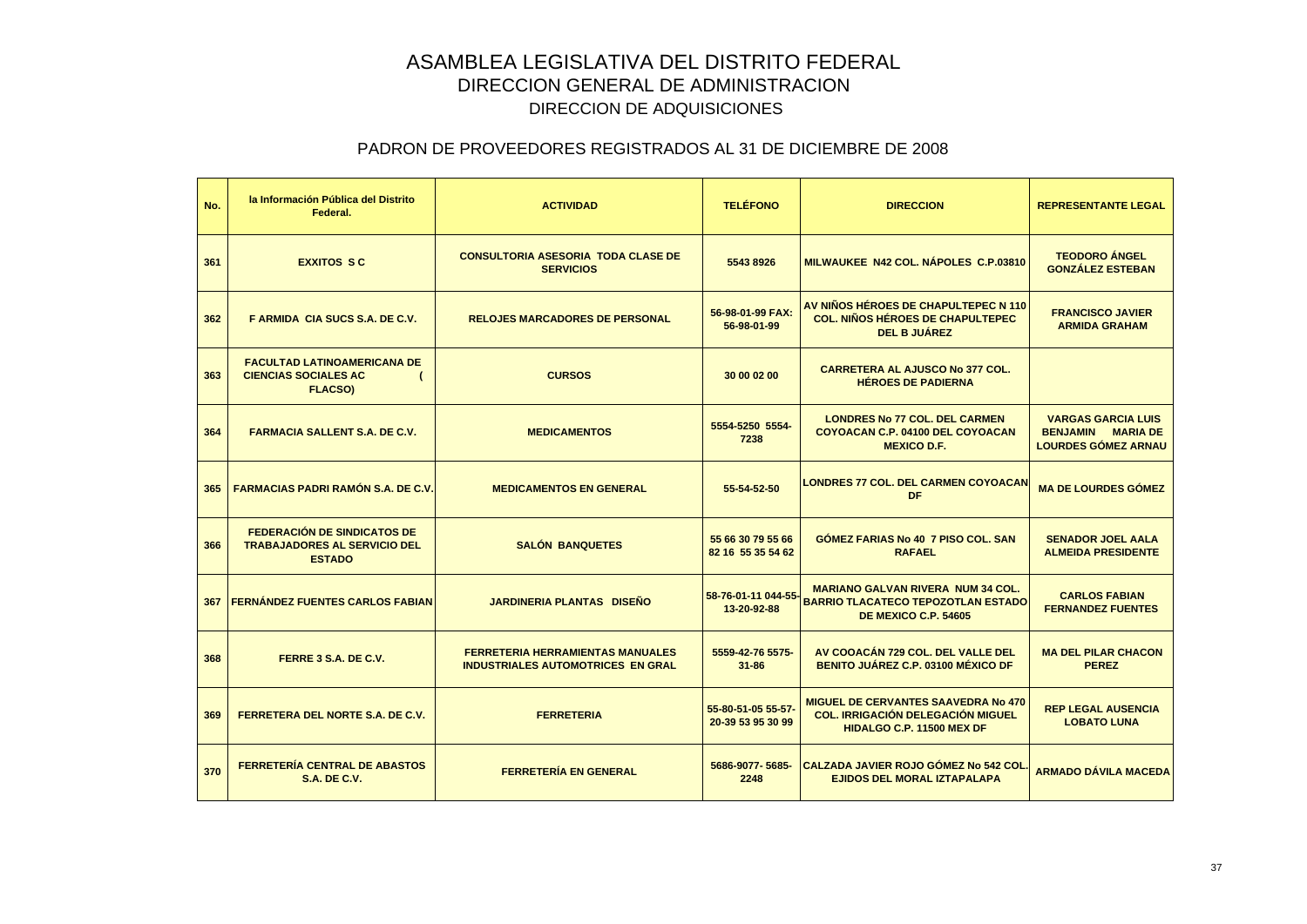# ASAMBLEA LEGISLATIVA DEL DISTRITO FEDERAL

## DIRECCION GENERAL DE ADMINISTRACION

### DIRECCION DE ADQUISICIONES

### PADRON DE PROVEEDORES REGISTRADOS AL 31 DE DICIEMBRE DE 2008

| No. | la Información Pública del Distrito Federal. | ACTIVIDAD | TELÉFONO | DIRECCION | REPRESENTANTE LEGAL |
|---|---|---|---|---|---|
| 361 | EXXITOS S C | CONSULTORIA ASESORIA TODA CLASE DE SERVICIOS | 5543 8926 | MILWAUKEE N42 COL. NÁPOLES C.P.03810 | TEODORO ÁNGEL GONZÁLEZ ESTEBAN |
| 362 | F ARMIDA CIA SUCS S.A. DE C.V. | RELOJES MARCADORES DE PERSONAL | 56-98-01-99 FAX: 56-98-01-99 | AV NIÑOS HÉROES DE CHAPULTEPEC N 110 COL. NIÑOS HÉROES DE CHAPULTEPEC DEL B JUÁREZ | FRANCISCO JAVIER ARMIDA GRAHAM |
| 363 | FACULTAD LATINOAMERICANA DE CIENCIAS SOCIALES AC ( FLACSO) | CURSOS | 30 00 02 00 | CARRETERA AL AJUSCO No 377 COL. HÉROES DE PADIERNA | |
| 364 | FARMACIA SALLENT S.A. DE C.V. | MEDICAMENTOS | 5554-5250 5554-7238 | LONDRES No 77 COL. DEL CARMEN COYOACAN C.P. 04100 DEL COYOACAN MEXICO D.F. | VARGAS GARCIA LUIS BENJAMIN MARIA DE LOURDES GÓMEZ ARNAU |
| 365 | FARMACIAS PADRI RAMÓN S.A. DE C.V. | MEDICAMENTOS EN GENERAL | 55-54-52-50 | LONDRES 77 COL. DEL CARMEN COYOACAN DF | MA DE LOURDES GÓMEZ |
| 366 | FEDERACIÓN DE SINDICATOS DE TRABAJADORES AL SERVICIO DEL ESTADO | SALÓN BANQUETES | 55 66 30 79 55 66 82 16 55 35 54 62 | GÓMEZ FARIAS No 40 7 PISO COL. SAN RAFAEL | SENADOR JOEL AALA ALMEIDA PRESIDENTE |
| 367 | FERNÁNDEZ FUENTES CARLOS FABIAN | JARDINERIA PLANTAS DISEÑO | 58-76-01-11 044-55-13-20-92-88 | MARIANO GALVAN RIVERA NUM 34 COL. BARRIO TLACATECO TEPOZOTLAN ESTADO DE MEXICO C.P. 54605 | CARLOS FABIAN FERNANDEZ FUENTES |
| 368 | FERRE 3 S.A. DE C.V. | FERRETERIA HERRAMIENTAS MANUALES INDUSTRIALES AUTOMOTRICES EN GRAL | 5559-42-76 5575-31-86 | AV COOACÁN 729 COL. DEL VALLE DEL BENITO JUÁREZ C.P. 03100 MÉXICO DF | MA DEL PILAR CHACON PEREZ |
| 369 | FERRETERA DEL NORTE S.A. DE C.V. | FERRETERIA | 55-80-51-05 55-57-20-39 53 95 30 99 | MIGUEL DE CERVANTES SAAVEDRA No 470 COL. IRRIGACIÓN DELEGACIÓN MIGUEL HIDALGO C.P. 11500 MEX DF | REP LEGAL AUSENCIA LOBATO LUNA |
| 370 | FERRETERÍA CENTRAL DE ABASTOS S.A. DE C.V. | FERRETERÍA EN GENERAL | 5686-9077- 5685-2248 | CALZADA JAVIER ROJO GÓMEZ No 542 COL. EJIDOS DEL MORAL IZTAPALAPA | ARMADO DÁVILA MACEDA |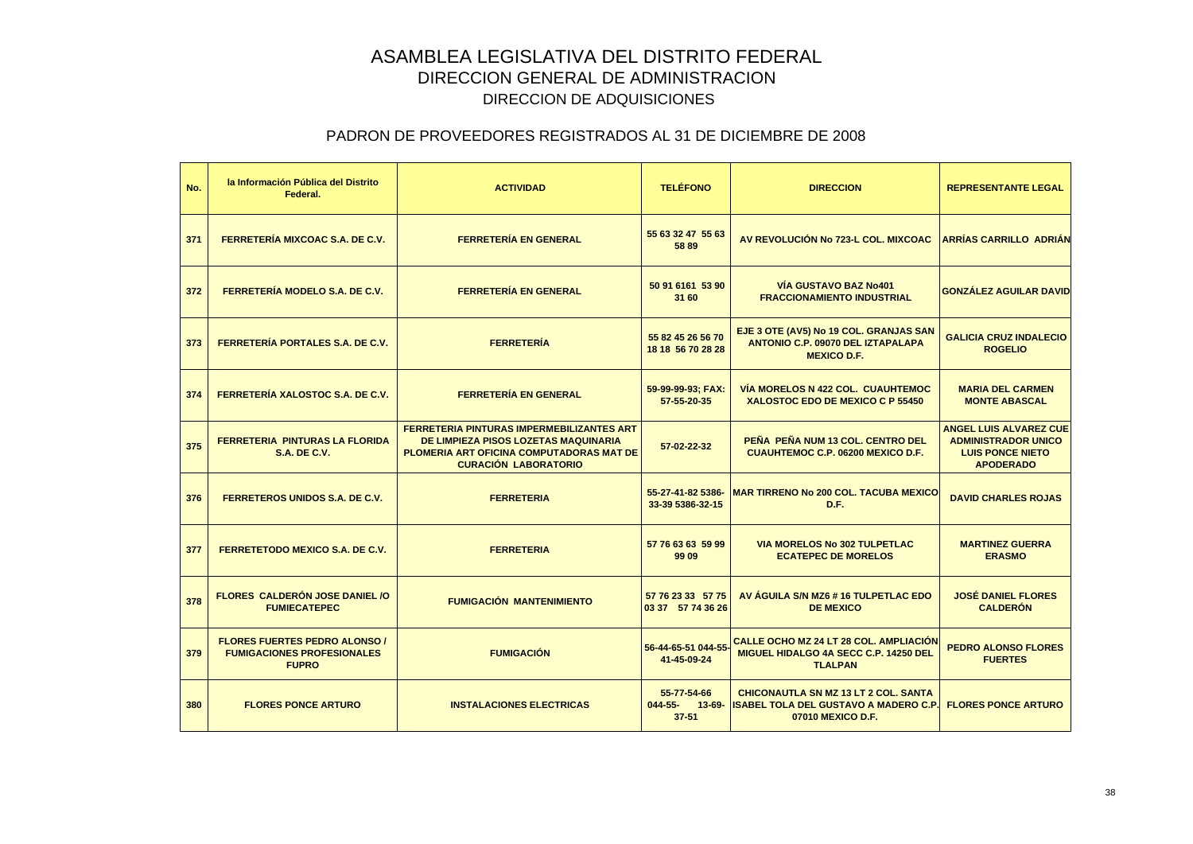# ASAMBLEA LEGISLATIVA DEL DISTRITO FEDERAL

## DIRECCION GENERAL DE ADMINISTRACION

### DIRECCION DE ADQUISICIONES

### PADRON DE PROVEEDORES REGISTRADOS AL 31 DE DICIEMBRE DE 2008

| No. | la Información Pública del Distrito Federal. | ACTIVIDAD | TELÉFONO | DIRECCION | REPRESENTANTE LEGAL |
|---|---|---|---|---|---|
| 371 | FERRETERÍA MIXCOAC S.A. DE C.V. | FERRETERÍA EN GENERAL | 55 63 32 47 55 63 58 89 | AV REVOLUCIÓN No 723-L COL. MIXCOAC | ARRÍAS CARRILLO ADRIÁN |
| 372 | FERRETERÍA MODELO S.A. DE C.V. | FERRETERÍA EN GENERAL | 50 91 6161 53 90 31 60 | VÍA GUSTAVO BAZ No401 FRACCIONAMIENTO INDUSTRIAL | GONZÁLEZ AGUILAR DAVID |
| 373 | FERRETERÍA PORTALES S.A. DE C.V. | FERRETERÍA | 55 82 45 26 56 70 18 18 56 70 28 28 | EJE 3 OTE (AV5) No 19 COL. GRANJAS SAN ANTONIO C.P. 09070 DEL IZTAPALAPA MEXICO D.F. | GALICIA CRUZ INDALECIO ROGELIO |
| 374 | FERRETERÍA XALOSTOC S.A. DE C.V. | FERRETERÍA EN GENERAL | 59-99-99-93; FAX: 57-55-20-35 | VÍA MORELOS N 422 COL. CUAUHTEMOC XALOSTOC EDO DE MEXICO C P 55450 | MARIA DEL CARMEN MONTE ABASCAL |
| 375 | FERRETERIA PINTURAS LA FLORIDA S.A. DE C.V. | FERRETERIA PINTURAS IMPERMEBILIZANTES ART DE LIMPIEZA PISOS LOZETAS MAQUINARIA PLOMERIA ART OFICINA COMPUTADORAS MAT DE CURACIÓN LABORATORIO | 57-02-22-32 | PEÑA PEÑA NUM 13 COL. CENTRO DEL CUAUHTEMOC C.P. 06200 MEXICO D.F. | ANGEL LUIS ALVAREZ CUE ADMINISTRADOR UNICO LUIS PONCE NIETO APODERADO |
| 376 | FERRETEROS UNIDOS S.A. DE C.V. | FERRETERIA | 55-27-41-82 5386-33-39 5386-32-15 | MAR TIRRENO No 200 COL. TACUBA MEXICO D.F. | DAVID CHARLES ROJAS |
| 377 | FERRETETODO MEXICO S.A. DE C.V. | FERRETERIA | 57 76 63 63 59 99 99 09 | VIA MORELOS No 302 TULPETLAC ECATEPEC DE MORELOS | MARTINEZ GUERRA ERASMO |
| 378 | FLORES CALDERÓN JOSE DANIEL /O FUMIECATEPEC | FUMIGACIÓN MANTENIMIENTO | 57 76 23 33 57 75 03 37 57 74 36 26 | AV ÁGUILA S/N MZ6 # 16 TULPETLAC EDO DE MEXICO | JOSÉ DANIEL FLORES CALDERÓN |
| 379 | FLORES FUERTES PEDRO ALONSO / FUMIGACIONES PROFESIONALES FUPRO | FUMIGACIÓN | 56-44-65-51 044-55-41-45-09-24 | CALLE OCHO MZ 24 LT 28 COL. AMPLIACIÓN MIGUEL HIDALGO 4A SECC C.P. 14250 DEL TLALPAN | PEDRO ALONSO FLORES FUERTES |
| 380 | FLORES PONCE ARTURO | INSTALACIONES ELECTRICAS | 55-77-54-66 044-55- 13-69-37-51 | CHICONAUTLA SN MZ 13 LT 2 COL. SANTA ISABEL TOLA DEL GUSTAVO A MADERO C.P. 07010 MEXICO D.F. | FLORES PONCE ARTURO |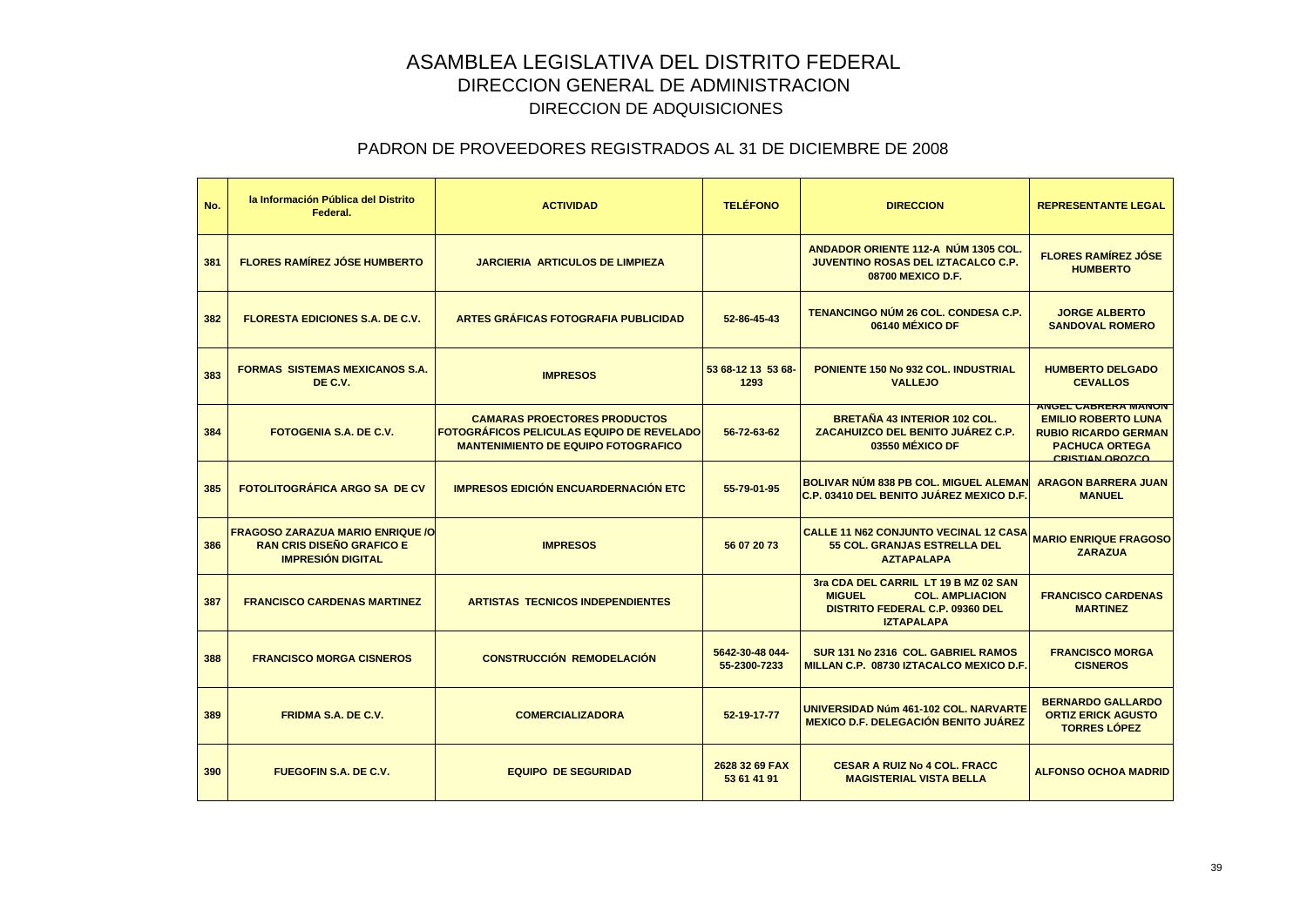# ASAMBLEA LEGISLATIVA DEL DISTRITO FEDERAL

## DIRECCION GENERAL DE ADMINISTRACION

## DIRECCION DE ADQUISICIONES

### PADRON DE PROVEEDORES REGISTRADOS AL 31 DE DICIEMBRE DE 2008

| No. | la Información Pública del Distrito Federal. | ACTIVIDAD | TELÉFONO | DIRECCION | REPRESENTANTE LEGAL |
|---|---|---|---|---|---|
| 381 | FLORES RAMÍREZ JÓSE HUMBERTO | JARCIERIA ARTICULOS DE LIMPIEZA | | ANDADOR ORIENTE 112-A NÚM 1305 COL. JUVENTINO ROSAS DEL IZTACALCO C.P. 08700 MEXICO D.F. | FLORES RAMÍREZ JÓSE HUMBERTO |
| 382 | FLORESTA EDICIONES S.A. DE C.V. | ARTES GRÁFICAS FOTOGRAFIA PUBLICIDAD | 52-86-45-43 | TENANCINGO NÚM 26 COL. CONDESA C.P. 06140 MÉXICO DF | JORGE ALBERTO SANDOVAL ROMERO |
| 383 | FORMAS SISTEMAS MEXICANOS S.A. DE C.V. | IMPRESOS | 53 68-12 13 53 68-1293 | PONIENTE 150 No 932 COL. INDUSTRIAL VALLEJO | HUMBERTO DELGADO CEVALLOS |
| 384 | FOTOGENIA S.A. DE C.V. | CAMARAS PROECTORES PRODUCTOS FOTOGRÁFICOS PELICULAS EQUIPO DE REVELADO MANTENIMIENTO DE EQUIPO FOTOGRAFICO | 56-72-63-62 | BRETAÑA 43 INTERIOR 102 COL. ZACAHUIZCO DEL BENITO JUÁREZ C.P. 03550 MÉXICO DF | ANGEL CABRERA MANON EMILIO ROBERTO LUNA RUBIO RICARDO GERMAN PACHUCA ORTEGA CRISTIAN OROZCO |
| 385 | FOTOLITOGRÁFICA ARGO SA DE CV | IMPRESOS EDICIÓN ENCUARDERNACIÓN ETC | 55-79-01-95 | BOLIVAR NÚM 838 PB COL. MIGUEL ALEMAN C.P. 03410 DEL BENITO JUÁREZ MEXICO D.F. | ARAGON BARRERA JUAN MANUEL |
| 386 | FRAGOSO ZARAZUA MARIO ENRIQUE /O RAN CRIS DISEÑO GRAFICO E IMPRESIÓN DIGITAL | IMPRESOS | 56 07 20 73 | CALLE 11 N62 CONJUNTO VECINAL 12 CASA 55 COL. GRANJAS ESTRELLA DEL AZTAPALAPA | MARIO ENRIQUE FRAGOSO ZARAZUA |
| 387 | FRANCISCO CARDENAS MARTINEZ | ARTISTAS TECNICOS INDEPENDIENTES | | 3ra CDA DEL CARRIL LT 19 B MZ 02 SAN MIGUEL COL. AMPLIACION DISTRITO FEDERAL C.P. 09360 DEL IZTAPALAPA | FRANCISCO CARDENAS MARTINEZ |
| 388 | FRANCISCO MORGA CISNEROS | CONSTRUCCIÓN REMODELACIÓN | 5642-30-48 044-55-2300-7233 | SUR 131 No 2316 COL. GABRIEL RAMOS MILLAN C.P. 08730 IZTACALCO MEXICO D.F. | FRANCISCO MORGA CISNEROS |
| 389 | FRIDMA S.A. DE C.V. | COMERCIALIZADORA | 52-19-17-77 | UNIVERSIDAD Núm 461-102 COL. NARVARTE MEXICO D.F. DELEGACIÓN BENITO JUÁREZ | BERNARDO GALLARDO ORTIZ ERICK AGUSTO TORRES LÓPEZ |
| 390 | FUEGOFIN S.A. DE C.V. | EQUIPO DE SEGURIDAD | 2628 32 69 FAX 53 61 41 91 | CESAR A RUIZ No 4 COL. FRACC MAGISTERIAL VISTA BELLA | ALFONSO OCHOA MADRID |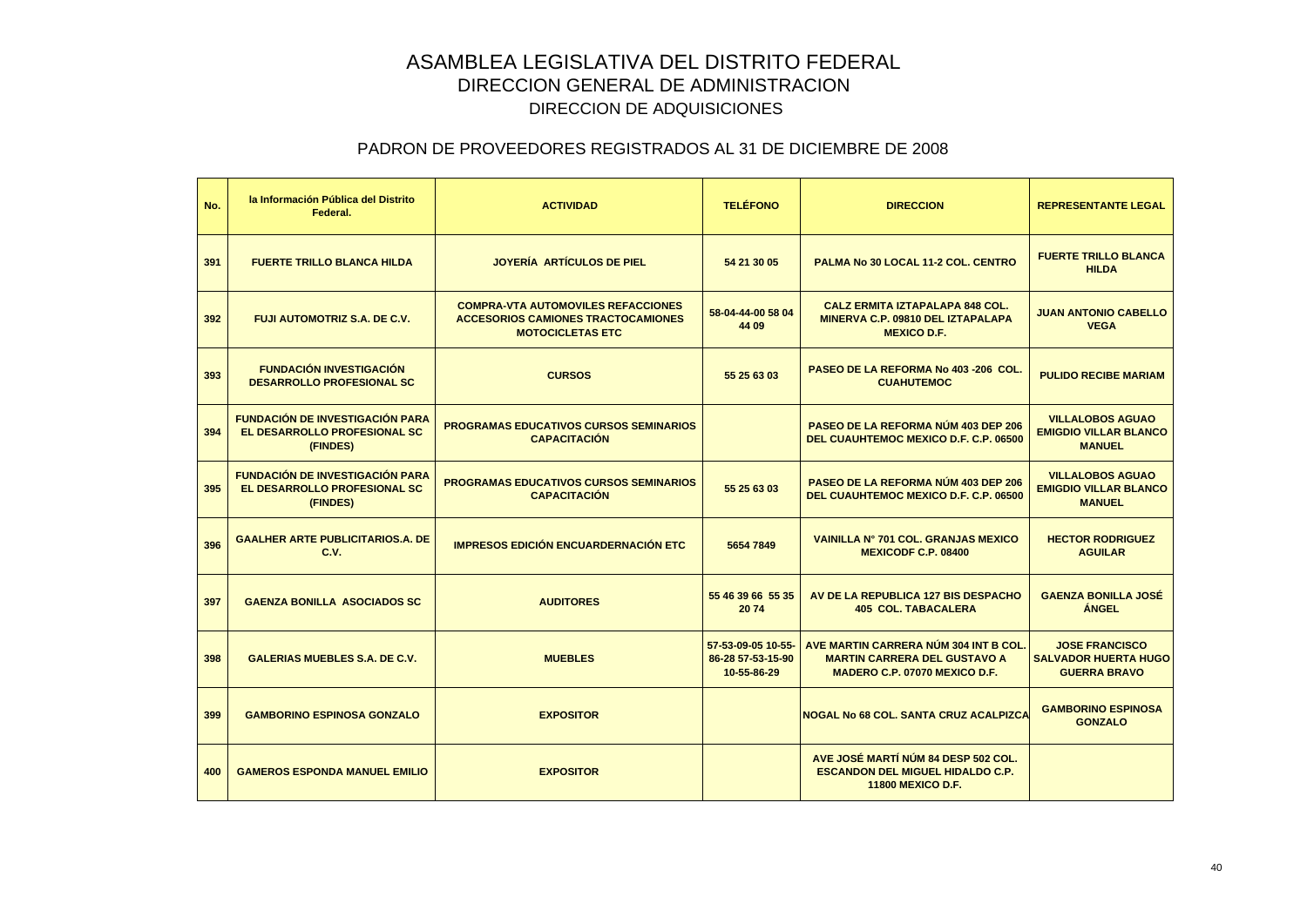# ASAMBLEA LEGISLATIVA DEL DISTRITO FEDERAL
## DIRECCION GENERAL DE ADMINISTRACION
### DIRECCION DE ADQUISICIONES

### PADRON DE PROVEEDORES REGISTRADOS AL 31 DE DICIEMBRE DE 2008

| No. | la Información Pública del Distrito Federal. | ACTIVIDAD | TELÉFONO | DIRECCION | REPRESENTANTE LEGAL |
|---|---|---|---|---|---|
| 391 | FUERTE TRILLO BLANCA HILDA | JOYERÍA ARTÍCULOS DE PIEL | 54 21 30 05 | PALMA No 30 LOCAL 11-2 COL. CENTRO | FUERTE TRILLO BLANCA HILDA |
| 392 | FUJI AUTOMOTRIZ S.A. DE C.V. | COMPRA-VTA AUTOMOVILES REFACCIONES ACCESORIOS CAMIONES TRACTOCAMIONES MOTOCICLETAS ETC | 58-04-44-00 58 04 44 09 | CALZ ERMITA IZTAPALAPA 848 COL. MINERVA C.P. 09810 DEL IZTAPALAPA MEXICO D.F. | JUAN ANTONIO CABELLO VEGA |
| 393 | FUNDACIÓN INVESTIGACIÓN DESARROLLO PROFESIONAL SC | CURSOS | 55 25 63 03 | PASEO DE LA REFORMA No 403 -206 COL. CUAHUTEMOC | PULIDO RECIBE MARIAM |
| 394 | FUNDACIÓN DE INVESTIGACIÓN PARA EL DESARROLLO PROFESIONAL SC (FINDES) | PROGRAMAS EDUCATIVOS CURSOS SEMINARIOS CAPACITACIÓN | | PASEO DE LA REFORMA NÚM 403 DEP 206 DEL CUAUHTEMOC MEXICO D.F. C.P. 06500 | VILLALOBOS AGUAO EMIGDIO VILLAR BLANCO MANUEL |
| 395 | FUNDACIÓN DE INVESTIGACIÓN PARA EL DESARROLLO PROFESIONAL SC (FINDES) | PROGRAMAS EDUCATIVOS CURSOS SEMINARIOS CAPACITACIÓN | 55 25 63 03 | PASEO DE LA REFORMA NÚM 403 DEP 206 DEL CUAUHTEMOC MEXICO D.F. C.P. 06500 | VILLALOBOS AGUAO EMIGDIO VILLAR BLANCO MANUEL |
| 396 | GAALHER ARTE PUBLICITARIOS.A. DE C.V. | IMPRESOS EDICIÓN ENCUARDERNACIÓN ETC | 5654 7849 | VAINILLA N° 701 COL. GRANJAS MEXICO MEXICODF C.P. 08400 | HECTOR RODRIGUEZ AGUILAR |
| 397 | GAENZA BONILLA ASOCIADOS SC | AUDITORES | 55 46 39 66 55 35 20 74 | AV DE LA REPUBLICA 127 BIS DESPACHO 405 COL. TABACALERA | GAENZA BONILLA JOSÉ ÁNGEL |
| 398 | GALERIAS MUEBLES S.A. DE C.V. | MUEBLES | 57-53-09-05 10-55-86-28 57-53-15-90 10-55-86-29 | AVE MARTIN CARRERA NÚM 304 INT B COL. MARTIN CARRERA DEL GUSTAVO A MADERO C.P. 07070 MEXICO D.F. | JOSE FRANCISCO SALVADOR HUERTA HUGO GUERRA BRAVO |
| 399 | GAMBORINO ESPINOSA GONZALO | EXPOSITOR | | NOGAL No 68 COL. SANTA CRUZ ACALPIZCA | GAMBORINO ESPINOSA GONZALO |
| 400 | GAMEROS ESPONDA MANUEL EMILIO | EXPOSITOR | | AVE JOSÉ MARTÍ NÚM 84 DESP 502 COL. ESCANDON DEL MIGUEL HIDALDO C.P. 11800 MEXICO D.F. | |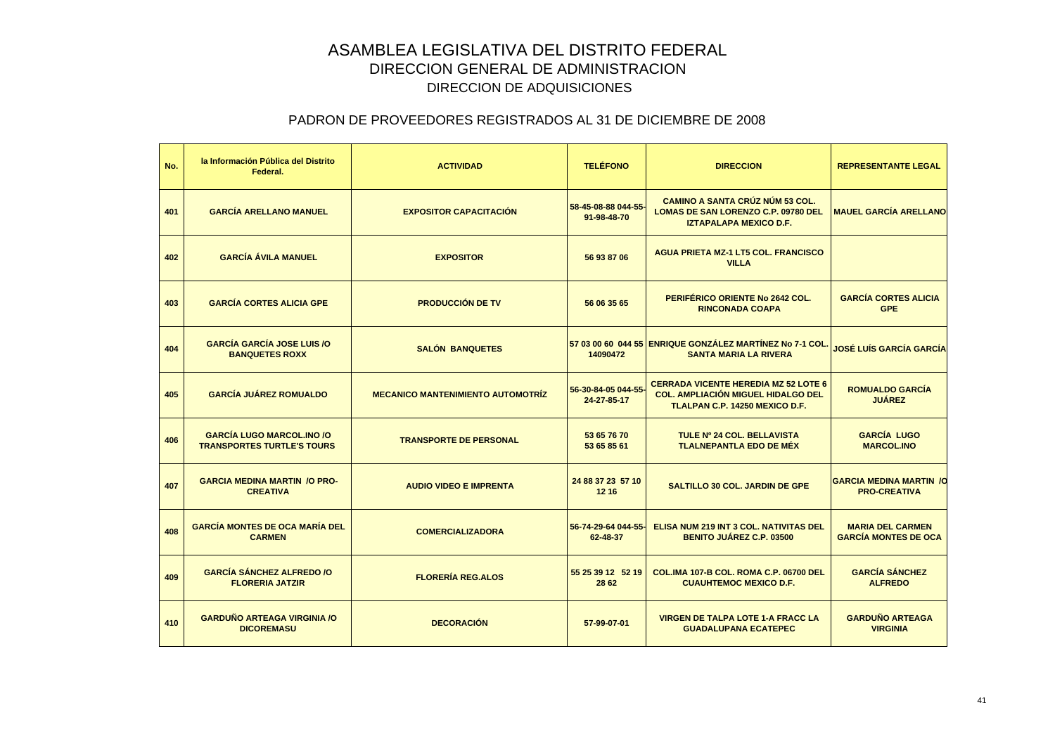# ASAMBLEA LEGISLATIVA DEL DISTRITO FEDERAL
## DIRECCION GENERAL DE ADMINISTRACION
### DIRECCION DE ADQUISICIONES

### PADRON DE PROVEEDORES REGISTRADOS AL 31 DE DICIEMBRE DE 2008

| No. | la Información Pública del Distrito Federal. | ACTIVIDAD | TELÉFONO | DIRECCION | REPRESENTANTE LEGAL |
|---|---|---|---|---|---|
| 401 | GARCÍA ARELLANO MANUEL | EXPOSITOR CAPACITACIÓN | 58-45-08-88 044-55-91-98-48-70 | CAMINO A SANTA CRÚZ NÚM 53 COL. LOMAS DE SAN LORENZO C.P. 09780 DEL IZTAPALAPA MEXICO D.F. | MAUEL GARCÍA ARELLANO |
| 402 | GARCÍA ÁVILA MANUEL | EXPOSITOR | 56 93 87 06 | AGUA PRIETA MZ-1 LT5 COL. FRANCISCO VILLA | |
| 403 | GARCÍA CORTES ALICIA GPE | PRODUCCIÓN DE TV | 56 06 35 65 | PERIFÉRICO ORIENTE No 2642 COL. RINCONADA COAPA | GARCÍA CORTES ALICIA GPE |
| 404 | GARCÍA GARCÍA JOSE LUIS /O BANQUETES ROXX | SALÓN BANQUETES | 57 03 00 60 044 55 14090472 | ENRIQUE GONZÁLEZ MARTÍNEZ No 7-1 COL. SANTA MARIA LA RIVERA | JOSÉ LUÍS GARCÍA GARCÍA |
| 405 | GARCÍA JUÁREZ ROMUALDO | MECANICO MANTENIMIENTO AUTOMOTRÍZ | 56-30-84-05 044-55-24-27-85-17 | CERRADA VICENTE HEREDIA MZ 52 LOTE 6 COL. AMPLIACIÓN MIGUEL HIDALGO DEL TLALPAN C.P. 14250 MEXICO D.F. | ROMUALDO GARCÍA JUÁREZ |
| 406 | GARCÍA LUGO MARCOL.INO /O TRANSPORTES TURTLE'S TOURS | TRANSPORTE DE PERSONAL | 53 65 76 70 53 65 85 61 | TULE Nº 24 COL. BELLAVISTA TLALNEPANTLA EDO DE MÉX | GARCÍA LUGO MARCOL.INO |
| 407 | GARCIA MEDINA MARTIN /O PRO-CREATIVA | AUDIO VIDEO E IMPRENTA | 24 88 37 23 57 10 12 16 | SALTILLO 30 COL. JARDIN DE GPE | GARCIA MEDINA MARTIN /O PRO-CREATIVA |
| 408 | GARCÍA MONTES DE OCA MARÍA DEL CARMEN | COMERCIALIZADORA | 56-74-29-64 044-55-62-48-37 | ELISA NUM 219 INT 3 COL. NATIVITAS DEL BENITO JUÁREZ C.P. 03500 | MARIA DEL CARMEN GARCÍA MONTES DE OCA |
| 409 | GARCÍA SÁNCHEZ ALFREDO /O FLORERIA JATZIR | FLORERÍA REG.ALOS | 55 25 39 12 52 19 28 62 | COL.IMA 107-B COL. ROMA C.P. 06700 DEL CUAUHTEMOC MEXICO D.F. | GARCÍA SÁNCHEZ ALFREDO |
| 410 | GARDUÑO ARTEAGA VIRGINIA /O DICOREMASU | DECORACIÓN | 57-99-07-01 | VIRGEN DE TALPA LOTE 1-A FRACC LA GUADALUPANA ECATEPEC | GARDUÑO ARTEAGA VIRGINIA |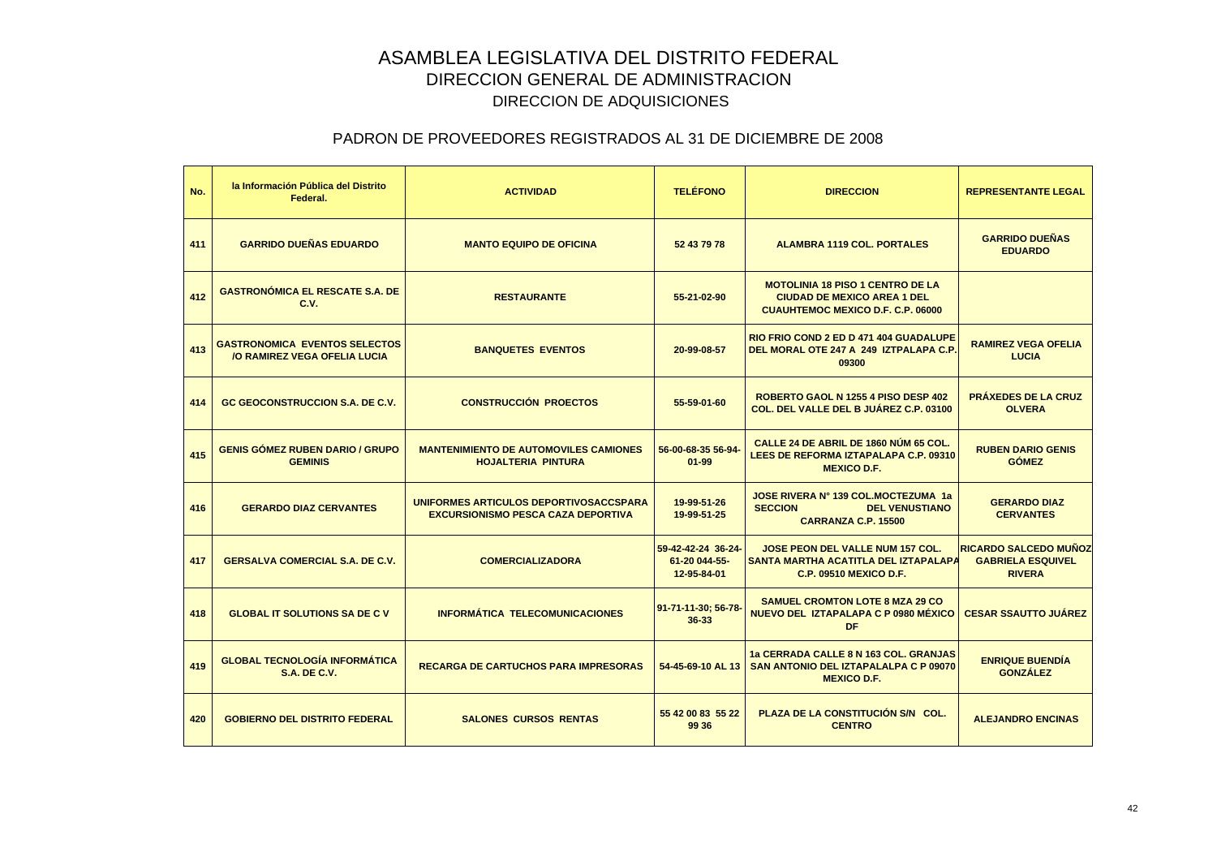# ASAMBLEA LEGISLATIVA DEL DISTRITO FEDERAL

## DIRECCION GENERAL DE ADMINISTRACION

## DIRECCION DE ADQUISICIONES

### PADRON DE PROVEEDORES REGISTRADOS AL 31 DE DICIEMBRE DE 2008

| No. | la Información Pública del Distrito Federal. | ACTIVIDAD | TELÉFONO | DIRECCION | REPRESENTANTE LEGAL |
|---|---|---|---|---|---|
| 411 | GARRIDO DUEÑAS EDUARDO | MANTO EQUIPO DE OFICINA | 52 43 79 78 | ALAMBRA 1119 COL. PORTALES | GARRIDO DUEÑAS EDUARDO |
| 412 | GASTRONÓMICA EL RESCATE S.A. DE C.V. | RESTAURANTE | 55-21-02-90 | MOTOLINIA 18 PISO 1 CENTRO DE LA CIUDAD DE MEXICO AREA 1 DEL CUAUHTEMOC MEXICO D.F. C.P. 06000 | |
| 413 | GASTRONOMICA EVENTOS SELECTOS /O RAMIREZ VEGA OFELIA LUCIA | BANQUETES EVENTOS | 20-99-08-57 | RIO FRIO COND 2 ED D 471 404 GUADALUPE DEL MORAL OTE 247 A 249 IZTPALAPA C.P. 09300 | RAMIREZ VEGA OFELIA LUCIA |
| 414 | GC GEOCONSTRUCCION S.A. DE C.V. | CONSTRUCCIÓN PROECTOS | 55-59-01-60 | ROBERTO GAOL N 1255 4 PISO DESP 402 COL. DEL VALLE DEL B JUÁREZ C.P. 03100 | PRÁXEDES DE LA CRUZ OLVERA |
| 415 | GENIS GÓMEZ RUBEN DARIO / GRUPO GEMINIS | MANTENIMIENTO DE AUTOMOVILES CAMIONES HOJALTERIA PINTURA | 56-00-68-35 56-94-01-99 | CALLE 24 DE ABRIL DE 1860 NÚM 65 COL. LEES DE REFORMA IZTAPALAPA C.P. 09310 MEXICO D.F. | RUBEN DARIO GENIS GÓMEZ |
| 416 | GERARDO DIAZ CERVANTES | UNIFORMES ARTICULOS DEPORTIVOSACCSPARA EXCURSIONISMO PESCA CAZA DEPORTIVA | 19-99-51-26 19-99-51-25 | JOSE RIVERA N° 139 COL.MOCTEZUMA 1a SECCION DEL VENUSTIANO CARRANZA C.P. 15500 | GERARDO DIAZ CERVANTES |
| 417 | GERSALVA COMERCIAL S.A. DE C.V. | COMERCIALIZADORA | 59-42-42-24 36-24-61-20 044-55-12-95-84-01 | JOSE PEON DEL VALLE NUM 157 COL. SANTA MARTHA ACATITLA DEL IZTAPALAPA C.P. 09510 MEXICO D.F. | RICARDO SALCEDO MUÑOZ GABRIELA ESQUIVEL RIVERA |
| 418 | GLOBAL IT SOLUTIONS SA DE C V | INFORMÁTICA TELECOMUNICACIONES | 91-71-11-30; 56-78-36-33 | SAMUEL CROMTON LOTE 8 MZA 29 CO NUEVO DEL IZTAPALAPA C P 0980 MÉXICO DF | CESAR SSAUTTO JUÁREZ |
| 419 | GLOBAL TECNOLOGÍA INFORMÁTICA S.A. DE C.V. | RECARGA DE CARTUCHOS PARA IMPRESORAS | 54-45-69-10 AL 13 | 1a CERRADA CALLE 8 N 163 COL. GRANJAS SAN ANTONIO DEL IZTAPALALPA C P 09070 MEXICO D.F. | ENRIQUE BUENDÍA GONZÁLEZ |
| 420 | GOBIERNO DEL DISTRITO FEDERAL | SALONES CURSOS RENTAS | 55 42 00 83 55 22 99 36 | PLAZA DE LA CONSTITUCIÓN S/N COL. CENTRO | ALEJANDRO ENCINAS |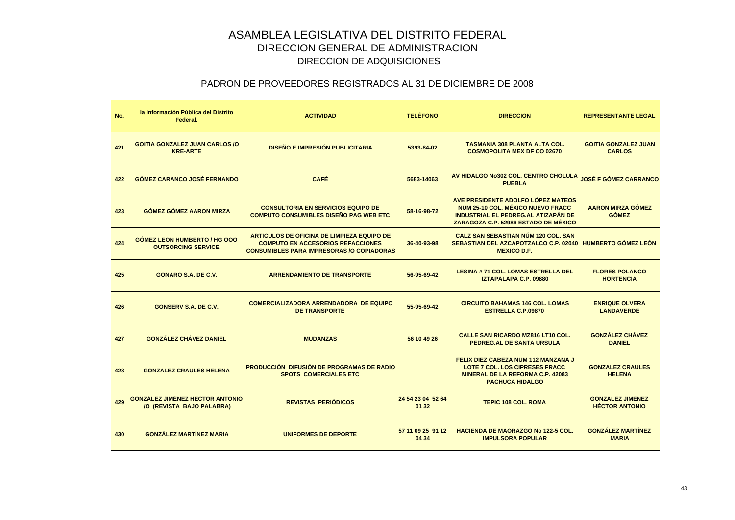# ASAMBLEA LEGISLATIVA DEL DISTRITO FEDERAL

## DIRECCION GENERAL DE ADMINISTRACION

### DIRECCION DE ADQUISICIONES

### PADRON DE PROVEEDORES REGISTRADOS AL 31 DE DICIEMBRE DE 2008

| No. | la Información Pública del Distrito Federal. | ACTIVIDAD | TELÉFONO | DIRECCION | REPRESENTANTE LEGAL |
|---|---|---|---|---|---|
| 421 | GOITIA GONZALEZ JUAN CARLOS /O KRE-ARTE | DISEÑO E IMPRESIÓN PUBLICITARIA | 5393-84-02 | TASMANIA 308 PLANTA ALTA COL. COSMOPOLITA MEX DF CO 02670 | GOITIA GONZALEZ JUAN CARLOS |
| 422 | GÓMEZ CARANCO JOSÉ FERNANDO | CAFÉ | 5683-14063 | AV HIDALGO No302 COL. CENTRO CHOLULA PUEBLA | JOSÉ F GÓMEZ CARRANCO |
| 423 | GÓMEZ GÓMEZ AARON MIRZA | CONSULTORIA EN SERVICIOS EQUIPO DE COMPUTO CONSUMIBLES DISEÑO PAG WEB ETC | 58-16-98-72 | AVE PRESIDENTE ADOLFO LÓPEZ MATEOS NUM 25-10 COL. MÉXICO NUEVO FRACC INDUSTRIAL EL PEDREG.AL ATIZAPÁN DE ZARAGOZA C.P. 52986 ESTADO DE MÉXICO | AARON MIRZA GÓMEZ GÓMEZ |
| 424 | GÓMEZ LEON HUMBERTO / HG OOO OUTSORCING SERVICE | ARTICULOS DE OFICINA DE LIMPIEZA EQUIPO DE COMPUTO EN ACCESORIOS REFACCIONES CONSUMIBLES PARA IMPRESORAS /O COPIADORAS | 36-40-93-98 | CALZ SAN SEBASTIAN NÚM 120 COL. SAN SEBASTIAN DEL AZCAPOTZALCO C.P. 02040 MEXICO D.F. | HUMBERTO GÓMEZ LEÓN |
| 425 | GONARO S.A. DE C.V. | ARRENDAMIENTO DE TRANSPORTE | 56-95-69-42 | LESINA # 71 COL. LOMAS ESTRELLA DEL IZTAPALAPA C.P. 09880 | FLORES POLANCO HORTENCIA |
| 426 | GONSERV S.A. DE C.V. | COMERCIALIZADORA ARRENDADORA DE EQUIPO DE TRANSPORTE | 55-95-69-42 | CIRCUITO BAHAMAS 146 COL. LOMAS ESTRELLA C.P.09870 | ENRIQUE OLVERA LANDAVERDE |
| 427 | GONZÁLEZ CHÁVEZ DANIEL | MUDANZAS | 56 10 49 26 | CALLE SAN RICARDO MZ816 LT10 COL. PEDREG.AL DE SANTA URSULA | GONZÁLEZ CHÁVEZ DANIEL |
| 428 | GONZALEZ CRAULES HELENA | PRODUCCIÓN DIFUSIÓN DE PROGRAMAS DE RADIO SPOTS COMERCIALES ETC | | FELIX DIEZ CABEZA NUM 112 MANZANA J LOTE 7 COL. LOS CIPRESES FRACC MINERAL DE LA REFORMA C.P. 42083 PACHUCA HIDALGO | GONZALEZ CRAULES HELENA |
| 429 | GONZÁLEZ JIMÉNEZ HÉCTOR ANTONIO /O (REVISTA BAJO PALABRA) | REVISTAS PERIÓDICOS | 24 54 23 04 52 64 01 32 | TEPIC 108 COL. ROMA | GONZÁLEZ JIMÉNEZ HÉCTOR ANTONIO |
| 430 | GONZÁLEZ MARTÍNEZ MARIA | UNIFORMES DE DEPORTE | 57 11 09 25 91 12 04 34 | HACIENDA DE MAORAZGO No 122-5 COL. IMPULSORA POPULAR | GONZÁLEZ MARTÍNEZ MARIA |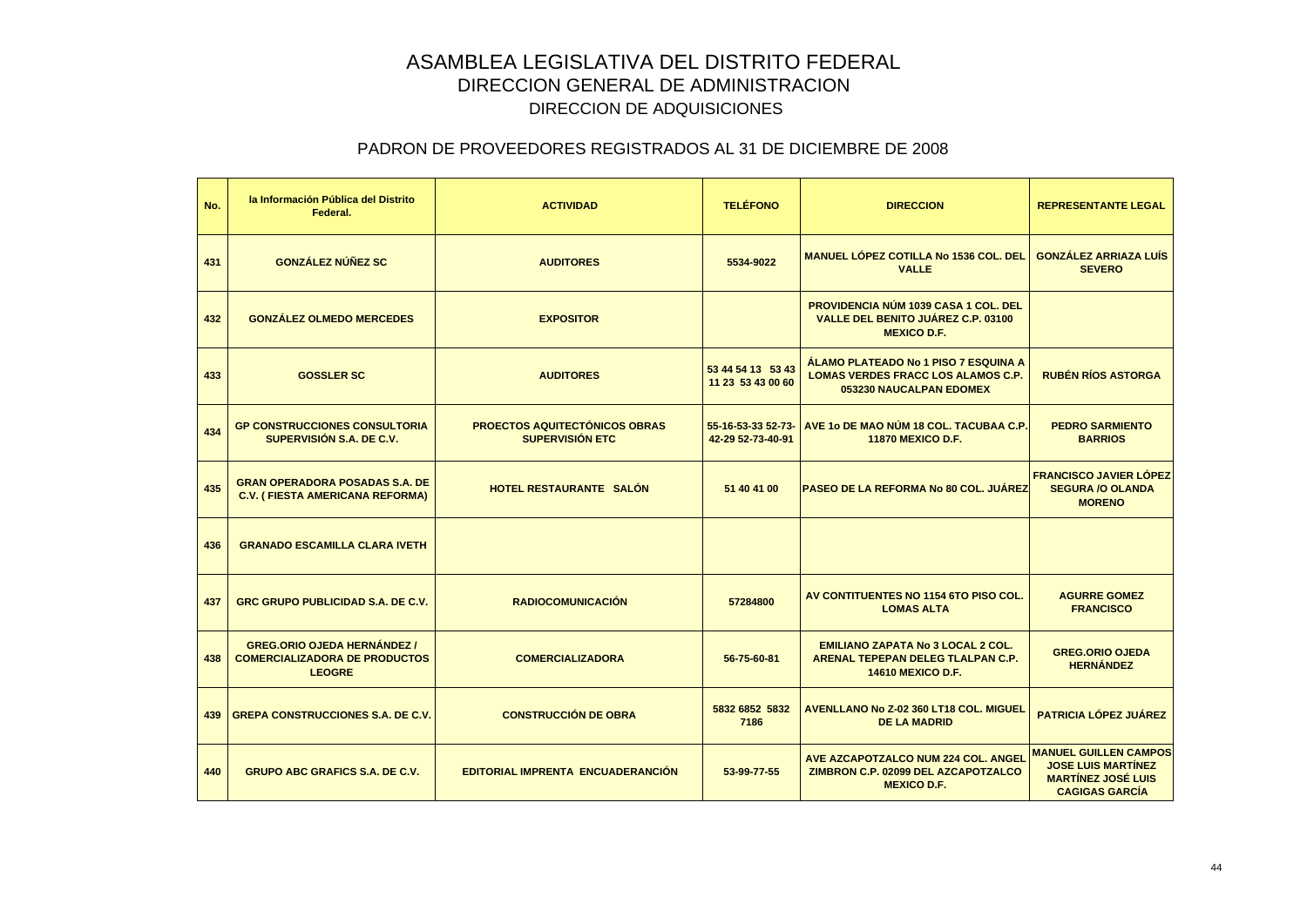# ASAMBLEA LEGISLATIVA DEL DISTRITO FEDERAL
## DIRECCION GENERAL DE ADMINISTRACION
### DIRECCION DE ADQUISICIONES

### PADRON DE PROVEEDORES REGISTRADOS AL 31 DE DICIEMBRE DE 2008

| No. | la Información Pública del Distrito Federal. | ACTIVIDAD | TELÉFONO | DIRECCION | REPRESENTANTE LEGAL |
|---|---|---|---|---|---|
| 431 | GONZÁLEZ NÚÑEZ SC | AUDITORES | 5534-9022 | MANUEL LÓPEZ COTILLA No 1536 COL. DEL VALLE | GONZÁLEZ ARRIAZA LUÍS SEVERO |
| 432 | GONZÁLEZ OLMEDO MERCEDES | EXPOSITOR | | PROVIDENCIA NÚM 1039 CASA 1 COL. DEL VALLE DEL BENITO JUÁREZ C.P. 03100 MEXICO D.F. | |
| 433 | GOSSLER SC | AUDITORES | 53 44 54 13 53 43 11 23 53 43 00 60 | ÁLAMO PLATEADO No 1 PISO 7 ESQUINA A LOMAS VERDES FRACC LOS ALAMOS C.P. 053230 NAUCALPAN EDOMEX | RUBÉN RÍOS ASTORGA |
| 434 | GP CONSTRUCCIONES CONSULTORIA SUPERVISIÓN S.A. DE C.V. | PROECTOS AQUITECTÓNICOS OBRAS SUPERVISIÓN ETC | 55-16-53-33 52-73-42-29 52-73-40-91 | AVE 1o DE MAO NÚM 18 COL. TACUBAA C.P. 11870 MEXICO D.F. | PEDRO SARMIENTO BARRIOS |
| 435 | GRAN OPERADORA POSADAS S.A. DE C.V. ( FIESTA AMERICANA REFORMA) | HOTEL RESTAURANTE SALÓN | 51 40 41 00 | PASEO DE LA REFORMA No 80 COL. JUÁREZ | FRANCISCO JAVIER LÓPEZ SEGURA /O OLANDA MORENO |
| 436 | GRANADO ESCAMILLA CLARA IVETH | | | | |
| 437 | GRC GRUPO PUBLICIDAD S.A. DE C.V. | RADIOCOMUNICACIÓN | 57284800 | AV CONTITUENTES NO 1154 6TO PISO COL. LOMAS ALTA | AGURRE GOMEZ FRANCISCO |
| 438 | GREG.ORIO OJEDA HERNÁNDEZ / COMERCIALIZADORA DE PRODUCTOS LEOGRE | COMERCIALIZADORA | 56-75-60-81 | EMILIANO ZAPATA No 3 LOCAL 2 COL. ARENAL TEPEPAN DELEG TLALPAN C.P. 14610 MEXICO D.F. | GREG.ORIO OJEDA HERNÁNDEZ |
| 439 | GREPA CONSTRUCCIONES S.A. DE C.V. | CONSTRUCCIÓN DE OBRA | 5832 6852 5832 7186 | AVENLLANO No Z-02 360 LT18 COL. MIGUEL DE LA MADRID | PATRICIA LÓPEZ JUÁREZ |
| 440 | GRUPO ABC GRAFICS S.A. DE C.V. | EDITORIAL IMPRENTA ENCUADERANCIÓN | 53-99-77-55 | AVE AZCAPOTZALCO NUM 224 COL. ANGEL ZIMBRON C.P. 02099 DEL AZCAPOTZALCO MEXICO D.F. | MANUEL GUILLEN CAMPOS JOSE LUIS MARTÍNEZ MARTÍNEZ JOSÉ LUIS CAGIGAS GARCÍA |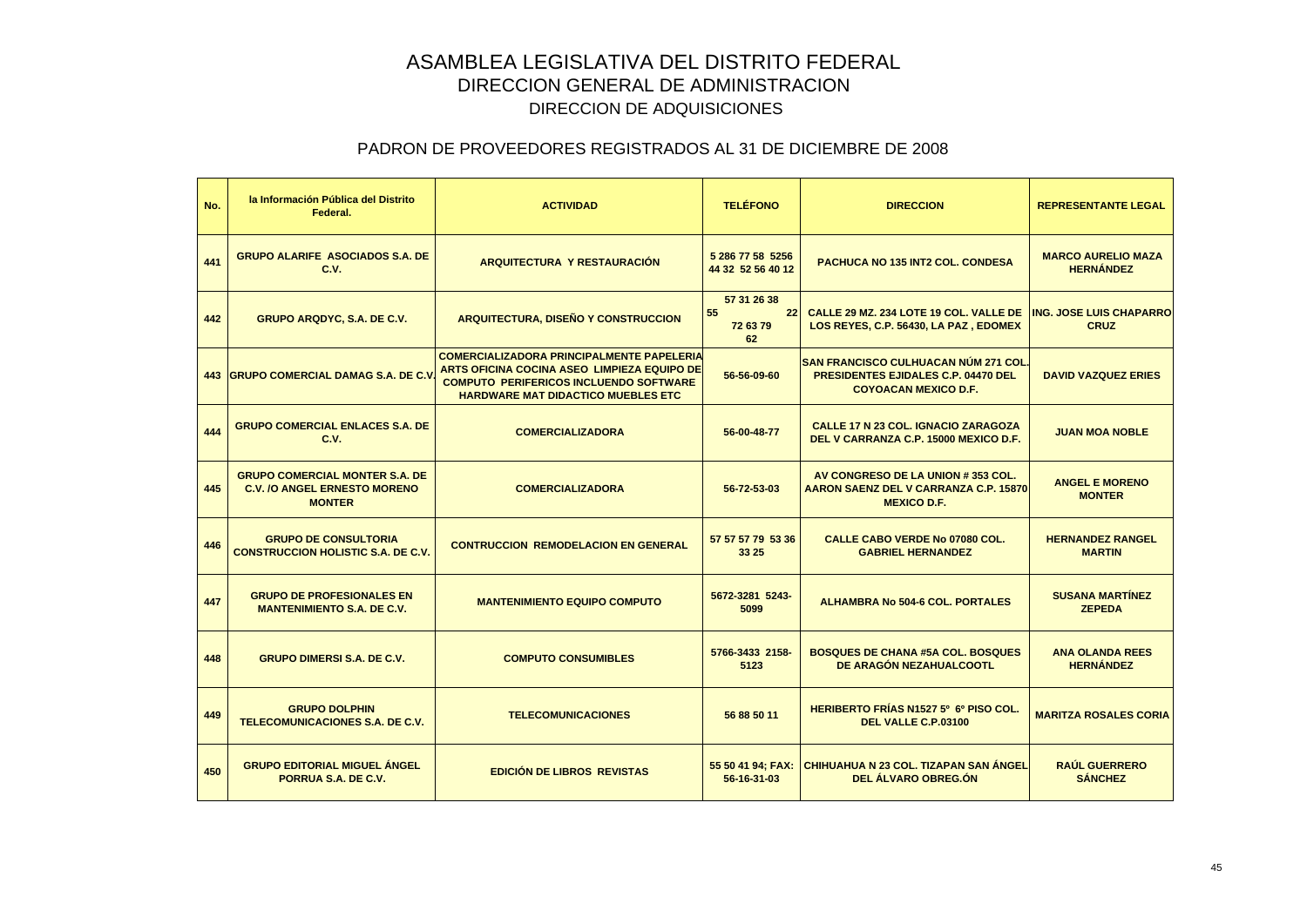# ASAMBLEA LEGISLATIVA DEL DISTRITO FEDERAL
## DIRECCION GENERAL DE ADMINISTRACION
### DIRECCION DE ADQUISICIONES

### PADRON DE PROVEEDORES REGISTRADOS AL 31 DE DICIEMBRE DE 2008

| No. | la Información Pública del Distrito Federal. | ACTIVIDAD | TELÉFONO | DIRECCION | REPRESENTANTE LEGAL |
|---|---|---|---|---|---|
| 441 | GRUPO ALARIFE ASOCIADOS S.A. DE C.V. | ARQUITECTURA Y RESTAURACIÓN | 5 286 77 58 5256 44 32 52 56 40 12 | PACHUCA NO 135 INT2 COL. CONDESA | MARCO AURELIO MAZA HERNÁNDEZ |
| 442 | GRUPO ARQDYC, S.A. DE C.V. | ARQUITECTURA, DISEÑO Y CONSTRUCCION | 57 31 26 38 55 22 72 63 79 62 | CALLE 29 MZ. 234 LOTE 19 COL. VALLE DE LOS REYES, C.P. 56430, LA PAZ , EDOMEX | ING. JOSE LUIS CHAPARRO CRUZ |
| 443 | GRUPO COMERCIAL DAMAG S.A. DE C.V. | COMERCIALIZADORA PRINCIPALMENTE PAPELERIA ARTS OFICINA COCINA ASEO LIMPIEZA EQUIPO DE COMPUTO PERIFERICOS INCLUENDO SOFTWARE HARDWARE MAT DIDACTICO MUEBLES ETC | 56-56-09-60 | SAN FRANCISCO CULHUACAN NÚM 271 COL. PRESIDENTES EJIDALES C.P. 04470 DEL COYOACAN MEXICO D.F. | DAVID VAZQUEZ ERIES |
| 444 | GRUPO COMERCIAL ENLACES S.A. DE C.V. | COMERCIALIZADORA | 56-00-48-77 | CALLE 17 N 23 COL. IGNACIO ZARAGOZA DEL V CARRANZA C.P. 15000 MEXICO D.F. | JUAN MOA NOBLE |
| 445 | GRUPO COMERCIAL MONTER S.A. DE C.V. /O ANGEL ERNESTO MORENO MONTER | COMERCIALIZADORA | 56-72-53-03 | AV CONGRESO DE LA UNION # 353 COL. AARON SAENZ DEL V CARRANZA C.P. 15870 MEXICO D.F. | ANGEL E MORENO MONTER |
| 446 | GRUPO DE CONSULTORIA CONSTRUCCION HOLISTIC S.A. DE C.V. | CONTRUCCION REMODELACION EN GENERAL | 57 57 57 79 53 36 33 25 | CALLE CABO VERDE No 07080 COL. GABRIEL HERNANDEZ | HERNANDEZ RANGEL MARTIN |
| 447 | GRUPO DE PROFESIONALES EN MANTENIMIENTO S.A. DE C.V. | MANTENIMIENTO EQUIPO COMPUTO | 5672-3281 5243-5099 | ALHAMBRA No 504-6 COL. PORTALES | SUSANA MARTÍNEZ ZEPEDA |
| 448 | GRUPO DIMERSI S.A. DE C.V. | COMPUTO CONSUMIBLES | 5766-3433 2158-5123 | BOSQUES DE CHANA #5A COL. BOSQUES DE ARAGÓN NEZAHUALCOOTL | ANA OLANDA REES HERNÁNDEZ |
| 449 | GRUPO DOLPHIN TELECOMUNICACIONES S.A. DE C.V. | TELECOMUNICACIONES | 56 88 50 11 | HERIBERTO FRÍAS N1527 5º 6º PISO COL. DEL VALLE C.P.03100 | MARITZA ROSALES CORIA |
| 450 | GRUPO EDITORIAL MIGUEL ÁNGEL PORRUA S.A. DE C.V. | EDICIÓN DE LIBROS REVISTAS | 55 50 41 94; FAX: 56-16-31-03 | CHIHUAHUA N 23 COL. TIZAPAN SAN ÁNGEL DEL ÁLVARO OBREG.ÓN | RAÚL GUERRERO SÁNCHEZ |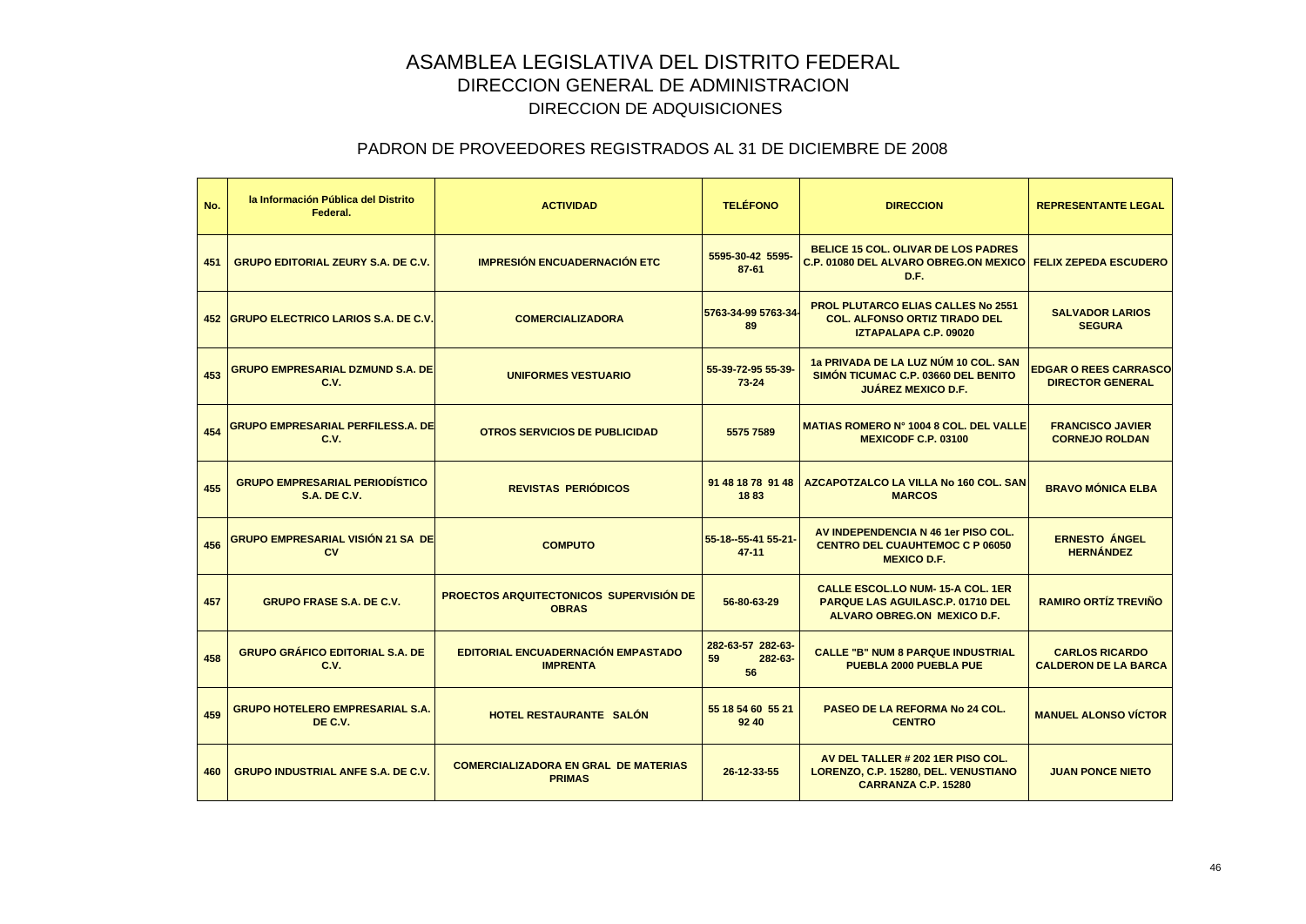# ASAMBLEA LEGISLATIVA DEL DISTRITO FEDERAL
## DIRECCION GENERAL DE ADMINISTRACION
### DIRECCION DE ADQUISICIONES

### PADRON DE PROVEEDORES REGISTRADOS AL 31 DE DICIEMBRE DE 2008

| No. | la Información Pública del Distrito Federal. | ACTIVIDAD | TELÉFONO | DIRECCION | REPRESENTANTE LEGAL |
|---|---|---|---|---|---|
| 451 | GRUPO EDITORIAL ZEURY S.A. DE C.V. | IMPRESIÓN ENCUADERNACIÓN ETC | 5595-30-42 5595-87-61 | BELICE 15 COL. OLIVAR DE LOS PADRES C.P. 01080 DEL ALVARO OBREG.ON MEXICO D.F. | FELIX ZEPEDA ESCUDERO |
| 452 | GRUPO ELECTRICO LARIOS S.A. DE C.V. | COMERCIALIZADORA | 5763-34-99 5763-34-89 | PROL PLUTARCO ELIAS CALLES No 2551 COL. ALFONSO ORTIZ TIRADO DEL IZTAPALAPA C.P. 09020 | SALVADOR LARIOS SEGURA |
| 453 | GRUPO EMPRESARIAL DZMUND S.A. DE C.V. | UNIFORMES VESTUARIO | 55-39-72-95 55-39-73-24 | 1a PRIVADA DE LA LUZ NÚM 10 COL. SAN SIMÓN TICUMAC C.P. 03660 DEL BENITO JUÁREZ MEXICO D.F. | EDGAR O REES CARRASCO DIRECTOR GENERAL |
| 454 | GRUPO EMPRESARIAL PERFILESS.A. DE C.V. | OTROS SERVICIOS DE PUBLICIDAD | 5575 7589 | MATIAS ROMERO N° 1004 8 COL. DEL VALLE MEXICODF C.P. 03100 | FRANCISCO JAVIER CORNEJO ROLDAN |
| 455 | GRUPO EMPRESARIAL PERIODÍSTICO S.A. DE C.V. | REVISTAS PERIÓDICOS | 91 48 18 78 91 48 18 83 | AZCAPOTZALCO LA VILLA No 160 COL. SAN MARCOS | BRAVO MÓNICA ELBA |
| 456 | GRUPO EMPRESARIAL VISIÓN 21 SA DE CV | COMPUTO | 55-18--55-41 55-21-47-11 | AV INDEPENDENCIA N 46 1er PISO COL. CENTRO DEL CUAUHTEMOC C P 06050 MEXICO D.F. | ERNESTO ÁNGEL HERNÁNDEZ |
| 457 | GRUPO FRASE S.A. DE C.V. | PROECTOS ARQUITECTONICOS SUPERVISIÓN DE OBRAS | 56-80-63-29 | CALLE ESCOL.LO NUM- 15-A COL. 1ER PARQUE LAS AGUILASC.P. 01710 DEL ALVARO OBREG.ON MEXICO D.F. | RAMIRO ORTÍZ TREVIÑO |
| 458 | GRUPO GRÁFICO EDITORIAL S.A. DE C.V. | EDITORIAL ENCUADERNACIÓN EMPASTADO IMPRENTA | 282-63-57 282-63-59 282-63-56 | CALLE "B" NUM 8 PARQUE INDUSTRIAL PUEBLA 2000 PUEBLA PUE | CARLOS RICARDO CALDERON DE LA BARCA |
| 459 | GRUPO HOTELERO EMPRESARIAL S.A. DE C.V. | HOTEL RESTAURANTE SALÓN | 55 18 54 60 55 21 92 40 | PASEO DE LA REFORMA No 24 COL. CENTRO | MANUEL ALONSO VÍCTOR |
| 460 | GRUPO INDUSTRIAL ANFE S.A. DE C.V. | COMERCIALIZADORA EN GRAL DE MATERIAS PRIMAS | 26-12-33-55 | AV DEL TALLER # 202 1ER PISO COL. LORENZO, C.P. 15280, DEL. VENUSTIANO CARRANZA C.P. 15280 | JUAN PONCE NIETO |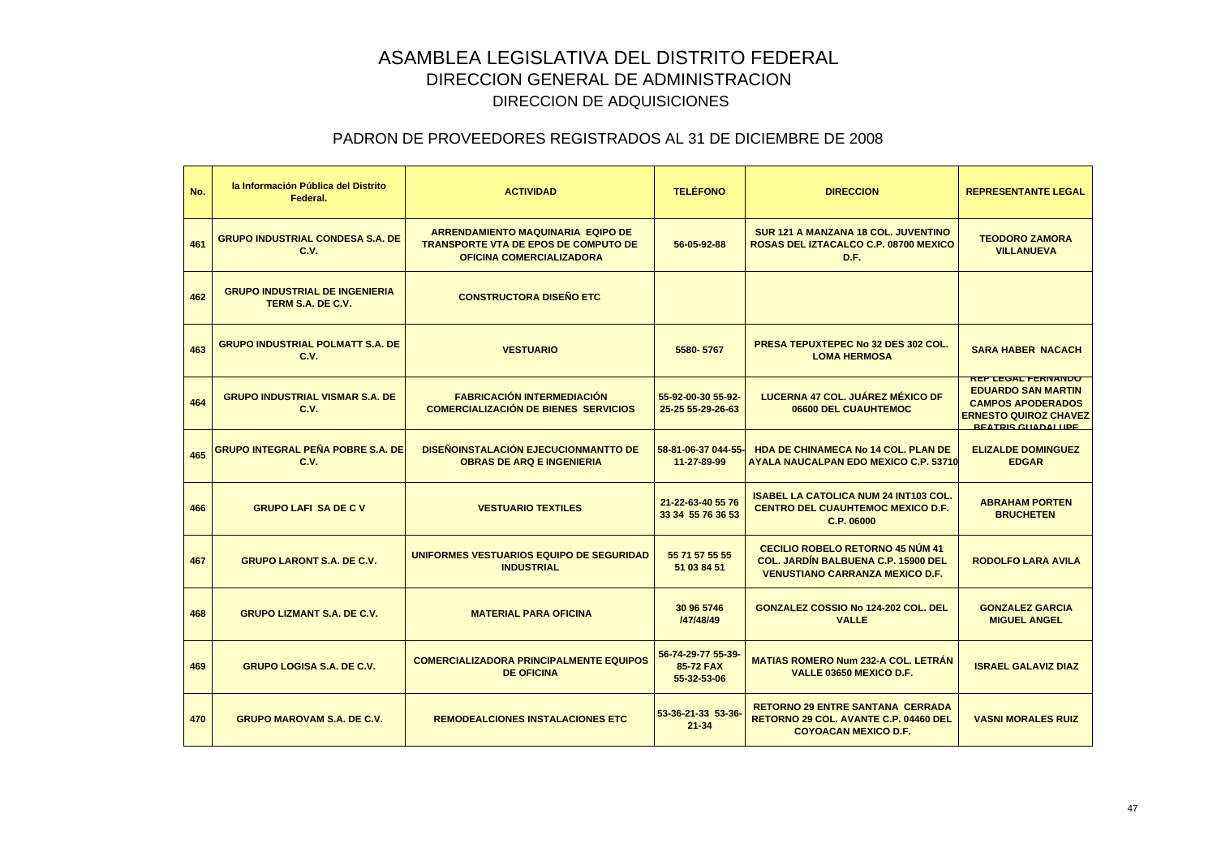# ASAMBLEA LEGISLATIVA DEL DISTRITO FEDERAL

## DIRECCION GENERAL DE ADMINISTRACION

### DIRECCION DE ADQUISICIONES

### PADRON DE PROVEEDORES REGISTRADOS AL 31 DE DICIEMBRE DE 2008

| No. | la Información Pública del Distrito Federal. | ACTIVIDAD | TELÉFONO | DIRECCION | REPRESENTANTE LEGAL |
|---|---|---|---|---|---|
| 461 | GRUPO INDUSTRIAL CONDESA S.A. DE C.V. | ARRENDAMIENTO MAQUINARIA EQIPO DE TRANSPORTE VTA DE EPOS DE COMPUTO DE OFICINA COMERCIALIZADORA | 56-05-92-88 | SUR 121 A MANZANA 18 COL. JUVENTINO ROSAS DEL IZTACALCO C.P. 08700 MEXICO D.F. | TEODORO ZAMORA VILLANUEVA |
| 462 | GRUPO INDUSTRIAL DE INGENIERIA TERM S.A. DE C.V. | CONSTRUCTORA DISEÑO ETC | | | |
| 463 | GRUPO INDUSTRIAL POLMATT S.A. DE C.V. | VESTUARIO | 5580- 5767 | PRESA TEPUXTEPEC No 32 DES 302 COL. LOMA HERMOSA | SARA HABER NACACH |
| 464 | GRUPO INDUSTRIAL VISMAR S.A. DE C.V. | FABRICACIÓN INTERMEDIACIÓN COMERCIALIZACIÓN DE BIENES SERVICIOS | 55-92-00-30 55-92-25-25 55-29-26-63 | LUCERNA 47 COL. JUÁREZ MÉXICO DF 06600 DEL CUAUHTEMOC | REP LEGAL FERNANDO EDUARDO SAN MARTIN CAMPOS APODERADOS ERNESTO QUIROZ CHAVEZ BEATRIS GUADALUPE |
| 465 | GRUPO INTEGRAL PEÑA POBRE S.A. DE C.V. | DISEÑOINSTALACIÓN EJECUCIONMANTTO DE OBRAS DE ARQ E INGENIERIA | 58-81-06-37 044-55-11-27-89-99 | HDA DE CHINAMECA No 14 COL. PLAN DE AYALA NAUCALPAN EDO MEXICO C.P. 53710 | ELIZALDE DOMINGUEZ EDGAR |
| 466 | GRUPO LAFI SA DE C V | VESTUARIO TEXTILES | 21-22-63-40 55 76 33 34 55 76 36 53 | ISABEL LA CATOLICA NUM 24 INT103 COL. CENTRO DEL CUAUHTEMOC MEXICO D.F. C.P. 06000 | ABRAHAM PORTEN BRUCHETEN |
| 467 | GRUPO LARONT S.A. DE C.V. | UNIFORMES VESTUARIOS EQUIPO DE SEGURIDAD INDUSTRIAL | 55 71 57 55 55 51 03 84 51 | CECILIO ROBELO RETORNO 45 NÚM 41 COL. JARDÍN BALBUENA C.P. 15900 DEL VENUSTIANO CARRANZA MEXICO D.F. | RODOLFO LARA AVILA |
| 468 | GRUPO LIZMANT S.A. DE C.V. | MATERIAL PARA OFICINA | 30 96 5746 /47/48/49 | GONZALEZ COSSIO No 124-202 COL. DEL VALLE | GONZALEZ GARCIA MIGUEL ANGEL |
| 469 | GRUPO LOGISA S.A. DE C.V. | COMERCIALIZADORA PRINCIPALMENTE EQUIPOS DE OFICINA | 56-74-29-77 55-39-85-72 FAX 55-32-53-06 | MATIAS ROMERO Num 232-A COL. LETRÁN VALLE 03650 MEXICO D.F. | ISRAEL GALAVIZ DIAZ |
| 470 | GRUPO MAROVAM S.A. DE C.V. | REMODEALCIONES INSTALACIONES ETC | 53-36-21-33 53-36-21-34 | RETORNO 29 ENTRE SANTANA CERRADA RETORNO 29 COL. AVANTE C.P. 04460 DEL COYOACAN MEXICO D.F. | VASNI MORALES RUIZ |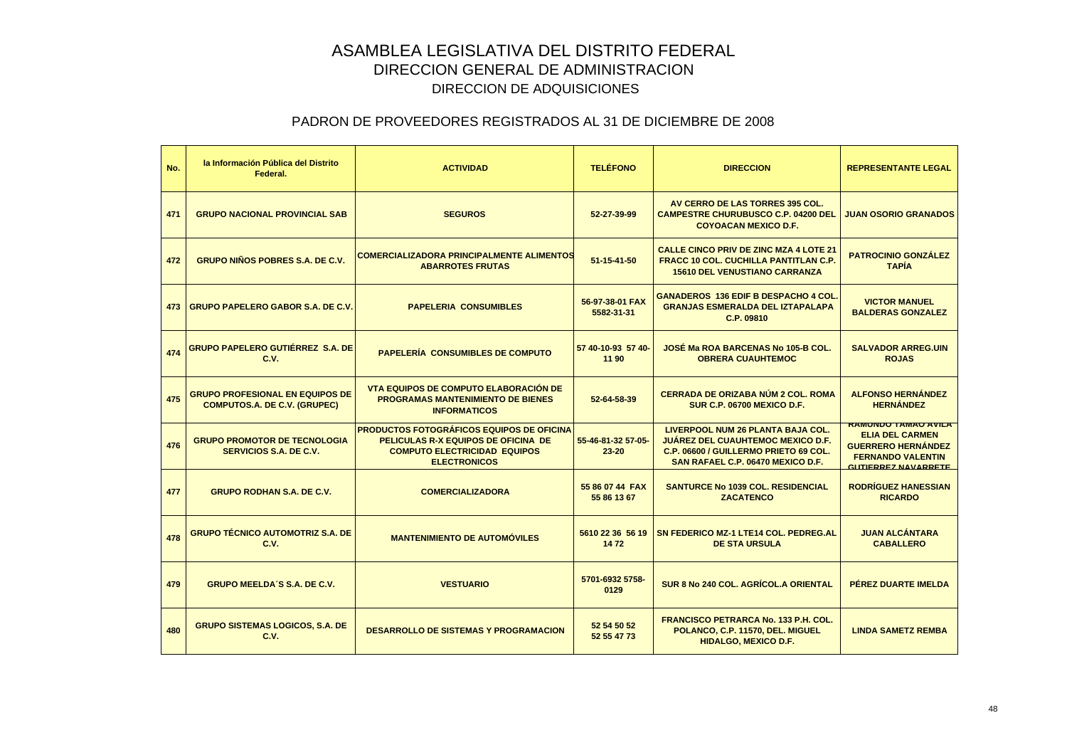# ASAMBLEA LEGISLATIVA DEL DISTRITO FEDERAL

## DIRECCION GENERAL DE ADMINISTRACION

### DIRECCION DE ADQUISICIONES

### PADRON DE PROVEEDORES REGISTRADOS AL 31 DE DICIEMBRE DE 2008

| No. | la Información Pública del Distrito Federal. | ACTIVIDAD | TELÉFONO | DIRECCION | REPRESENTANTE LEGAL |
|---|---|---|---|---|---|
| 471 | GRUPO NACIONAL PROVINCIAL SAB | SEGUROS | 52-27-39-99 | AV CERRO DE LAS TORRES 395 COL. CAMPESTRE CHURUBUSCO C.P. 04200 DEL COYOACAN MEXICO D.F. | JUAN OSORIO GRANADOS |
| 472 | GRUPO NIÑOS POBRES S.A. DE C.V. | COMERCIALIZADORA PRINCIPALMENTE ALIMENTOS ABARROTES FRUTAS | 51-15-41-50 | CALLE CINCO PRIV DE ZINC MZA 4 LOTE 21 FRACC 10 COL. CUCHILLA PANTITLAN C.P. 15610 DEL VENUSTIANO CARRANZA | PATROCINIO GONZÁLEZ TAPÍA |
| 473 | GRUPO PAPELERO GABOR S.A. DE C.V. | PAPELERIA CONSUMIBLES | 56-97-38-01 FAX 5582-31-31 | GANADEROS 136 EDIF B DESPACHO 4 COL. GRANJAS ESMERALDA DEL IZTAPALAPA C.P. 09810 | VICTOR MANUEL BALDERAS GONZALEZ |
| 474 | GRUPO PAPELERO GUTIÉRREZ S.A. DE C.V. | PAPELERÍA CONSUMIBLES DE COMPUTO | 57 40-10-93 57 40-11 90 | JOSÉ Ma ROA BARCENAS No 105-B COL. OBRERA CUAUHTEMOC | SALVADOR ARREG.UIN ROJAS |
| 475 | GRUPO PROFESIONAL EN EQUIPOS DE COMPUTOS.A. DE C.V. (GRUPEC) | VTA EQUIPOS DE COMPUTO ELABORACIÓN DE PROGRAMAS MANTENIMIENTO DE BIENES INFORMATICOS | 52-64-58-39 | CERRADA DE ORIZABA NÚM 2 COL. ROMA SUR C.P. 06700 MEXICO D.F. | ALFONSO HERNÁNDEZ HERNÁNDEZ |
| 476 | GRUPO PROMOTOR DE TECNOLOGIA SERVICIOS S.A. DE C.V. | PRODUCTOS FOTOGRÁFICOS EQUIPOS DE OFICINA PELICULAS R-X EQUIPOS DE OFICINA DE COMPUTO ELECTRICIDAD EQUIPOS ELECTRONICOS | 55-46-81-32 57-05-23-20 | LIVERPOOL NUM 26 PLANTA BAJA COL. JUÁREZ DEL CUAUHTEMOC MEXICO D.F. C.P. 06600 / GUILLERMO PRIETO 69 COL. SAN RAFAEL C.P. 06470 MEXICO D.F. | RAMONDO TAMAO AVILA ELIA DEL CARMEN GUERRERO HERNÁNDEZ FERNANDO VALENTIN GUTIERREZ NAVARRETE |
| 477 | GRUPO RODHAN S.A. DE C.V. | COMERCIALIZADORA | 55 86 07 44 FAX 55 86 13 67 | SANTURCE No 1039 COL. RESIDENCIAL ZACATENCO | RODRÍGUEZ HANESSIAN RICARDO |
| 478 | GRUPO TÉCNICO AUTOMOTRIZ S.A. DE C.V. | MANTENIMIENTO DE AUTOMÓVILES | 5610 22 36 56 19 14 72 | SN FEDERICO MZ-1 LTE14 COL. PEDREG.AL DE STA URSULA | JUAN ALCÁNTARA CABALLERO |
| 479 | GRUPO MEELDA´S S.A. DE C.V. | VESTUARIO | 5701-6932 5758-0129 | SUR 8 No 240 COL. AGRÍCOL.A ORIENTAL | PÉREZ DUARTE IMELDA |
| 480 | GRUPO SISTEMAS LOGICOS, S.A. DE C.V. | DESARROLLO DE SISTEMAS Y PROGRAMACION | 52 54 50 52 52 55 47 73 | FRANCISCO PETRARCA No. 133 P.H. COL. POLANCO, C.P. 11570, DEL. MIGUEL HIDALGO, MEXICO D.F. | LINDA SAMETZ REMBA |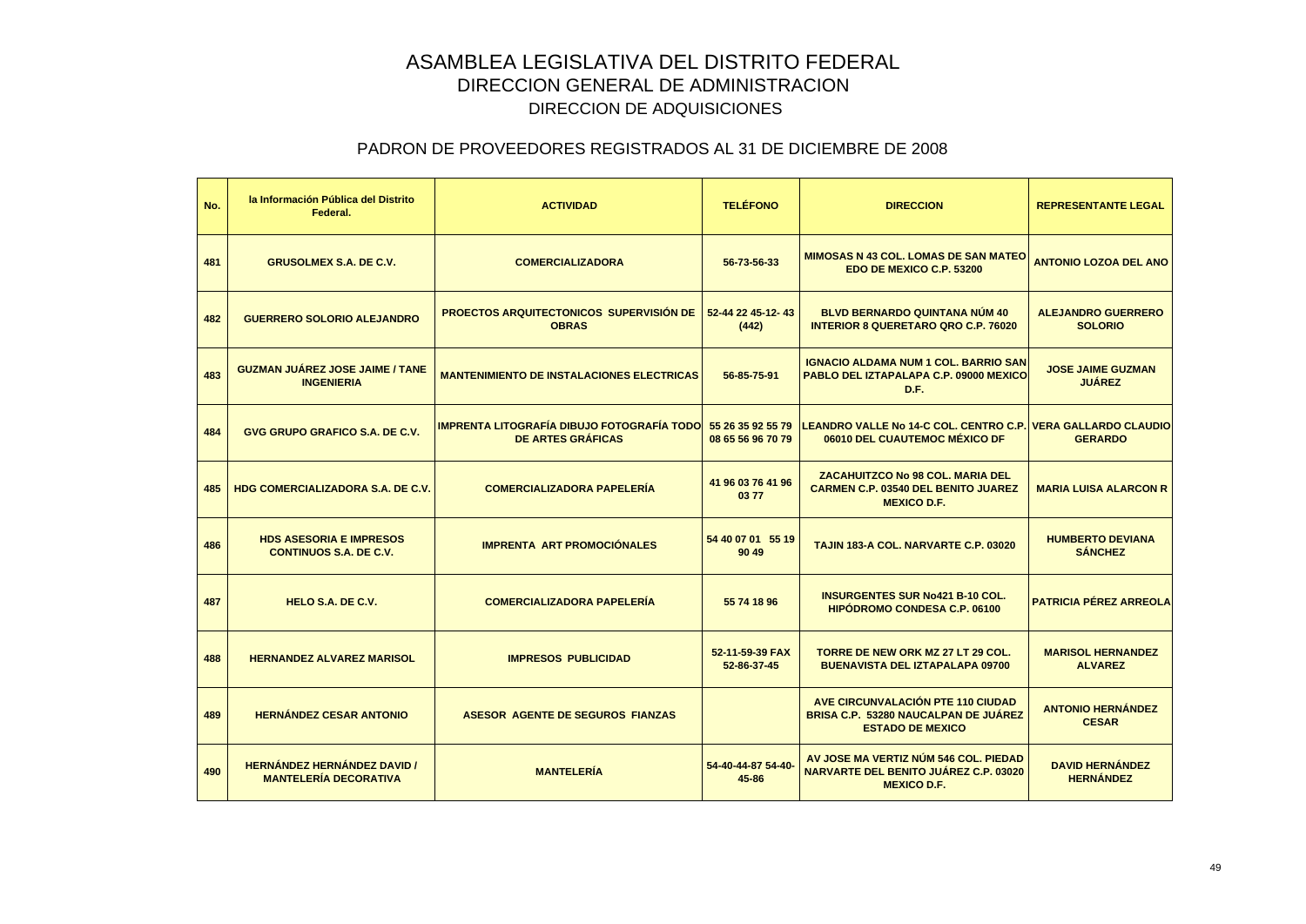# ASAMBLEA LEGISLATIVA DEL DISTRITO FEDERAL
## DIRECCION GENERAL DE ADMINISTRACION
### DIRECCION DE ADQUISICIONES

### PADRON DE PROVEEDORES REGISTRADOS AL 31 DE DICIEMBRE DE 2008

| No. | la Información Pública del Distrito Federal. | ACTIVIDAD | TELÉFONO | DIRECCION | REPRESENTANTE LEGAL |
|---|---|---|---|---|---|
| 481 | GRUSOLMEX S.A. DE C.V. | COMERCIALIZADORA | 56-73-56-33 | MIMOSAS N 43 COL. LOMAS DE SAN MATEO EDO DE MEXICO C.P. 53200 | ANTONIO LOZOA DEL ANO |
| 482 | GUERRERO SOLORIO ALEJANDRO | PROECTOS ARQUITECTONICOS SUPERVISIÓN DE OBRAS | 52-44 22 45-12- 43 (442) | BLVD BERNARDO QUINTANA NÚM 40 INTERIOR 8 QUERETARO QRO C.P. 76020 | ALEJANDRO GUERRERO SOLORIO |
| 483 | GUZMAN JUÁREZ JOSE JAIME / TANE INGENIERIA | MANTENIMIENTO DE INSTALACIONES ELECTRICAS | 56-85-75-91 | IGNACIO ALDAMA NUM 1 COL. BARRIO SAN PABLO DEL IZTAPALAPA C.P. 09000 MEXICO D.F. | JOSE JAIME GUZMAN JUÁREZ |
| 484 | GVG GRUPO GRAFICO S.A. DE C.V. | IMPRENTA LITOGRAFÍA DIBUJO FOTOGRAFÍA TODO DE ARTES GRÁFICAS | 55 26 35 92 55 79 08 65 56 96 70 79 | LEANDRO VALLE No 14-C COL. CENTRO C.P. 06010 DEL CUAUTEMOC MÉXICO DF | VERA GALLARDO CLAUDIO GERARDO |
| 485 | HDG COMERCIALIZADORA S.A. DE C.V. | COMERCIALIZADORA PAPELERÍA | 41 96 03 76 41 96 03 77 | ZACAHUITZCO No 98 COL. MARIA DEL CARMEN C.P. 03540 DEL BENITO JUAREZ MEXICO D.F. | MARIA LUISA ALARCON R |
| 486 | HDS ASESORIA E IMPRESOS CONTINUOS S.A. DE C.V. | IMPRENTA ART PROMOCIÓNALES | 54 40 07 01 55 19 90 49 | TAJIN 183-A COL. NARVARTE C.P. 03020 | HUMBERTO DEVIANA SÁNCHEZ |
| 487 | HELO S.A. DE C.V. | COMERCIALIZADORA PAPELERÍA | 55 74 18 96 | INSURGENTES SUR No421 B-10 COL. HIPÓDROMO CONDESA C.P. 06100 | PATRICIA PÉREZ ARREOLA |
| 488 | HERNANDEZ ALVAREZ MARISOL | IMPRESOS PUBLICIDAD | 52-11-59-39 FAX 52-86-37-45 | TORRE DE NEW ORK MZ 27 LT 29 COL. BUENAVISTA DEL IZTAPALAPA 09700 | MARISOL HERNANDEZ ALVAREZ |
| 489 | HERNÁNDEZ CESAR ANTONIO | ASESOR AGENTE DE SEGUROS FIANZAS | | AVE CIRCUNVALACIÓN PTE 110 CIUDAD BRISA C.P. 53280 NAUCALPAN DE JUÁREZ ESTADO DE MEXICO | ANTONIO HERNÁNDEZ CESAR |
| 490 | HERNÁNDEZ HERNÁNDEZ DAVID / MANTELERÍA DECORATIVA | MANTELERÍA | 54-40-44-87 54-40-45-86 | AV JOSE MA VERTIZ NÚM 546 COL. PIEDAD NARVARTE DEL BENITO JUÁREZ C.P. 03020 MEXICO D.F. | DAVID HERNÁNDEZ HERNÁNDEZ |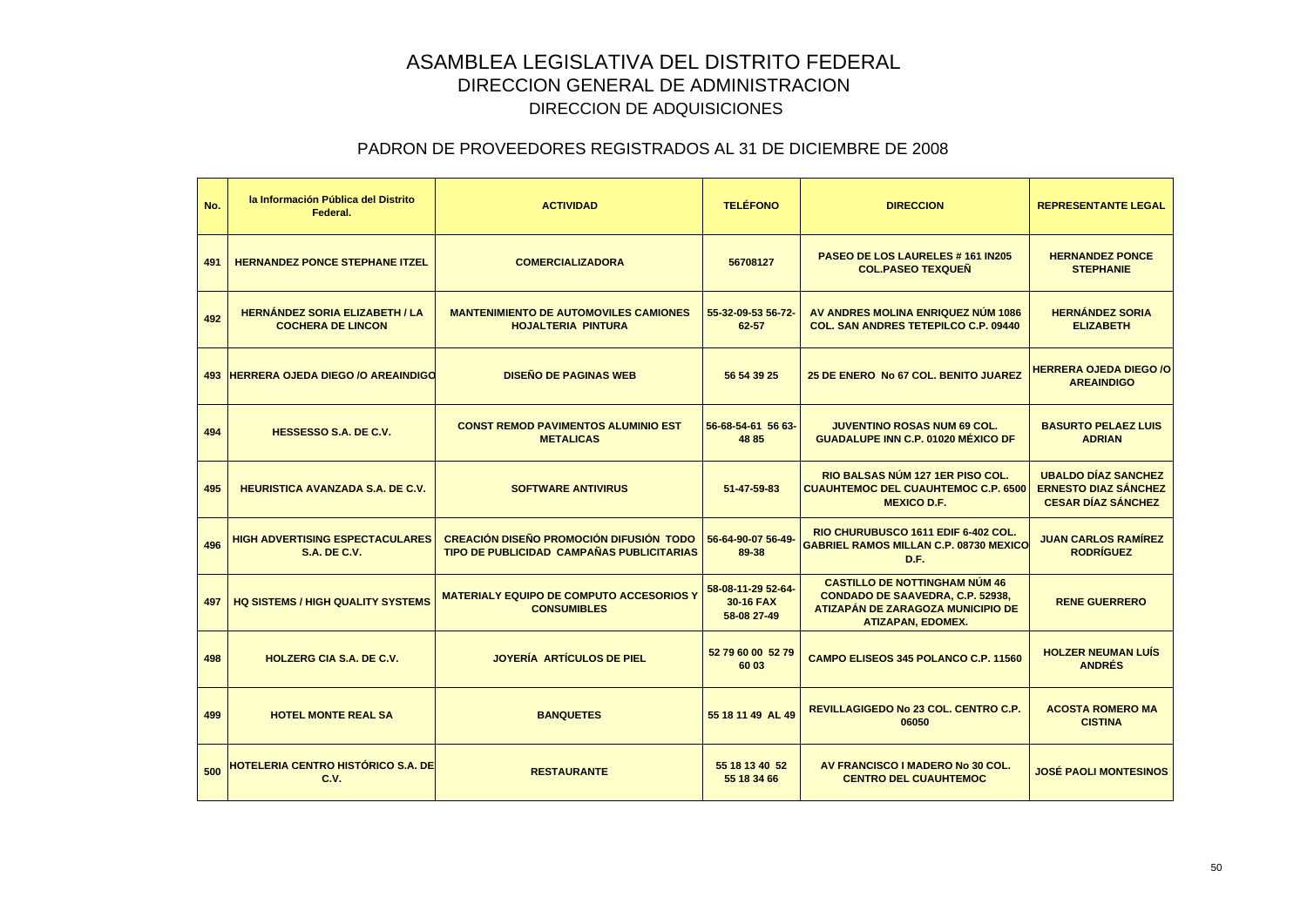# ASAMBLEA LEGISLATIVA DEL DISTRITO FEDERAL

## DIRECCION GENERAL DE ADMINISTRACION

## DIRECCION DE ADQUISICIONES

### PADRON DE PROVEEDORES REGISTRADOS AL 31 DE DICIEMBRE DE 2008

| No. | la Información Pública del Distrito Federal. | ACTIVIDAD | TELÉFONO | DIRECCION | REPRESENTANTE LEGAL |
|---|---|---|---|---|---|
| 491 | HERNANDEZ PONCE STEPHANE ITZEL | COMERCIALIZADORA | 56708127 | PASEO DE LOS LAURELES # 161 IN205 COL.PASEO TEXQUEÑ | HERNANDEZ PONCE STEPHANIE |
| 492 | HERNÁNDEZ SORIA ELIZABETH / LA COCHERA DE LINCON | MANTENIMIENTO DE AUTOMOVILES CAMIONES HOJALTERIA PINTURA | 55-32-09-53 56-72-62-57 | AV ANDRES MOLINA ENRIQUEZ NÚM 1086 COL. SAN ANDRES TETEPILCO C.P. 09440 | HERNÁNDEZ SORIA ELIZABETH |
| 493 | HERRERA OJEDA DIEGO /O AREAINDIGO | DISEÑO DE PAGINAS WEB | 56 54 39 25 | 25 DE ENERO No 67 COL. BENITO JUAREZ | HERRERA OJEDA DIEGO /O AREAINDIGO |
| 494 | HESSESSO S.A. DE C.V. | CONST REMOD PAVIMENTOS ALUMINIO EST METALICAS | 56-68-54-61 56 63-48 85 | JUVENTINO ROSAS NUM 69 COL. GUADALUPE INN C.P. 01020 MÉXICO DF | BASURTO PELAEZ LUIS ADRIAN |
| 495 | HEURISTICA AVANZADA S.A. DE C.V. | SOFTWARE ANTIVIRUS | 51-47-59-83 | RIO BALSAS NÚM 127 1ER PISO COL. CUAUHTEMOC DEL CUAUHTEMOC C.P. 6500 MEXICO D.F. | UBALDO DÍAZ SANCHEZ ERNESTO DIAZ SÁNCHEZ CESAR DÍAZ SÁNCHEZ |
| 496 | HIGH ADVERTISING ESPECTACULARES S.A. DE C.V. | CREACIÓN DISEÑO PROMOCIÓN DIFUSIÓN TODO TIPO DE PUBLICIDAD CAMPAÑAS PUBLICITARIAS | 56-64-90-07 56-49-89-38 | RIO CHURUBUSCO 1611 EDIF 6-402 COL. GABRIEL RAMOS MILLAN C.P. 08730 MEXICO D.F. | JUAN CARLOS RAMÍREZ RODRÍGUEZ |
| 497 | HQ SISTEMS / HIGH QUALITY SYSTEMS | MATERIALY EQUIPO DE COMPUTO ACCESORIOS Y CONSUMIBLES | 58-08-11-29 52-64-30-16 FAX 58-08 27-49 | CASTILLO DE NOTTINGHAM NÚM 46 CONDADO DE SAAVEDRA, C.P. 52938, ATIZAPÁN DE ZARAGOZA MUNICIPIO DE ATIZAPAN, EDOMEX. | RENE GUERRERO |
| 498 | HOLZERG CIA S.A. DE C.V. | JOYERÍA ARTÍCULOS DE PIEL | 52 79 60 00 52 79 60 03 | CAMPO ELISEOS 345 POLANCO C.P. 11560 | HOLZER NEUMAN LUÍS ANDRÉS |
| 499 | HOTEL MONTE REAL SA | BANQUETES | 55 18 11 49 AL 49 | REVILLAGIGEDO No 23 COL. CENTRO C.P. 06050 | ACOSTA ROMERO MA CISTINA |
| 500 | HOTELERIA CENTRO HISTÓRICO S.A. DE C.V. | RESTAURANTE | 55 18 13 40 52 55 18 34 66 | AV FRANCISCO I MADERO No 30 COL. CENTRO DEL CUAUHTEMOC | JOSÉ PAOLI MONTESINOS |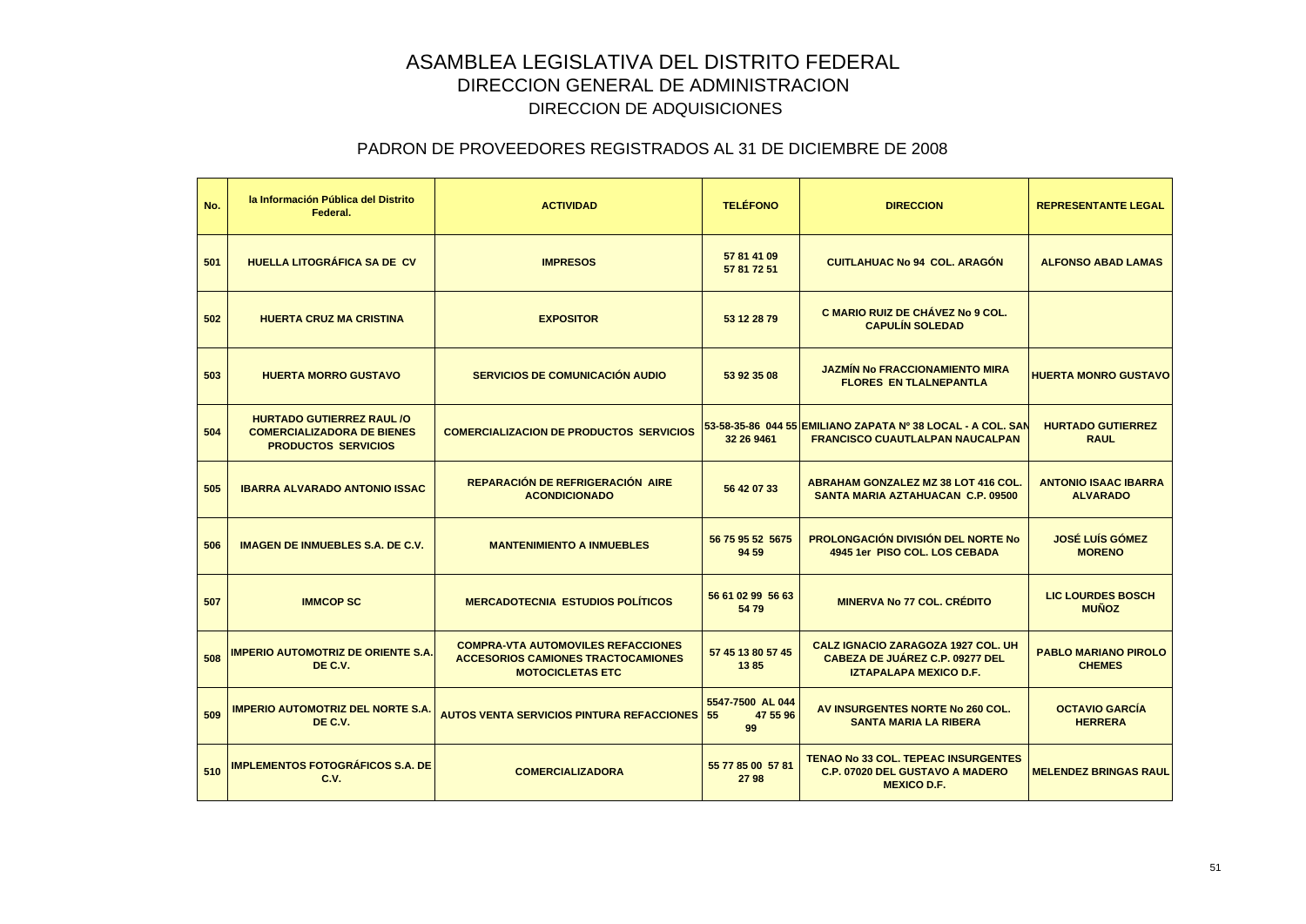# ASAMBLEA LEGISLATIVA DEL DISTRITO FEDERAL

## DIRECCION GENERAL DE ADMINISTRACION

### DIRECCION DE ADQUISICIONES

### PADRON DE PROVEEDORES REGISTRADOS AL 31 DE DICIEMBRE DE 2008

| No. | la Información Pública del Distrito Federal. | ACTIVIDAD | TELÉFONO | DIRECCION | REPRESENTANTE LEGAL |
|---|---|---|---|---|---|
| 501 | HUELLA LITOGRÁFICA SA DE CV | IMPRESOS | 57 81 41 09 57 81 72 51 | CUITLAHUAC No 94 COL. ARAGÓN | ALFONSO ABAD LAMAS |
| 502 | HUERTA CRUZ MA CRISTINA | EXPOSITOR | 53 12 28 79 | C MARIO RUIZ DE CHÁVEZ No 9 COL. CAPULÍN SOLEDAD | |
| 503 | HUERTA MORRO GUSTAVO | SERVICIOS DE COMUNICACIÓN AUDIO | 53 92 35 08 | JAZMÍN No FRACCIONAMIENTO MIRA FLORES EN TLALNEPANTLA | HUERTA MONRO GUSTAVO |
| 504 | HURTADO GUTIERREZ RAUL /O COMERCIALIZADORA DE BIENES PRODUCTOS SERVICIOS | COMERCIALIZACION DE PRODUCTOS SERVICIOS | 53-58-35-86 044 55 32 26 9461 | EMILIANO ZAPATA Nº 38 LOCAL - A COL. SAN FRANCISCO CUAUTLALPAN NAUCALPAN | HURTADO GUTIERREZ RAUL |
| 505 | IBARRA ALVARADO ANTONIO ISSAC | REPARACIÓN DE REFRIGERACIÓN AIRE ACONDICIONADO | 56 42 07 33 | ABRAHAM GONZALEZ MZ 38 LOT 416 COL. SANTA MARIA AZTAHUACAN C.P. 09500 | ANTONIO ISAAC IBARRA ALVARADO |
| 506 | IMAGEN DE INMUEBLES S.A. DE C.V. | MANTENIMIENTO A INMUEBLES | 56 75 95 52 5675 94 59 | PROLONGACIÓN DIVISIÓN DEL NORTE No 4945 1er PISO COL. LOS CEBADA | JOSÉ LUÍS GÓMEZ MORENO |
| 507 | IMMCOP SC | MERCADOTECNIA ESTUDIOS POLÍTICOS | 56 61 02 99 56 63 54 79 | MINERVA No 77 COL. CRÉDITO | LIC LOURDES BOSCH MUÑOZ |
| 508 | IMPERIO AUTOMOTRIZ DE ORIENTE S.A. DE C.V. | COMPRA-VTA AUTOMOVILES REFACCIONES ACCESORIOS CAMIONES TRACTOCAMIONES MOTOCICLETAS ETC | 57 45 13 80 57 45 13 85 | CALZ IGNACIO ZARAGOZA 1927 COL. UH CABEZA DE JUÁREZ C.P. 09277 DEL IZTAPALAPA MEXICO D.F. | PABLO MARIANO PIROLO CHEMES |
| 509 | IMPERIO AUTOMOTRIZ DEL NORTE S.A. DE C.V. | AUTOS VENTA SERVICIOS PINTURA REFACCIONES | 5547-7500 AL 044 55 47 55 96 99 | AV INSURGENTES NORTE No 260 COL. SANTA MARIA LA RIBERA | OCTAVIO GARCÍA HERRERA |
| 510 | IMPLEMENTOS FOTOGRÁFICOS S.A. DE C.V. | COMERCIALIZADORA | 55 77 85 00 57 81 27 98 | TENAO No 33 COL. TEPEAC INSURGENTES C.P. 07020 DEL GUSTAVO A MADERO MEXICO D.F. | MELENDEZ BRINGAS RAUL |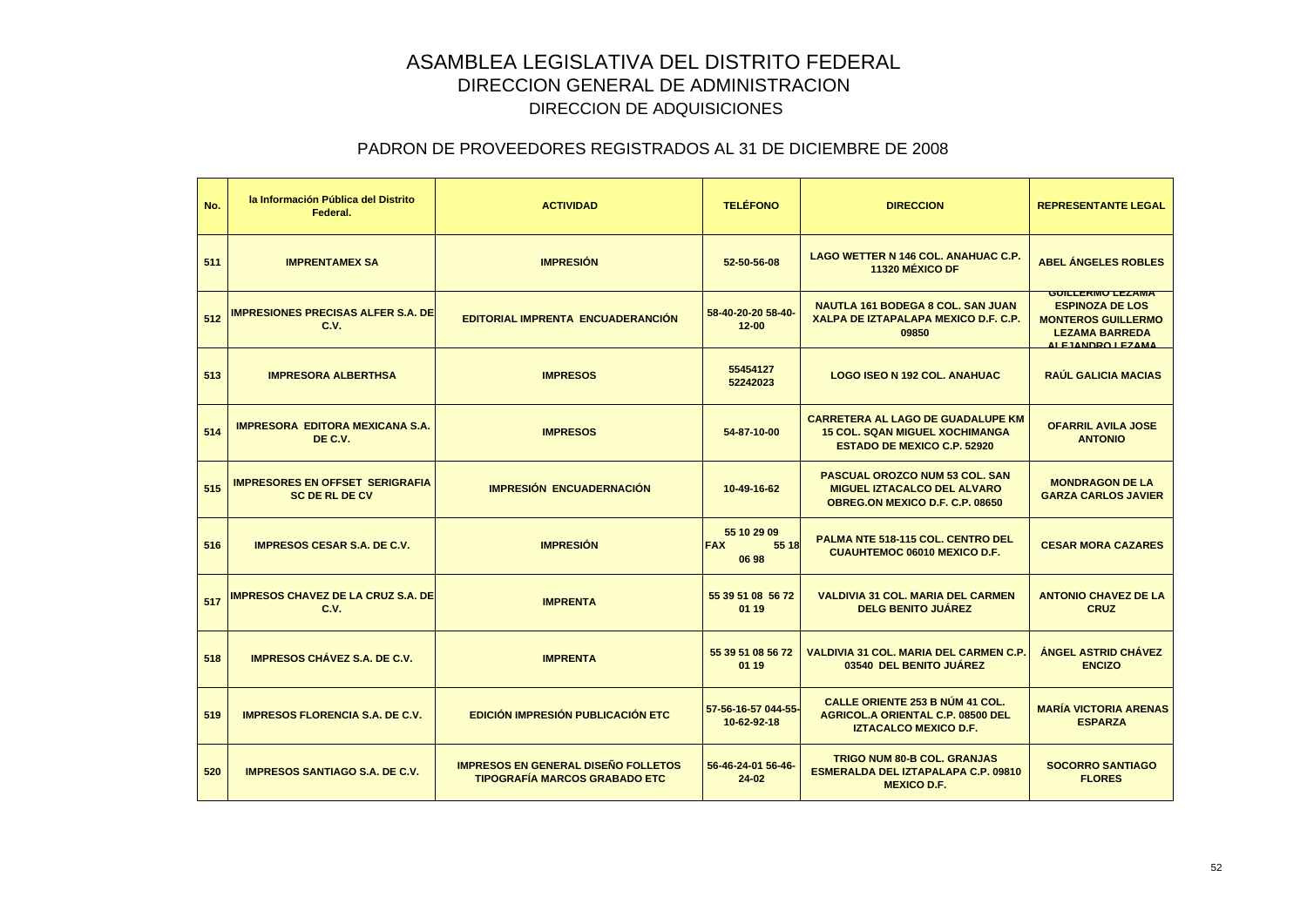# ASAMBLEA LEGISLATIVA DEL DISTRITO FEDERAL
## DIRECCION GENERAL DE ADMINISTRACION
### DIRECCION DE ADQUISICIONES

### PADRON DE PROVEEDORES REGISTRADOS AL 31 DE DICIEMBRE DE 2008

| No. | la Información Pública del Distrito Federal. | ACTIVIDAD | TELÉFONO | DIRECCION | REPRESENTANTE LEGAL |
|---|---|---|---|---|---|
| 511 | IMPRENTAMEX SA | IMPRESIÓN | 52-50-56-08 | LAGO WETTER N 146 COL. ANAHUAC C.P. 11320 MÉXICO DF | ABEL ÁNGELES ROBLES |
| 512 | IMPRESIONES PRECISAS ALFER S.A. DE C.V. | EDITORIAL IMPRENTA ENCUADERANCIÓN | 58-40-20-20 58-40-12-00 | NAUTLA 161 BODEGA 8 COL. SAN JUAN XALPA DE IZTAPALAPA MEXICO D.F. C.P. 09850 | GUILLERMO LEZAMA ESPINOZA DE LOS MONTEROS GUILLERMO LEZAMA BARREDA ALEJANDRO LEZAMA |
| 513 | IMPRESORA ALBERTHSA | IMPRESOS | 55454127 52242023 | LOGO ISEO N 192 COL. ANAHUAC | RAÚL GALICIA MACIAS |
| 514 | IMPRESORA EDITORA MEXICANA S.A. DE C.V. | IMPRESOS | 54-87-10-00 | CARRETERA AL LAGO DE GUADALUPE KM 15 COL. SQAN MIGUEL XOCHIMANGA ESTADO DE MEXICO C.P. 52920 | OFARRIL AVILA JOSE ANTONIO |
| 515 | IMPRESORES EN OFFSET SERIGRAFIA SC DE RL DE CV | IMPRESIÓN ENCUADERNACIÓN | 10-49-16-62 | PASCUAL OROZCO NUM 53 COL. SAN MIGUEL IZTACALCO DEL ALVARO OBREG.ON MEXICO D.F. C.P. 08650 | MONDRAGON DE LA GARZA CARLOS JAVIER |
| 516 | IMPRESOS CESAR S.A. DE C.V. | IMPRESIÓN | 55 10 29 09 FAX 55 18 06 98 | PALMA NTE 518-115 COL. CENTRO DEL CUAUHTEMOC 06010 MEXICO D.F. | CESAR MORA CAZARES |
| 517 | IMPRESOS CHAVEZ DE LA CRUZ S.A. DE C.V. | IMPRENTA | 55 39 51 08 56 72 01 19 | VALDIVIA 31 COL. MARIA DEL CARMEN DELG BENITO JUÁREZ | ANTONIO CHAVEZ DE LA CRUZ |
| 518 | IMPRESOS CHÁVEZ S.A. DE C.V. | IMPRENTA | 55 39 51 08 56 72 01 19 | VALDIVIA 31 COL. MARIA DEL CARMEN C.P. 03540 DEL BENITO JUÁREZ | ÁNGEL ASTRID CHÁVEZ ENCIZO |
| 519 | IMPRESOS FLORENCIA S.A. DE C.V. | EDICIÓN IMPRESIÓN PUBLICACIÓN ETC | 57-56-16-57 044-55-10-62-92-18 | CALLE ORIENTE 253 B NÚM 41 COL. AGRICOL.A ORIENTAL C.P. 08500 DEL IZTACALCO MEXICO D.F. | MARÍA VICTORIA ARENAS ESPARZA |
| 520 | IMPRESOS SANTIAGO S.A. DE C.V. | IMPRESOS EN GENERAL DISEÑO FOLLETOS TIPOGRAFÍA MARCOS GRABADO ETC | 56-46-24-01 56-46-24-02 | TRIGO NUM 80-B COL. GRANJAS ESMERALDA DEL IZTAPALAPA C.P. 09810 MEXICO D.F. | SOCORRO SANTIAGO FLORES |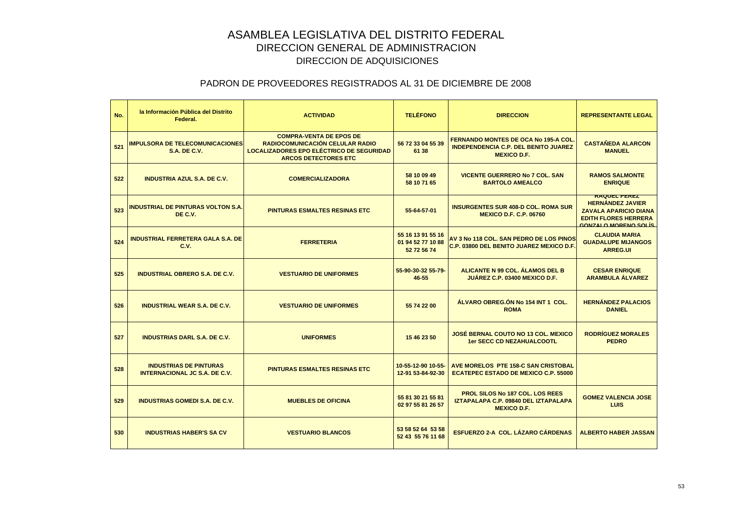# ASAMBLEA LEGISLATIVA DEL DISTRITO FEDERAL
## DIRECCION GENERAL DE ADMINISTRACION
### DIRECCION DE ADQUISICIONES

### PADRON DE PROVEEDORES REGISTRADOS AL 31 DE DICIEMBRE DE 2008

| No. | la Información Pública del Distrito Federal. | ACTIVIDAD | TELÉFONO | DIRECCION | REPRESENTANTE LEGAL |
|---|---|---|---|---|---|
| 521 | IMPULSORA DE TELECOMUNICACIONES S.A. DE C.V. | COMPRA-VENTA DE EPOS DE RADIOCOMUNICACIÓN CELULAR RADIO LOCALIZADORES EPO ELÉCTRICO DE SEGURIDAD ARCOS DETECTORES ETC | 56 72 33 04 55 39 61 38 | FERNANDO MONTES DE OCA No 195-A COL. INDEPENDENCIA C.P. DEL BENITO JUAREZ MEXICO D.F. | CASTAÑEDA ALARCON MANUEL |
| 522 | INDUSTRIA AZUL S.A. DE C.V. | COMERCIALIZADORA | 58 10 09 49 58 10 71 65 | VICENTE GUERRERO No 7 COL. SAN BARTOLO AMEALCO | RAMOS SALMONTE ENRIQUE |
| 523 | INDUSTRIAL DE PINTURAS VOLTON S.A. DE C.V. | PINTURAS ESMALTES RESINAS ETC | 55-64-57-01 | INSURGENTES SUR 408-D COL. ROMA SUR MEXICO D.F. C.P. 06760 | RAQUEL PEREZ HERNÁNDEZ JAVIER ZAVALA APARICIO DIANA EDITH FLORES HERRERA GONZALO MORENO SOLÍS |
| 524 | INDUSTRIAL FERRETERA GALA S.A. DE C.V. | FERRETERIA | 55 16 13 91 55 16 01 94 52 77 10 88 52 72 56 74 | AV 3 No 118 COL. SAN PEDRO DE LOS PINOS C.P. 03800 DEL BENITO JUAREZ MEXICO D.F. | CLAUDIA MARIA GUADALUPE MIJANGOS ARREG.UI |
| 525 | INDUSTRIAL OBRERO S.A. DE C.V. | VESTUARIO DE UNIFORMES | 55-90-30-32 55-79-46-55 | ALICANTE N 99 COL. ÁLAMOS DEL B JUÁREZ C.P. 03400 MEXICO D.F. | CESAR ENRIQUE ARAMBULA ÁLVAREZ |
| 526 | INDUSTRIAL WEAR S.A. DE C.V. | VESTUARIO DE UNIFORMES | 55 74 22 00 | ÁLVARO OBREG.ÓN No 154 INT 1 COL. ROMA | HERNÁNDEZ PALACIOS DANIEL |
| 527 | INDUSTRIAS DARL S.A. DE C.V. | UNIFORMES | 15 46 23 50 | JOSÉ BERNAL COUTO NO 13 COL. MEXICO 1er SECC CD NEZAHUALCOOTL | RODRÍGUEZ MORALES PEDRO |
| 528 | INDUSTRIAS DE PINTURAS INTERNACIONAL JC S.A. DE C.V. | PINTURAS ESMALTES RESINAS ETC | 10-55-12-90 10-55-12-91 53-84-92-30 | AVE MORELOS PTE 158-C SAN CRISTOBAL ECATEPEC ESTADO DE MEXICO C.P. 55000 | |
| 529 | INDUSTRIAS GOMEDI S.A. DE C.V. | MUEBLES DE OFICINA | 55 81 30 21 55 81 02 97 55 81 26 57 | PROL SILOS No 187 COL. LOS REES IZTAPALAPA C.P. 09840 DEL IZTAPALAPA MEXICO D.F. | GOMEZ VALENCIA JOSE LUIS |
| 530 | INDUSTRIAS HABER'S SA CV | VESTUARIO BLANCOS | 53 58 52 64 53 58 52 43 55 76 11 68 | ESFUERZO 2-A COL. LÁZARO CÁRDENAS | ALBERTO HABER JASSAN |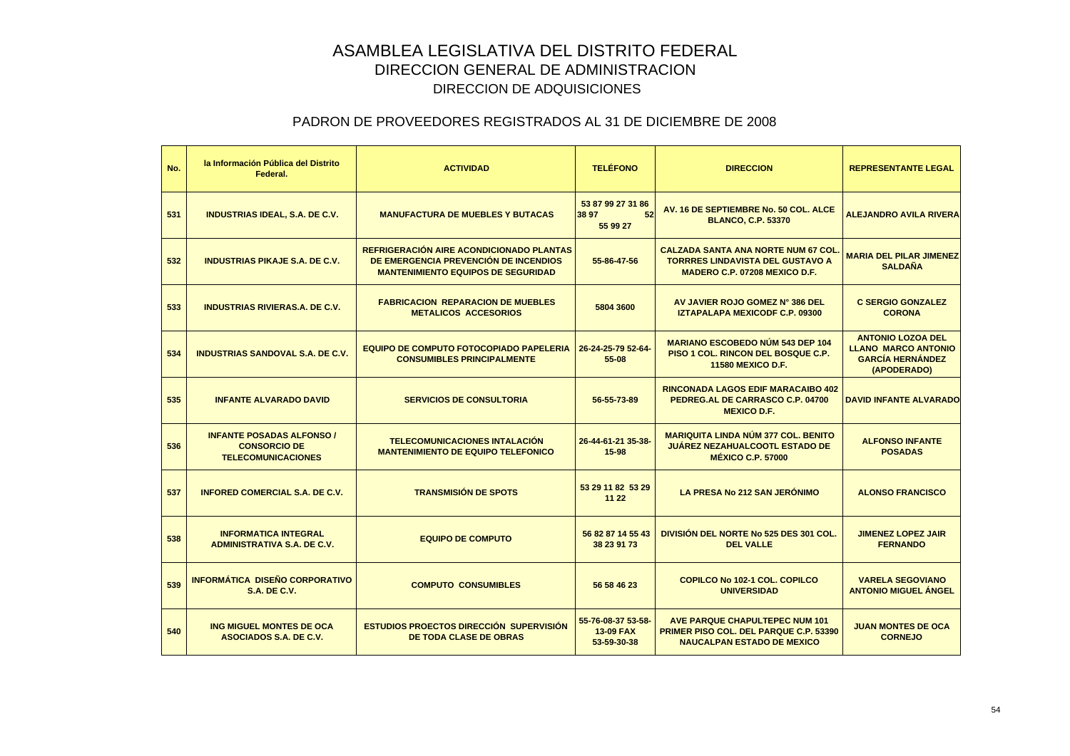# ASAMBLEA LEGISLATIVA DEL DISTRITO FEDERAL

## DIRECCION GENERAL DE ADMINISTRACION

### DIRECCION DE ADQUISICIONES

### PADRON DE PROVEEDORES REGISTRADOS AL 31 DE DICIEMBRE DE 2008

| No. | la Información Pública del Distrito Federal. | ACTIVIDAD | TELÉFONO | DIRECCION | REPRESENTANTE LEGAL |
|---|---|---|---|---|---|
| 531 | INDUSTRIAS IDEAL, S.A. DE C.V. | MANUFACTURA DE MUEBLES Y BUTACAS | 53 87 99 27 31 86 38 97 52 55 99 27 | AV. 16 DE SEPTIEMBRE No. 50 COL. ALCE BLANCO, C.P. 53370 | ALEJANDRO AVILA RIVERA |
| 532 | INDUSTRIAS PIKAJE S.A. DE C.V. | REFRIGERACIÓN AIRE ACONDICIONADO PLANTAS DE EMERGENCIA PREVENCIÓN DE INCENDIOS MANTENIMIENTO EQUIPOS DE SEGURIDAD | 55-86-47-56 | CALZADA SANTA ANA NORTE NUM 67 COL. TORRRES LINDAVISTA DEL GUSTAVO A MADERO C.P. 07208 MEXICO D.F. | MARIA DEL PILAR JIMENEZ SALDAÑA |
| 533 | INDUSTRIAS RIVIERAS.A. DE C.V. | FABRICACION REPARACION DE MUEBLES METALICOS ACCESORIOS | 5804 3600 | AV JAVIER ROJO GOMEZ N° 386 DEL IZTAPALAPA MEXICODF C.P. 09300 | C SERGIO GONZALEZ CORONA |
| 534 | INDUSTRIAS SANDOVAL S.A. DE C.V. | EQUIPO DE COMPUTO FOTOCOPIADO PAPELERIA CONSUMIBLES PRINCIPALMENTE | 26-24-25-79 52-64-55-08 | MARIANO ESCOBEDO NÚM 543 DEP 104 PISO 1 COL. RINCON DEL BOSQUE C.P. 11580 MEXICO D.F. | ANTONIO LOZOA DEL LLANO MARCO ANTONIO GARCÍA HERNÁNDEZ (APODERADO) |
| 535 | INFANTE ALVARADO DAVID | SERVICIOS DE CONSULTORIA | 56-55-73-89 | RINCONADA LAGOS EDIF MARACAIBO 402 PEDREG.AL DE CARRASCO C.P. 04700 MEXICO D.F. | DAVID INFANTE ALVARADO |
| 536 | INFANTE POSADAS ALFONSO / CONSORCIO DE TELECOMUNICACIONES | TELECOMUNICACIONES INTALACIÓN MANTENIMIENTO DE EQUIPO TELEFONICO | 26-44-61-21 35-38-15-98 | MARIQUITA LINDA NÚM 377 COL. BENITO JUÁREZ NEZAHUALCOOTL ESTADO DE MÉXICO C.P. 57000 | ALFONSO INFANTE POSADAS |
| 537 | INFORED COMERCIAL S.A. DE C.V. | TRANSMISIÓN DE SPOTS | 53 29 11 82 53 29 11 22 | LA PRESA No 212 SAN JERÓNIMO | ALONSO FRANCISCO |
| 538 | INFORMATICA INTEGRAL ADMINISTRATIVA S.A. DE C.V. | EQUIPO DE COMPUTO | 56 82 87 14 55 43 38 23 91 73 | DIVISIÓN DEL NORTE No 525 DES 301 COL. DEL VALLE | JIMENEZ LOPEZ JAIR FERNANDO |
| 539 | INFORMÁTICA DISEÑO CORPORATIVO S.A. DE C.V. | COMPUTO CONSUMIBLES | 56 58 46 23 | COPILCO No 102-1 COL. COPILCO UNIVERSIDAD | VARELA SEGOVIANO ANTONIO MIGUEL ÁNGEL |
| 540 | ING MIGUEL MONTES DE OCA ASOCIADOS S.A. DE C.V. | ESTUDIOS PROECTOS DIRECCIÓN SUPERVISIÓN DE TODA CLASE DE OBRAS | 55-76-08-37 53-58-13-09 FAX 53-59-30-38 | AVE PARQUE CHAPULTEPEC NUM 101 PRIMER PISO COL. DEL PARQUE C.P. 53390 NAUCALPAN ESTADO DE MEXICO | JUAN MONTES DE OCA CORNEJO |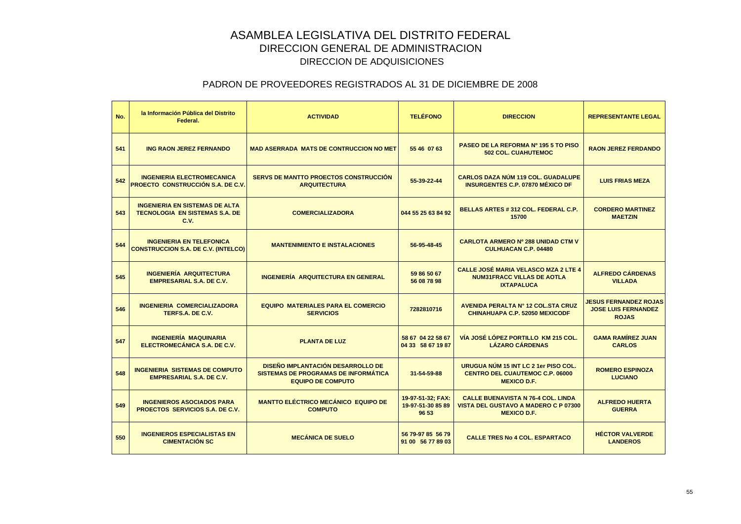# ASAMBLEA LEGISLATIVA DEL DISTRITO FEDERAL
## DIRECCION GENERAL DE ADMINISTRACION
### DIRECCION DE ADQUISICIONES

### PADRON DE PROVEEDORES REGISTRADOS AL 31 DE DICIEMBRE DE 2008

| No. | la Información Pública del Distrito Federal. | ACTIVIDAD | TELÉFONO | DIRECCION | REPRESENTANTE LEGAL |
|---|---|---|---|---|---|
| 541 | ING RAON JEREZ FERNANDO | MAD ASERRADA MATS DE CONTRUCCION NO MET | 55 46 07 63 | PASEO DE LA REFORMA Nº 195 5 TO PISO 502 COL. CUAHUTEMOC | RAON JEREZ FERDANDO |
| 542 | INGENIERIA ELECTROMECANICA PROECTO CONSTRUCCIÓN S.A. DE C.V. | SERVS DE MANTTO PROECTOS CONSTRUCCIÓN ARQUITECTURA | 55-39-22-44 | CARLOS DAZA NÚM 119 COL. GUADALUPE INSURGENTES C.P. 07870 MÉXICO DF | LUIS FRIAS MEZA |
| 543 | INGENIERIA EN SISTEMAS DE ALTA TECNOLOGIA EN SISTEMAS S.A. DE C.V. | COMERCIALIZADORA | 044 55 25 63 84 92 | BELLAS ARTES # 312 COL. FEDERAL C.P. 15700 | CORDERO MARTINEZ MAETZIN |
| 544 | INGENIERIA EN TELEFONICA CONSTRUCCION S.A. DE C.V. (INTELCO) | MANTENIMIENTO E INSTALACIONES | 56-95-48-45 | CARLOTA ARMERO Nº 288 UNIDAD CTM V CULHUACAN C.P. 04480 | |
| 545 | INGENIERÍA ARQUITECTURA EMPRESARIAL S.A. DE C.V. | INGENIERÍA ARQUITECTURA EN GENERAL | 59 86 50 67 56 08 78 98 | CALLE JOSÉ MARIA VELASCO MZA 2 LTE 4 NUM31FRACC VILLAS DE AOTLA IXTAPALUCA | ALFREDO CÁRDENAS VILLADA |
| 546 | INGENIERIA COMERCIALIZADORA TERFS.A. DE C.V. | EQUIPO MATERIALES PARA EL COMERCIO SERVICIOS | 7282810716 | AVENIDA PERALTA N° 12 COL.STA CRUZ CHINAHUAPA C.P. 52050 MEXICODF | JESUS FERNANDEZ ROJAS JOSE LUIS FERNANDEZ ROJAS |
| 547 | INGENIERÍA MAQUINARIA ELECTROMECÁNICA S.A. DE C.V. | PLANTA DE LUZ | 58 67 04 22 58 67 04 33 58 67 19 87 | VÍA JOSÉ LÓPEZ PORTILLO KM 215 COL. LÁZARO CÁRDENAS | GAMA RAMÍREZ JUAN CARLOS |
| 548 | INGENIERIA SISTEMAS DE COMPUTO EMPRESARIAL S.A. DE C.V. | DISEÑO IMPLANTACIÓN DESARROLLO DE SISTEMAS DE PROGRAMAS DE INFORMÁTICA EQUIPO DE COMPUTO | 31-54-59-88 | URUGUA NÚM 15 INT LC 2 1er PISO COL. CENTRO DEL CUAUTEMOC C.P. 06000 MEXICO D.F. | ROMERO ESPINOZA LUCIANO |
| 549 | INGENIEROS ASOCIADOS PARA PROECTOS SERVICIOS S.A. DE C.V. | MANTTO ELÉCTRICO MECÁNICO EQUIPO DE COMPUTO | 19-97-51-32; FAX: 19-97-51-30 85 89 96 53 | CALLE BUENAVISTA N 76-4 COL. LINDA VISTA DEL GUSTAVO A MADERO C P 07300 MEXICO D.F. | ALFREDO HUERTA GUERRA |
| 550 | INGENIEROS ESPECIALISTAS EN CIMENTACIÓN SC | MECÁNICA DE SUELO | 56 79-97 85 56 79 91 00 56 77 89 03 | CALLE TRES No 4 COL. ESPARTACO | HÉCTOR VALVERDE LANDEROS |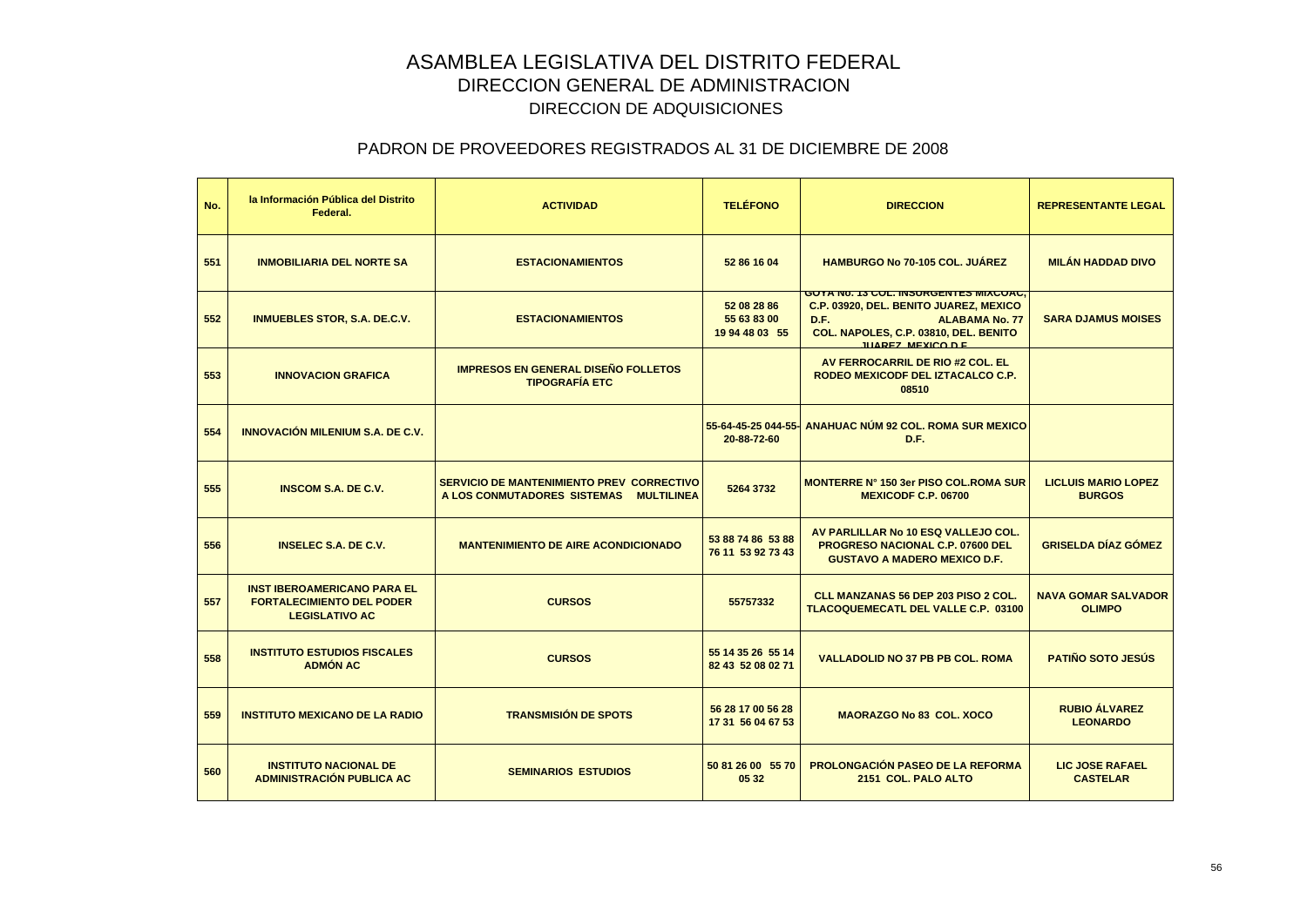# ASAMBLEA LEGISLATIVA DEL DISTRITO FEDERAL
## DIRECCION GENERAL DE ADMINISTRACION
## DIRECCION DE ADQUISICIONES

### PADRON DE PROVEEDORES REGISTRADOS AL 31 DE DICIEMBRE DE 2008

| No. | la Información Pública del Distrito Federal. | ACTIVIDAD | TELÉFONO | DIRECCION | REPRESENTANTE LEGAL |
|---|---|---|---|---|---|
| 551 | INMOBILIARIA DEL NORTE SA | ESTACIONAMIENTOS | 52 86 16 04 | HAMBURGO No 70-105 COL. JUÁREZ | MILÁN HADDAD DIVO |
| 552 | INMUEBLES STOR, S.A. DE.C.V. | ESTACIONAMIENTOS | 52 08 28 86 55 63 83 00 19 94 48 03 55 | GOYA No. 13 COL. INSURGENTES MIXCOAC, C.P. 03920, DEL. BENITO JUAREZ, MEXICO D.F. ALABAMA No. 77 COL. NAPOLES, C.P. 03810, DEL. BENITO JUAREZ, MEXICO D.F. | SARA DJAMUS MOISES |
| 553 | INNOVACION GRAFICA | IMPRESOS EN GENERAL DISEÑO FOLLETOS TIPOGRAFÍA ETC | | AV FERROCARRIL DE RIO #2 COL. EL RODEO MEXICODF DEL IZTACALCO C.P. 08510 | |
| 554 | INNOVACIÓN MILENIUM S.A. DE C.V. | | 55-64-45-25 044-55-20-88-72-60 | ANAHUAC NÚM 92 COL. ROMA SUR MEXICO D.F. | |
| 555 | INSCOM S.A. DE C.V. | SERVICIO DE MANTENIMIENTO PREV CORRECTIVO A LOS CONMUTADORES SISTEMAS MULTILINEA | 5264 3732 | MONTERRE N° 150 3er PISO COL.ROMA SUR MEXICODF C.P. 06700 | LICLUIS MARIO LOPEZ BURGOS |
| 556 | INSELEC S.A. DE C.V. | MANTENIMIENTO DE AIRE ACONDICIONADO | 53 88 74 86 53 88 76 11 53 92 73 43 | AV PARLILLAR No 10 ESQ VALLEJO COL. PROGRESO NACIONAL C.P. 07600 DEL GUSTAVO A MADERO MEXICO D.F. | GRISELDA DÍAZ GÓMEZ |
| 557 | INST IBEROAMERICANO PARA EL FORTALECIMIENTO DEL PODER LEGISLATIVO AC | CURSOS | 55757332 | CLL MANZANAS 56 DEP 203 PISO 2 COL. TLACOQUEMECATL DEL VALLE C.P. 03100 | NAVA GOMAR SALVADOR OLIMPO |
| 558 | INSTITUTO ESTUDIOS FISCALES ADMÓN AC | CURSOS | 55 14 35 26 55 14 82 43 52 08 02 71 | VALLADOLID NO 37 PB PB COL. ROMA | PATIÑO SOTO JESÚS |
| 559 | INSTITUTO MEXICANO DE LA RADIO | TRANSMISIÓN DE SPOTS | 56 28 17 00 56 28 17 31 56 04 67 53 | MAORAZGO No 83 COL. XOCO | RUBIO ÁLVAREZ LEONARDO |
| 560 | INSTITUTO NACIONAL DE ADMINISTRACIÓN PUBLICA AC | SEMINARIOS ESTUDIOS | 50 81 26 00 55 70 05 32 | PROLONGACIÓN PASEO DE LA REFORMA 2151 COL. PALO ALTO | LIC JOSE RAFAEL CASTELAR |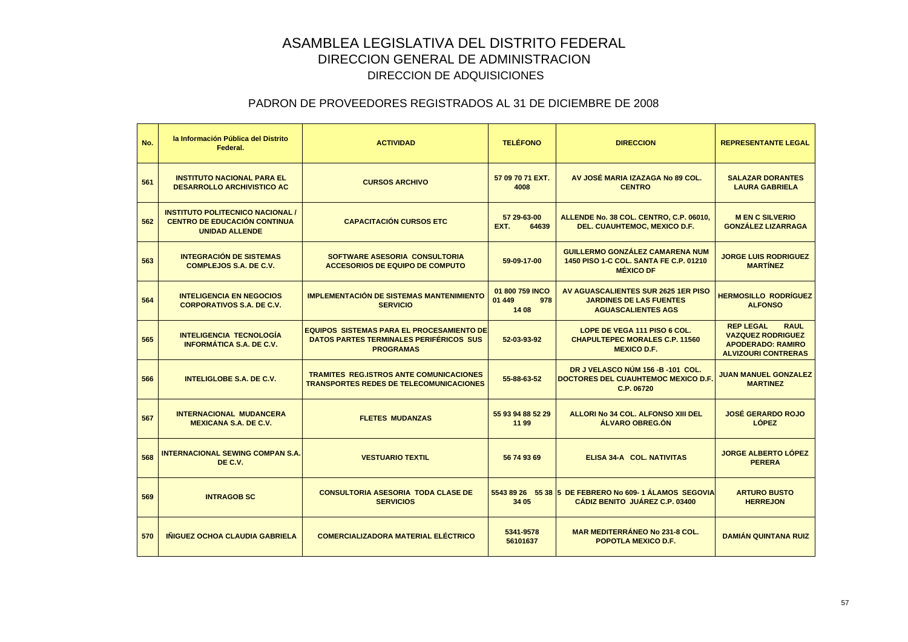# ASAMBLEA LEGISLATIVA DEL DISTRITO FEDERAL
## DIRECCION GENERAL DE ADMINISTRACION
### DIRECCION DE ADQUISICIONES

### PADRON DE PROVEEDORES REGISTRADOS AL 31 DE DICIEMBRE DE 2008

| No. | la Información Pública del Distrito Federal. | ACTIVIDAD | TELÉFONO | DIRECCION | REPRESENTANTE LEGAL |
|---|---|---|---|---|---|
| 561 | INSTITUTO NACIONAL PARA EL DESARROLLO ARCHIVISTICO AC | CURSOS ARCHIVO | 57 09 70 71 EXT. 4008 | AV JOSÉ MARIA IZAZAGA No 89 COL. CENTRO | SALAZAR DORANTES LAURA GABRIELA |
| 562 | INSTITUTO POLITECNICO NACIONAL / CENTRO DE EDUCACIÓN CONTINUA UNIDAD ALLENDE | CAPACITACIÓN CURSOS ETC | 57 29-63-00 EXT. 64639 | ALLENDE No. 38 COL. CENTRO, C.P. 06010, DEL. CUAUHTEMOC, MEXICO D.F. | M EN C SILVERIO GONZÁLEZ LIZARRAGA |
| 563 | INTEGRACIÓN DE SISTEMAS COMPLEJOS S.A. DE C.V. | SOFTWARE ASESORIA CONSULTORIA ACCESORIOS DE EQUIPO DE COMPUTO | 59-09-17-00 | GUILLERMO GONZÁLEZ CAMARENA NUM 1450 PISO 1-C COL. SANTA FE C.P. 01210 MÉXICO DF | JORGE LUIS RODRIGUEZ MARTÍNEZ |
| 564 | INTELIGENCIA EN NEGOCIOS CORPORATIVOS S.A. DE C.V. | IMPLEMENTACIÓN DE SISTEMAS MANTENIMIENTO SERVICIO | 01 800 759 INCO 01 449 978 14 08 | AV AGUASCALIENTES SUR 2625 1ER PISO JARDINES DE LAS FUENTES AGUASCALIENTES AGS | HERMOSILLO RODRÍGUEZ ALFONSO |
| 565 | INTELIGENCIA TECNOLOGÍA INFORMÁTICA S.A. DE C.V. | EQUIPOS SISTEMAS PARA EL PROCESAMIENTO DE DATOS PARTES TERMINALES PERIFÉRICOS SUS PROGRAMAS | 52-03-93-92 | LOPE DE VEGA 111 PISO 6 COL. CHAPULTEPEC MORALES C.P. 11560 MEXICO D.F. | REP LEGAL RAUL VAZQUEZ RODRIGUEZ APODERADO: RAMIRO ALVIZOURI CONTRERAS |
| 566 | INTELIGLOBE S.A. DE C.V. | TRAMITES REG.ISTROS ANTE COMUNICACIONES TRANSPORTES REDES DE TELECOMUNICACIONES | 55-88-63-52 | DR J VELASCO NÚM 156 -B -101 COL. DOCTORES DEL CUAUHTEMOC MEXICO D.F. C.P. 06720 | JUAN MANUEL GONZALEZ MARTINEZ |
| 567 | INTERNACIONAL MUDANCERA MEXICANA S.A. DE C.V. | FLETES MUDANZAS | 55 93 94 88 52 29 11 99 | ALLORI No 34 COL. ALFONSO XIII DEL ÁLVARO OBREG.ÓN | JOSÉ GERARDO ROJO LÓPEZ |
| 568 | INTERNACIONAL SEWING COMPAN S.A. DE C.V. | VESTUARIO TEXTIL | 56 74 93 69 | ELISA 34-A COL. NATIVITAS | JORGE ALBERTO LÓPEZ PERERA |
| 569 | INTRAGOB SC | CONSULTORIA ASESORIA TODA CLASE DE SERVICIOS | 5543 89 26 55 38 34 05 | 5 DE FEBRERO No 609- 1 ÁLAMOS SEGOVIA CÁDIZ BENITO JUÁREZ C.P. 03400 | ARTURO BUSTO HERREJON |
| 570 | IÑIGUEZ OCHOA CLAUDIA GABRIELA | COMERCIALIZADORA MATERIAL ELÉCTRICO | 5341-9578 56101637 | MAR MEDITERRÁNEO No 231-8 COL. POPOTLA MEXICO D.F. | DAMIÁN QUINTANA RUIZ |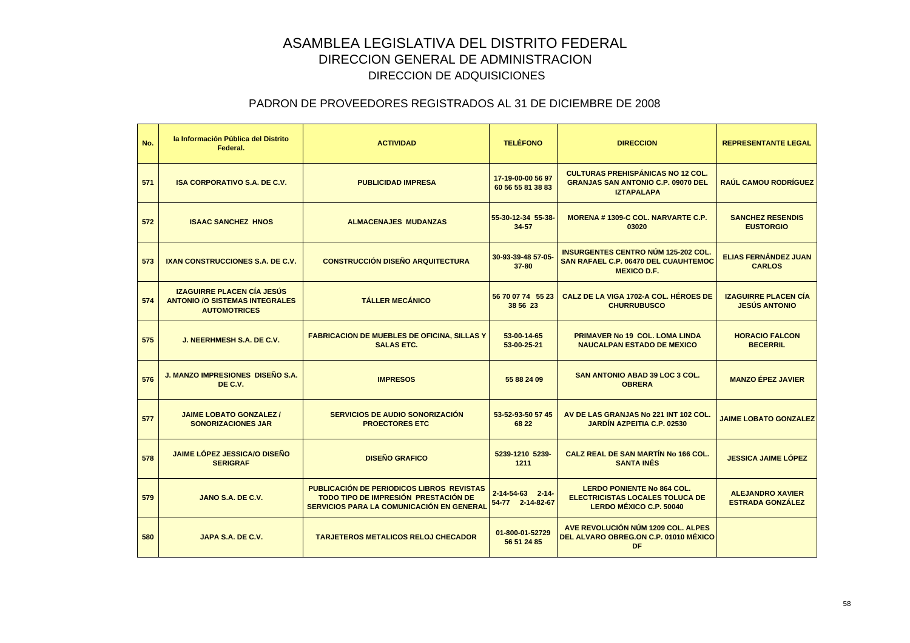# ASAMBLEA LEGISLATIVA DEL DISTRITO FEDERAL

## DIRECCION GENERAL DE ADMINISTRACION

## DIRECCION DE ADQUISICIONES

### PADRON DE PROVEEDORES REGISTRADOS AL 31 DE DICIEMBRE DE 2008

| No. | la Información Pública del Distrito Federal. | ACTIVIDAD | TELÉFONO | DIRECCION | REPRESENTANTE LEGAL |
|---|---|---|---|---|---|
| 571 | ISA CORPORATIVO S.A. DE C.V. | PUBLICIDAD IMPRESA | 17-19-00-00 56 97 60 56 55 81 38 83 | CULTURAS PREHISPÁNICAS NO 12 COL. GRANJAS SAN ANTONIO C.P. 09070 DEL IZTAPALAPA | RAÚL CAMOU RODRÍGUEZ |
| 572 | ISAAC SANCHEZ HNOS | ALMACENAJES MUDANZAS | 55-30-12-34 55-38-34-57 | MORENA # 1309-C COL. NARVARTE C.P. 03020 | SANCHEZ RESENDIS EUSTORGIO |
| 573 | IXAN CONSTRUCCIONES S.A. DE C.V. | CONSTRUCCIÓN DISEÑO ARQUITECTURA | 30-93-39-48 57-05-37-80 | INSURGENTES CENTRO NÚM 125-202 COL. SAN RAFAEL C.P. 06470 DEL CUAUHTEMOC MEXICO D.F. | ELIAS FERNÁNDEZ JUAN CARLOS |
| 574 | IZAGUIRRE PLACEN CÍA JESÚS ANTONIO /O SISTEMAS INTEGRALES AUTOMOTRICES | TÁLLER MECÁNICO | 56 70 07 74 55 23 38 56 23 | CALZ DE LA VIGA 1702-A COL. HÉROES DE CHURRUBUSCO | IZAGUIRRE PLACEN CÍA JESÚS ANTONIO |
| 575 | J. NEERHMESH S.A. DE C.V. | FABRICACION DE MUEBLES DE OFICINA, SILLAS Y SALAS ETC. | 53-00-14-65 53-00-25-21 | PRIMAVER No 19 COL. LOMA LINDA NAUCALPAN ESTADO DE MEXICO | HORACIO FALCON BECERRIL |
| 576 | J. MANZO IMPRESIONES DISEÑO S.A. DE C.V. | IMPRESOS | 55 88 24 09 | SAN ANTONIO ABAD 39 LOC 3 COL. OBRERA | MANZO ÉPEZ JAVIER |
| 577 | JAIME LOBATO GONZALEZ / SONORIZACIONES JAR | SERVICIOS DE AUDIO SONORIZACIÓN PROECTORES ETC | 53-52-93-50 57 45 68 22 | AV DE LAS GRANJAS No 221 INT 102 COL. JARDÍN AZPEITIA C.P. 02530 | JAIME LOBATO GONZALEZ |
| 578 | JAIME LÓPEZ JESSICA/O DISEÑO SERIGRAF | DISEÑO GRAFICO | 5239-1210 5239-1211 | CALZ REAL DE SAN MARTÍN No 166 COL. SANTA INÉS | JESSICA JAIME LÓPEZ |
| 579 | JANO S.A. DE C.V. | PUBLICACIÓN DE PERIODICOS LIBROS REVISTAS TODO TIPO DE IMPRESIÓN PRESTACIÓN DE SERVICIOS PARA LA COMUNICACIÓN EN GENERAL | 2-14-54-63 2-14-54-77 2-14-82-67 | LERDO PONIENTE No 864 COL. ELECTRICISTAS LOCALES TOLUCA DE LERDO MÉXICO C.P. 50040 | ALEJANDRO XAVIER ESTRADA GONZÁLEZ |
| 580 | JAPA S.A. DE C.V. | TARJETEROS METALICOS RELOJ CHECADOR | 01-800-01-52729 56 51 24 85 | AVE REVOLUCIÓN NÚM 1209 COL. ALPES DEL ALVARO OBREG.ON C.P. 01010 MÉXICO DF | |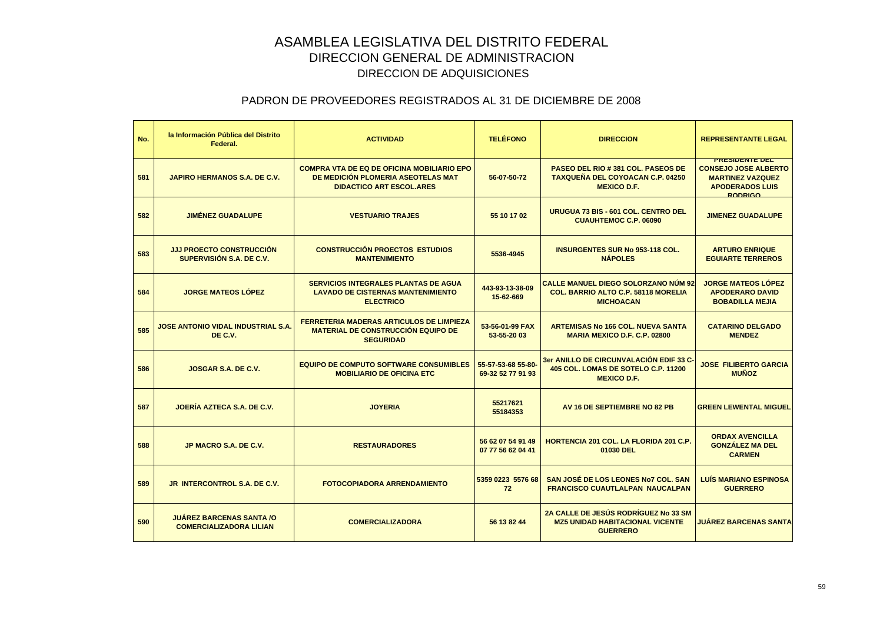# ASAMBLEA LEGISLATIVA DEL DISTRITO FEDERAL

## DIRECCION GENERAL DE ADMINISTRACION

### DIRECCION DE ADQUISICIONES

### PADRON DE PROVEEDORES REGISTRADOS AL 31 DE DICIEMBRE DE 2008

| No. | la Información Pública del Distrito Federal. | ACTIVIDAD | TELÉFONO | DIRECCION | REPRESENTANTE LEGAL |
|---|---|---|---|---|---|
| 581 | JAPIRO HERMANOS S.A. DE C.V. | COMPRA VTA DE EQ DE OFICINA MOBILIARIO EPO DE MEDICIÓN PLOMERIA ASEOTELAS MAT DIDACTICO ART ESCOL.ARES | 56-07-50-72 | PASEO DEL RIO # 381 COL. PASEOS DE TAXQUEÑA DEL COYOACAN C.P. 04250 MEXICO D.F. | PRESIDENTE DEL CONSEJO JOSE ALBERTO MARTINEZ VAZQUEZ APODERADOS LUIS RODRIGO |
| 582 | JIMÉNEZ GUADALUPE | VESTUARIO TRAJES | 55 10 17 02 | URUGUA 73 BIS - 601 COL. CENTRO DEL CUAUHTEMOC C.P. 06090 | JIMENEZ GUADALUPE |
| 583 | JJJ PROECTO CONSTRUCCIÓN SUPERVISIÓN S.A. DE C.V. | CONSTRUCCIÓN PROECTOS ESTUDIOS MANTENIMIENTO | 5536-4945 | INSURGENTES SUR No 953-118 COL. NÁPOLES | ARTURO ENRIQUE EGUIARTE TERREROS |
| 584 | JORGE MATEOS LÓPEZ | SERVICIOS INTEGRALES PLANTAS DE AGUA LAVADO DE CISTERNAS MANTENIMIENTO ELECTRICO | 443-93-13-38-09 15-62-669 | CALLE MANUEL DIEGO SOLORZANO NÚM 92 COL. BARRIO ALTO C.P. 58118 MORELIA MICHOACAN | JORGE MATEOS LÓPEZ APODERARO DAVID BOBADILLA MEJIA |
| 585 | JOSE ANTONIO VIDAL INDUSTRIAL S.A. DE C.V. | FERRETERIA MADERAS ARTICULOS DE LIMPIEZA MATERIAL DE CONSTRUCCIÓN EQUIPO DE SEGURIDAD | 53-56-01-99 FAX 53-55-20 03 | ARTEMISAS No 166 COL. NUEVA SANTA MARIA MEXICO D.F. C.P. 02800 | CATARINO DELGADO MENDEZ |
| 586 | JOSGAR S.A. DE C.V. | EQUIPO DE COMPUTO SOFTWARE CONSUMIBLES MOBILIARIO DE OFICINA ETC | 55-57-53-68 55-80-69-32 52 77 91 93 | 3er ANILLO DE CIRCUNVALACIÓN EDIF 33 C-405 COL. LOMAS DE SOTELO C.P. 11200 MEXICO D.F. | JOSE FILIBERTO GARCIA MUÑOZ |
| 587 | JOERÍA AZTECA S.A. DE C.V. | JOYERIA | 55217621 55184353 | AV 16 DE SEPTIEMBRE NO 82 PB | GREEN LEWENTAL MIGUEL |
| 588 | JP MACRO S.A. DE C.V. | RESTAURADORES | 56 62 07 54 91 49 07 77 56 62 04 41 | HORTENCIA 201 COL. LA FLORIDA 201 C.P. 01030 DEL | ORDAX AVENCILLA GONZÁLEZ MA DEL CARMEN |
| 589 | JR INTERCONTROL S.A. DE C.V. | FOTOCOPIADORA ARRENDAMIENTO | 5359 0223 5576 68 72 | SAN JOSÉ DE LOS LEONES No7 COL. SAN FRANCISCO CUAUTLALPAN NAUCALPAN | LUÍS MARIANO ESPINOSA GUERRERO |
| 590 | JUÁREZ BARCENAS SANTA /O COMERCIALIZADORA LILIAN | COMERCIALIZADORA | 56 13 82 44 | 2A CALLE DE JESÚS RODRÍGUEZ No 33 SM MZ5 UNIDAD HABITACIONAL VICENTE GUERRERO | JUÁREZ BARCENAS SANTA |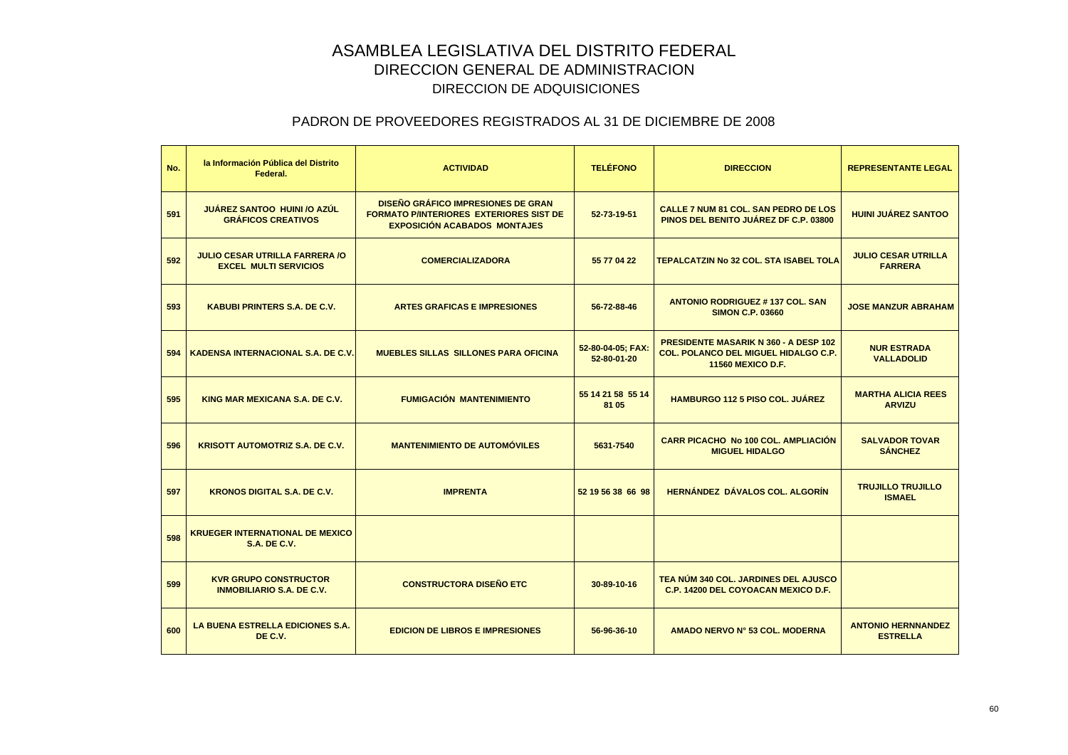# ASAMBLEA LEGISLATIVA DEL DISTRITO FEDERAL
## DIRECCION GENERAL DE ADMINISTRACION
### DIRECCION DE ADQUISICIONES

### PADRON DE PROVEEDORES REGISTRADOS AL 31 DE DICIEMBRE DE 2008

| No. | la Información Pública del Distrito Federal. | ACTIVIDAD | TELÉFONO | DIRECCION | REPRESENTANTE LEGAL |
|---|---|---|---|---|---|
| 591 | JUÁREZ SANTOO HUINI /O AZÚL GRÁFICOS CREATIVOS | DISEÑO GRÁFICO IMPRESIONES DE GRAN FORMATO P/INTERIORES EXTERIORES SIST DE EXPOSICIÓN ACABADOS MONTAJES | 52-73-19-51 | CALLE 7 NUM 81 COL. SAN PEDRO DE LOS PINOS DEL BENITO JUÁREZ DF C.P. 03800 | HUINI JUÁREZ SANTOO |
| 592 | JULIO CESAR UTRILLA FARRERA /O EXCEL MULTI SERVICIOS | COMERCIALIZADORA | 55 77 04 22 | TEPALCATZIN No 32 COL. STA ISABEL TOLA | JULIO CESAR UTRILLA FARRERA |
| 593 | KABUBI PRINTERS S.A. DE C.V. | ARTES GRAFICAS E IMPRESIONES | 56-72-88-46 | ANTONIO RODRIGUEZ # 137 COL. SAN SIMON C.P. 03660 | JOSE MANZUR ABRAHAM |
| 594 | KADENSA INTERNACIONAL S.A. DE C.V. | MUEBLES SILLAS SILLONES PARA OFICINA | 52-80-04-05; FAX: 52-80-01-20 | PRESIDENTE MASARIK N 360 - A DESP 102 COL. POLANCO DEL MIGUEL HIDALGO C.P. 11560 MEXICO D.F. | NUR ESTRADA VALLADOLID |
| 595 | KING MAR MEXICANA S.A. DE C.V. | FUMIGACIÓN MANTENIMIENTO | 55 14 21 58 55 14 81 05 | HAMBURGO 112 5 PISO COL. JUÁREZ | MARTHA ALICIA REES ARVIZU |
| 596 | KRISOTT AUTOMOTRIZ S.A. DE C.V. | MANTENIMIENTO DE AUTOMÓVILES | 5631-7540 | CARR PICACHO No 100 COL. AMPLIACIÓN MIGUEL HIDALGO | SALVADOR TOVAR SÁNCHEZ |
| 597 | KRONOS DIGITAL S.A. DE C.V. | IMPRENTA | 52 19 56 38 66 98 | HERNÁNDEZ DÁVALOS COL. ALGORÍN | TRUJILLO TRUJILLO ISMAEL |
| 598 | KRUEGER INTERNATIONAL DE MEXICO S.A. DE C.V. | | | | |
| 599 | KVR GRUPO CONSTRUCTOR INMOBILIARIO S.A. DE C.V. | CONSTRUCTORA DISEÑO ETC | 30-89-10-16 | TEA NÚM 340 COL. JARDINES DEL AJUSCO C.P. 14200 DEL COYOACAN MEXICO D.F. | |
| 600 | LA BUENA ESTRELLA EDICIONES S.A. DE C.V. | EDICION DE LIBROS E IMPRESIONES | 56-96-36-10 | AMADO NERVO N° 53 COL. MODERNA | ANTONIO HERNNANDEZ ESTRELLA |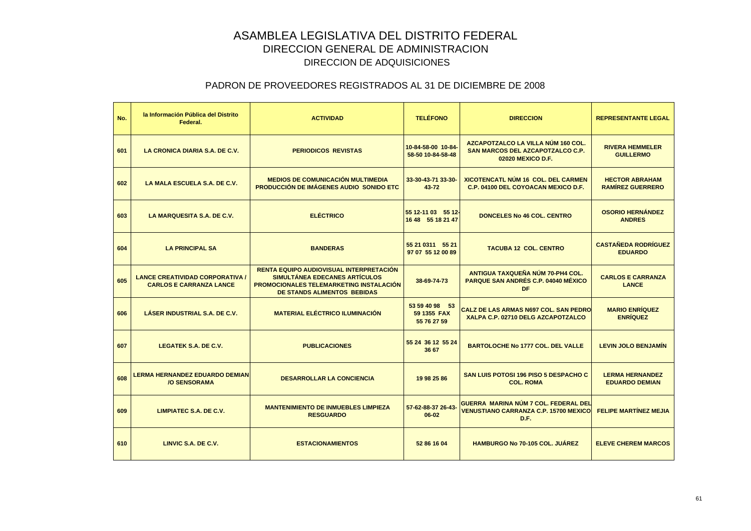# ASAMBLEA LEGISLATIVA DEL DISTRITO FEDERAL

## DIRECCION GENERAL DE ADMINISTRACION

### DIRECCION DE ADQUISICIONES

### PADRON DE PROVEEDORES REGISTRADOS AL 31 DE DICIEMBRE DE 2008

| No. | la Información Pública del Distrito Federal. | ACTIVIDAD | TELÉFONO | DIRECCION | REPRESENTANTE LEGAL |
|---|---|---|---|---|---|
| 601 | LA CRONICA DIARIA S.A. DE C.V. | PERIODICOS REVISTAS | 10-84-58-00 10-84-58-50 10-84-58-48 | AZCAPOTZALCO LA VILLA NÚM 160 COL. SAN MARCOS DEL AZCAPOTZALCO C.P. 02020 MEXICO D.F. | RIVERA HEMMELER GUILLERMO |
| 602 | LA MALA ESCUELA S.A. DE C.V. | MEDIOS DE COMUNICACIÓN MULTIMEDIA PRODUCCIÓN DE IMÁGENES AUDIO SONIDO ETC | 33-30-43-71 33-30-43-72 | XICOTENCATL NÚM 16 COL. DEL CARMEN C.P. 04100 DEL COYOACAN MEXICO D.F. | HECTOR ABRAHAM RAMÍREZ GUERRERO |
| 603 | LA MARQUESITA S.A. DE C.V. | ELÉCTRICO | 55 12-11 03 55 12-16 48 55 18 21 47 | DONCELES No 46 COL. CENTRO | OSORIO HERNÁNDEZ ANDRES |
| 604 | LA PRINCIPAL SA | BANDERAS | 55 21 0311 55 21 97 07 55 12 00 89 | TACUBA 12 COL. CENTRO | CASTAÑEDA RODRÍGUEZ EDUARDO |
| 605 | LANCE CREATIVIDAD CORPORATIVA / CARLOS E CARRANZA LANCE | RENTA EQUIPO AUDIOVISUAL INTERPRETACIÓN SIMULTÁNEA EDECANES ARTÍCULOS PROMOCIONALES TELEMARKETING INSTALACIÓN DE STANDS ALIMENTOS BEBIDAS | 38-69-74-73 | ANTIGUA TAXQUEÑA NÚM 70-PH4 COL. PARQUE SAN ANDRÉS C.P. 04040 MÉXICO DF | CARLOS E CARRANZA LANCE |
| 606 | LÁSER INDUSTRIAL S.A. DE C.V. | MATERIAL ELÉCTRICO ILUMINACIÓN | 53 59 40 98 53 59 1355 FAX 55 76 27 59 | CALZ DE LAS ARMAS N697 COL. SAN PEDRO XALPA C.P. 02710 DELG AZCAPOTZALCO | MARIO ENRÍQUEZ ENRÍQUEZ |
| 607 | LEGATEK S.A. DE C.V. | PUBLICACIONES | 55 24 36 12 55 24 36 67 | BARTOLOCHE No 1777 COL. DEL VALLE | LEVIN JOLO BENJAMÍN |
| 608 | LERMA HERNANDEZ EDUARDO DEMIAN /O SENSORAMA | DESARROLLAR LA CONCIENCIA | 19 98 25 86 | SAN LUIS POTOSI 196 PISO 5 DESPACHO C COL. ROMA | LERMA HERNANDEZ EDUARDO DEMIAN |
| 609 | LIMPIATEC S.A. DE C.V. | MANTENIMIENTO DE INMUEBLES LIMPIEZA RESGUARDO | 57-62-88-37 26-43-06-02 | GUERRA MARINA NÚM 7 COL. FEDERAL DEL VENUSTIANO CARRANZA C.P. 15700 MEXICO D.F. | FELIPE MARTÍNEZ MEJIA |
| 610 | LINVIC S.A. DE C.V. | ESTACIONAMIENTOS | 52 86 16 04 | HAMBURGO No 70-105 COL. JUÁREZ | ELEVE CHEREM MARCOS |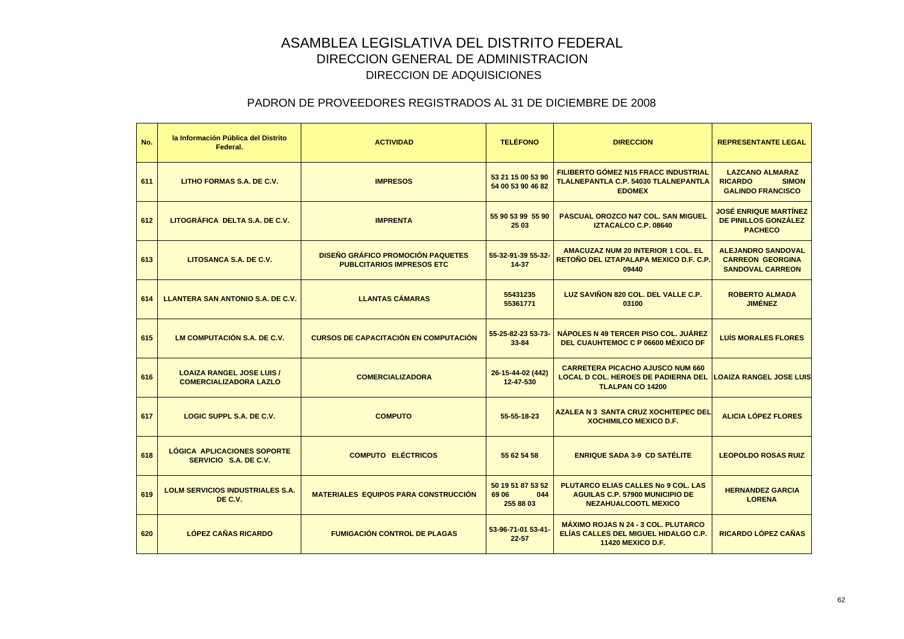# ASAMBLEA LEGISLATIVA DEL DISTRITO FEDERAL
## DIRECCION GENERAL DE ADMINISTRACION
### DIRECCION DE ADQUISICIONES

### PADRON DE PROVEEDORES REGISTRADOS AL 31 DE DICIEMBRE DE 2008

| No. | la Información Pública del Distrito Federal. | ACTIVIDAD | TELÉFONO | DIRECCION | REPRESENTANTE LEGAL |
|---|---|---|---|---|---|
| 611 | LITHO FORMAS S.A. DE C.V. | IMPRESOS | 53 21 15 00 53 90 54 00 53 90 46 82 | FILIBERTO GÓMEZ N15 FRACC INDUSTRIAL TLALNEPANTLA C.P. 54030 TLALNEPANTLA EDOMEX | LAZCANO ALMARAZ RICARDO SIMON GALINDO FRANCISCO |
| 612 | LITOGRÁFICA DELTA S.A. DE C.V. | IMPRENTA | 55 90 53 99 55 90 25 03 | PASCUAL OROZCO N47 COL. SAN MIGUEL IZTACALCO C.P. 08640 | JOSÉ ENRIQUE MARTÍNEZ DE PINILLOS GONZÁLEZ PACHECO |
| 613 | LITOSANCA S.A. DE C.V. | DISEÑO GRÁFICO PROMOCIÓN PAQUETES PUBLCITARIOS IMPRESOS ETC | 55-32-91-39 55-32-14-37 | AMACUZAZ NUM 20 INTERIOR 1 COL. EL RETOÑO DEL IZTAPALAPA MEXICO D.F. C.P. 09440 | ALEJANDRO SANDOVAL CARREON GEORGINA SANDOVAL CARREON |
| 614 | LLANTERA SAN ANTONIO S.A. DE C.V. | LLANTAS CÁMARAS | 55431235 55361771 | LUZ SAVIÑON 820 COL. DEL VALLE C.P. 03100 | ROBERTO ALMADA JIMÉNEZ |
| 615 | LM COMPUTACIÓN S.A. DE C.V. | CURSOS DE CAPACITACIÓN EN COMPUTACIÓN | 55-25-82-23 53-73-33-84 | NÁPOLES N 49 TERCER PISO COL. JUÁREZ DEL CUAUHTEMOC C P 06600 MÉXICO DF | LUÍS MORALES FLORES |
| 616 | LOAIZA RANGEL JOSE LUIS / COMERCIALIZADORA LAZLO | COMERCIALIZADORA | 26-15-44-02 (442) 12-47-530 | CARRETERA PICACHO AJUSCO NUM 660 LOCAL D COL. HEROES DE PADIERNA DEL TLALPAN CO 14200 | LOAIZA RANGEL JOSE LUIS |
| 617 | LOGIC SUPPL S.A. DE C.V. | COMPUTO | 55-55-18-23 | AZALEA N 3 SANTA CRUZ XOCHITEPEC DEL XOCHIMILCO MEXICO D.F. | ALICIA LÓPEZ FLORES |
| 618 | LÓGICA APLICACIONES SOPORTE SERVICIO S.A. DE C.V. | COMPUTO ELÉCTRICOS | 55 62 54 58 | ENRIQUE SADA 3-9 CD SATÉLITE | LEOPOLDO ROSAS RUIZ |
| 619 | LOLM SERVICIOS INDUSTRIALES S.A. DE C.V. | MATERIALES EQUIPOS PARA CONSTRUCCIÓN | 50 19 51 87 53 52 69 06 044 255 88 03 | PLUTARCO ELIAS CALLES No 9 COL. LAS AGUILAS C.P. 57900 MUNICIPIO DE NEZAHUALCOOTL MEXICO | HERNANDEZ GARCIA LORENA |
| 620 | LÓPEZ CAÑAS RICARDO | FUMIGACIÓN CONTROL DE PLAGAS | 53-96-71-01 53-41-22-57 | MÁXIMO ROJAS N 24 - 3 COL. PLUTARCO ELÍAS CALLES DEL MIGUEL HIDALGO C.P. 11420 MEXICO D.F. | RICARDO LÓPEZ CAÑAS |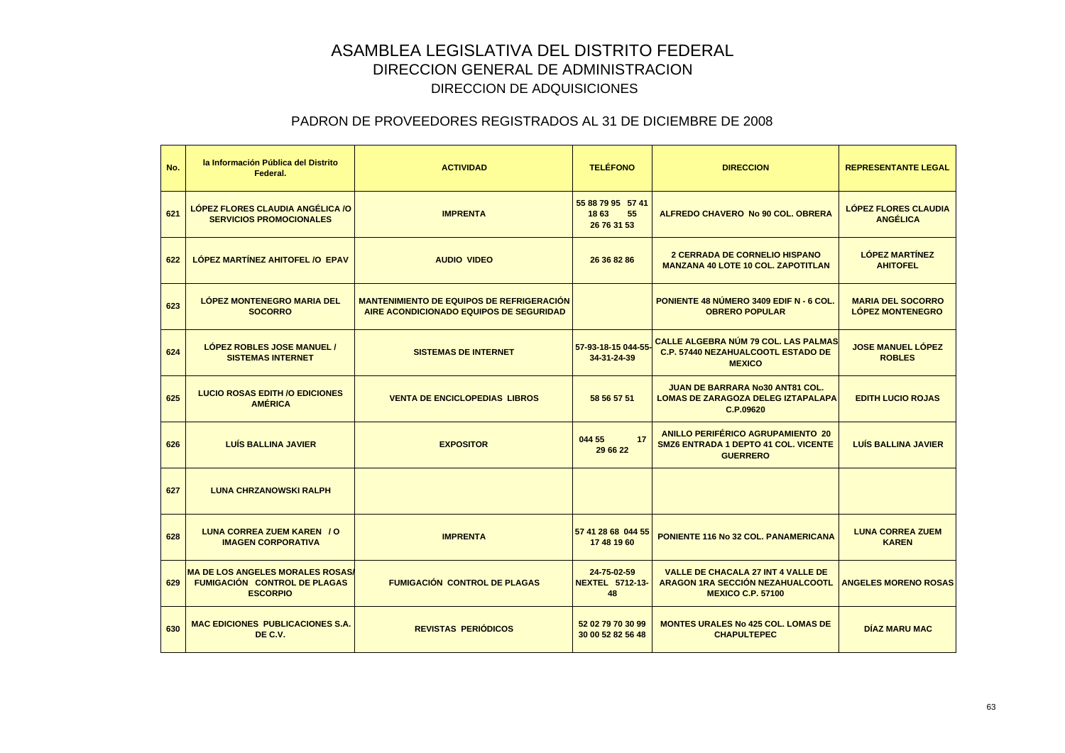# ASAMBLEA LEGISLATIVA DEL DISTRITO FEDERAL

## DIRECCION GENERAL DE ADMINISTRACION

### DIRECCION DE ADQUISICIONES

### PADRON DE PROVEEDORES REGISTRADOS AL 31 DE DICIEMBRE DE 2008

| No. | la Información Pública del Distrito Federal. | ACTIVIDAD | TELÉFONO | DIRECCION | REPRESENTANTE LEGAL |
|---|---|---|---|---|---|
| 621 | LÓPEZ FLORES CLAUDIA ANGÉLICA /O SERVICIOS PROMOCIONALES | IMPRENTA | 55 88 79 95 57 41 18 63 55 26 76 31 53 | ALFREDO CHAVERO No 90 COL. OBRERA | LÓPEZ FLORES CLAUDIA ANGÉLICA |
| 622 | LÓPEZ MARTÍNEZ AHITOFEL /O EPAV | AUDIO VIDEO | 26 36 82 86 | 2 CERRADA DE CORNELIO HISPANO MANZANA 40 LOTE 10 COL. ZAPOTITLAN | LÓPEZ MARTÍNEZ AHITOFEL |
| 623 | LÓPEZ MONTENEGRO MARIA DEL SOCORRO | MANTENIMIENTO DE EQUIPOS DE REFRIGERACIÓN AIRE ACONDICIONADO EQUIPOS DE SEGURIDAD | | PONIENTE 48 NÚMERO 3409 EDIF N - 6 COL. OBRERO POPULAR | MARIA DEL SOCORRO LÓPEZ MONTENEGRO |
| 624 | LÓPEZ ROBLES JOSE MANUEL / SISTEMAS INTERNET | SISTEMAS DE INTERNET | 57-93-18-15 044-55-34-31-24-39 | CALLE ALGEBRA NÚM 79 COL. LAS PALMAS C.P. 57440 NEZAHUALCOOTL ESTADO DE MEXICO | JOSE MANUEL LÓPEZ ROBLES |
| 625 | LUCIO ROSAS EDITH /O EDICIONES AMÉRICA | VENTA DE ENCICLOPEDIAS LIBROS | 58 56 57 51 | JUAN DE BARRARA No30 ANT81 COL. LOMAS DE ZARAGOZA DELEG IZTAPALAPA C.P.09620 | EDITH LUCIO ROJAS |
| 626 | LUÍS BALLINA JAVIER | EXPOSITOR | 044 55 17 29 66 22 | ANILLO PERIFÉRICO AGRUPAMIENTO 20 SMZ6 ENTRADA 1 DEPTO 41 COL. VICENTE GUERRERO | LUÍS BALLINA JAVIER |
| 627 | LUNA CHRZANOWSKI RALPH | | | | |
| 628 | LUNA CORREA ZUEM KAREN / O IMAGEN CORPORATIVA | IMPRENTA | 57 41 28 68 044 55 17 48 19 60 | PONIENTE 116 No 32 COL. PANAMERICANA | LUNA CORREA ZUEM KAREN |
| 629 | MA DE LOS ANGELES MORALES ROSAS/ FUMIGACIÓN CONTROL DE PLAGAS ESCORPIO | FUMIGACIÓN CONTROL DE PLAGAS | 24-75-02-59 NEXTEL 5712-13-48 | VALLE DE CHACALA 27 INT 4 VALLE DE ARAGON 1RA SECCIÓN NEZAHUALCOOTL MEXICO C.P. 57100 | ANGELES MORENO ROSAS |
| 630 | MAC EDICIONES PUBLICACIONES S.A. DE C.V. | REVISTAS PERIÓDICOS | 52 02 79 70 30 99 30 00 52 82 56 48 | MONTES URALES No 425 COL. LOMAS DE CHAPULTEPEC | DÍAZ MARU MAC |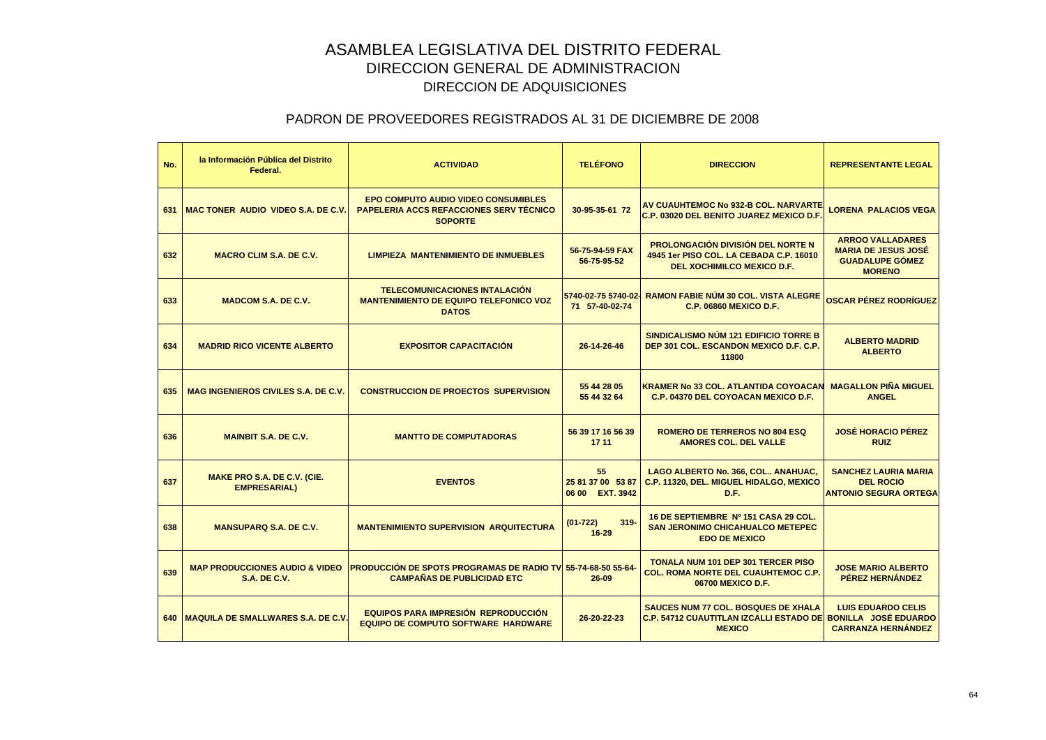# ASAMBLEA LEGISLATIVA DEL DISTRITO FEDERAL

## DIRECCION GENERAL DE ADMINISTRACION

## DIRECCION DE ADQUISICIONES

### PADRON DE PROVEEDORES REGISTRADOS AL 31 DE DICIEMBRE DE 2008

| No. | la Información Pública del Distrito Federal. | ACTIVIDAD | TELÉFONO | DIRECCION | REPRESENTANTE LEGAL |
|---|---|---|---|---|---|
| 631 | MAC TONER AUDIO VIDEO S.A. DE C.V. | EPO COMPUTO AUDIO VIDEO CONSUMIBLES PAPELERIA ACCS REFACCIONES SERV TÉCNICO SOPORTE | 30-95-35-61 72 | AV CUAUHTEMOC No 932-B COL. NARVARTE C.P. 03020 DEL BENITO JUAREZ MEXICO D.F. | LORENA PALACIOS VEGA |
| 632 | MACRO CLIM S.A. DE C.V. | LIMPIEZA MANTENIMIENTO DE INMUEBLES | 56-75-94-59 FAX 56-75-95-52 | PROLONGACIÓN DIVISIÓN DEL NORTE N 4945 1er PISO COL. LA CEBADA C.P. 16010 DEL XOCHIMILCO MEXICO D.F. | ARROO VALLADARES MARIA DE JESUS JOSÉ GUADALUPE GÓMEZ MORENO |
| 633 | MADCOM S.A. DE C.V. | TELECOMUNICACIONES INTALACIÓN MANTENIMIENTO DE EQUIPO TELEFONICO VOZ DATOS | 5740-02-75 5740-02-71 57-40-02-74 | RAMON FABIE NÚM 30 COL. VISTA ALEGRE C.P. 06860 MEXICO D.F. | OSCAR PÉREZ RODRÍGUEZ |
| 634 | MADRID RICO VICENTE ALBERTO | EXPOSITOR CAPACITACIÓN | 26-14-26-46 | SINDICALISMO NÚM 121 EDIFICIO TORRE B DEP 301 COL. ESCANDON MEXICO D.F. C.P. 11800 | ALBERTO MADRID ALBERTO |
| 635 | MAG INGENIEROS CIVILES S.A. DE C.V. | CONSTRUCCION DE PROECTOS SUPERVISION | 55 44 28 05 55 44 32 64 | KRAMER No 33 COL. ATLANTIDA COYOACAN C.P. 04370 DEL COYOACAN MEXICO D.F. | MAGALLON PIÑA MIGUEL ANGEL |
| 636 | MAINBIT S.A. DE C.V. | MANTTO DE COMPUTADORAS | 56 39 17 16 56 39 17 11 | ROMERO DE TERREROS NO 804 ESQ AMORES COL. DEL VALLE | JOSÉ HORACIO PÉREZ RUIZ |
| 637 | MAKE PRO S.A. DE C.V. (CIE. EMPRESARIAL) | EVENTOS | 55 25 81 37 00 53 87 06 00 EXT. 3942 | LAGO ALBERTO No. 366, COL.. ANAHUAC, C.P. 11320, DEL. MIGUEL HIDALGO, MEXICO D.F. | SANCHEZ LAURIA MARIA DEL ROCIO ANTONIO SEGURA ORTEGA |
| 638 | MANSUPARQ S.A. DE C.V. | MANTENIMIENTO SUPERVISION ARQUITECTURA | (01-722) 319-16-29 | 16 DE SEPTIEMBRE Nº 151 CASA 29 COL. SAN JERONIMO CHICAHUALCO METEPEC EDO DE MEXICO | |
| 639 | MAP PRODUCCIONES AUDIO & VIDEO S.A. DE C.V. | PRODUCCIÓN DE SPOTS PROGRAMAS DE RADIO TV CAMPAÑAS DE PUBLICIDAD ETC | 55-74-68-50 55-64-26-09 | TONALA NUM 101 DEP 301 TERCER PISO COL. ROMA NORTE DEL CUAUHTEMOC C.P. 06700 MEXICO D.F. | JOSE MARIO ALBERTO PÉREZ HERNÁNDEZ |
| 640 | MAQUILA DE SMALLWARES S.A. DE C.V. | EQUIPOS PARA IMPRESIÓN REPRODUCCIÓN EQUIPO DE COMPUTO SOFTWARE HARDWARE | 26-20-22-23 | SAUCES NUM 77 COL. BOSQUES DE XHALA C.P. 54712 CUAUTITLAN IZCALLI ESTADO DE MEXICO | LUIS EDUARDO CELIS BONILLA JOSÉ EDUARDO CARRANZA HERNÁNDEZ |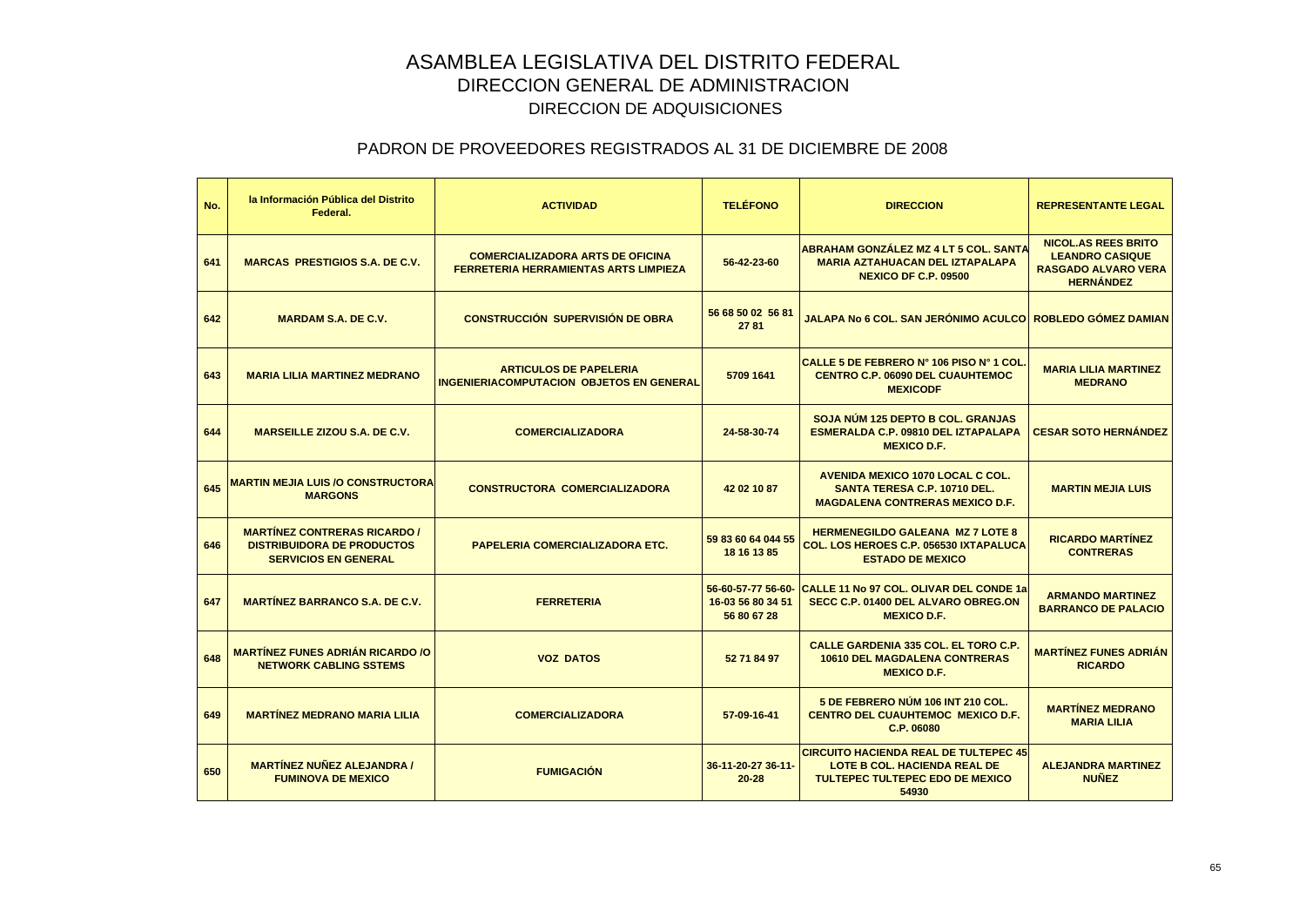# ASAMBLEA LEGISLATIVA DEL DISTRITO FEDERAL

## DIRECCION GENERAL DE ADMINISTRACION

### DIRECCION DE ADQUISICIONES

### PADRON DE PROVEEDORES REGISTRADOS AL 31 DE DICIEMBRE DE 2008

| No. | la Información Pública del Distrito Federal. | ACTIVIDAD | TELÉFONO | DIRECCION | REPRESENTANTE LEGAL |
|---|---|---|---|---|---|
| 641 | MARCAS PRESTIGIOS S.A. DE C.V. | COMERCIALIZADORA ARTS DE OFICINA FERRETERIA HERRAMIENTAS ARTS LIMPIEZA | 56-42-23-60 | ABRAHAM GONZÁLEZ MZ 4 LT 5 COL. SANTA MARIA AZTAHUACAN DEL IZTAPALAPA NEXICO DF C.P. 09500 | NICOL.AS REES BRITO LEANDRO CASIQUE RASGADO ALVARO VERA HERNÁNDEZ |
| 642 | MARDAM S.A. DE C.V. | CONSTRUCCIÓN SUPERVISIÓN DE OBRA | 56 68 50 02 56 81 27 81 | JALAPA No 6 COL. SAN JERÓNIMO ACULCO | ROBLEDO GÓMEZ DAMIAN |
| 643 | MARIA LILIA MARTINEZ MEDRANO | ARTICULOS DE PAPELERIA INGENIERIACOMPUTACION OBJETOS EN GENERAL | 5709 1641 | CALLE 5 DE FEBRERO N° 106 PISO N° 1 COL. CENTRO C.P. 06090 DEL CUAUHTEMOC MEXICODF | MARIA LILIA MARTINEZ MEDRANO |
| 644 | MARSEILLE ZIZOU S.A. DE C.V. | COMERCIALIZADORA | 24-58-30-74 | SOJA NÚM 125 DEPTO B COL. GRANJAS ESMERALDA C.P. 09810 DEL IZTAPALAPA MEXICO D.F. | CESAR SOTO HERNÁNDEZ |
| 645 | MARTIN MEJIA LUIS /O CONSTRUCTORA MARGONS | CONSTRUCTORA COMERCIALIZADORA | 42 02 10 87 | AVENIDA MEXICO 1070 LOCAL C COL. SANTA TERESA C.P. 10710 DEL. MAGDALENA CONTRERAS MEXICO D.F. | MARTIN MEJIA LUIS |
| 646 | MARTÍNEZ CONTRERAS RICARDO / DISTRIBUIDORA DE PRODUCTOS SERVICIOS EN GENERAL | PAPELERIA COMERCIALIZADORA ETC. | 59 83 60 64 044 55 18 16 13 85 | HERMENEGILDO GALEANA MZ 7 LOTE 8 COL. LOS HEROES C.P. 056530 IXTAPALUCA ESTADO DE MEXICO | RICARDO MARTÍNEZ CONTRERAS |
| 647 | MARTÍNEZ BARRANCO S.A. DE C.V. | FERRETERIA | 56-60-57-77 56-60-16-03 56 80 34 51 56 80 67 28 | CALLE 11 No 97 COL. OLIVAR DEL CONDE 1a SECC C.P. 01400 DEL ALVARO OBREG.ON MEXICO D.F. | ARMANDO MARTINEZ BARRANCO DE PALACIO |
| 648 | MARTÍNEZ FUNES ADRIÁN RICARDO /O NETWORK CABLING SSTEMS | VOZ DATOS | 52 71 84 97 | CALLE GARDENIA 335 COL. EL TORO C.P. 10610 DEL MAGDALENA CONTRERAS MEXICO D.F. | MARTÍNEZ FUNES ADRIÁN RICARDO |
| 649 | MARTÍNEZ MEDRANO MARIA LILIA | COMERCIALIZADORA | 57-09-16-41 | 5 DE FEBRERO NÚM 106 INT 210 COL. CENTRO DEL CUAUHTEMOC MEXICO D.F. C.P. 06080 | MARTÍNEZ MEDRANO MARIA LILIA |
| 650 | MARTÍNEZ NUÑEZ ALEJANDRA / FUMINOVA DE MEXICO | FUMIGACIÓN | 36-11-20-27 36-11-20-28 | CIRCUITO HACIENDA REAL DE TULTEPEC 45 LOTE B COL. HACIENDA REAL DE TULTEPEC TULTEPEC EDO DE MEXICO 54930 | ALEJANDRA MARTINEZ NUÑEZ |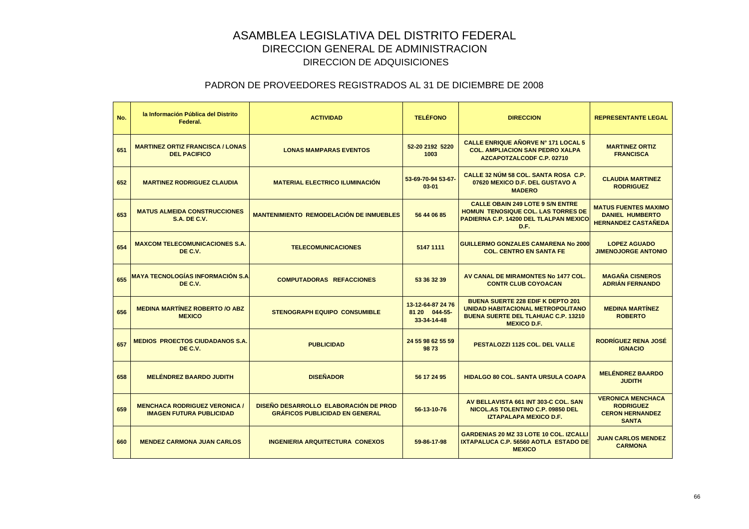# ASAMBLEA LEGISLATIVA DEL DISTRITO FEDERAL

## DIRECCION GENERAL DE ADMINISTRACION

### DIRECCION DE ADQUISICIONES

### PADRON DE PROVEEDORES REGISTRADOS AL 31 DE DICIEMBRE DE 2008

| No. | la Información Pública del Distrito Federal. | ACTIVIDAD | TELÉFONO | DIRECCION | REPRESENTANTE LEGAL |
|---|---|---|---|---|---|
| 651 | MARTINEZ ORTIZ FRANCISCA / LONAS DEL PACIFICO | LONAS MAMPARAS EVENTOS | 52-20 2192 5220 1003 | CALLE ENRIQUE AÑORVE N° 171 LOCAL 5 COL. AMPLIACION SAN PEDRO XALPA AZCAPOTZALCODF C.P. 02710 | MARTINEZ ORTIZ FRANCISCA |
| 652 | MARTINEZ RODRIGUEZ CLAUDIA | MATERIAL ELECTRICO ILUMINACIÓN | 53-69-70-94 53-67-03-01 | CALLE 32 NÚM 58 COL. SANTA ROSA C.P. 07620 MEXICO D.F. DEL GUSTAVO A MADERO | CLAUDIA MARTINEZ RODRIGUEZ |
| 653 | MATUS ALMEIDA CONSTRUCCIONES S.A. DE C.V. | MANTENIMIENTO REMODELACIÓN DE INMUEBLES | 56 44 06 85 | CALLE OBAIN 249 LOTE 9 S/N ENTRE HOMUN TENOSIQUE COL. LAS TORRES DE PADIERNA C.P. 14200 DEL TLALPAN MEXICO D.F. | MATUS FUENTES MAXIMO DANIEL HUMBERTO HERNANDEZ CASTAÑEDA |
| 654 | MAXCOM TELECOMUNICACIONES S.A. DE C.V. | TELECOMUNICACIONES | 5147 1111 | GUILLERMO GONZALES CAMARENA No 2000 COL. CENTRO EN SANTA FE | LOPEZ AGUADO JIMENOJORGE ANTONIO |
| 655 | MAYA TECNOLOGÍAS INFORMACIÓN S.A. DE C.V. | COMPUTADORAS REFACCIONES | 53 36 32 39 | AV CANAL DE MIRAMONTES No 1477 COL. CONTR CLUB COYOACAN | MAGAÑA CISNEROS ADRIÁN FERNANDO |
| 656 | MEDINA MARTÍNEZ ROBERTO /O ABZ MEXICO | STENOGRAPH EQUIPO CONSUMIBLE | 13-12-64-87 24 76 81 20 044-55-33-34-14-48 | BUENA SUERTE 228 EDIF K DEPTO 201 UNIDAD HABITACIONAL METROPOLITANO BUENA SUERTE DEL TLAHUAC C.P. 13210 MEXICO D.F. | MEDINA MARTÍNEZ ROBERTO |
| 657 | MEDIOS PROECTOS CIUDADANOS S.A. DE C.V. | PUBLICIDAD | 24 55 98 62 55 59 98 73 | PESTALOZZI 1125 COL. DEL VALLE | RODRÍGUEZ RENA JOSÉ IGNACIO |
| 658 | MELÉNDREZ BAARDO JUDITH | DISEÑADOR | 56 17 24 95 | HIDALGO 80 COL. SANTA URSULA COAPA | MELÉNDREZ BAARDO JUDITH |
| 659 | MENCHACA RODRIGUEZ VERONICA / IMAGEN FUTURA PUBLICIDAD | DISEÑO DESARROLLO ELABORACIÓN DE PROD GRÁFICOS PUBLICIDAD EN GENERAL | 56-13-10-76 | AV BELLAVISTA 661 INT 303-C COL. SAN NICOL.AS TOLENTINO C.P. 09850 DEL IZTAPALAPA MEXICO D.F. | VERONICA MENCHACA RODRIGUEZ CERON HERNANDEZ SANTA |
| 660 | MENDEZ CARMONA JUAN CARLOS | INGENIERIA ARQUITECTURA CONEXOS | 59-86-17-98 | GARDENIAS 20 MZ 33 LOTE 10 COL. IZCALLI IXTAPALUCA C.P. 56560 AOTLA ESTADO DE MEXICO | JUAN CARLOS MENDEZ CARMONA |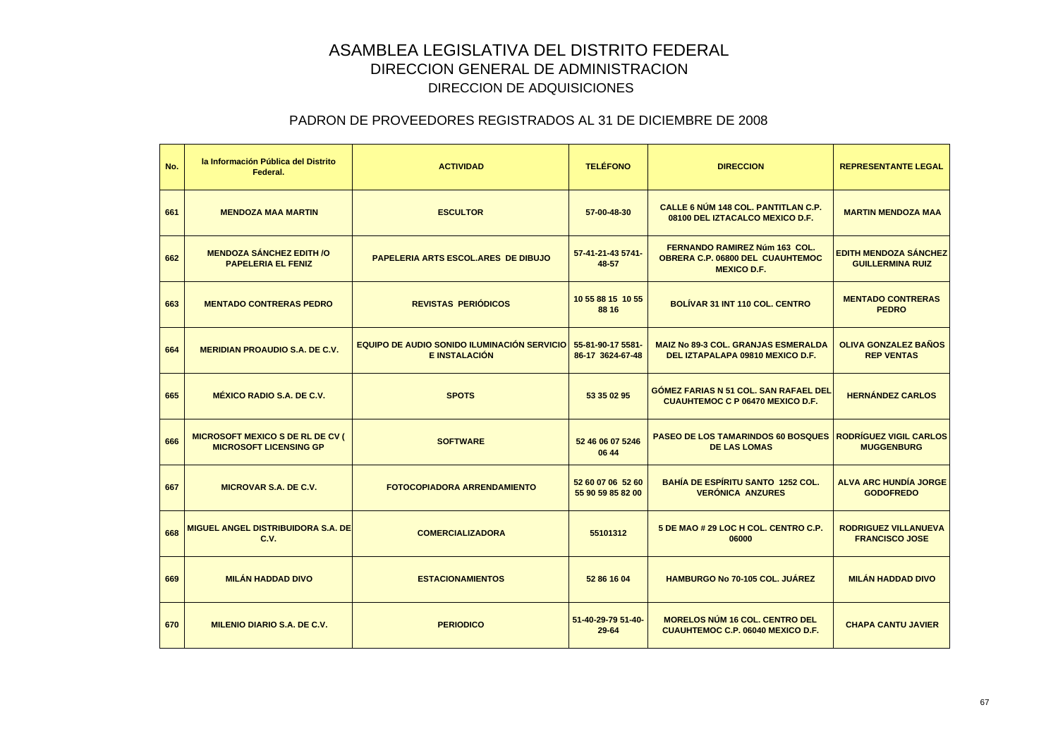# ASAMBLEA LEGISLATIVA DEL DISTRITO FEDERAL
## DIRECCION GENERAL DE ADMINISTRACION
### DIRECCION DE ADQUISICIONES

### PADRON DE PROVEEDORES REGISTRADOS AL 31 DE DICIEMBRE DE 2008

| No. | la Información Pública del Distrito Federal. | ACTIVIDAD | TELÉFONO | DIRECCION | REPRESENTANTE LEGAL |
|---|---|---|---|---|---|
| 661 | MENDOZA MAA MARTIN | ESCULTOR | 57-00-48-30 | CALLE 6 NÚM 148 COL. PANTITLAN C.P. 08100 DEL IZTACALCO MEXICO D.F. | MARTIN MENDOZA MAA |
| 662 | MENDOZA SÁNCHEZ EDITH /O PAPELERIA EL FENIZ | PAPELERIA ARTS ESCOL.ARES DE DIBUJO | 57-41-21-43 5741-48-57 | FERNANDO RAMIREZ Núm 163 COL. OBRERA C.P. 06800 DEL CUAUHTEMOC MEXICO D.F. | EDITH MENDOZA SÁNCHEZ GUILLERMINA RUIZ |
| 663 | MENTADO CONTRERAS PEDRO | REVISTAS PERIÓDICOS | 10 55 88 15 10 55 88 16 | BOLÍVAR 31 INT 110 COL. CENTRO | MENTADO CONTRERAS PEDRO |
| 664 | MERIDIAN PROAUDIO S.A. DE C.V. | EQUIPO DE AUDIO SONIDO ILUMINACIÓN SERVICIO E INSTALACIÓN | 55-81-90-17 5581-86-17 3624-67-48 | MAIZ No 89-3 COL. GRANJAS ESMERALDA DEL IZTAPALAPA 09810 MEXICO D.F. | OLIVA GONZALEZ BAÑOS REP VENTAS |
| 665 | MÉXICO RADIO S.A. DE C.V. | SPOTS | 53 35 02 95 | GÓMEZ FARIAS N 51 COL. SAN RAFAEL DEL CUAUHTEMOC C P 06470 MEXICO D.F. | HERNÁNDEZ CARLOS |
| 666 | MICROSOFT MEXICO S DE RL DE CV ( MICROSOFT LICENSING GP | SOFTWARE | 52 46 06 07 5246 06 44 | PASEO DE LOS TAMARINDOS 60 BOSQUES DE LAS LOMAS | RODRÍGUEZ VIGIL CARLOS MUGGENBURG |
| 667 | MICROVAR S.A. DE C.V. | FOTOCOPIADORA ARRENDAMIENTO | 52 60 07 06 52 60 55 90 59 85 82 00 | BAHÍA DE ESPÍRITU SANTO 1252 COL. VERÓNICA ANZURES | ALVA ARC HUNDÍA JORGE GODOFREDO |
| 668 | MIGUEL ANGEL DISTRIBUIDORA S.A. DE C.V. | COMERCIALIZADORA | 55101312 | 5 DE MAO # 29 LOC H COL. CENTRO C.P. 06000 | RODRIGUEZ VILLANUEVA FRANCISCO JOSE |
| 669 | MILÁN HADDAD DIVO | ESTACIONAMIENTOS | 52 86 16 04 | HAMBURGO No 70-105 COL. JUÁREZ | MILÁN HADDAD DIVO |
| 670 | MILENIO DIARIO S.A. DE C.V. | PERIODICO | 51-40-29-79 51-40-29-64 | MORELOS NÚM 16 COL. CENTRO DEL CUAUHTEMOC C.P. 06040 MEXICO D.F. | CHAPA CANTU JAVIER |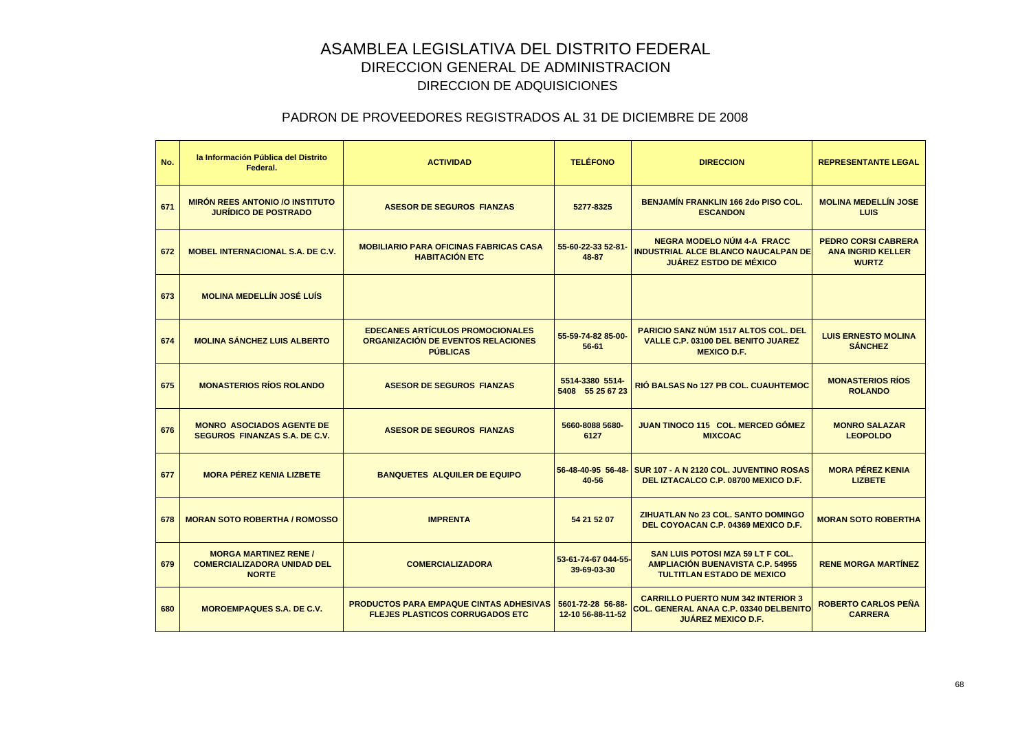# ASAMBLEA LEGISLATIVA DEL DISTRITO FEDERAL
## DIRECCION GENERAL DE ADMINISTRACION
### DIRECCION DE ADQUISICIONES

### PADRON DE PROVEEDORES REGISTRADOS AL 31 DE DICIEMBRE DE 2008

| No. | la Información Pública del Distrito Federal. | ACTIVIDAD | TELÉFONO | DIRECCION | REPRESENTANTE LEGAL |
|---|---|---|---|---|---|
| 671 | MIRÓN REES ANTONIO /O INSTITUTO JURÍDICO DE POSTRADO | ASESOR DE SEGUROS FIANZAS | 5277-8325 | BENJAMÍN FRANKLIN 166 2do PISO COL. ESCANDON | MOLINA MEDELLÍN JOSE LUIS |
| 672 | MOBEL INTERNACIONAL S.A. DE C.V. | MOBILIARIO PARA OFICINAS FABRICAS CASA HABITACIÓN ETC | 55-60-22-33 52-81-48-87 | NEGRA MODELO NÚM 4-A FRACC INDUSTRIAL ALCE BLANCO NAUCALPAN DE JUÁREZ ESTDO DE MÉXICO | PEDRO CORSI CABRERA ANA INGRID KELLER WURTZ |
| 673 | MOLINA MEDELLÍN JOSÉ LUÍS | | | | |
| 674 | MOLINA SÁNCHEZ LUIS ALBERTO | EDECANES ARTÍCULOS PROMOCIONALES ORGANIZACIÓN DE EVENTOS RELACIONES PÚBLICAS | 55-59-74-82 85-00-56-61 | PARICIO SANZ NÚM 1517 ALTOS COL. DEL VALLE C.P. 03100 DEL BENITO JUAREZ MEXICO D.F. | LUIS ERNESTO MOLINA SÁNCHEZ |
| 675 | MONASTERIOS RÍOS ROLANDO | ASESOR DE SEGUROS FIANZAS | 5514-3380 5514-5408 55 25 67 23 | RIÓ BALSAS No 127 PB COL. CUAUHTEMOC | MONASTERIOS RÍOS ROLANDO |
| 676 | MONRO ASOCIADOS AGENTE DE SEGUROS FINANZAS S.A. DE C.V. | ASESOR DE SEGUROS FIANZAS | 5660-8088 5680-6127 | JUAN TINOCO 115 COL. MERCED GÓMEZ MIXCOAC | MONRO SALAZAR LEOPOLDO |
| 677 | MORA PÉREZ KENIA LIZBETE | BANQUETES ALQUILER DE EQUIPO | 56-48-40-95 56-48-40-56 | SUR 107 - A N 2120 COL. JUVENTINO ROSAS DEL IZTACALCO C.P. 08700 MEXICO D.F. | MORA PÉREZ KENIA LIZBETE |
| 678 | MORAN SOTO ROBERTHA / ROMOSSO | IMPRENTA | 54 21 52 07 | ZIHUATLAN No 23 COL. SANTO DOMINGO DEL COYOACAN C.P. 04369 MEXICO D.F. | MORAN SOTO ROBERTHA |
| 679 | MORGA MARTINEZ RENE / COMERCIALIZADORA UNIDAD DEL NORTE | COMERCIALIZADORA | 53-61-74-67 044-55-39-69-03-30 | SAN LUIS POTOSI MZA 59 LT F COL. AMPLIACIÓN BUENAVISTA C.P. 54955 TULTITLAN ESTADO DE MEXICO | RENE MORGA MARTÍNEZ |
| 680 | MOROEMPAQUES S.A. DE C.V. | PRODUCTOS PARA EMPAQUE CINTAS ADHESIVAS FLEJES PLASTICOS CORRUGADOS ETC | 5601-72-28 56-88-12-10 56-88-11-52 | CARRILLO PUERTO NUM 342 INTERIOR 3 COL. GENERAL ANAA C.P. 03340 DELBENITO JUÁREZ MEXICO D.F. | ROBERTO CARLOS PEÑA CARRERA |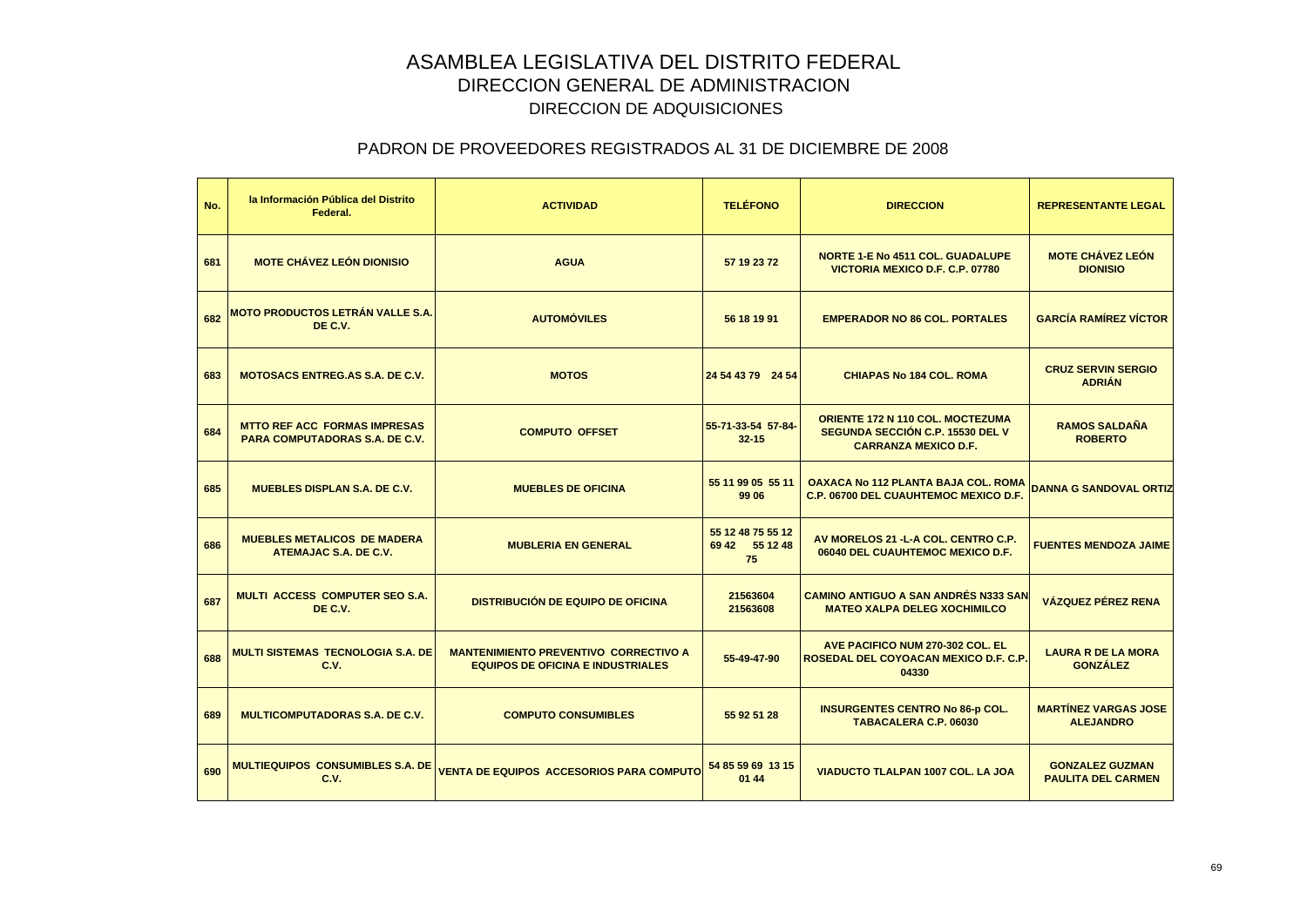# ASAMBLEA LEGISLATIVA DEL DISTRITO FEDERAL

## DIRECCION GENERAL DE ADMINISTRACION

### DIRECCION DE ADQUISICIONES

### PADRON DE PROVEEDORES REGISTRADOS AL 31 DE DICIEMBRE DE 2008

| No. | la Información Pública del Distrito Federal. | ACTIVIDAD | TELÉFONO | DIRECCION | REPRESENTANTE LEGAL |
|---|---|---|---|---|---|
| 681 | MOTE CHÁVEZ LEÓN DIONISIO | AGUA | 57 19 23 72 | NORTE 1-E No 4511 COL. GUADALUPE VICTORIA MEXICO D.F. C.P. 07780 | MOTE CHÁVEZ LEÓN DIONISIO |
| 682 | MOTO PRODUCTOS LETRÁN VALLE S.A. DE C.V. | AUTOMÓVILES | 56 18 19 91 | EMPERADOR NO 86 COL. PORTALES | GARCÍA RAMÍREZ VÍCTOR |
| 683 | MOTOSACS ENTREG.AS S.A. DE C.V. | MOTOS | 24 54 43 79 24 54 | CHIAPAS No 184 COL. ROMA | CRUZ SERVIN SERGIO ADRIÁN |
| 684 | MTTO REF ACC FORMAS IMPRESAS PARA COMPUTADORAS S.A. DE C.V. | COMPUTO OFFSET | 55-71-33-54 57-84-32-15 | ORIENTE 172 N 110 COL. MOCTEZUMA SEGUNDA SECCIÓN C.P. 15530 DEL V CARRANZA MEXICO D.F. | RAMOS SALDAÑA ROBERTO |
| 685 | MUEBLES DISPLAN S.A. DE C.V. | MUEBLES DE OFICINA | 55 11 99 05 55 11 99 06 | OAXACA No 112 PLANTA BAJA COL. ROMA C.P. 06700 DEL CUAUHTEMOC MEXICO D.F. | DANNA G SANDOVAL ORTIZ |
| 686 | MUEBLES METALICOS DE MADERA ATEMAJAC S.A. DE C.V. | MUBLERIA EN GENERAL | 55 12 48 75 55 12 69 42 55 12 48 75 | AV MORELOS 21 -L-A COL. CENTRO C.P. 06040 DEL CUAUHTEMOC MEXICO D.F. | FUENTES MENDOZA JAIME |
| 687 | MULTI ACCESS COMPUTER SEO S.A. DE C.V. | DISTRIBUCIÓN DE EQUIPO DE OFICINA | 21563604 21563608 | CAMINO ANTIGUO A SAN ANDRÉS N333 SAN MATEO XALPA DELEG XOCHIMILCO | VÁZQUEZ PÉREZ RENA |
| 688 | MULTI SISTEMAS TECNOLOGIA S.A. DE C.V. | MANTENIMIENTO PREVENTIVO CORRECTIVO A EQUIPOS DE OFICINA E INDUSTRIALES | 55-49-47-90 | AVE PACIFICO NUM 270-302 COL. EL ROSEDAL DEL COYOACAN MEXICO D.F. C.P. 04330 | LAURA R DE LA MORA GONZÁLEZ |
| 689 | MULTICOMPUTADORAS S.A. DE C.V. | COMPUTO CONSUMIBLES | 55 92 51 28 | INSURGENTES CENTRO No 86-p COL. TABACALERA C.P. 06030 | MARTÍNEZ VARGAS JOSE ALEJANDRO |
| 690 | MULTIEQUIPOS CONSUMIBLES S.A. DE C.V. | VENTA DE EQUIPOS ACCESORIOS PARA COMPUTO | 54 85 59 69 13 15 01 44 | VIADUCTO TLALPAN 1007 COL. LA JOA | GONZALEZ GUZMAN PAULITA DEL CARMEN |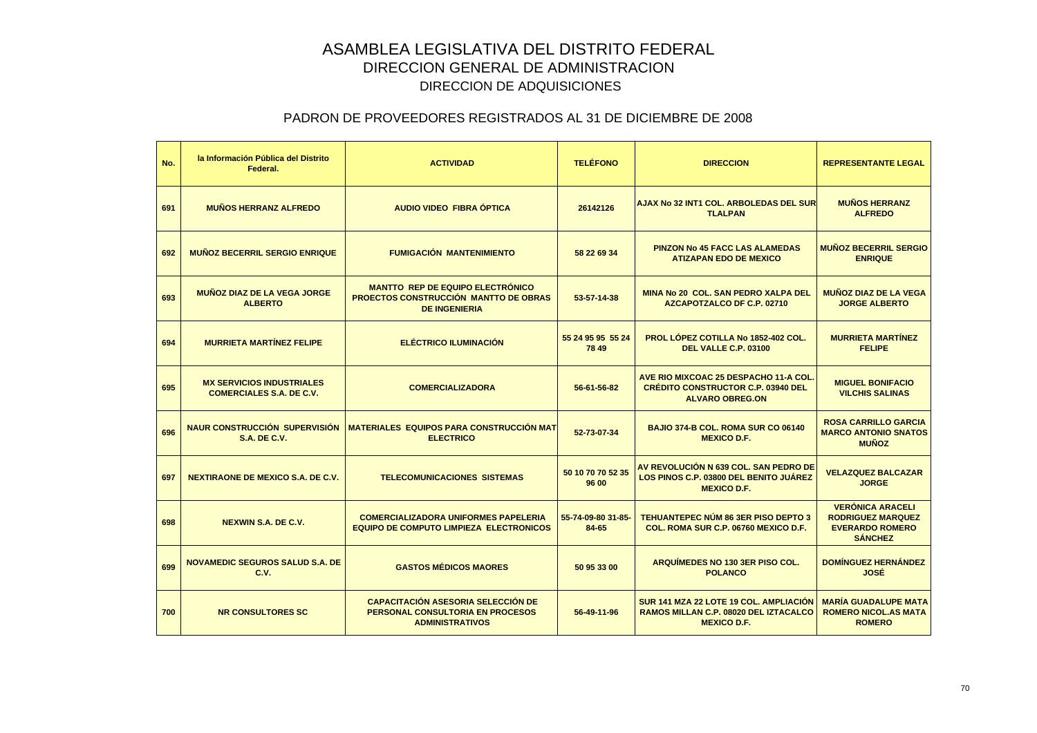# ASAMBLEA LEGISLATIVA DEL DISTRITO FEDERAL
## DIRECCION GENERAL DE ADMINISTRACION
### DIRECCION DE ADQUISICIONES

### PADRON DE PROVEEDORES REGISTRADOS AL 31 DE DICIEMBRE DE 2008

| No. | la Información Pública del Distrito Federal. | ACTIVIDAD | TELÉFONO | DIRECCION | REPRESENTANTE LEGAL |
|---|---|---|---|---|---|
| 691 | MUÑOS HERRANZ ALFREDO | AUDIO VIDEO FIBRA ÓPTICA | 26142126 | AJAX No 32 INT1 COL. ARBOLEDAS DEL SUR TLALPAN | MUÑOS HERRANZ ALFREDO |
| 692 | MUÑOZ BECERRIL SERGIO ENRIQUE | FUMIGACIÓN MANTENIMIENTO | 58 22 69 34 | PINZON No 45 FACC LAS ALAMEDAS ATIZAPAN EDO DE MEXICO | MUÑOZ BECERRIL SERGIO ENRIQUE |
| 693 | MUÑOZ DIAZ DE LA VEGA JORGE ALBERTO | MANTTO REP DE EQUIPO ELECTRÓNICO PROECTOS CONSTRUCCIÓN MANTTO DE OBRAS DE INGENIERIA | 53-57-14-38 | MINA No 20 COL. SAN PEDRO XALPA DEL AZCAPOTZALCO DF C.P. 02710 | MUÑOZ DIAZ DE LA VEGA JORGE ALBERTO |
| 694 | MURRIETA MARTÍNEZ FELIPE | ELÉCTRICO ILUMINACIÓN | 55 24 95 95 55 24 78 49 | PROL LÓPEZ COTILLA No 1852-402 COL. DEL VALLE C.P. 03100 | MURRIETA MARTÍNEZ FELIPE |
| 695 | MX SERVICIOS INDUSTRIALES COMERCIALES S.A. DE C.V. | COMERCIALIZADORA | 56-61-56-82 | AVE RIO MIXCOAC 25 DESPACHO 11-A COL. CRÉDITO CONSTRUCTOR C.P. 03940 DEL ALVARO OBREG.ON | MIGUEL BONIFACIO VILCHIS SALINAS |
| 696 | NAUR CONSTRUCCIÓN SUPERVISIÓN S.A. DE C.V. | MATERIALES EQUIPOS PARA CONSTRUCCIÓN MAT ELECTRICO | 52-73-07-34 | BAJIO 374-B COL. ROMA SUR CO 06140 MEXICO D.F. | ROSA CARRILLO GARCIA MARCO ANTONIO SNATOS MUÑOZ |
| 697 | NEXTIRAONE DE MEXICO S.A. DE C.V. | TELECOMUNICACIONES SISTEMAS | 50 10 70 70 52 35 96 00 | AV REVOLUCIÓN N 639 COL. SAN PEDRO DE LOS PINOS C.P. 03800 DEL BENITO JUÁREZ MEXICO D.F. | VELAZQUEZ BALCAZAR JORGE |
| 698 | NEXWIN S.A. DE C.V. | COMERCIALIZADORA UNIFORMES PAPELERIA EQUIPO DE COMPUTO LIMPIEZA ELECTRONICOS | 55-74-09-80 31-85-84-65 | TEHUANTEPEC NÚM 86 3ER PISO DEPTO 3 COL. ROMA SUR C.P. 06760 MEXICO D.F. | VERÓNICA ARACELI RODRIGUEZ MARQUEZ EVERARDO ROMERO SÁNCHEZ |
| 699 | NOVAMEDIC SEGUROS SALUD S.A. DE C.V. | GASTOS MÉDICOS MAORES | 50 95 33 00 | ARQUÍMEDES NO 130 3ER PISO COL. POLANCO | DOMÍNGUEZ HERNÁNDEZ JOSÉ |
| 700 | NR CONSULTORES SC | CAPACITACIÓN ASESORIA SELECCIÓN DE PERSONAL CONSULTORIA EN PROCESOS ADMINISTRATIVOS | 56-49-11-96 | SUR 141 MZA 22 LOTE 19 COL. AMPLIACIÓN RAMOS MILLAN C.P. 08020 DEL IZTACALCO MEXICO D.F. | MARÍA GUADALUPE MATA ROMERO NICOL.AS MATA ROMERO |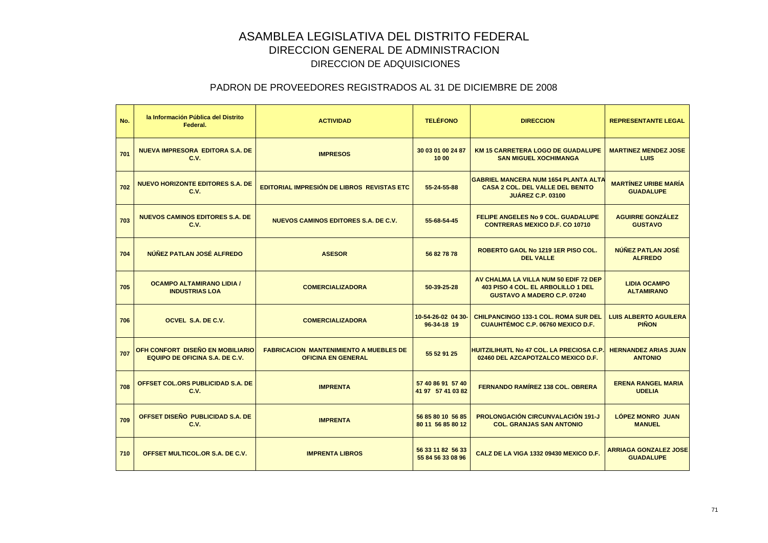# ASAMBLEA LEGISLATIVA DEL DISTRITO FEDERAL

## DIRECCION GENERAL DE ADMINISTRACION

### DIRECCION DE ADQUISICIONES

### PADRON DE PROVEEDORES REGISTRADOS AL 31 DE DICIEMBRE DE 2008

| No. | la Información Pública del Distrito Federal. | ACTIVIDAD | TELÉFONO | DIRECCION | REPRESENTANTE LEGAL |
|---|---|---|---|---|---|
| 701 | NUEVA IMPRESORA EDITORA S.A. DE C.V. | IMPRESOS | 30 03 01 00 24 87 10 00 | KM 15 CARRETERA LOGO DE GUADALUPE SAN MIGUEL XOCHIMANGA | MARTINEZ MENDEZ JOSE LUIS |
| 702 | NUEVO HORIZONTE EDITORES S.A. DE C.V. | EDITORIAL IMPRESIÓN DE LIBROS REVISTAS ETC | 55-24-55-88 | GABRIEL MANCERA NUM 1654 PLANTA ALTA CASA 2 COL. DEL VALLE DEL BENITO JUÁREZ C.P. 03100 | MARTÍNEZ URIBE MARÍA GUADALUPE |
| 703 | NUEVOS CAMINOS EDITORES S.A. DE C.V. | NUEVOS CAMINOS EDITORES S.A. DE C.V. | 55-68-54-45 | FELIPE ANGELES No 9 COL. GUADALUPE CONTRERAS MEXICO D.F. CO 10710 | AGUIRRE GONZÁLEZ GUSTAVO |
| 704 | NÚÑEZ PATLAN JOSÉ ALFREDO | ASESOR | 56 82 78 78 | ROBERTO GAOL No 1219 1ER PISO COL. DEL VALLE | NÚÑEZ PATLAN JOSÉ ALFREDO |
| 705 | OCAMPO ALTAMIRANO LIDIA / INDUSTRIAS LOA | COMERCIALIZADORA | 50-39-25-28 | AV CHALMA LA VILLA NUM 50 EDIF 72 DEP 403 PISO 4 COL. EL ARBOLILLO 1 DEL GUSTAVO A MADERO C.P. 07240 | LIDIA OCAMPO ALTAMIRANO |
| 706 | OCVEL S.A. DE C.V. | COMERCIALIZADORA | 10-54-26-02 04 30-96-34-18 19 | CHILPANCINGO 133-1 COL. ROMA SUR DEL CUAUHTÉMOC C.P. 06760 MEXICO D.F. | LUIS ALBERTO AGUILERA PIÑON |
| 707 | OFH CONFORT DISEÑO EN MOBILIARIO EQUIPO DE OFICINA S.A. DE C.V. | FABRICACION MANTENIMIENTO A MUEBLES DE OFICINA EN GENERAL | 55 52 91 25 | HUITZILIHUITL No 47 COL. LA PRECIOSA C.P. 02460 DEL AZCAPOTZALCO MEXICO D.F. | HERNANDEZ ARIAS JUAN ANTONIO |
| 708 | OFFSET COL.ORS PUBLICIDAD S.A. DE C.V. | IMPRENTA | 57 40 86 91 57 40 41 97 57 41 03 82 | FERNANDO RAMÍREZ 138 COL. OBRERA | ERENA RANGEL MARIA UDELIA |
| 709 | OFFSET DISEÑO PUBLICIDAD S.A. DE C.V. | IMPRENTA | 56 85 80 10 56 85 80 11 56 85 80 12 | PROLONGACIÓN CIRCUNVALACIÓN 191-J COL. GRANJAS SAN ANTONIO | LÓPEZ MONRO JUAN MANUEL |
| 710 | OFFSET MULTICOL.OR S.A. DE C.V. | IMPRENTA LIBROS | 56 33 11 82 56 33 55 84 56 33 08 96 | CALZ DE LA VIGA 1332 09430 MEXICO D.F. | ARRIAGA GONZALEZ JOSE GUADALUPE |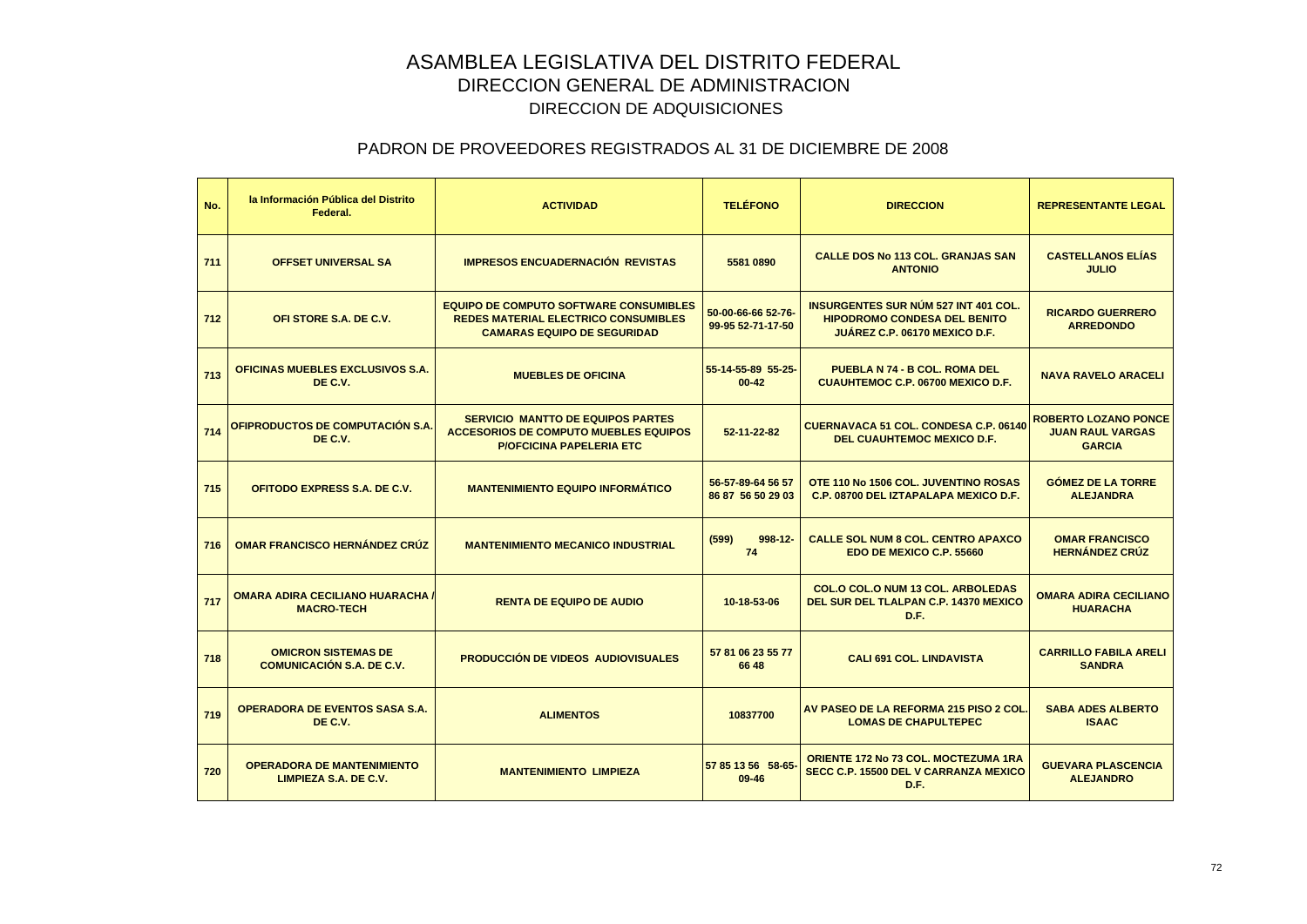# ASAMBLEA LEGISLATIVA DEL DISTRITO FEDERAL
## DIRECCION GENERAL DE ADMINISTRACION
### DIRECCION DE ADQUISICIONES

### PADRON DE PROVEEDORES REGISTRADOS AL 31 DE DICIEMBRE DE 2008

| No. | la Información Pública del Distrito Federal. | ACTIVIDAD | TELÉFONO | DIRECCION | REPRESENTANTE LEGAL |
|---|---|---|---|---|---|
| 711 | OFFSET UNIVERSAL SA | IMPRESOS ENCUADERNACIÓN REVISTAS | 5581 0890 | CALLE DOS No 113 COL. GRANJAS SAN ANTONIO | CASTELLANOS ELÍAS JULIO |
| 712 | OFI STORE S.A. DE C.V. | EQUIPO DE COMPUTO SOFTWARE CONSUMIBLES REDES MATERIAL ELECTRICO CONSUMIBLES CAMARAS EQUIPO DE SEGURIDAD | 50-00-66-66 52-76-99-95 52-71-17-50 | INSURGENTES SUR NÚM 527 INT 401 COL. HIPODROMO CONDESA DEL BENITO JUÁREZ C.P. 06170 MEXICO D.F. | RICARDO GUERRERO ARREDONDO |
| 713 | OFICINAS MUEBLES EXCLUSIVOS S.A. DE C.V. | MUEBLES DE OFICINA | 55-14-55-89 55-25-00-42 | PUEBLA N 74 - B COL. ROMA DEL CUAUHTEMOC C.P. 06700 MEXICO D.F. | NAVA RAVELO ARACELI |
| 714 | OFIPRODUCTOS DE COMPUTACIÓN S.A. DE C.V. | SERVICIO MANTTO DE EQUIPOS PARTES ACCESORIOS DE COMPUTO MUEBLES EQUIPOS P/OFCICINA PAPELERIA ETC | 52-11-22-82 | CUERNAVACA 51 COL. CONDESA C.P. 06140 DEL CUAUHTEMOC MEXICO D.F. | ROBERTO LOZANO PONCE JUAN RAUL VARGAS GARCIA |
| 715 | OFITODO EXPRESS S.A. DE C.V. | MANTENIMIENTO EQUIPO INFORMÁTICO | 56-57-89-64 56 57 86 87 56 50 29 03 | OTE 110 No 1506 COL. JUVENTINO ROSAS C.P. 08700 DEL IZTAPALAPA MEXICO D.F. | GÓMEZ DE LA TORRE ALEJANDRA |
| 716 | OMAR FRANCISCO HERNÁNDEZ CRÚZ | MANTENIMIENTO MECANICO INDUSTRIAL | (599) 998-12-74 | CALLE SOL NUM 8 COL. CENTRO APAXCO EDO DE MEXICO C.P. 55660 | OMAR FRANCISCO HERNÁNDEZ CRÚZ |
| 717 | OMARA ADIRA CECILIANO HUARACHA / MACRO-TECH | RENTA DE EQUIPO DE AUDIO | 10-18-53-06 | COL.O COL.O NUM 13 COL. ARBOLEDAS DEL SUR DEL TLALPAN C.P. 14370 MEXICO D.F. | OMARA ADIRA CECILIANO HUARACHA |
| 718 | OMICRON SISTEMAS DE COMUNICACIÓN S.A. DE C.V. | PRODUCCIÓN DE VIDEOS AUDIOVISUALES | 57 81 06 23 55 77 66 48 | CALI 691 COL. LINDAVISTA | CARRILLO FABILA ARELI SANDRA |
| 719 | OPERADORA DE EVENTOS SASA S.A. DE C.V. | ALIMENTOS | 10837700 | AV PASEO DE LA REFORMA 215 PISO 2 COL. LOMAS DE CHAPULTEPEC | SABA ADES ALBERTO ISAAC |
| 720 | OPERADORA DE MANTENIMIENTO LIMPIEZA S.A. DE C.V. | MANTENIMIENTO LIMPIEZA | 57 85 13 56 58-65-09-46 | ORIENTE 172 No 73 COL. MOCTEZUMA 1RA SECC C.P. 15500 DEL V CARRANZA MEXICO D.F. | GUEVARA PLASCENCIA ALEJANDRO |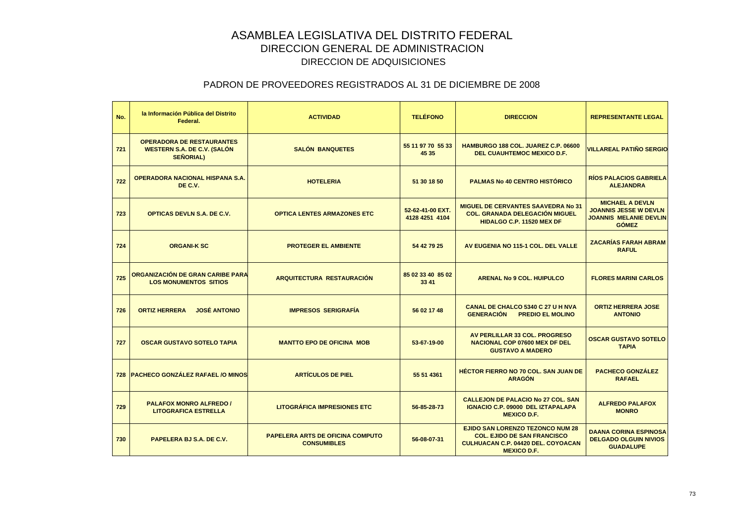# ASAMBLEA LEGISLATIVA DEL DISTRITO FEDERAL
## DIRECCION GENERAL DE ADMINISTRACION
### DIRECCION DE ADQUISICIONES

### PADRON DE PROVEEDORES REGISTRADOS AL 31 DE DICIEMBRE DE 2008

| No. | la Información Pública del Distrito Federal. | ACTIVIDAD | TELÉFONO | DIRECCION | REPRESENTANTE LEGAL |
|---|---|---|---|---|---|
| 721 | OPERADORA DE RESTAURANTES WESTERN S.A. DE C.V. (SALÓN SEÑORIAL) | SALÓN BANQUETES | 55 11 97 70 55 33 45 35 | HAMBURGO 188 COL. JUAREZ C.P. 06600 DEL CUAUHTEMOC MEXICO D.F. | VILLAREAL PATIÑO SERGIO |
| 722 | OPERADORA NACIONAL HISPANA S.A. DE C.V. | HOTELERIA | 51 30 18 50 | PALMAS No 40 CENTRO HISTÓRICO | RÍOS PALACIOS GABRIELA ALEJANDRA |
| 723 | OPTICAS DEVLN S.A. DE C.V. | OPTICA LENTES ARMAZONES ETC | 52-62-41-00 EXT. 4128 4251 4104 | MIGUEL DE CERVANTES SAAVEDRA No 31 COL. GRANADA DELEGACIÓN MIGUEL HIDALGO C.P. 11520 MEX DF | MICHAEL A DEVLN JOANNIS JESSE W DEVLN JOANNIS MELANIE DEVLIN GÓMEZ |
| 724 | ORGANI-K SC | PROTEGER EL AMBIENTE | 54 42 79 25 | AV EUGENIA NO 115-1 COL. DEL VALLE | ZACARÍAS FARAH ABRAM RAFUL |
| 725 | ORGANIZACIÓN DE GRAN CARIBE PARA LOS MONUMENTOS SITIOS | ARQUITECTURA RESTAURACIÓN | 85 02 33 40 85 02 33 41 | ARENAL No 9 COL. HUIPULCO | FLORES MARINI CARLOS |
| 726 | ORTIZ HERRERA JOSÉ ANTONIO | IMPRESOS SERIGRAFÍA | 56 02 17 48 | CANAL DE CHALCO 5340 C 27 U H NVA GENERACIÓN PREDIO EL MOLINO | ORTIZ HERRERA JOSE ANTONIO |
| 727 | OSCAR GUSTAVO SOTELO TAPIA | MANTTO EPO DE OFICINA MOB | 53-67-19-00 | AV PERLILLAR 33 COL. PROGRESO NACIONAL COP 07600 MEX DF DEL GUSTAVO A MADERO | OSCAR GUSTAVO SOTELO TAPIA |
| 728 | PACHECO GONZÁLEZ RAFAEL /O MINOS | ARTÍCULOS DE PIEL | 55 51 4361 | HÉCTOR FIERRO NO 70 COL. SAN JUAN DE ARAGÓN | PACHECO GONZÁLEZ RAFAEL |
| 729 | PALAFOX MONRO ALFREDO / LITOGRAFICA ESTRELLA | LITOGRÁFICA IMPRESIONES ETC | 56-85-28-73 | CALLEJON DE PALACIO No 27 COL. SAN IGNACIO C.P. 09000 DEL IZTAPALAPA MEXICO D.F. | ALFREDO PALAFOX MONRO |
| 730 | PAPELERA BJ S.A. DE C.V. | PAPELERA ARTS DE OFICINA COMPUTO CONSUMIBLES | 56-08-07-31 | EJIDO SAN LORENZO TEZONCO NUM 28 COL. EJIDO DE SAN FRANCISCO CULHUACAN C.P. 04420 DEL. COYOACAN MEXICO D.F. | DAANA CORINA ESPINOSA DELGADO OLGUIN NIVIOS GUADALUPE |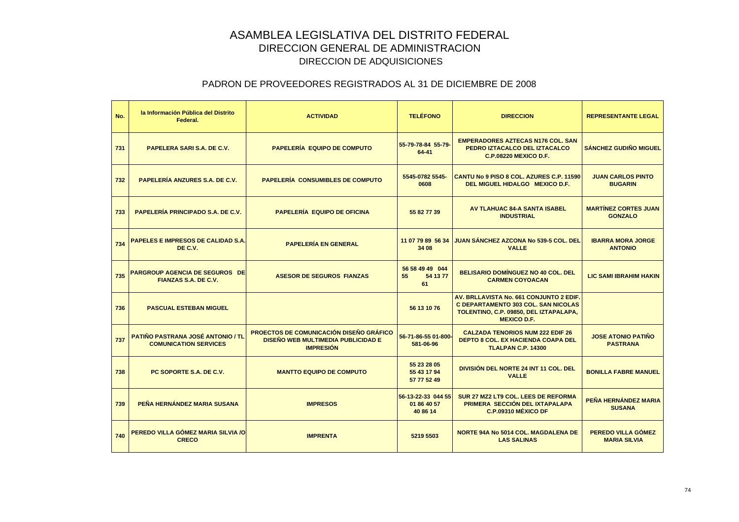# ASAMBLEA LEGISLATIVA DEL DISTRITO FEDERAL

## DIRECCION GENERAL DE ADMINISTRACION

### DIRECCION DE ADQUISICIONES

### PADRON DE PROVEEDORES REGISTRADOS AL 31 DE DICIEMBRE DE 2008

| No. | la Información Pública del Distrito Federal. | ACTIVIDAD | TELÉFONO | DIRECCION | REPRESENTANTE LEGAL |
|---|---|---|---|---|---|
| 731 | PAPELERA SARI S.A. DE C.V. | PAPELERÍA EQUIPO DE COMPUTO | 55-79-78-84 55-79-64-41 | EMPERADORES AZTECAS N176 COL. SAN PEDRO IZTACALCO DEL IZTACALCO C.P.08220 MEXICO D.F. | SÁNCHEZ GUDIÑO MIGUEL |
| 732 | PAPELERÍA ANZURES S.A. DE C.V. | PAPELERÍA CONSUMIBLES DE COMPUTO | 5545-0782 5545-0608 | CANTU No 9 PISO 8 COL. AZURES C.P. 11590 DEL MIGUEL HIDALGO MEXICO D.F. | JUAN CARLOS PINTO BUGARIN |
| 733 | PAPELERÍA PRINCIPADO S.A. DE C.V. | PAPELERÍA EQUIPO DE OFICINA | 55 82 77 39 | AV TLAHUAC 84-A SANTA ISABEL INDUSTRIAL | MARTÍNEZ CORTES JUAN GONZALO |
| 734 | PAPELES E IMPRESOS DE CALIDAD S.A. DE C.V. | PAPELERÍA EN GENERAL | 11 07 79 89 56 34 34 08 | JUAN SÁNCHEZ AZCONA No 539-5 COL. DEL VALLE | IBARRA MORA JORGE ANTONIO |
| 735 | PARGROUP AGENCIA DE SEGUROS DE FIANZAS S.A. DE C.V. | ASESOR DE SEGUROS FIANZAS | 56 58 49 49 044 55 54 13 77 61 | BELISARIO DOMÍNGUEZ NO 40 COL. DEL CARMEN COYOACAN | LIC SAMI IBRAHIM HAKIN |
| 736 | PASCUAL ESTEBAN MIGUEL | | 56 13 10 76 | AV. BRLLAVISTA No. 661 CONJUNTO 2 EDIF. C DEPARTAMENTO 303 COL. SAN NICOLAS TOLENTINO, C.P. 09850, DEL IZTAPALAPA, MEXICO D.F. | |
| 737 | PATIÑO PASTRANA JOSÉ ANTONIO / TL COMUNICATION SERVICES | PROECTOS DE COMUNICACIÓN DISEÑO GRÁFICO DISEÑO WEB MULTIMEDIA PUBLICIDAD E IMPRESIÓN | 56-71-86-55 01-800-581-06-96 | CALZADA TENORIOS NUM 222 EDIF 26 DEPTO 8 COL. EX HACIENDA COAPA DEL TLALPAN C.P. 14300 | JOSE ATONIO PATIÑO PASTRANA |
| 738 | PC SOPORTE S.A. DE C.V. | MANTTO EQUIPO DE COMPUTO | 55 23 28 05 55 43 17 94 57 77 52 49 | DIVISIÓN DEL NORTE 24 INT 11 COL. DEL VALLE | BONILLA FABRE MANUEL |
| 739 | PEÑA HERNÁNDEZ MARIA SUSANA | IMPRESOS | 56-13-22-33 044 55 01 86 40 57 40 86 14 | SUR 27 MZ2 LT9 COL. LEES DE REFORMA PRIMERA SECCIÓN DEL IXTAPALAPA C.P.09310 MÉXICO DF | PEÑA HERNÁNDEZ MARIA SUSANA |
| 740 | PEREDO VILLA GÓMEZ MARIA SILVIA /O CRECO | IMPRENTA | 5219 5503 | NORTE 94A No 5014 COL. MAGDALENA DE LAS SALINAS | PEREDO VILLA GÓMEZ MARIA SILVIA |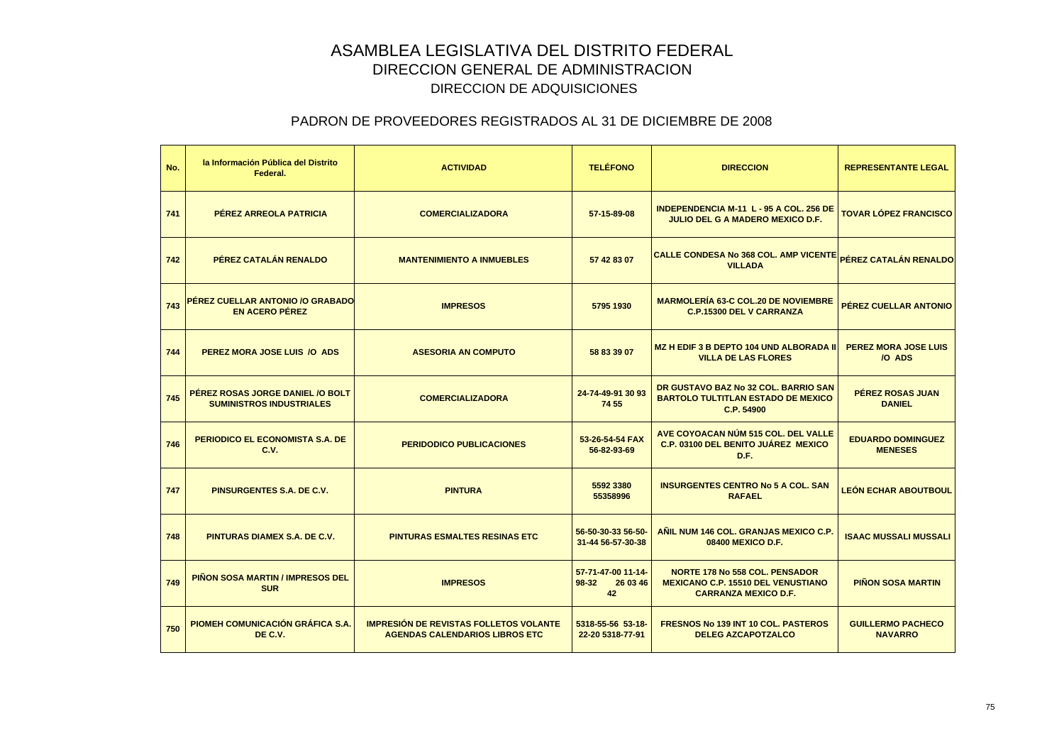# ASAMBLEA LEGISLATIVA DEL DISTRITO FEDERAL
## DIRECCION GENERAL DE ADMINISTRACION
### DIRECCION DE ADQUISICIONES

### PADRON DE PROVEEDORES REGISTRADOS AL 31 DE DICIEMBRE DE 2008

| No. | la Información Pública del Distrito Federal. | ACTIVIDAD | TELÉFONO | DIRECCION | REPRESENTANTE LEGAL |
|---|---|---|---|---|---|
| 741 | PÉREZ ARREOLA PATRICIA | COMERCIALIZADORA | 57-15-89-08 | INDEPENDENCIA M-11 L - 95 A COL. 256 DE JULIO DEL G A MADERO MEXICO D.F. | TOVAR LÓPEZ FRANCISCO |
| 742 | PÉREZ CATALÁN RENALDO | MANTENIMIENTO A INMUEBLES | 57 42 83 07 | CALLE CONDESA No 368 COL. AMP VICENTE VILLADA | PÉREZ CATALÁN RENALDO |
| 743 | PÉREZ CUELLAR ANTONIO /O GRABADO EN ACERO PÉREZ | IMPRESOS | 5795 1930 | MARMOLERÍA 63-C COL.20 DE NOVIEMBRE C.P.15300 DEL V CARRANZA | PÉREZ CUELLAR ANTONIO |
| 744 | PEREZ MORA JOSE LUIS /O ADS | ASESORIA AN COMPUTO | 58 83 39 07 | MZ H EDIF 3 B DEPTO 104 UND ALBORADA II VILLA DE LAS FLORES | PEREZ MORA JOSE LUIS /O ADS |
| 745 | PÉREZ ROSAS JORGE DANIEL /O BOLT SUMINISTROS INDUSTRIALES | COMERCIALIZADORA | 24-74-49-91 30 93 74 55 | DR GUSTAVO BAZ No 32 COL. BARRIO SAN BARTOLO TULTITLAN ESTADO DE MEXICO C.P. 54900 | PÉREZ ROSAS JUAN DANIEL |
| 746 | PERIODICO EL ECONOMISTA S.A. DE C.V. | PERIDODICO PUBLICACIONES | 53-26-54-54 FAX 56-82-93-69 | AVE COYOACAN NÚM 515 COL. DEL VALLE C.P. 03100 DEL BENITO JUÁREZ MEXICO D.F. | EDUARDO DOMINGUEZ MENESES |
| 747 | PINSURGENTES S.A. DE C.V. | PINTURA | 5592 3380 55358996 | INSURGENTES CENTRO No 5 A COL. SAN RAFAEL | LEÓN ECHAR ABOUTBOUL |
| 748 | PINTURAS DIAMEX S.A. DE C.V. | PINTURAS ESMALTES RESINAS ETC | 56-50-30-33 56-50-31-44 56-57-30-38 | AÑIL NUM 146 COL. GRANJAS MEXICO C.P. 08400 MEXICO D.F. | ISAAC MUSSALI MUSSALI |
| 749 | PIÑON SOSA MARTIN / IMPRESOS DEL SUR | IMPRESOS | 57-71-47-00 11-14-98-32 26 03 46 42 | NORTE 178 No 558 COL. PENSADOR MEXICANO C.P. 15510 DEL VENUSTIANO CARRANZA MEXICO D.F. | PIÑON SOSA MARTIN |
| 750 | PIOMEH COMUNICACIÓN GRÁFICA S.A. DE C.V. | IMPRESIÓN DE REVISTAS FOLLETOS VOLANTE AGENDAS CALENDARIOS LIBROS ETC | 5318-55-56 53-18-22-20 5318-77-91 | FRESNOS No 139 INT 10 COL. PASTEROS DELEG AZCAPOTZALCO | GUILLERMO PACHECO NAVARRO |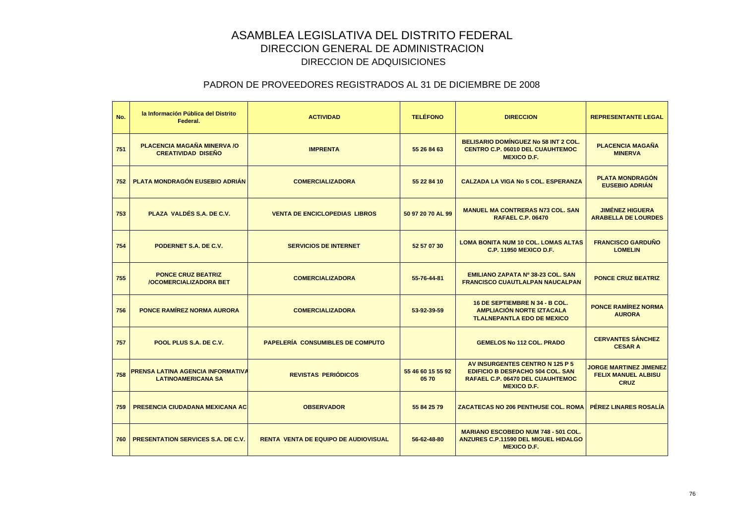# ASAMBLEA LEGISLATIVA DEL DISTRITO FEDERAL
## DIRECCION GENERAL DE ADMINISTRACION
### DIRECCION DE ADQUISICIONES

### PADRON DE PROVEEDORES REGISTRADOS AL 31 DE DICIEMBRE DE 2008

| No. | la Información Pública del Distrito Federal. | ACTIVIDAD | TELÉFONO | DIRECCION | REPRESENTANTE LEGAL |
|---|---|---|---|---|---|
| 751 | PLACENCIA MAGAÑA MINERVA /O CREATIVIDAD DISEÑO | IMPRENTA | 55 26 84 63 | BELISARIO DOMÍNGUEZ No 58 INT 2 COL. CENTRO C.P. 06010 DEL CUAUHTEMOC MEXICO D.F. | PLACENCIA MAGAÑA MINERVA |
| 752 | PLATA MONDRAGÓN EUSEBIO ADRIÁN | COMERCIALIZADORA | 55 22 84 10 | CALZADA LA VIGA No 5 COL. ESPERANZA | PLATA MONDRAGÓN EUSEBIO ADRIÁN |
| 753 | PLAZA VALDÉS S.A. DE C.V. | VENTA DE ENCICLOPEDIAS LIBROS | 50 97 20 70 AL 99 | MANUEL MA CONTRERAS N73 COL. SAN RAFAEL C.P. 06470 | JIMÉNEZ HIGUERA ARABELLA DE LOURDES |
| 754 | PODERNET S.A. DE C.V. | SERVICIOS DE INTERNET | 52 57 07 30 | LOMA BONITA NUM 10 COL. LOMAS ALTAS C.P. 11950 MEXICO D.F. | FRANCISCO GARDUÑO LOMELIN |
| 755 | PONCE CRUZ BEATRIZ /OCOMERCIALIZADORA BET | COMERCIALIZADORA | 55-76-44-81 | EMILIANO ZAPATA Nº 38-23 COL. SAN FRANCISCO CUAUTLALPAN NAUCALPAN | PONCE CRUZ BEATRIZ |
| 756 | PONCE RAMÍREZ NORMA AURORA | COMERCIALIZADORA | 53-92-39-59 | 16 DE SEPTIEMBRE N 34 - B COL. AMPLIACIÓN NORTE IZTACALA TLALNEPANTLA EDO DE MEXICO | PONCE RAMÍREZ NORMA AURORA |
| 757 | POOL PLUS S.A. DE C.V. | PAPELERÍA CONSUMIBLES DE COMPUTO | | GEMELOS No 112 COL. PRADO | CERVANTES SÁNCHEZ CESAR A |
| 758 | PRENSA LATINA AGENCIA INFORMATIVA LATINOAMERICANA SA | REVISTAS PERIÓDICOS | 55 46 60 15 55 92 05 70 | AV INSURGENTES CENTRO N 125 P 5 EDIFICIO B DESPACHO 504 COL. SAN RAFAEL C.P. 06470 DEL CUAUHTEMOC MEXICO D.F. | JORGE MARTINEZ JIMENEZ FELIX MANUEL ALBISU CRUZ |
| 759 | PRESENCIA CIUDADANA MEXICANA AC | OBSERVADOR | 55 84 25 79 | ZACATECAS NO 206 PENTHUSE COL. ROMA | PÉREZ LINARES ROSALÍA |
| 760 | PRESENTATION SERVICES S.A. DE C.V. | RENTA VENTA DE EQUIPO DE AUDIOVISUAL | 56-62-48-80 | MARIANO ESCOBEDO NUM 748 - 501 COL. ANZURES C.P.11590 DEL MIGUEL HIDALGO MEXICO D.F. | |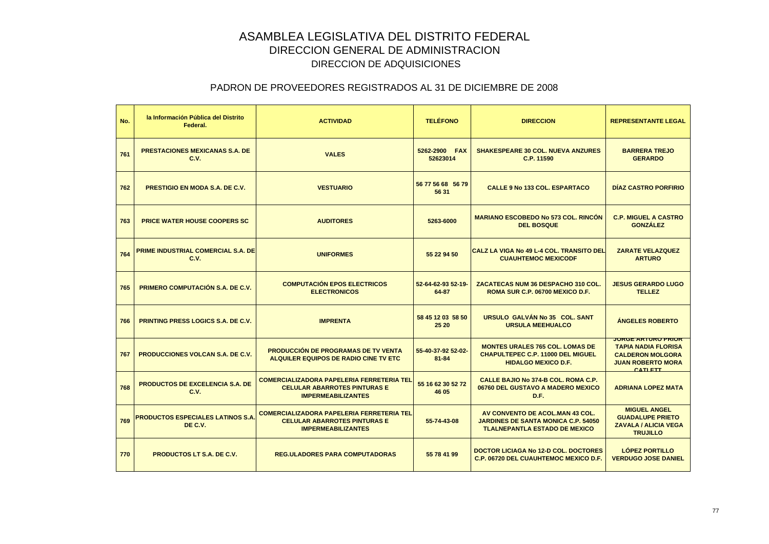# ASAMBLEA LEGISLATIVA DEL DISTRITO FEDERAL

## DIRECCION GENERAL DE ADMINISTRACION

## DIRECCION DE ADQUISICIONES

### PADRON DE PROVEEDORES REGISTRADOS AL 31 DE DICIEMBRE DE 2008

| No. | la Información Pública del Distrito Federal. | ACTIVIDAD | TELÉFONO | DIRECCION | REPRESENTANTE LEGAL |
|---|---|---|---|---|---|
| 761 | PRESTACIONES MEXICANAS S.A. DE C.V. | VALES | 5262-2900 FAX 52623014 | SHAKESPEARE 30 COL. NUEVA ANZURES C.P. 11590 | BARRERA TREJO GERARDO |
| 762 | PRESTIGIO EN MODA S.A. DE C.V. | VESTUARIO | 56 77 56 68 56 79 56 31 | CALLE 9 No 133 COL. ESPARTACO | DÍAZ CASTRO PORFIRIO |
| 763 | PRICE WATER HOUSE COOPERS SC | AUDITORES | 5263-6000 | MARIANO ESCOBEDO No 573 COL. RINCÓN DEL BOSQUE | C.P. MIGUEL A CASTRO GONZÁLEZ |
| 764 | PRIME INDUSTRIAL COMERCIAL S.A. DE C.V. | UNIFORMES | 55 22 94 50 | CALZ LA VIGA No 49 L-4 COL. TRANSITO DEL CUAUHTEMOC MEXICODF | ZARATE VELAZQUEZ ARTURO |
| 765 | PRIMERO COMPUTACIÓN S.A. DE C.V. | COMPUTACIÓN EPOS ELECTRICOS ELECTRONICOS | 52-64-62-93 52-19-64-87 | ZACATECAS NUM 36 DESPACHO 310 COL. ROMA SUR C.P. 06700 MEXICO D.F. | JESUS GERARDO LUGO TELLEZ |
| 766 | PRINTING PRESS LOGICS S.A. DE C.V. | IMPRENTA | 58 45 12 03 58 50 25 20 | URSULO GALVÁN No 35 COL. SANT URSULA MEEHUALCO | ÁNGELES ROBERTO |
| 767 | PRODUCCIONES VOLCAN S.A. DE C.V. | PRODUCCIÓN DE PROGRAMAS DE TV VENTA ALQUILER EQUIPOS DE RADIO CINE TV ETC | 55-40-37-92 52-02-81-84 | MONTES URALES 765 COL. LOMAS DE CHAPULTEPEC C.P. 11000 DEL MIGUEL HIDALGO MEXICO D.F. | JORGE ARTURO PRIOR TAPIA NADIA FLORISA CALDERON MOLGORA JUAN ROBERTO MORA CATLETT |
| 768 | PRODUCTOS DE EXCELENCIA S.A. DE C.V. | COMERCIALIZADORA PAPELERIA FERRETERIA TEL CELULAR ABARROTES PINTURAS E IMPERMEABILIZANTES | 55 16 62 30 52 72 46 05 | CALLE BAJIO No 374-B COL. ROMA C.P. 06760 DEL GUSTAVO A MADERO MEXICO D.F. | ADRIANA LOPEZ MATA |
| 769 | PRODUCTOS ESPECIALES LATINOS S.A. DE C.V. | COMERCIALIZADORA PAPELERIA FERRETERIA TEL CELULAR ABARROTES PINTURAS E IMPERMEABILIZANTES | 55-74-43-08 | AV CONVENTO DE ACOL.MAN 43 COL. JARDINES DE SANTA MONICA C.P. 54050 TLALNEPANTLA ESTADO DE MEXICO | MIGUEL ANGEL GUADALUPE PRIETO ZAVALA / ALICIA VEGA TRUJILLO |
| 770 | PRODUCTOS LT S.A. DE C.V. | REG.ULADORES PARA COMPUTADORAS | 55 78 41 99 | DOCTOR LICIAGA No 12-D COL. DOCTORES C.P. 06720 DEL CUAUHTEMOC MEXICO D.F. | LÓPEZ PORTILLO VERDUGO JOSE DANIEL |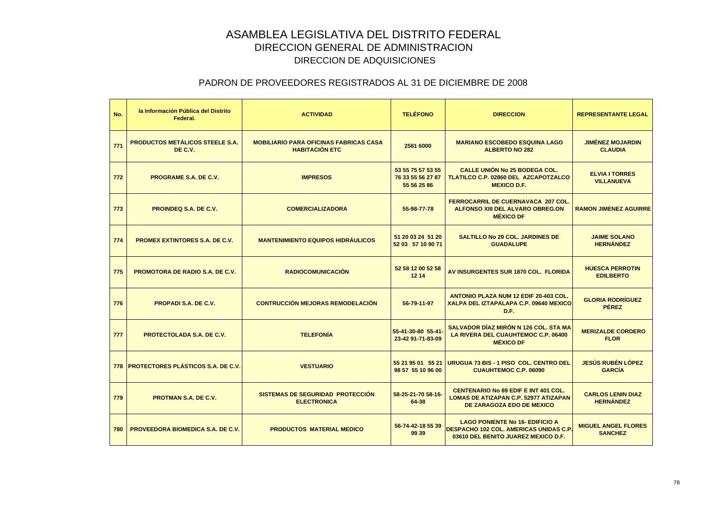# ASAMBLEA LEGISLATIVA DEL DISTRITO FEDERAL
## DIRECCION GENERAL DE ADMINISTRACION
### DIRECCION DE ADQUISICIONES

### PADRON DE PROVEEDORES REGISTRADOS AL 31 DE DICIEMBRE DE 2008

| No. | la Información Pública del Distrito Federal. | ACTIVIDAD | TELÉFONO | DIRECCION | REPRESENTANTE LEGAL |
|---|---|---|---|---|---|
| 771 | PRODUCTOS METÁLICOS STEELE S.A. DE C.V. | MOBILIARIO PARA OFICINAS FABRICAS CASA HABITACIÓN ETC | 2581 6000 | MARIANO ESCOBEDO ESQUINA LAGO ALBERTO NO 282 | JIMÉNEZ MOJARDIN CLAUDIA |
| 772 | PROGRAME S.A. DE C.V. | IMPRESOS | 53 55 75 57 53 55 76 33 55 56 27 87 55 56 25 86 | CALLE UNIÓN No 25 BODEGA COL. TLATILCO C.P. 02860 DEL AZCAPOTZALCO MEXICO D.F. | ELVIA I TORRES VILLANUEVA |
| 773 | PROINDEQ S.A. DE C.V. | COMERCIALIZADORA | 55-98-77-78 | FERROCARRIL DE CUERNAVACA 207 COL. ALFONSO XIII DEL ALVARO OBREG.ON MÉXICO DF | RAMON JIMENEZ AGUIRRE |
| 774 | PROMEX EXTINTORES S.A. DE C.V. | MANTENIMIENTO EQUIPOS HIDRÁULICOS | 51 20 03 24 51 20 52 03 57 10 90 71 | SALTILLO No 29 COL. JARDINES DE GUADALUPE | JAIME SOLANO HERNÁNDEZ |
| 775 | PROMOTORA DE RADIO S.A. DE C.V. | RADIOCOMUNICACIÓN | 52 58 12 00 52 58 12 14 | AV INSURGENTES SUR 1870 COL. FLORIDA | HUESCA PERROTIN EDILBERTO |
| 776 | PROPADI S.A. DE C.V. | CONTRUCCIÓN MEJORAS REMODELACIÓN | 56-79-11-97 | ANTONIO PLAZA NUM 12 EDIF 20-403 COL. XALPA DEL IZTAPALAPA C.P. 09640 MEXICO D.F. | GLORIA RODRÍGUEZ PÉREZ |
| 777 | PROTECTOLADA S.A. DE C.V. | TELEFONÍA | 55-41-30-80 55-41-23-42 91-71-83-09 | SALVADOR DÍAZ MIRÓN N 126 COL. STA MA LA RIVERA DEL CUAUHTEMOC C.P. 06400 MÉXICO DF | MERIZALDE CORDERO FLOR |
| 778 | PROTECTORES PLÁSTICOS S.A. DE C.V. | VESTUARIO | 55 21 95 01 55 21 98 57 55 10 96 00 | URUGUA 73 BIS - 1 PISO COL. CENTRO DEL CUAUHTEMOC C.P. 06090 | JESÚS RUBÉN LÓPEZ GARCÍA |
| 779 | PROTMAN S.A. DE C.V. | SISTEMAS DE SEGURIDAD PROTECCIÓN ELECTRONICA | 58-25-21-70 58-16-64-38 | CENTENARIO No 89 EDIF E INT 401 COL. LOMAS DE ATIZAPAN C.P. 52977 ATIZAPAN DE ZARAGOZA EDO DE MEXICO | CARLOS LENIN DIAZ HERNÁNDEZ |
| 780 | PROVEEDORA BIOMEDICA S.A. DE C.V. | PRODUCTOS MATERIAL MEDICO | 56-74-42-18 55 39 99 39 | LAGO PONIENTE No 16- EDIFICIO A DESPACHO 102 COL. AMERICAS UNIDAS C.P. 03610 DEL BENITO JUAREZ MEXICO D.F. | MIGUEL ANGEL FLORES SANCHEZ |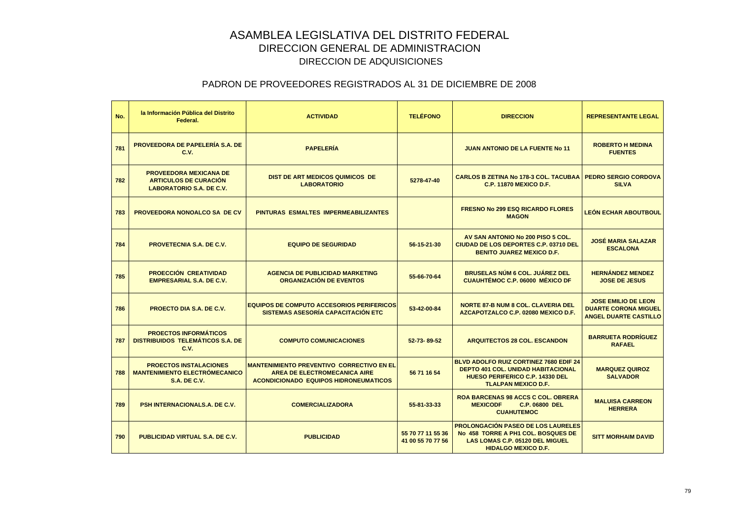# ASAMBLEA LEGISLATIVA DEL DISTRITO FEDERAL

## DIRECCION GENERAL DE ADMINISTRACION

### DIRECCION DE ADQUISICIONES

### PADRON DE PROVEEDORES REGISTRADOS AL 31 DE DICIEMBRE DE 2008

| No. | la Información Pública del Distrito Federal. | ACTIVIDAD | TELÉFONO | DIRECCION | REPRESENTANTE LEGAL |
|---|---|---|---|---|---|
| 781 | PROVEEDORA DE PAPELERÍA S.A. DE C.V. | PAPELERÍA | | JUAN ANTONIO DE LA FUENTE No 11 | ROBERTO H MEDINA FUENTES |
| 782 | PROVEEDORA MEXICANA DE ARTICULOS DE CURACIÓN LABORATORIO S.A. DE C.V. | DIST DE ART MEDICOS QUIMICOS DE LABORATORIO | 5278-47-40 | CARLOS B ZETINA No 178-3 COL. TACUBAA C.P. 11870 MEXICO D.F. | PEDRO SERGIO CORDOVA SILVA |
| 783 | PROVEEDORA NONOALCO SA DE CV | PINTURAS ESMALTES IMPERMEABILIZANTES | | FRESNO No 299 ESQ RICARDO FLORES MAGON | LEÓN ECHAR ABOUTBOUL |
| 784 | PROVETECNIA S.A. DE C.V. | EQUIPO DE SEGURIDAD | 56-15-21-30 | AV SAN ANTONIO No 200 PISO 5 COL. CIUDAD DE LOS DEPORTES C.P. 03710 DEL BENITO JUAREZ MEXICO D.F. | JOSÉ MARIA SALAZAR ESCALONA |
| 785 | PROECCIÓN CREATIVIDAD EMPRESARIAL S.A. DE C.V. | AGENCIA DE PUBLICIDAD MARKETING ORGANIZACIÓN DE EVENTOS | 55-66-70-64 | BRUSELAS NÚM 6 COL. JUÁREZ DEL CUAUHTÉMOC C.P. 06000 MÉXICO DF | HERNÁNDEZ MENDEZ JOSE DE JESUS |
| 786 | PROECTO DIA S.A. DE C.V. | EQUIPOS DE COMPUTO ACCESORIOS PERIFERICOS SISTEMAS ASESORÍA CAPACITACIÓN ETC | 53-42-00-84 | NORTE 87-B NUM 8 COL. CLAVERIA DEL AZCAPOTZALCO C.P. 02080 MEXICO D.F. | JOSE EMILIO DE LEON DUARTE CORONA MIGUEL ANGEL DUARTE CASTILLO |
| 787 | PROECTOS INFORMÁTICOS DISTRIBUIDOS TELEMÁTICOS S.A. DE C.V. | COMPUTO COMUNICACIONES | 52-73- 89-52 | ARQUITECTOS 28 COL. ESCANDON | BARRUETA RODRÍGUEZ RAFAEL |
| 788 | PROECTOS INSTALACIONES MANTENIMIENTO ELECTRÓMECANICO S.A. DE C.V. | MANTENIMIENTO PREVENTIVO CORRECTIVO EN EL AREA DE ELECTROMECANICA AIRE ACONDICIONADO EQUIPOS HIDRONEUMATICOS | 56 71 16 54 | BLVD ADOLFO RUIZ CORTINEZ 7680 EDIF 24 DEPTO 401 COL. UNIDAD HABITACIONAL HUESO PERIFERICO C.P. 14330 DEL TLALPAN MEXICO D.F. | MARQUEZ QUIROZ SALVADOR |
| 789 | PSH INTERNACIONALS.A. DE C.V. | COMERCIALIZADORA | 55-81-33-33 | ROA BARCENAS 98 ACCS C COL. OBRERA MEXICODF C.P. 06800 DEL CUAHUTEMOC | MALUISA CARREON HERRERA |
| 790 | PUBLICIDAD VIRTUAL S.A. DE C.V. | PUBLICIDAD | 55 70 77 11 55 36 41 00 55 70 77 56 | PROLONGACIÓN PASEO DE LOS LAURELES No 458 TORRE A PH1 COL. BOSQUES DE LAS LOMAS C.P. 05120 DEL MIGUEL HIDALGO MEXICO D.F. | SITT MORHAIM DAVID |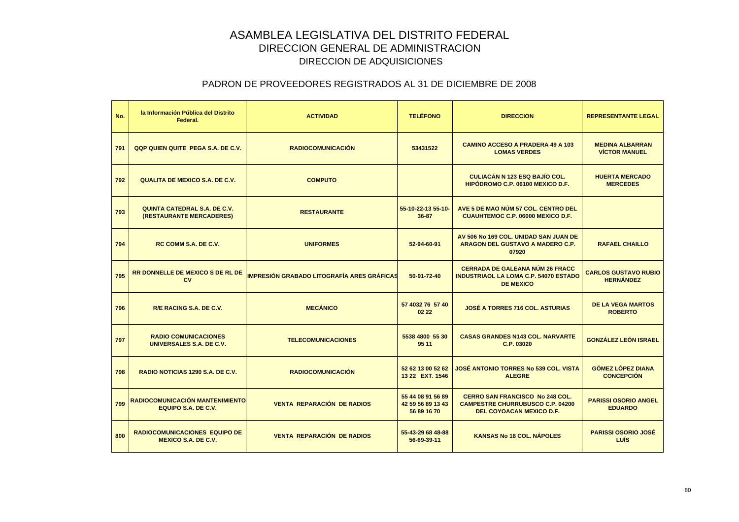# ASAMBLEA LEGISLATIVA DEL DISTRITO FEDERAL

## DIRECCION GENERAL DE ADMINISTRACION

### DIRECCION DE ADQUISICIONES

### PADRON DE PROVEEDORES REGISTRADOS AL 31 DE DICIEMBRE DE 2008

| No. | la Información Pública del Distrito Federal. | ACTIVIDAD | TELÉFONO | DIRECCION | REPRESENTANTE LEGAL |
|---|---|---|---|---|---|
| 791 | QQP QUIEN QUITE PEGA S.A. DE C.V. | RADIOCOMUNICACIÓN | 53431522 | CAMINO ACCESO A PRADERA 49 A 103 LOMAS VERDES | MEDINA ALBARRAN VÍCTOR MANUEL |
| 792 | QUALITA DE MEXICO S.A. DE C.V. | COMPUTO | | CULIACÁN N 123 ESQ BAJÍO COL. HIPÓDROMO C.P. 06100 MEXICO D.F. | HUERTA MERCADO MERCEDES |
| 793 | QUINTA CATEDRAL S.A. DE C.V. (RESTAURANTE MERCADERES) | RESTAURANTE | 55-10-22-13 55-10-36-87 | AVE 5 DE MAO NÚM 57 COL. CENTRO DEL CUAUHTEMOC C.P. 06000 MEXICO D.F. | |
| 794 | RC COMM S.A. DE C.V. | UNIFORMES | 52-94-60-91 | AV 506 No 169 COL. UNIDAD SAN JUAN DE ARAGON DEL GUSTAVO A MADERO C.P. 07920 | RAFAEL CHAILLO |
| 795 | RR DONNELLE DE MEXICO S DE RL DE CV | IMPRESIÓN GRABADO LITOGRAFÍA ARES GRÁFICAS | 50-91-72-40 | CERRADA DE GALEANA NÚM 26 FRACC INDUSTRIAOL LA LOMA C.P. 54070 ESTADO DE MEXICO | CARLOS GUSTAVO RUBIO HERNÁNDEZ |
| 796 | R/E RACING S.A. DE C.V. | MECÁNICO | 57 4032 76 57 40 02 22 | JOSÉ A TORRES 716 COL. ASTURIAS | DE LA VEGA MARTOS ROBERTO |
| 797 | RADIO COMUNICACIONES UNIVERSALES S.A. DE C.V. | TELECOMUNICACIONES | 5538 4800 55 30 95 11 | CASAS GRANDES N143 COL. NARVARTE C.P. 03020 | GONZÁLEZ LEÓN ISRAEL |
| 798 | RADIO NOTICIAS 1290 S.A. DE C.V. | RADIOCOMUNICACIÓN | 52 62 13 00 52 62 13 22 EXT. 1546 | JOSÉ ANTONIO TORRES No 539 COL. VISTA ALEGRE | GÓMEZ LÓPEZ DIANA CONCEPCIÓN |
| 799 | RADIOCOMUNICACIÓN MANTENIMIENTO EQUIPO S.A. DE C.V. | VENTA REPARACIÓN DE RADIOS | 55 44 08 91 56 89 42 59 56 89 13 43 56 89 16 70 | CERRO SAN FRANCISCO No 248 COL. CAMPESTRE CHURRUBUSCO C.P. 04200 DEL COYOACAN MEXICO D.F. | PARISSI OSORIO ANGEL EDUARDO |
| 800 | RADIOCOMUNICACIONES EQUIPO DE MEXICO S.A. DE C.V. | VENTA REPARACIÓN DE RADIOS | 55-43-29 68 48-88 56-69-39-11 | KANSAS No 18 COL. NÁPOLES | PARISSI OSORIO JOSÉ LUÍS |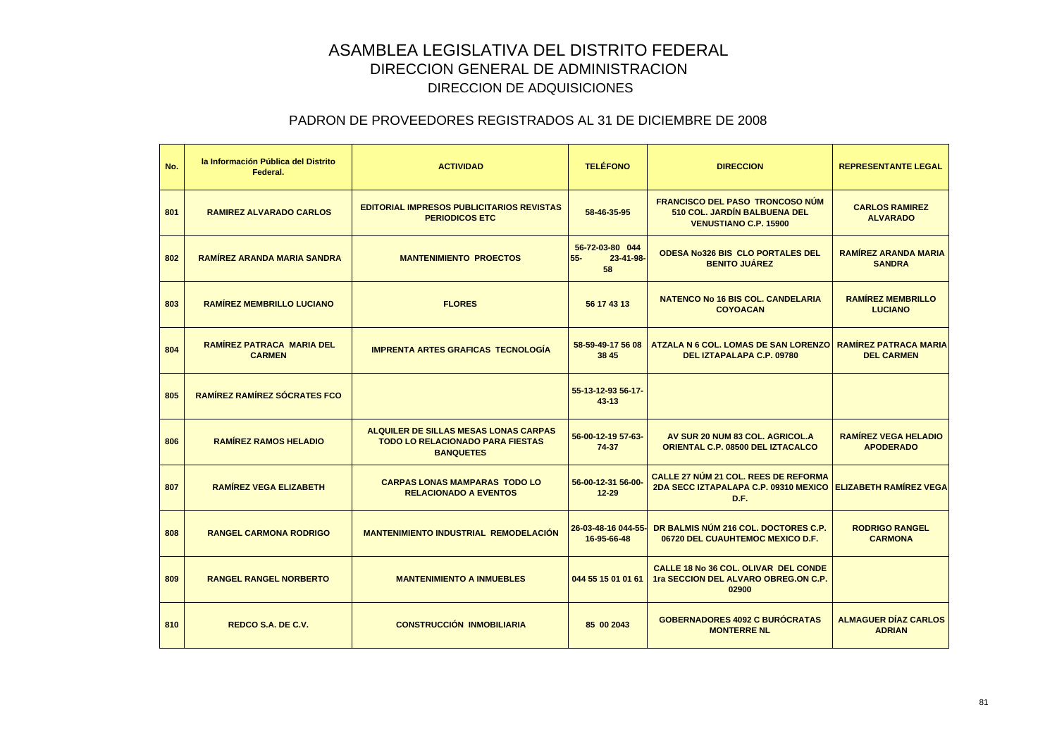# ASAMBLEA LEGISLATIVA DEL DISTRITO FEDERAL
## DIRECCION GENERAL DE ADMINISTRACION
### DIRECCION DE ADQUISICIONES

### PADRON DE PROVEEDORES REGISTRADOS AL 31 DE DICIEMBRE DE 2008

| No. | la Información Pública del Distrito Federal. | ACTIVIDAD | TELÉFONO | DIRECCION | REPRESENTANTE LEGAL |
|---|---|---|---|---|---|
| 801 | RAMIREZ ALVARADO CARLOS | EDITORIAL IMPRESOS PUBLICITARIOS REVISTAS PERIODICOS ETC | 58-46-35-95 | FRANCISCO DEL PASO TRONCOSO NÚM 510 COL. JARDÍN BALBUENA DEL VENUSTIANO C.P. 15900 | CARLOS RAMIREZ ALVARADO |
| 802 | RAMÍREZ ARANDA MARIA SANDRA | MANTENIMIENTO PROECTOS | 56-72-03-80 044 55- 23-41-98-58 | ODESA No326 BIS CLO PORTALES DEL BENITO JUÁREZ | RAMÍREZ ARANDA MARIA SANDRA |
| 803 | RAMÍREZ MEMBRILLO LUCIANO | FLORES | 56 17 43 13 | NATENCO No 16 BIS COL. CANDELARIA COYOACAN | RAMÍREZ MEMBRILLO LUCIANO |
| 804 | RAMÍREZ PATRACA MARIA DEL CARMEN | IMPRENTA ARTES GRAFICAS TECNOLOGÍA | 58-59-49-17 56 08 38 45 | ATZALA N 6 COL. LOMAS DE SAN LORENZO DEL IZTAPALAPA C.P. 09780 | RAMÍREZ PATRACA MARIA DEL CARMEN |
| 805 | RAMÍREZ RAMÍREZ SÓCRATES FCO | | 55-13-12-93 56-17-43-13 | | |
| 806 | RAMÍREZ RAMOS HELADIO | ALQUILER DE SILLAS MESAS LONAS CARPAS TODO LO RELACIONADO PARA FIESTAS BANQUETES | 56-00-12-19 57-63-74-37 | AV SUR 20 NUM 83 COL. AGRICOL.A ORIENTAL C.P. 08500 DEL IZTACALCO | RAMÍREZ VEGA HELADIO APODERADO |
| 807 | RAMÍREZ VEGA ELIZABETH | CARPAS LONAS MAMPARAS TODO LO RELACIONADO A EVENTOS | 56-00-12-31 56-00-12-29 | CALLE 27 NÚM 21 COL. REES DE REFORMA 2DA SECC IZTAPALAPA C.P. 09310 MEXICO D.F. | ELIZABETH RAMÍREZ VEGA |
| 808 | RANGEL CARMONA RODRIGO | MANTENIMIENTO INDUSTRIAL REMODELACIÓN | 26-03-48-16 044-55-16-95-66-48 | DR BALMIS NÚM 216 COL. DOCTORES C.P. 06720 DEL CUAUHTEMOC MEXICO D.F. | RODRIGO RANGEL CARMONA |
| 809 | RANGEL RANGEL NORBERTO | MANTENIMIENTO A INMUEBLES | 044 55 15 01 01 61 | CALLE 18 No 36 COL. OLIVAR DEL CONDE 1ra SECCION DEL ALVARO OBREG.ON C.P. 02900 | |
| 810 | REDCO S.A. DE C.V. | CONSTRUCCIÓN INMOBILIARIA | 85 00 2043 | GOBERNADORES 4092 C BURÓCRATAS MONTERRE NL | ALMAGUER DÍAZ CARLOS ADRIAN |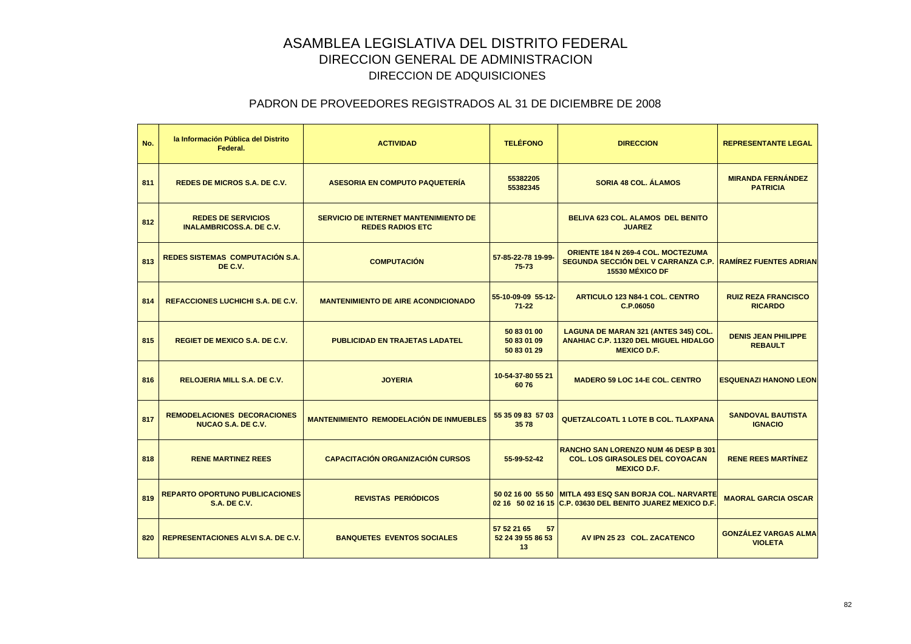# ASAMBLEA LEGISLATIVA DEL DISTRITO FEDERAL

## DIRECCION GENERAL DE ADMINISTRACION

### DIRECCION DE ADQUISICIONES

### PADRON DE PROVEEDORES REGISTRADOS AL 31 DE DICIEMBRE DE 2008

| No. | la Información Pública del Distrito Federal. | ACTIVIDAD | TELÉFONO | DIRECCION | REPRESENTANTE LEGAL |
|---|---|---|---|---|---|
| 811 | REDES DE MICROS S.A. DE C.V. | ASESORIA EN COMPUTO PAQUETERÍA | 55382205 55382345 | SORIA 48 COL. ÁLAMOS | MIRANDA FERNÁNDEZ PATRICIA |
| 812 | REDES DE SERVICIOS INALAMBRICOSS.A. DE C.V. | SERVICIO DE INTERNET MANTENIMIENTO DE REDES RADIOS ETC | | BELIVA 623 COL. ALAMOS DEL BENITO JUAREZ | |
| 813 | REDES SISTEMAS COMPUTACIÓN S.A. DE C.V. | COMPUTACIÓN | 57-85-22-78 19-99-75-73 | ORIENTE 184 N 269-4 COL. MOCTEZUMA SEGUNDA SECCIÓN DEL V CARRANZA C.P. 15530 MÉXICO DF | RAMÍREZ FUENTES ADRIAN |
| 814 | REFACCIONES LUCHICHI S.A. DE C.V. | MANTENIMIENTO DE AIRE ACONDICIONADO | 55-10-09-09 55-12-71-22 | ARTICULO 123 N84-1 COL. CENTRO C.P.06050 | RUIZ REZA FRANCISCO RICARDO |
| 815 | REGIET DE MEXICO S.A. DE C.V. | PUBLICIDAD EN TRAJETAS LADATEL | 50 83 01 00 50 83 01 09 50 83 01 29 | LAGUNA DE MARAN 321 (ANTES 345) COL. ANAHIAC C.P. 11320 DEL MIGUEL HIDALGO MEXICO D.F. | DENIS JEAN PHILIPPE REBAULT |
| 816 | RELOJERIA MILL S.A. DE C.V. | JOYERIA | 10-54-37-80 55 21 60 76 | MADERO 59 LOC 14-E COL. CENTRO | ESQUENAZI HANONO LEON |
| 817 | REMODELACIONES DECORACIONES NUCAO S.A. DE C.V. | MANTENIMIENTO REMODELACIÓN DE INMUEBLES | 55 35 09 83 57 03 35 78 | QUETZALCOATL 1 LOTE B COL. TLAXPANA | SANDOVAL BAUTISTA IGNACIO |
| 818 | RENE MARTINEZ REES | CAPACITACIÓN ORGANIZACIÓN CURSOS | 55-99-52-42 | RANCHO SAN LORENZO NUM 46 DESP B 301 COL. LOS GIRASOLES DEL COYOACAN MEXICO D.F. | RENE REES MARTÍNEZ |
| 819 | REPARTO OPORTUNO PUBLICACIONES S.A. DE C.V. | REVISTAS PERIÓDICOS | 50 02 16 00 55 50 02 16 50 02 16 15 | MITLA 493 ESQ SAN BORJA COL. NARVARTE C.P. 03630 DEL BENITO JUAREZ MEXICO D.F. | MAORAL GARCIA OSCAR |
| 820 | REPRESENTACIONES ALVI S.A. DE C.V. | BANQUETES EVENTOS SOCIALES | 57 52 21 65 57 52 24 39 55 86 53 13 | AV IPN 25 23 COL. ZACATENCO | GONZÁLEZ VARGAS ALMA VIOLETA |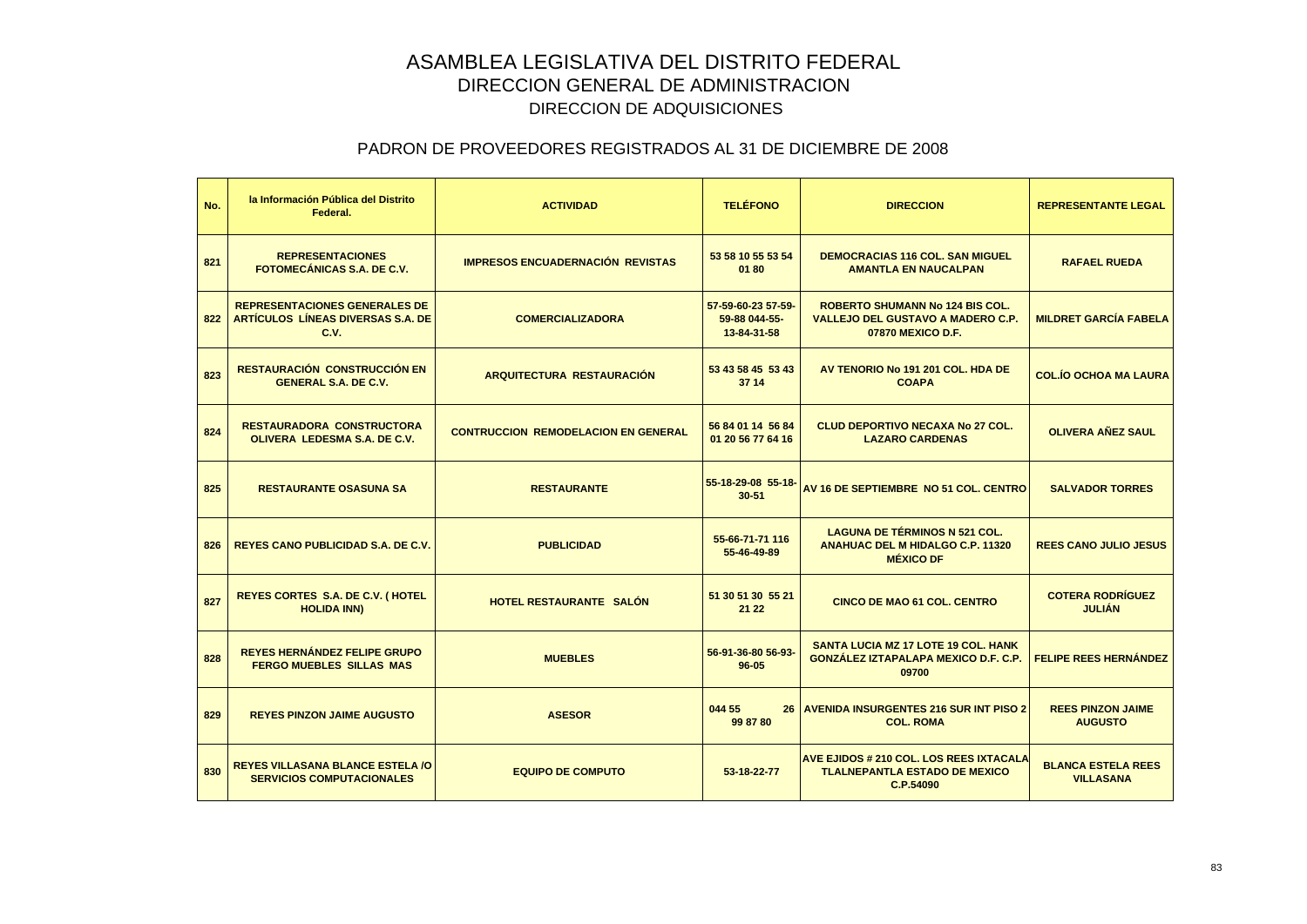# ASAMBLEA LEGISLATIVA DEL DISTRITO FEDERAL

## DIRECCION GENERAL DE ADMINISTRACION

### DIRECCION DE ADQUISICIONES

### PADRON DE PROVEEDORES REGISTRADOS AL 31 DE DICIEMBRE DE 2008

| No. | la Información Pública del Distrito Federal. | ACTIVIDAD | TELÉFONO | DIRECCION | REPRESENTANTE LEGAL |
|---|---|---|---|---|---|
| 821 | REPRESENTACIONES FOTOMECÁNICAS S.A. DE C.V. | IMPRESOS ENCUADERNACIÓN REVISTAS | 53 58 10 55 53 54 01 80 | DEMOCRACIAS 116 COL. SAN MIGUEL AMANTLA EN NAUCALPAN | RAFAEL RUEDA |
| 822 | REPRESENTACIONES GENERALES DE ARTÍCULOS LÍNEAS DIVERSAS S.A. DE C.V. | COMERCIALIZADORA | 57-59-60-23 57-59-59-88 044-55-13-84-31-58 | ROBERTO SHUMANN No 124 BIS COL. VALLEJO DEL GUSTAVO A MADERO C.P. 07870 MEXICO D.F. | MILDRET GARCÍA FABELA |
| 823 | RESTAURACIÓN CONSTRUCCIÓN EN GENERAL S.A. DE C.V. | ARQUITECTURA RESTAURACIÓN | 53 43 58 45 53 43 37 14 | AV TENORIO No 191 201 COL. HDA DE COAPA | COL.ÍO OCHOA MA LAURA |
| 824 | RESTAURADORA CONSTRUCTORA OLIVERA LEDESMA S.A. DE C.V. | CONTRUCCION REMODELACION EN GENERAL | 56 84 01 14 56 84 01 20 56 77 64 16 | CLUD DEPORTIVO NECAXA No 27 COL. LAZARO CARDENAS | OLIVERA AÑEZ SAUL |
| 825 | RESTAURANTE OSASUNA SA | RESTAURANTE | 55-18-29-08 55-18-30-51 | AV 16 DE SEPTIEMBRE NO 51 COL. CENTRO | SALVADOR TORRES |
| 826 | REYES CANO PUBLICIDAD S.A. DE C.V. | PUBLICIDAD | 55-66-71-71 116 55-46-49-89 | LAGUNA DE TÉRMINOS N 521 COL. ANAHUAC DEL M HIDALGO C.P. 11320 MÉXICO DF | REES CANO JULIO JESUS |
| 827 | REYES CORTES S.A. DE C.V. ( HOTEL HOLIDA INN) | HOTEL RESTAURANTE SALÓN | 51 30 51 30 55 21 21 22 | CINCO DE MAO 61 COL. CENTRO | COTERA RODRÍGUEZ JULIÁN |
| 828 | REYES HERNÁNDEZ FELIPE GRUPO FERGO MUEBLES SILLAS MAS | MUEBLES | 56-91-36-80 56-93-96-05 | SANTA LUCIA MZ 17 LOTE 19 COL. HANK GONZÁLEZ IZTAPALAPA MEXICO D.F. C.P. 09700 | FELIPE REES HERNÁNDEZ |
| 829 | REYES PINZON JAIME AUGUSTO | ASESOR | 044 55 26 99 87 80 | AVENIDA INSURGENTES 216 SUR INT PISO 2 COL. ROMA | REES PINZON JAIME AUGUSTO |
| 830 | REYES VILLASANA BLANCE ESTELA /O SERVICIOS COMPUTACIONALES | EQUIPO DE COMPUTO | 53-18-22-77 | AVE EJIDOS # 210 COL. LOS REES IXTACALA TLALNEPANTLA ESTADO DE MEXICO C.P.54090 | BLANCA ESTELA REES VILLASANA |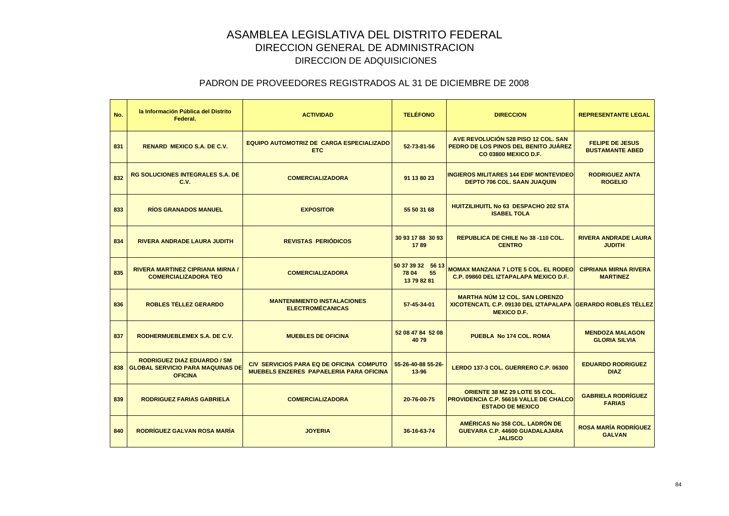# ASAMBLEA LEGISLATIVA DEL DISTRITO FEDERAL
## DIRECCION GENERAL DE ADMINISTRACION
### DIRECCION DE ADQUISICIONES

### PADRON DE PROVEEDORES REGISTRADOS AL 31 DE DICIEMBRE DE 2008

| No. | la Información Pública del Distrito Federal. | ACTIVIDAD | TELÉFONO | DIRECCION | REPRESENTANTE LEGAL |
|---|---|---|---|---|---|
| 831 | RENARD MEXICO S.A. DE C.V. | EQUIPO AUTOMOTRIZ DE CARGA ESPECIALIZADO ETC | 52-73-81-56 | AVE REVOLUCIÓN 528 PISO 12 COL. SAN PEDRO DE LOS PINOS DEL BENITO JUÁREZ CO 03800 MEXICO D.F. | FELIPE DE JESUS BUSTAMANTE ABED |
| 832 | RG SOLUCIONES INTEGRALES S.A. DE C.V. | COMERCIALIZADORA | 91 13 80 23 | INGIEROS MILITARES 144 EDIF MONTEVIDEO DEPTO 706 COL. SAAN JUAQUIN | RODRIGUEZ ANTA ROGELIO |
| 833 | RÍOS GRANADOS MANUEL | EXPOSITOR | 55 50 31 68 | HUITZILIHUITL No 63 DESPACHO 202 STA ISABEL TOLA | |
| 834 | RIVERA ANDRADE LAURA JUDITH | REVISTAS PERIÓDICOS | 30 93 17 88 30 93 17 89 | REPUBLICA DE CHILE No 38 -110 COL. CENTRO | RIVERA ANDRADE LAURA JUDITH |
| 835 | RIVERA MARTINEZ CIPRIANA MIRNA / COMERCIALIZADORA TEO | COMERCIALIZADORA | 50 37 39 32 56 13 78 04 55 13 79 82 81 | MOMAX MANZANA 7 LOTE 5 COL. EL RODEO C.P. 09860 DEL IZTAPALAPA MEXICO D.F. | CIPRIANA MIRNA RIVERA MARTINEZ |
| 836 | ROBLES TÉLLEZ GERARDO | MANTENIMIENTO INSTALACIONES ELECTROMÉCANICAS | 57-45-34-01 | MARTHA NÚM 12 COL. SAN LORENZO XICOTENCATL C.P. 09130 DEL IZTAPALAPA MEXICO D.F. | GERARDO ROBLES TÉLLEZ |
| 837 | RODHERMUEBLEMEX S.A. DE C.V. | MUEBLES DE OFICINA | 52 08 47 84 52 08 40 79 | PUEBLA No 174 COL. ROMA | MENDOZA MALAGON GLORIA SILVIA |
| 838 | RODRIGUEZ DIAZ EDUARDO / SM GLOBAL SERVICIO PARA MAQUINAS DE OFICINA | C/V SERVICIOS PARA EQ DE OFICINA COMPUTO MUEBELS ENZERES PAPAELERIA PARA OFICINA | 55-26-40-88 55-26-13-96 | LERDO 137-3 COL. GUERRERO C.P. 06300 | EDUARDO RODRIGUEZ DIAZ |
| 839 | RODRIGUEZ FARIAS GABRIELA | COMERCIALIZADORA | 20-76-00-75 | ORIENTE 38 MZ 29 LOTE 55 COL. PROVIDENCIA C.P. 56616 VALLE DE CHALCO ESTADO DE MEXICO | GABRIELA RODRÍGUEZ FARIAS |
| 840 | RODRÍGUEZ GALVAN ROSA MARÍA | JOYERIA | 36-16-63-74 | AMÉRICAS No 358 COL. LADRÓN DE GUEVARA C.P. 44600 GUADALAJARA JALISCO | ROSA MARÍA RODRÍGUEZ GALVAN |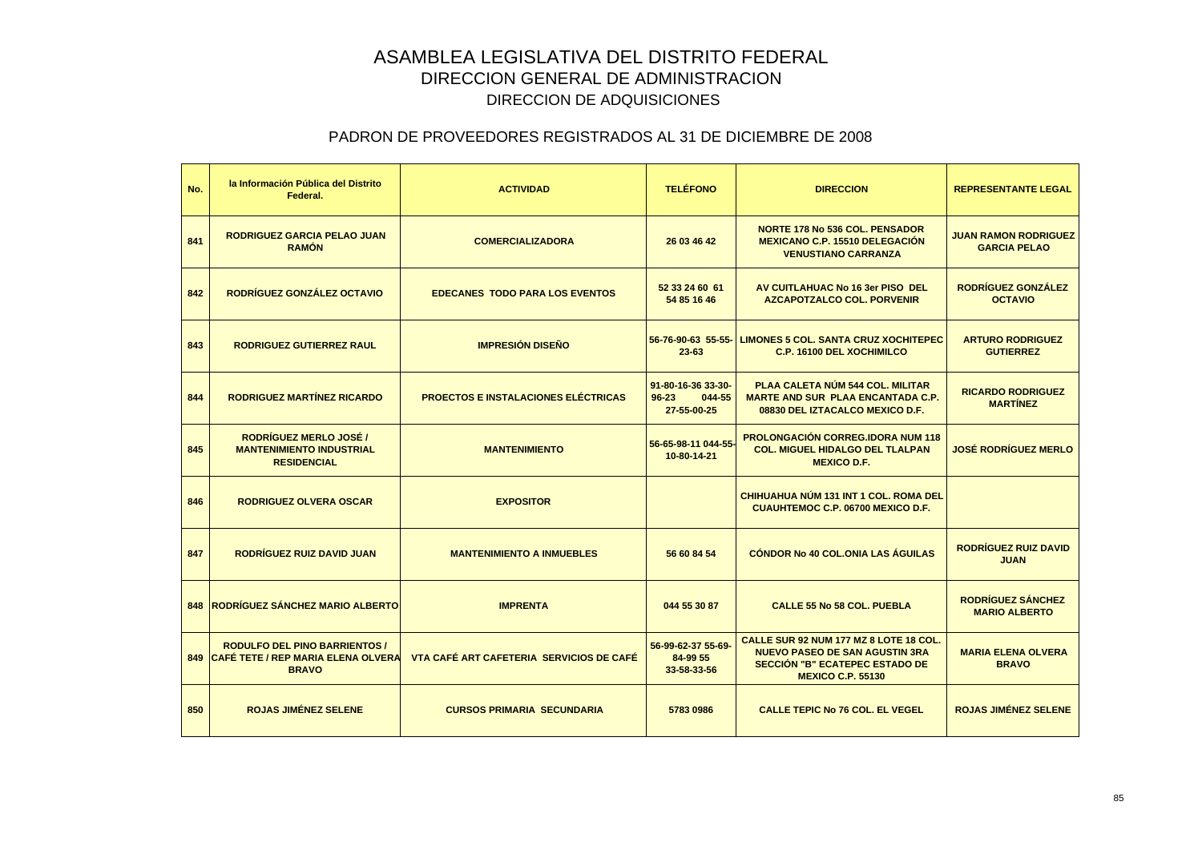# ASAMBLEA LEGISLATIVA DEL DISTRITO FEDERAL

## DIRECCION GENERAL DE ADMINISTRACION

## DIRECCION DE ADQUISICIONES

### PADRON DE PROVEEDORES REGISTRADOS AL 31 DE DICIEMBRE DE 2008

| No. | la Información Pública del Distrito Federal. | ACTIVIDAD | TELÉFONO | DIRECCION | REPRESENTANTE LEGAL |
|---|---|---|---|---|---|
| 841 | RODRIGUEZ GARCIA PELAO JUAN RAMÓN | COMERCIALIZADORA | 26 03 46 42 | NORTE 178 No 536 COL. PENSADOR MEXICANO C.P. 15510 DELEGACIÓN VENUSTIANO CARRANZA | JUAN RAMON RODRIGUEZ GARCIA PELAO |
| 842 | RODRÍGUEZ GONZÁLEZ OCTAVIO | EDECANES TODO PARA LOS EVENTOS | 52 33 24 60 61 54 85 16 46 | AV CUITLAHUAC No 16 3er PISO DEL AZCAPOTZALCO COL. PORVENIR | RODRÍGUEZ GONZÁLEZ OCTAVIO |
| 843 | RODRIGUEZ GUTIERREZ RAUL | IMPRESIÓN DISEÑO | 56-76-90-63 55-55-23-63 | LIMONES 5 COL. SANTA CRUZ XOCHITEPEC C.P. 16100 DEL XOCHIMILCO | ARTURO RODRIGUEZ GUTIERREZ |
| 844 | RODRIGUEZ MARTÍNEZ RICARDO | PROECTOS E INSTALACIONES ELÉCTRICAS | 91-80-16-36 33-30-96-23 044-55 27-55-00-25 | PLAA CALETA NÚM 544 COL. MILITAR MARTE AND SUR PLAA ENCANTADA C.P. 08830 DEL IZTACALCO MEXICO D.F. | RICARDO RODRIGUEZ MARTÍNEZ |
| 845 | RODRÍGUEZ MERLO JOSÉ / MANTENIMIENTO INDUSTRIAL RESIDENCIAL | MANTENIMIENTO | 56-65-98-11 044-55-10-80-14-21 | PROLONGACIÓN CORREG.IDORA NUM 118 COL. MIGUEL HIDALGO DEL TLALPAN MEXICO D.F. | JOSÉ RODRÍGUEZ MERLO |
| 846 | RODRIGUEZ OLVERA OSCAR | EXPOSITOR | | CHIHUAHUA NÚM 131 INT 1 COL. ROMA DEL CUAUHTEMOC C.P. 06700 MEXICO D.F. | |
| 847 | RODRÍGUEZ RUIZ DAVID JUAN | MANTENIMIENTO A INMUEBLES | 56 60 84 54 | CÓNDOR No 40 COL.ONIA LAS ÁGUILAS | RODRÍGUEZ RUIZ DAVID JUAN |
| 848 | RODRÍGUEZ SÁNCHEZ MARIO ALBERTO | IMPRENTA | 044 55 30 87 | CALLE 55 No 58 COL. PUEBLA | RODRÍGUEZ SÁNCHEZ MARIO ALBERTO |
| 849 | RODULFO DEL PINO BARRIENTOS / CAFÉ TETE / REP MARIA ELENA OLVERA BRAVO | VTA CAFÉ ART CAFETERIA SERVICIOS DE CAFÉ | 56-99-62-37 55-69-84-99 55 33-58-33-56 | CALLE SUR 92 NUM 177 MZ 8 LOTE 18 COL. NUEVO PASEO DE SAN AGUSTIN 3RA SECCIÓN "B" ECATEPEC ESTADO DE MEXICO C.P. 55130 | MARIA ELENA OLVERA BRAVO |
| 850 | ROJAS JIMÉNEZ SELENE | CURSOS PRIMARIA SECUNDARIA | 5783 0986 | CALLE TEPIC No 76 COL. EL VEGEL | ROJAS JIMÉNEZ SELENE |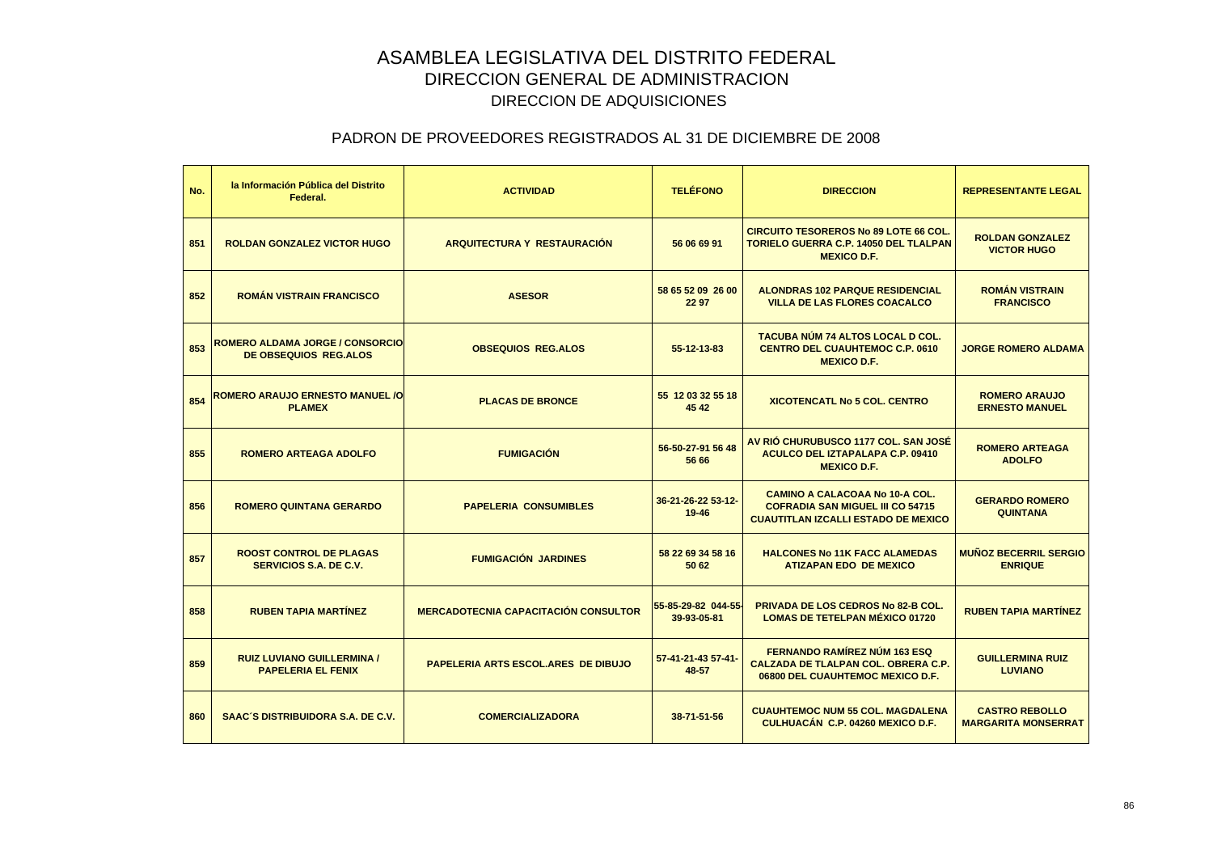# ASAMBLEA LEGISLATIVA DEL DISTRITO FEDERAL
## DIRECCION GENERAL DE ADMINISTRACION
### DIRECCION DE ADQUISICIONES

### PADRON DE PROVEEDORES REGISTRADOS AL 31 DE DICIEMBRE DE 2008

| No. | la Información Pública del Distrito Federal. | ACTIVIDAD | TELÉFONO | DIRECCION | REPRESENTANTE LEGAL |
|---|---|---|---|---|---|
| 851 | ROLDAN GONZALEZ VICTOR HUGO | ARQUITECTURA Y RESTAURACIÓN | 56 06 69 91 | CIRCUITO TESOREROS No 89 LOTE 66 COL. TORIELO GUERRA C.P. 14050 DEL TLALPAN MEXICO D.F. | ROLDAN GONZALEZ VICTOR HUGO |
| 852 | ROMÁN VISTRAIN FRANCISCO | ASESOR | 58 65 52 09 26 00 22 97 | ALONDRAS 102 PARQUE RESIDENCIAL VILLA DE LAS FLORES COACALCO | ROMÁN VISTRAIN FRANCISCO |
| 853 | ROMERO ALDAMA JORGE / CONSORCIO DE OBSEQUIOS REG.ALOS | OBSEQUIOS REG.ALOS | 55-12-13-83 | TACUBA NÚM 74 ALTOS LOCAL D COL. CENTRO DEL CUAUHTEMOC C.P. 0610 MEXICO D.F. | JORGE ROMERO ALDAMA |
| 854 | ROMERO ARAUJO ERNESTO MANUEL /O PLAMEX | PLACAS DE BRONCE | 55 12 03 32 55 18 45 42 | XICOTENCATL No 5 COL. CENTRO | ROMERO ARAUJO ERNESTO MANUEL |
| 855 | ROMERO ARTEAGA ADOLFO | FUMIGACIÓN | 56-50-27-91 56 48 56 66 | AV RIÓ CHURUBUSCO 1177 COL. SAN JOSÉ ACULCO DEL IZTAPALAPA C.P. 09410 MEXICO D.F. | ROMERO ARTEAGA ADOLFO |
| 856 | ROMERO QUINTANA GERARDO | PAPELERIA CONSUMIBLES | 36-21-26-22 53-12-19-46 | CAMINO A CALACOAA No 10-A COL. COFRADIA SAN MIGUEL III CO 54715 CUAUTITLAN IZCALLI ESTADO DE MEXICO | GERARDO ROMERO QUINTANA |
| 857 | ROOST CONTROL DE PLAGAS SERVICIOS S.A. DE C.V. | FUMIGACIÓN JARDINES | 58 22 69 34 58 16 50 62 | HALCONES No 11K FACC ALAMEDAS ATIZAPAN EDO DE MEXICO | MUÑOZ BECERRIL SERGIO ENRIQUE |
| 858 | RUBEN TAPIA MARTÍNEZ | MERCADOTECNIA CAPACITACIÓN CONSULTOR | 55-85-29-82 044-55-39-93-05-81 | PRIVADA DE LOS CEDROS No 82-B COL. LOMAS DE TETELPAN MÉXICO 01720 | RUBEN TAPIA MARTÍNEZ |
| 859 | RUIZ LUVIANO GUILLERMINA / PAPELERIA EL FENIX | PAPELERIA ARTS ESCOL.ARES DE DIBUJO | 57-41-21-43 57-41-48-57 | FERNANDO RAMÍREZ NÚM 163 ESQ CALZADA DE TLALPAN COL. OBRERA C.P. 06800 DEL CUAUHTEMOC MEXICO D.F. | GUILLERMINA RUIZ LUVIANO |
| 860 | SAAC´S DISTRIBUIDORA S.A. DE C.V. | COMERCIALIZADORA | 38-71-51-56 | CUAUHTEMOC NUM 55 COL. MAGDALENA CULHUACÁN C.P. 04260 MEXICO D.F. | CASTRO REBOLLO MARGARITA MONSERRAT |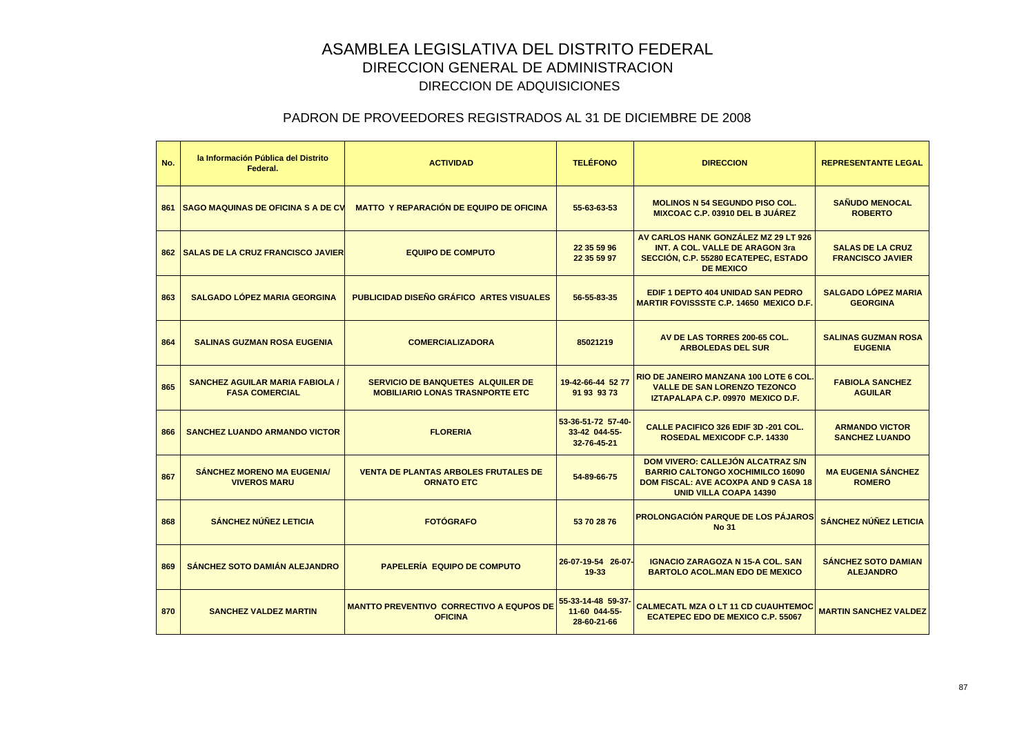# ASAMBLEA LEGISLATIVA DEL DISTRITO FEDERAL
## DIRECCION GENERAL DE ADMINISTRACION
### DIRECCION DE ADQUISICIONES

### PADRON DE PROVEEDORES REGISTRADOS AL 31 DE DICIEMBRE DE 2008

| No. | la Información Pública del Distrito Federal. | ACTIVIDAD | TELÉFONO | DIRECCION | REPRESENTANTE LEGAL |
|---|---|---|---|---|---|
| 861 | SAGO MAQUINAS DE OFICINA S A DE CV | MATTO Y REPARACIÓN DE EQUIPO DE OFICINA | 55-63-63-53 | MOLINOS N 54 SEGUNDO PISO COL. MIXCOAC C.P. 03910 DEL B JUÁREZ | SAÑUDO MENOCAL ROBERTO |
| 862 | SALAS DE LA CRUZ FRANCISCO JAVIER | EQUIPO DE COMPUTO | 22 35 59 96 22 35 59 97 | AV CARLOS HANK GONZÁLEZ MZ 29 LT 926 INT. A COL. VALLE DE ARAGON 3ra SECCIÓN, C.P. 55280 ECATEPEC, ESTADO DE MEXICO | SALAS DE LA CRUZ FRANCISCO JAVIER |
| 863 | SALGADO LÓPEZ MARIA GEORGINA | PUBLICIDAD DISEÑO GRÁFICO ARTES VISUALES | 56-55-83-35 | EDIF 1 DEPTO 404 UNIDAD SAN PEDRO MARTIR FOVISSSTE C.P. 14650 MEXICO D.F. | SALGADO LÓPEZ MARIA GEORGINA |
| 864 | SALINAS GUZMAN ROSA EUGENIA | COMERCIALIZADORA | 85021219 | AV DE LAS TORRES 200-65 COL. ARBOLEDAS DEL SUR | SALINAS GUZMAN ROSA EUGENIA |
| 865 | SANCHEZ AGUILAR MARIA FABIOLA / FASA COMERCIAL | SERVICIO DE BANQUETES ALQUILER DE MOBILIARIO LONAS TRASNPORTE ETC | 19-42-66-44 52 77 91 93 93 73 | RIO DE JANEIRO MANZANA 100 LOTE 6 COL. VALLE DE SAN LORENZO TEZONCO IZTAPALAPA C.P. 09970 MEXICO D.F. | FABIOLA SANCHEZ AGUILAR |
| 866 | SANCHEZ LUANDO ARMANDO VICTOR | FLORERIA | 53-36-51-72 57-40-33-42 044-55-32-76-45-21 | CALLE PACIFICO 326 EDIF 3D -201 COL. ROSEDAL MEXICODF C.P. 14330 | ARMANDO VICTOR SANCHEZ LUANDO |
| 867 | SÁNCHEZ MORENO MA EUGENIA/ VIVEROS MARU | VENTA DE PLANTAS ARBOLES FRUTALES DE ORNATO ETC | 54-89-66-75 | DOM VIVERO: CALLEJÓN ALCATRAZ S/N BARRIO CALTONGO XOCHIMILCO 16090 DOM FISCAL: AVE ACOXPA AND 9 CASA 18 UNID VILLA COAPA 14390 | MA EUGENIA SÁNCHEZ ROMERO |
| 868 | SÁNCHEZ NÚÑEZ LETICIA | FOTÓGRAFO | 53 70 28 76 | PROLONGACIÓN PARQUE DE LOS PÁJAROS No 31 | SÁNCHEZ NÚÑEZ LETICIA |
| 869 | SÁNCHEZ SOTO DAMIÁN ALEJANDRO | PAPELERÍA EQUIPO DE COMPUTO | 26-07-19-54 26-07-19-33 | IGNACIO ZARAGOZA N 15-A COL. SAN BARTOLO ACOL.MAN EDO DE MEXICO | SÁNCHEZ SOTO DAMIAN ALEJANDRO |
| 870 | SANCHEZ VALDEZ MARTIN | MANTTO PREVENTIVO CORRECTIVO A EQUPOS DE OFICINA | 55-33-14-48 59-37-11-60 044-55-28-60-21-66 | CALMECATL MZA O LT 11 CD CUAUHTEMOC ECATEPEC EDO DE MEXICO C.P. 55067 | MARTIN SANCHEZ VALDEZ |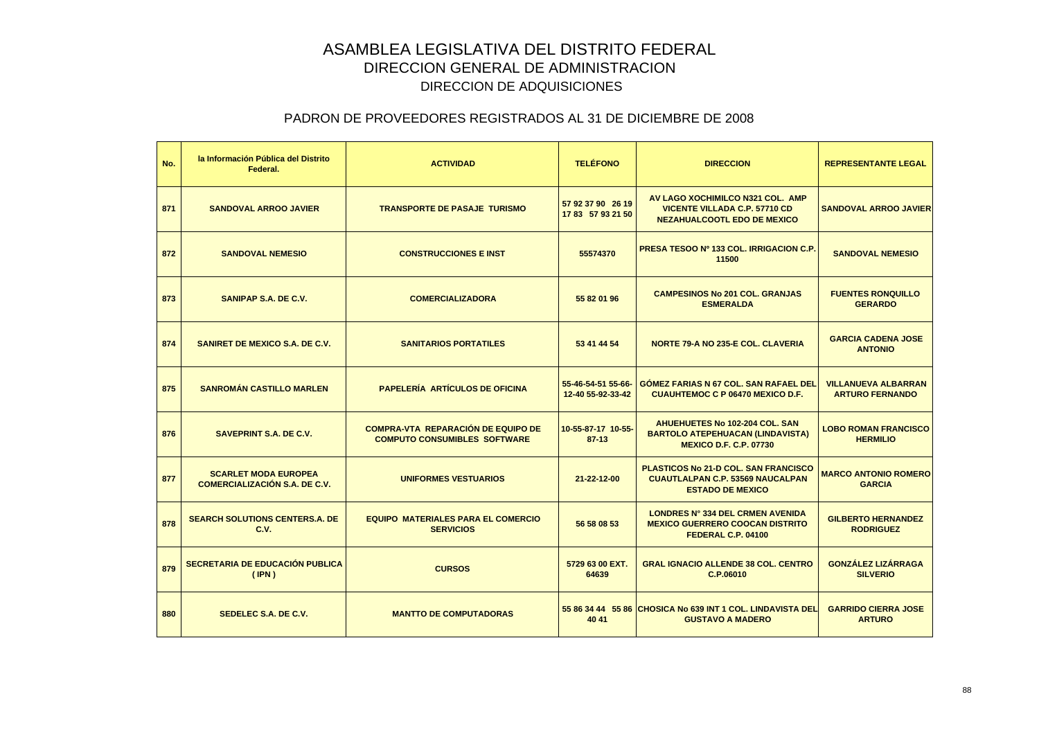# ASAMBLEA LEGISLATIVA DEL DISTRITO FEDERAL
## DIRECCION GENERAL DE ADMINISTRACION
### DIRECCION DE ADQUISICIONES

### PADRON DE PROVEEDORES REGISTRADOS AL 31 DE DICIEMBRE DE 2008

| No. | la Información Pública del Distrito Federal. | ACTIVIDAD | TELÉFONO | DIRECCION | REPRESENTANTE LEGAL |
|---|---|---|---|---|---|
| 871 | SANDOVAL ARROO JAVIER | TRANSPORTE DE PASAJE TURISMO | 57 92 37 90 26 19 17 83 57 93 21 50 | AV LAGO XOCHIMILCO N321 COL. AMP VICENTE VILLADA C.P. 57710 CD NEZAHUALCOOTL EDO DE MEXICO | SANDOVAL ARROO JAVIER |
| 872 | SANDOVAL NEMESIO | CONSTRUCCIONES E INST | 55574370 | PRESA TESOO Nº 133 COL. IRRIGACION C.P. 11500 | SANDOVAL NEMESIO |
| 873 | SANIPAP S.A. DE C.V. | COMERCIALIZADORA | 55 82 01 96 | CAMPESINOS No 201 COL. GRANJAS ESMERALDA | FUENTES RONQUILLO GERARDO |
| 874 | SANIRET DE MEXICO S.A. DE C.V. | SANITARIOS PORTATILES | 53 41 44 54 | NORTE 79-A NO 235-E COL. CLAVERIA | GARCIA CADENA JOSE ANTONIO |
| 875 | SANROMÁN CASTILLO MARLEN | PAPELERÍA ARTÍCULOS DE OFICINA | 55-46-54-51 55-66-12-40 55-92-33-42 | GÓMEZ FARIAS N 67 COL. SAN RAFAEL DEL CUAUHTEMOC C P 06470 MEXICO D.F. | VILLANUEVA ALBARRAN ARTURO FERNANDO |
| 876 | SAVEPRINT S.A. DE C.V. | COMPRA-VTA REPARACIÓN DE EQUIPO DE COMPUTO CONSUMIBLES SOFTWARE | 10-55-87-17 10-55-87-13 | AHUEHUETES No 102-204 COL. SAN BARTOLO ATEPEHUACAN (LINDAVISTA) MEXICO D.F. C.P. 07730 | LOBO ROMAN FRANCISCO HERMILIO |
| 877 | SCARLET MODA EUROPEA COMERCIALIZACIÓN S.A. DE C.V. | UNIFORMES VESTUARIOS | 21-22-12-00 | PLASTICOS No 21-D COL. SAN FRANCISCO CUAUTLALPAN C.P. 53569 NAUCALPAN ESTADO DE MEXICO | MARCO ANTONIO ROMERO GARCIA |
| 878 | SEARCH SOLUTIONS CENTERS.A. DE C.V. | EQUIPO MATERIALES PARA EL COMERCIO SERVICIOS | 56 58 08 53 | LONDRES N° 334 DEL CRMEN AVENIDA MEXICO GUERRERO COOCAN DISTRITO FEDERAL C.P. 04100 | GILBERTO HERNANDEZ RODRIGUEZ |
| 879 | SECRETARIA DE EDUCACIÓN PUBLICA ( IPN ) | CURSOS | 5729 63 00 EXT. 64639 | GRAL IGNACIO ALLENDE 38 COL. CENTRO C.P.06010 | GONZÁLEZ LIZÁRRAGA SILVERIO |
| 880 | SEDELEC S.A. DE C.V. | MANTTO DE COMPUTADORAS | 55 86 34 44 55 86 40 41 | CHOSICA No 639 INT 1 COL. LINDAVISTA DEL GUSTAVO A MADERO | GARRIDO CIERRA JOSE ARTURO |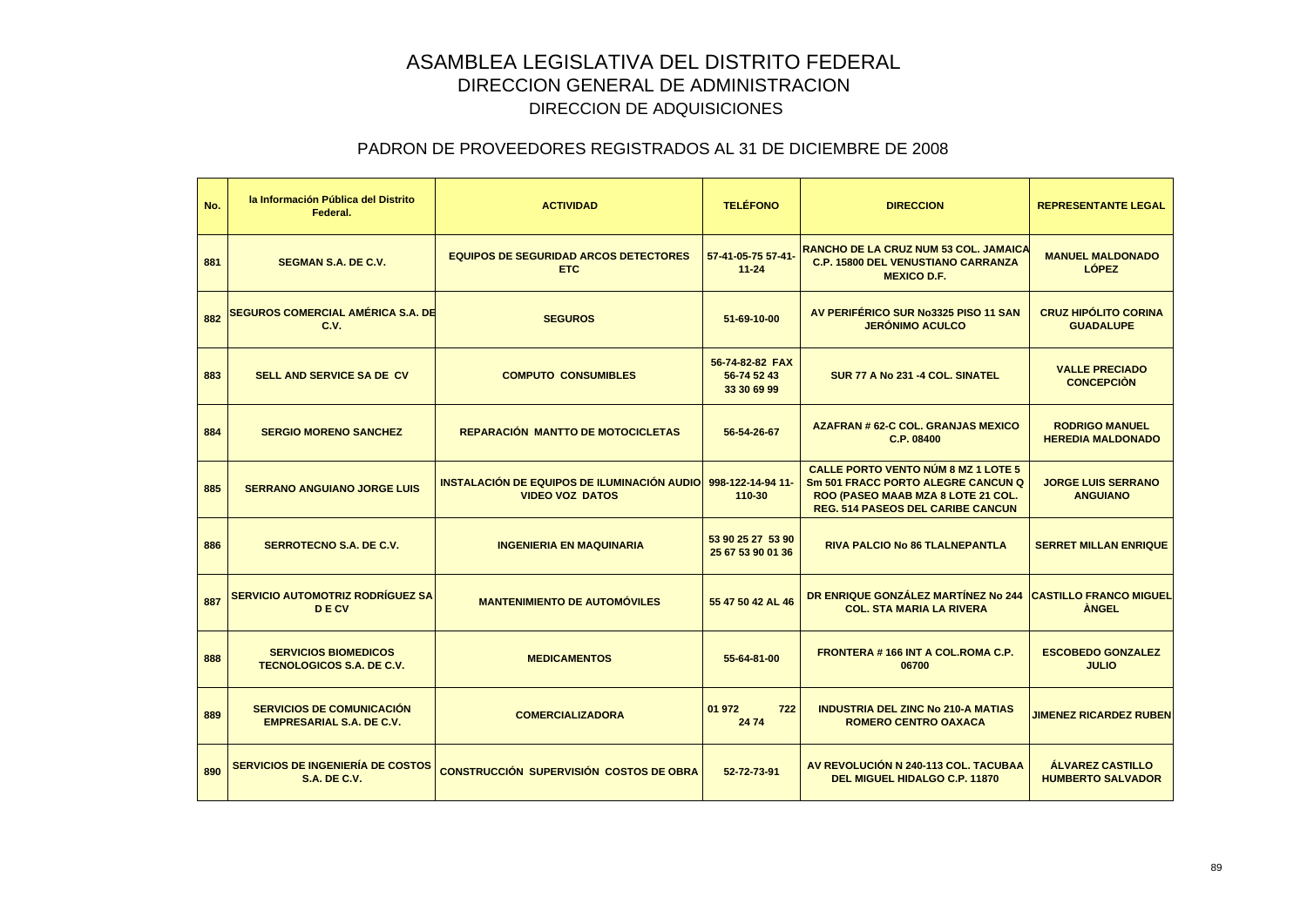# ASAMBLEA LEGISLATIVA DEL DISTRITO FEDERAL

## DIRECCION GENERAL DE ADMINISTRACION

## DIRECCION DE ADQUISICIONES

### PADRON DE PROVEEDORES REGISTRADOS AL 31 DE DICIEMBRE DE 2008

| No. | la Información Pública del Distrito Federal. | ACTIVIDAD | TELÉFONO | DIRECCION | REPRESENTANTE LEGAL |
|---|---|---|---|---|---|
| 881 | SEGMAN S.A. DE C.V. | EQUIPOS DE SEGURIDAD ARCOS DETECTORES ETC | 57-41-05-75 57-41-11-24 | RANCHO DE LA CRUZ NUM 53 COL. JAMAICA C.P. 15800 DEL VENUSTIANO CARRANZA MEXICO D.F. | MANUEL MALDONADO LÓPEZ |
| 882 | SEGUROS COMERCIAL AMÉRICA S.A. DE C.V. | SEGUROS | 51-69-10-00 | AV PERIFÉRICO SUR No3325 PISO 11 SAN JERÓNIMO ACULCO | CRUZ HIPÓLITO CORINA GUADALUPE |
| 883 | SELL AND SERVICE SA DE CV | COMPUTO CONSUMIBLES | 56-74-82-82 FAX 56-74 52 43 33 30 69 99 | SUR 77 A No 231 -4 COL. SINATEL | VALLE PRECIADO CONCEPCIÒN |
| 884 | SERGIO MORENO SANCHEZ | REPARACIÓN MANTTO DE MOTOCICLETAS | 56-54-26-67 | AZAFRAN # 62-C COL. GRANJAS MEXICO C.P. 08400 | RODRIGO MANUEL HEREDIA MALDONADO |
| 885 | SERRANO ANGUIANO JORGE LUIS | INSTALACIÓN DE EQUIPOS DE ILUMINACIÓN AUDIO VIDEO VOZ DATOS | 998-122-14-94 11-110-30 | CALLE PORTO VENTO NÚM 8 MZ 1 LOTE 5 Sm 501 FRACC PORTO ALEGRE CANCUN Q ROO (PASEO MAAB MZA 8 LOTE 21 COL. REG. 514 PASEOS DEL CARIBE CANCUN | JORGE LUIS SERRANO ANGUIANO |
| 886 | SERROTECNO S.A. DE C.V. | INGENIERIA EN MAQUINARIA | 53 90 25 27 53 90 25 67 53 90 01 36 | RIVA PALCIO No 86 TLALNEPANTLA | SERRET MILLAN ENRIQUE |
| 887 | SERVICIO AUTOMOTRIZ RODRÍGUEZ SA D E CV | MANTENIMIENTO DE AUTOMÓVILES | 55 47 50 42 AL 46 | DR ENRIQUE GONZÁLEZ MARTÍNEZ No 244 COL. STA MARIA LA RIVERA | CASTILLO FRANCO MIGUEL ÀNGEL |
| 888 | SERVICIOS BIOMEDICOS TECNOLOGICOS S.A. DE C.V. | MEDICAMENTOS | 55-64-81-00 | FRONTERA # 166 INT A COL.ROMA C.P. 06700 | ESCOBEDO GONZALEZ JULIO |
| 889 | SERVICIOS DE COMUNICACIÓN EMPRESARIAL S.A. DE C.V. | COMERCIALIZADORA | 01 972 722 24 74 | INDUSTRIA DEL ZINC No 210-A MATIAS ROMERO CENTRO OAXACA | JIMENEZ RICARDEZ RUBEN |
| 890 | SERVICIOS DE INGENIERÍA DE COSTOS S.A. DE C.V. | CONSTRUCCIÓN SUPERVISIÓN COSTOS DE OBRA | 52-72-73-91 | AV REVOLUCIÓN N 240-113 COL. TACUBAA DEL MIGUEL HIDALGO C.P. 11870 | ÁLVAREZ CASTILLO HUMBERTO SALVADOR |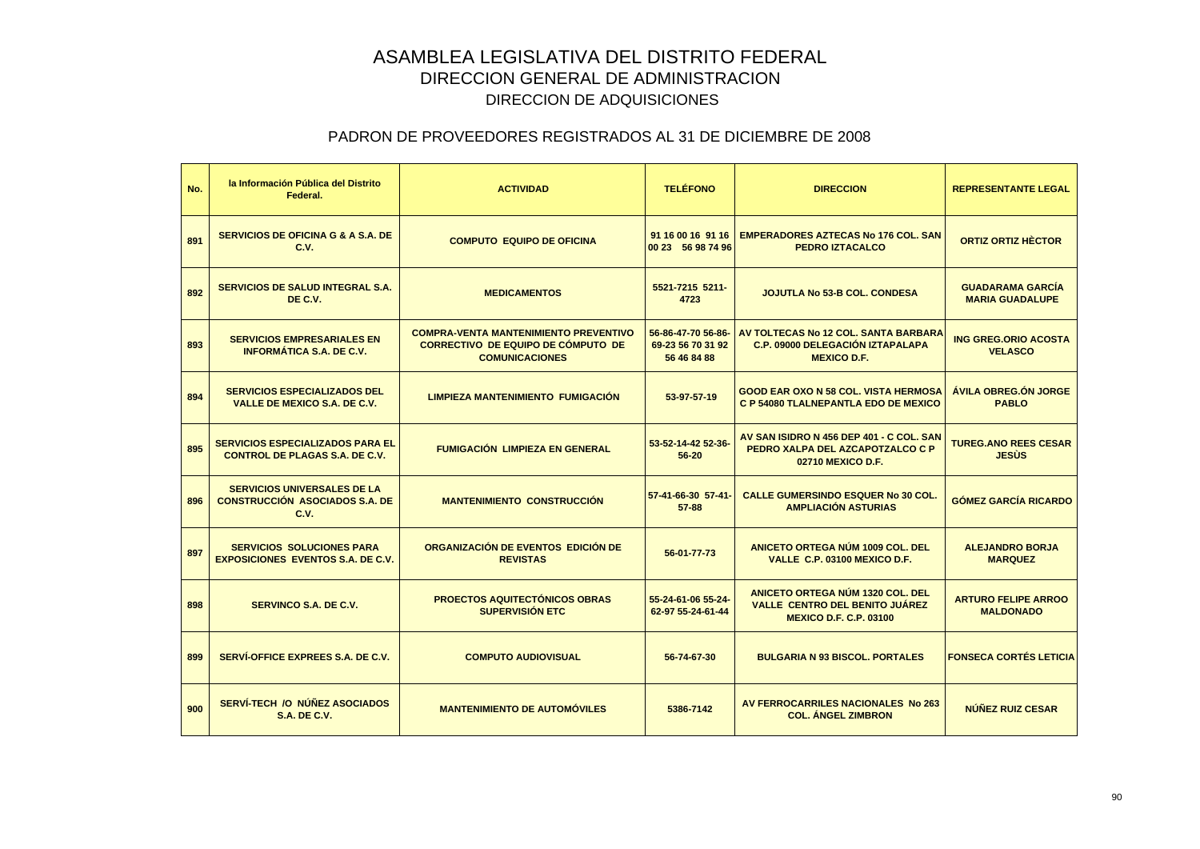# ASAMBLEA LEGISLATIVA DEL DISTRITO FEDERAL

## DIRECCION GENERAL DE ADMINISTRACION

### DIRECCION DE ADQUISICIONES

### PADRON DE PROVEEDORES REGISTRADOS AL 31 DE DICIEMBRE DE 2008

| No. | la Información Pública del Distrito Federal. | ACTIVIDAD | TELÉFONO | DIRECCION | REPRESENTANTE LEGAL |
|---|---|---|---|---|---|
| 891 | SERVICIOS DE OFICINA G & A S.A. DE C.V. | COMPUTO EQUIPO DE OFICINA | 91 16 00 16 91 16 00 23 56 98 74 96 | EMPERADORES AZTECAS No 176 COL. SAN PEDRO IZTACALCO | ORTIZ ORTIZ HÈCTOR |
| 892 | SERVICIOS DE SALUD INTEGRAL S.A. DE C.V. | MEDICAMENTOS | 5521-7215 5211-4723 | JOJUTLA No 53-B COL. CONDESA | GUADARAMA GARCÍA MARIA GUADALUPE |
| 893 | SERVICIOS EMPRESARIALES EN INFORMÁTICA S.A. DE C.V. | COMPRA-VENTA MANTENIMIENTO PREVENTIVO CORRECTIVO DE EQUIPO DE CÓMPUTO DE COMUNICACIONES | 56-86-47-70 56-86-69-23 56 70 31 92 56 46 84 88 | AV TOLTECAS No 12 COL. SANTA BARBARA C.P. 09000 DELEGACIÓN IZTAPALAPA MEXICO D.F. | ING GREG.ORIO ACOSTA VELASCO |
| 894 | SERVICIOS ESPECIALIZADOS DEL VALLE DE MEXICO S.A. DE C.V. | LIMPIEZA MANTENIMIENTO FUMIGACIÓN | 53-97-57-19 | GOOD EAR OXO N 58 COL. VISTA HERMOSA C P 54080 TLALNEPANTLA EDO DE MEXICO | ÁVILA OBREG.ÓN JORGE PABLO |
| 895 | SERVICIOS ESPECIALIZADOS PARA EL CONTROL DE PLAGAS S.A. DE C.V. | FUMIGACIÓN LIMPIEZA EN GENERAL | 53-52-14-42 52-36-56-20 | AV SAN ISIDRO N 456 DEP 401 - C COL. SAN PEDRO XALPA DEL AZCAPOTZALCO C P 02710 MEXICO D.F. | TUREG.ANO REES CESAR JESÙS |
| 896 | SERVICIOS UNIVERSALES DE LA CONSTRUCCIÓN ASOCIADOS S.A. DE C.V. | MANTENIMIENTO CONSTRUCCIÓN | 57-41-66-30 57-41-57-88 | CALLE GUMERSINDO ESQUER No 30 COL. AMPLIACIÓN ASTURIAS | GÓMEZ GARCÍA RICARDO |
| 897 | SERVICIOS SOLUCIONES PARA EXPOSICIONES EVENTOS S.A. DE C.V. | ORGANIZACIÓN DE EVENTOS EDICIÓN DE REVISTAS | 56-01-77-73 | ANICETO ORTEGA NÚM 1009 COL. DEL VALLE C.P. 03100 MEXICO D.F. | ALEJANDRO BORJA MARQUEZ |
| 898 | SERVINCO S.A. DE C.V. | PROECTOS AQUITECTÓNICOS OBRAS SUPERVISIÓN ETC | 55-24-61-06 55-24-62-97 55-24-61-44 | ANICETO ORTEGA NÚM 1320 COL. DEL VALLE CENTRO DEL BENITO JUÁREZ MEXICO D.F. C.P. 03100 | ARTURO FELIPE ARROO MALDONADO |
| 899 | SERVÍ-OFFICE EXPREES S.A. DE C.V. | COMPUTO AUDIOVISUAL | 56-74-67-30 | BULGARIA N 93 BISCOL. PORTALES | FONSECA CORTÉS LETICIA |
| 900 | SERVÍ-TECH /O NÚÑEZ ASOCIADOS S.A. DE C.V. | MANTENIMIENTO DE AUTOMÓVILES | 5386-7142 | AV FERROCARRILES NACIONALES No 263 COL. ÁNGEL ZIMBRON | NÚÑEZ RUIZ CESAR |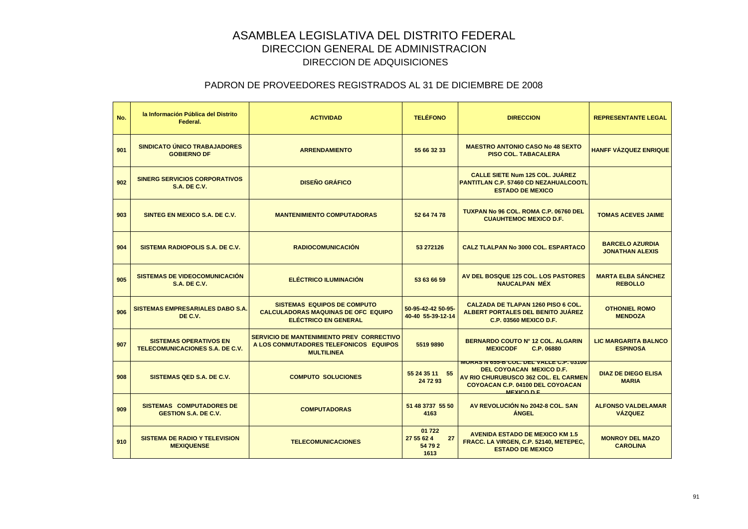# ASAMBLEA LEGISLATIVA DEL DISTRITO FEDERAL

## DIRECCION GENERAL DE ADMINISTRACION

## DIRECCION DE ADQUISICIONES

### PADRON DE PROVEEDORES REGISTRADOS AL 31 DE DICIEMBRE DE 2008

| No. | la Información Pública del Distrito Federal. | ACTIVIDAD | TELÉFONO | DIRECCION | REPRESENTANTE LEGAL |
|---|---|---|---|---|---|
| 901 | SINDICATO ÚNICO TRABAJADORES GOBIERNO DF | ARRENDAMIENTO | 55 66 32 33 | MAESTRO ANTONIO CASO No 48 SEXTO PISO COL. TABACALERA | HANFF VÁZQUEZ ENRIQUE |
| 902 | SINERG SERVICIOS CORPORATIVOS S.A. DE C.V. | DISEÑO GRÁFICO | | CALLE SIETE Num 125 COL. JUÁREZ PANTITLAN C.P. 57460 CD NEZAHUALCOOTL ESTADO DE MEXICO | |
| 903 | SINTEG EN MEXICO S.A. DE C.V. | MANTENIMIENTO COMPUTADORAS | 52 64 74 78 | TUXPAN No 96 COL. ROMA C.P. 06760 DEL CUAUHTEMOC MEXICO D.F. | TOMAS ACEVES JAIME |
| 904 | SISTEMA RADIOPOLIS S.A. DE C.V. | RADIOCOMUNICACIÓN | 53 272126 | CALZ TLALPAN No 3000 COL. ESPARTACO | BARCELO AZURDIA JONATHAN ALEXIS |
| 905 | SISTEMAS DE VIDEOCOMUNICACIÓN S.A. DE C.V. | ELÉCTRICO ILUMINACIÓN | 53 63 66 59 | AV DEL BOSQUE 125 COL. LOS PASTORES NAUCALPAN MÉX | MARTA ELBA SÁNCHEZ REBOLLO |
| 906 | SISTEMAS EMPRESARIALES DABO S.A. DE C.V. | SISTEMAS EQUIPOS DE COMPUTO CALCULADORAS MAQUINAS DE OFC EQUIPO ELÉCTRICO EN GENERAL | 50-95-42-42 50-95-40-40 55-39-12-14 | CALZADA DE TLAPAN 1260 PISO 6 COL. ALBERT PORTALES DEL BENITO JUÁREZ C.P. 03560 MEXICO D.F. | OTHONIEL ROMO MENDOZA |
| 907 | SISTEMAS OPERATIVOS EN TELECOMUNICACIONES S.A. DE C.V. | SERVICIO DE MANTENIMIENTO PREV CORRECTIVO A LOS CONMUTADORES TELEFONICOS EQUIPOS MULTILINEA | 5519 9890 | BERNARDO COUTO N° 12 COL. ALGARIN MEXICODF C.P. 06880 | LIC MARGARITA BALNCO ESPINOSA |
| 908 | SISTEMAS QED S.A. DE C.V. | COMPUTO SOLUCIONES | 55 24 35 11 55 24 72 93 | MORAS N 655-B COL. DEL VALLE C.P. 03100 DEL COYOACAN MEXICO D.F. AV RIO CHURUBUSCO 362 COL. EL CARMEN COYOACAN C.P. 04100 DEL COYOACAN MEXICO D.F. | DIAZ DE DIEGO ELISA MARIA |
| 909 | SISTEMAS COMPUTADORES DE GESTION S.A. DE C.V. | COMPUTADORAS | 51 48 3737 55 50 4163 | AV REVOLUCIÓN No 2042-8 COL. SAN ÁNGEL | ALFONSO VALDELAMAR VÁZQUEZ |
| 910 | SISTEMA DE RADIO Y TELEVISION MEXIQUENSE | TELECOMUNICACIONES | 01 722 27 55 62 4 27 54 79 2 1613 | AVENIDA ESTADO DE MEXICO KM 1.5 FRACC. LA VIRGEN, C.P. 52140, METEPEC, ESTADO DE MEXICO | MONROY DEL MAZO CAROLINA |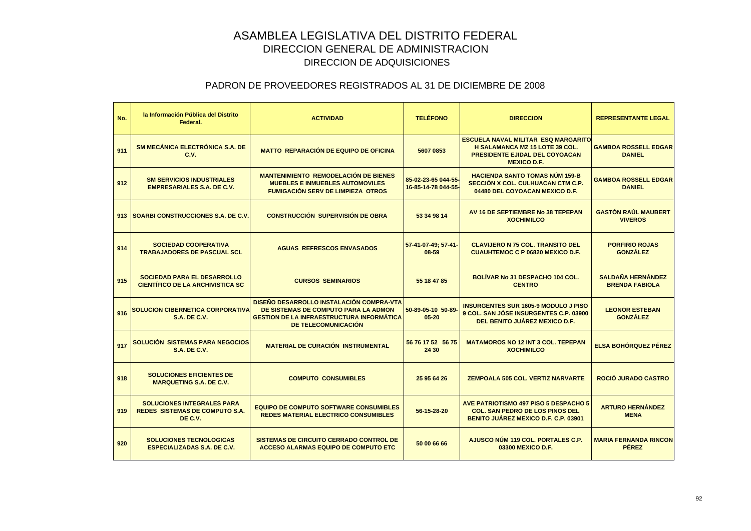# ASAMBLEA LEGISLATIVA DEL DISTRITO FEDERAL
## DIRECCION GENERAL DE ADMINISTRACION
### DIRECCION DE ADQUISICIONES

### PADRON DE PROVEEDORES REGISTRADOS AL 31 DE DICIEMBRE DE 2008

| No. | la Información Pública del Distrito Federal. | ACTIVIDAD | TELÉFONO | DIRECCION | REPRESENTANTE LEGAL |
|---|---|---|---|---|---|
| 911 | SM MECÁNICA ELECTRÓNICA S.A. DE C.V. | MATTO REPARACIÓN DE EQUIPO DE OFICINA | 5607 0853 | ESCUELA NAVAL MILITAR ESQ MARGARITO H SALAMANCA MZ 15 LOTE 39 COL. PRESIDENTE EJIDAL DEL COYOACAN MEXICO D.F. | GAMBOA ROSSELL EDGAR DANIEL |
| 912 | SM SERVICIOS INDUSTRIALES EMPRESARIALES S.A. DE C.V. | MANTENIMIENTO REMODELACIÓN DE BIENES MUEBLES E INMUEBLES AUTOMOVILES FUMIGACIÓN SERV DE LIMPIEZA OTROS | 85-02-23-65 044-55-16-85-14-78 044-55- | HACIENDA SANTO TOMAS NÚM 159-B SECCIÓN X COL. CULHUACAN CTM C.P. 04480 DEL COYOACAN MEXICO D.F. | GAMBOA ROSSELL EDGAR DANIEL |
| 913 | SOARBI CONSTRUCCIONES S.A. DE C.V. | CONSTRUCCIÓN SUPERVISIÓN DE OBRA | 53 34 98 14 | AV 16 DE SEPTIEMBRE No 38 TEPEPAN XOCHIMILCO | GASTÓN RAÚL MAUBERT VIVEROS |
| 914 | SOCIEDAD COOPERATIVA TRABAJADORES DE PASCUAL SCL | AGUAS REFRESCOS ENVASADOS | 57-41-07-49; 57-41-08-59 | CLAVIJERO N 75 COL. TRANSITO DEL CUAUHTEMOC C P 06820 MEXICO D.F. | PORFIRIO ROJAS GONZÁLEZ |
| 915 | SOCIEDAD PARA EL DESARROLLO CIENTÍFICO DE LA ARCHIVISTICA SC | CURSOS SEMINARIOS | 55 18 47 85 | BOLÍVAR No 31 DESPACHO 104 COL. CENTRO | SALDAÑA HERNÁNDEZ BRENDA FABIOLA |
| 916 | SOLUCION CIBERNETICA CORPORATIVA S.A. DE C.V. | DISEÑO DESARROLLO INSTALACIÓN COMPRA-VTA DE SISTEMAS DE COMPUTO PARA LA ADMON GESTION DE LA INFRAESTRUCTURA INFORMÁTICA DE TELECOMUNICACIÓN | 50-89-05-10 50-89-05-20 | INSURGENTES SUR 1605-9 MODULO J PISO 9 COL. SAN JÓSE INSURGENTES C.P. 03900 DEL BENITO JUÁREZ MEXICO D.F. | LEONOR ESTEBAN GONZÁLEZ |
| 917 | SOLUCIÓN SISTEMAS PARA NEGOCIOS S.A. DE C.V. | MATERIAL DE CURACIÓN INSTRUMENTAL | 56 76 17 52 56 75 24 30 | MATAMOROS NO 12 INT 3 COL. TEPEPAN XOCHIMILCO | ELSA BOHÓRQUEZ PÉREZ |
| 918 | SOLUCIONES EFICIENTES DE MARQUETING S.A. DE C.V. | COMPUTO CONSUMIBLES | 25 95 64 26 | ZEMPOALA 505 COL. VERTIZ NARVARTE | ROCIÓ JURADO CASTRO |
| 919 | SOLUCIONES INTEGRALES PARA REDES SISTEMAS DE COMPUTO S.A. DE C.V. | EQUIPO DE COMPUTO SOFTWARE CONSUMIBLES REDES MATERIAL ELECTRICO CONSUMIBLES | 56-15-28-20 | AVE PATRIOTISMO 497 PISO 5 DESPACHO 5 COL. SAN PEDRO DE LOS PINOS DEL BENITO JUÁREZ MEXICO D.F. C.P. 03901 | ARTURO HERNÁNDEZ MENA |
| 920 | SOLUCIONES TECNOLOGICAS ESPECIALIZADAS S.A. DE C.V. | SISTEMAS DE CIRCUITO CERRADO CONTROL DE ACCESO ALARMAS EQUIPO DE COMPUTO ETC | 50 00 66 66 | AJUSCO NÚM 119 COL. PORTALES C.P. 03300 MEXICO D.F. | MARIA FERNANDA RINCON PÉREZ |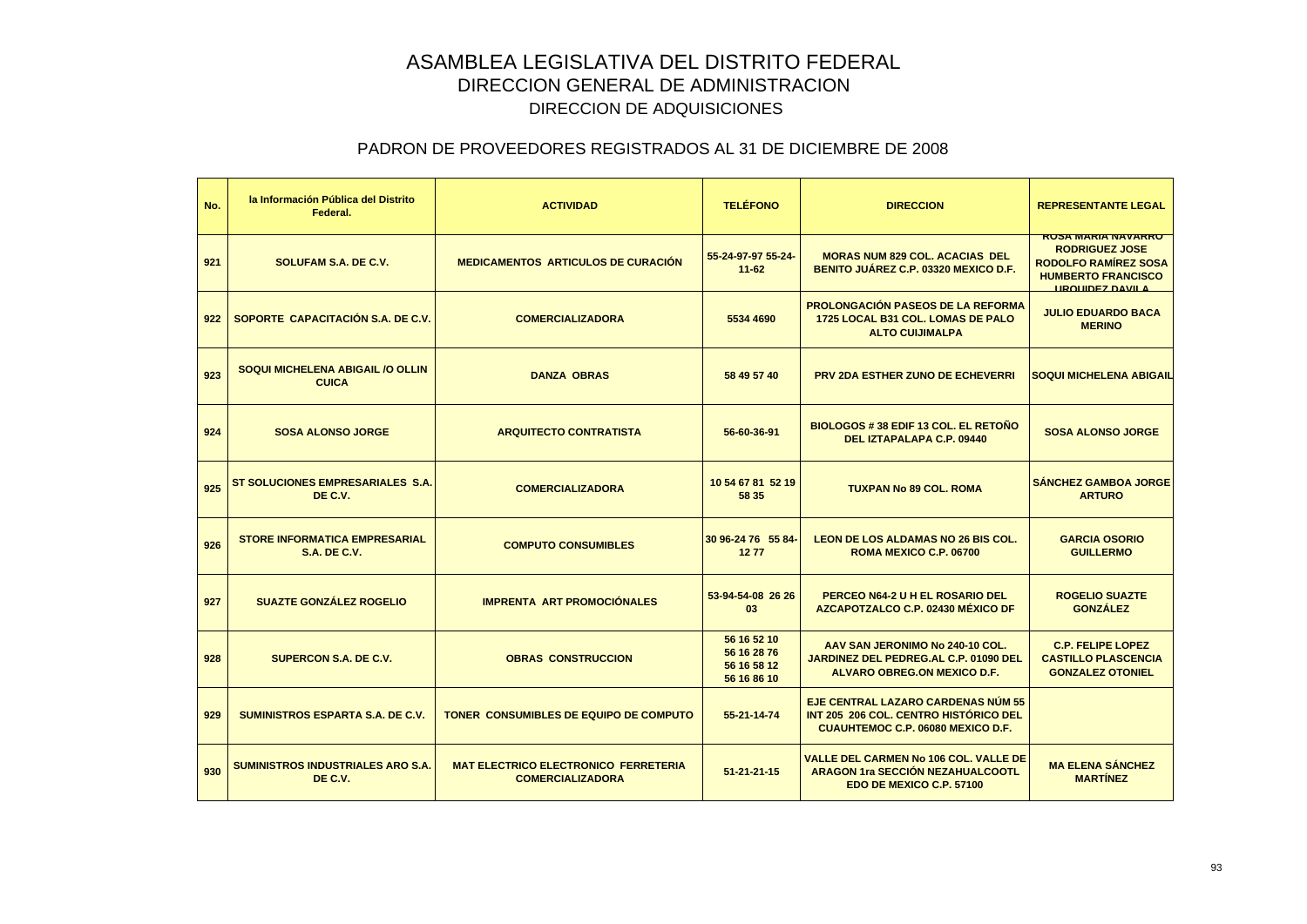# ASAMBLEA LEGISLATIVA DEL DISTRITO FEDERAL
## DIRECCION GENERAL DE ADMINISTRACION
### DIRECCION DE ADQUISICIONES

### PADRON DE PROVEEDORES REGISTRADOS AL 31 DE DICIEMBRE DE 2008

| No. | la Información Pública del Distrito Federal. | ACTIVIDAD | TELÉFONO | DIRECCION | REPRESENTANTE LEGAL |
|---|---|---|---|---|---|
| 921 | SOLUFAM S.A. DE C.V. | MEDICAMENTOS ARTICULOS DE CURACIÓN | 55-24-97-97 55-24-11-62 | MORAS NUM 829 COL. ACACIAS DEL BENITO JUÁREZ C.P. 03320 MEXICO D.F. | ROSA MARIA NAVARRO RODRIGUEZ JOSE RODOLFO RAMÍREZ SOSA HUMBERTO FRANCISCO URQUIDEZ DAVILA |
| 922 | SOPORTE CAPACITACIÓN S.A. DE C.V. | COMERCIALIZADORA | 5534 4690 | PROLONGACIÓN PASEOS DE LA REFORMA 1725 LOCAL B31 COL. LOMAS DE PALO ALTO CUIJIMALPA | JULIO EDUARDO BACA MERINO |
| 923 | SOQUI MICHELENA ABIGAIL /O OLLIN CUICA | DANZA OBRAS | 58 49 57 40 | PRV 2DA ESTHER ZUNO DE ECHEVERRI | SOQUI MICHELENA ABIGAIL |
| 924 | SOSA ALONSO JORGE | ARQUITECTO CONTRATISTA | 56-60-36-91 | BIOLOGOS # 38 EDIF 13 COL. EL RETOÑO DEL IZTAPALAPA C.P. 09440 | SOSA ALONSO JORGE |
| 925 | ST SOLUCIONES EMPRESARIALES S.A. DE C.V. | COMERCIALIZADORA | 10 54 67 81 52 19 58 35 | TUXPAN No 89 COL. ROMA | SÁNCHEZ GAMBOA JORGE ARTURO |
| 926 | STORE INFORMATICA EMPRESARIAL S.A. DE C.V. | COMPUTO CONSUMIBLES | 30 96-24 76 55 84-12 77 | LEON DE LOS ALDAMAS NO 26 BIS COL. ROMA MEXICO C.P. 06700 | GARCIA OSORIO GUILLERMO |
| 927 | SUAZTE GONZÁLEZ ROGELIO | IMPRENTA ART PROMOCIÓNALES | 53-94-54-08 26 26 03 | PERCEO N64-2 U H EL ROSARIO DEL AZCAPOTZALCO C.P. 02430 MÉXICO DF | ROGELIO SUAZTE GONZÁLEZ |
| 928 | SUPERCON S.A. DE C.V. | OBRAS CONSTRUCCION | 56 16 52 10 56 16 28 76 56 16 58 12 56 16 86 10 | AAV SAN JERONIMO No 240-10 COL. JARDINEZ DEL PEDREG.AL C.P. 01090 DEL ALVARO OBREG.ON MEXICO D.F. | C.P. FELIPE LOPEZ CASTILLO PLASCENCIA GONZALEZ OTONIEL |
| 929 | SUMINISTROS ESPARTA S.A. DE C.V. | TONER CONSUMIBLES DE EQUIPO DE COMPUTO | 55-21-14-74 | EJE CENTRAL LAZARO CARDENAS NÚM 55 INT 205 206 COL. CENTRO HISTÓRICO DEL CUAUHTEMOC C.P. 06080 MEXICO D.F. | |
| 930 | SUMINISTROS INDUSTRIALES ARO S.A. DE C.V. | MAT ELECTRICO ELECTRONICO FERRETERIA COMERCIALIZADORA | 51-21-21-15 | VALLE DEL CARMEN No 106 COL. VALLE DE ARAGON 1ra SECCIÓN NEZAHUALCOOTL EDO DE MEXICO C.P. 57100 | MA ELENA SÁNCHEZ MARTÍNEZ |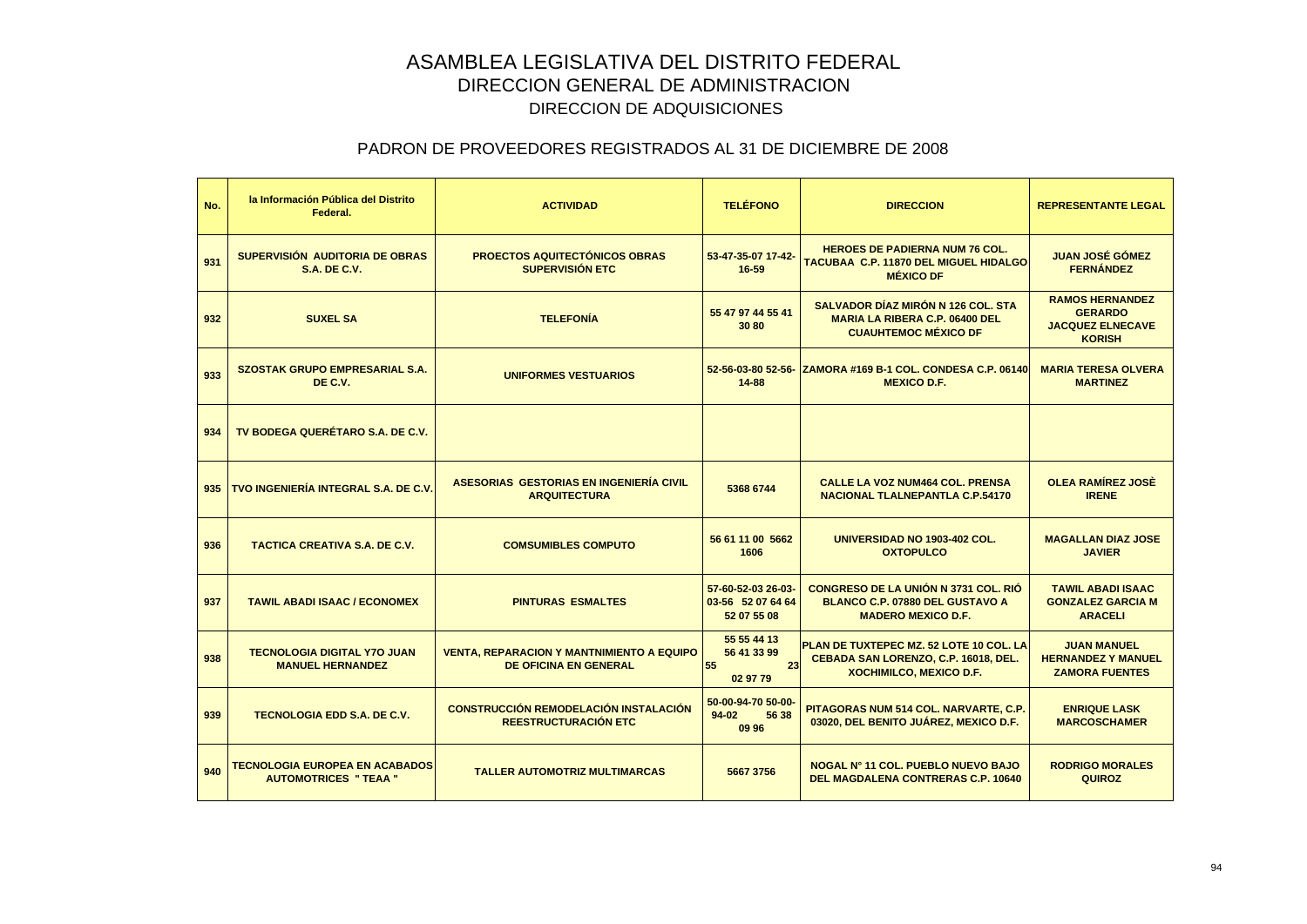# ASAMBLEA LEGISLATIVA DEL DISTRITO FEDERAL

## DIRECCION GENERAL DE ADMINISTRACION

## DIRECCION DE ADQUISICIONES

### PADRON DE PROVEEDORES REGISTRADOS AL 31 DE DICIEMBRE DE 2008

| No. | la Información Pública del Distrito Federal. | ACTIVIDAD | TELÉFONO | DIRECCION | REPRESENTANTE LEGAL |
|---|---|---|---|---|---|
| 931 | SUPERVISIÓN AUDITORIA DE OBRAS S.A. DE C.V. | PROECTOS AQUITECTÓNICOS OBRAS SUPERVISIÓN ETC | 53-47-35-07 17-42-16-59 | HEROES DE PADIERNA NUM 76 COL. TACUBAA C.P. 11870 DEL MIGUEL HIDALGO MÉXICO DF | JUAN JOSÉ GÓMEZ FERNÁNDEZ |
| 932 | SUXEL SA | TELEFONÍA | 55 47 97 44 55 41 30 80 | SALVADOR DÍAZ MIRÓN N 126 COL. STA MARIA LA RIBERA C.P. 06400 DEL CUAUHTEMOC MÉXICO DF | RAMOS HERNANDEZ GERARDO JACQUEZ ELNECAVE KORISH |
| 933 | SZOSTAK GRUPO EMPRESARIAL S.A. DE C.V. | UNIFORMES VESTUARIOS | 52-56-03-80 52-56-14-88 | ZAMORA #169 B-1 COL. CONDESA C.P. 06140 MEXICO D.F. | MARIA TERESA OLVERA MARTINEZ |
| 934 | TV BODEGA QUERÉTARO S.A. DE C.V. | | | | |
| 935 | TVO INGENIERÍA INTEGRAL S.A. DE C.V. | ASESORIAS GESTORIAS EN INGENIERÍA CIVIL ARQUITECTURA | 5368 6744 | CALLE LA VOZ NUM464 COL. PRENSA NACIONAL TLALNEPANTLA C.P.54170 | OLEA RAMÍREZ JOSÈ IRENE |
| 936 | TACTICA CREATIVA S.A. DE C.V. | COMSUMIBLES COMPUTO | 56 61 11 00 5662 1606 | UNIVERSIDAD NO 1903-402 COL. OXTOPULCO | MAGALLAN DIAZ JOSE JAVIER |
| 937 | TAWIL ABADI ISAAC / ECONOMEX | PINTURAS ESMALTES | 57-60-52-03 26-03-03-56 52 07 64 64 52 07 55 08 | CONGRESO DE LA UNIÓN N 3731 COL. RIÓ BLANCO C.P. 07880 DEL GUSTAVO A MADERO MEXICO D.F. | TAWIL ABADI ISAAC GONZALEZ GARCIA M ARACELI |
| 938 | TECNOLOGIA DIGITAL Y7O JUAN MANUEL HERNANDEZ | VENTA, REPARACION Y MANTNIMIENTO A EQUIPO DE OFICINA EN GENERAL | 55 55 44 13 56 41 33 99 55 23 02 97 79 | PLAN DE TUXTEPEC MZ. 52 LOTE 10 COL. LA CEBADA SAN LORENZO, C.P. 16018, DEL. XOCHIMILCO, MEXICO D.F. | JUAN MANUEL HERNANDEZ Y MANUEL ZAMORA FUENTES |
| 939 | TECNOLOGIA EDD S.A. DE C.V. | CONSTRUCCIÓN REMODELACIÓN INSTALACIÓN REESTRUCTURACIÓN ETC | 50-00-94-70 50-00-94-02 56 38 09 96 | PITAGORAS NUM 514 COL. NARVARTE, C.P. 03020, DEL BENITO JUÁREZ, MEXICO D.F. | ENRIQUE LASK MARCOSCHAMER |
| 940 | TECNOLOGIA EUROPEA EN ACABADOS AUTOMOTRICES " TEAA " | TALLER AUTOMOTRIZ MULTIMARCAS | 5667 3756 | NOGAL N° 11 COL. PUEBLO NUEVO BAJO DEL MAGDALENA CONTRERAS C.P. 10640 | RODRIGO MORALES QUIROZ |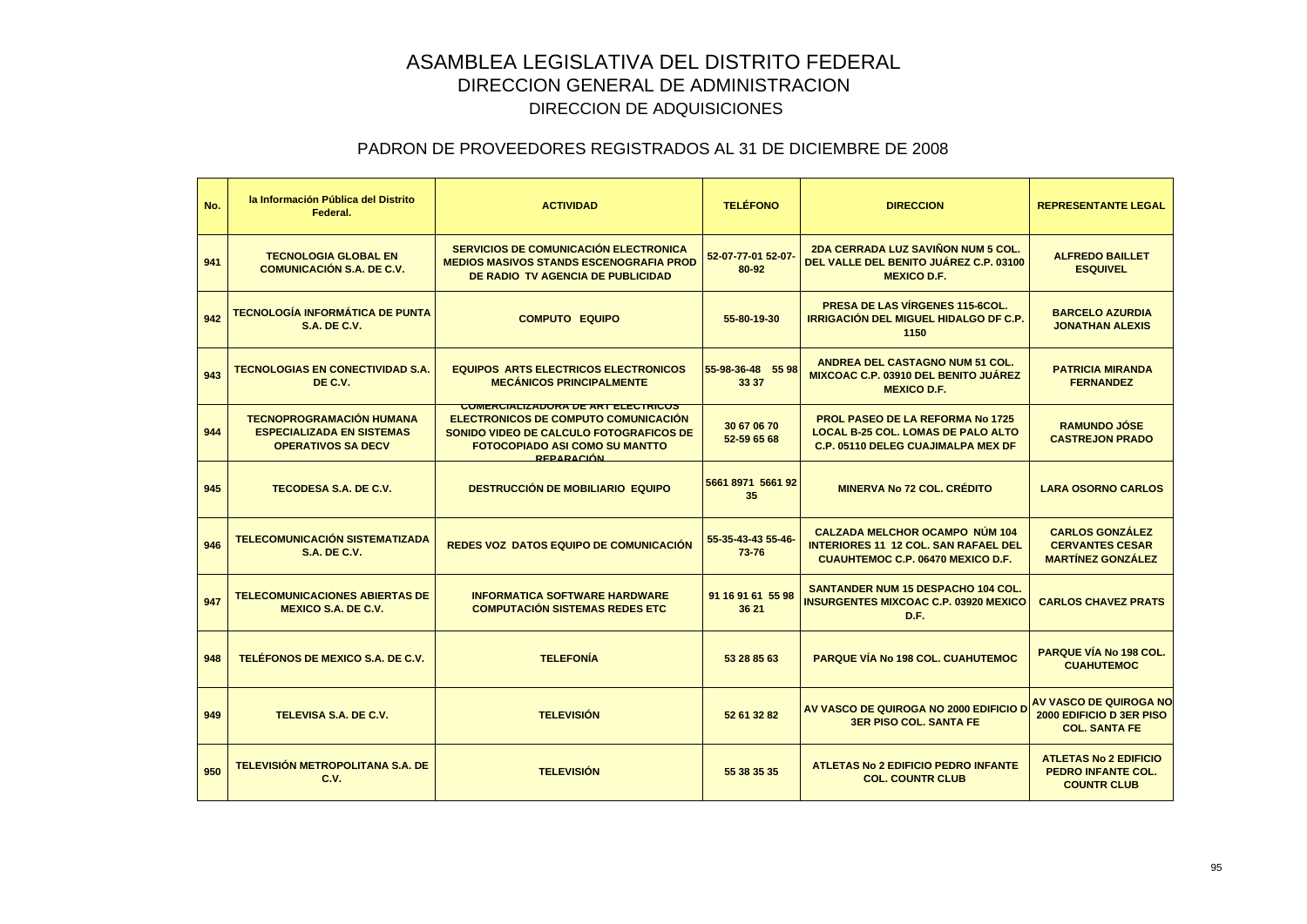# ASAMBLEA LEGISLATIVA DEL DISTRITO FEDERAL
## DIRECCION GENERAL DE ADMINISTRACION
### DIRECCION DE ADQUISICIONES

### PADRON DE PROVEEDORES REGISTRADOS AL 31 DE DICIEMBRE DE 2008

| No. | la Información Pública del Distrito Federal. | ACTIVIDAD | TELÉFONO | DIRECCION | REPRESENTANTE LEGAL |
|---|---|---|---|---|---|
| 941 | TECNOLOGIA GLOBAL EN COMUNICACIÓN S.A. DE C.V. | SERVICIOS DE COMUNICACIÓN ELECTRONICA MEDIOS MASIVOS STANDS ESCENOGRAFIA PROD DE RADIO TV AGENCIA DE PUBLICIDAD | 52-07-77-01 52-07-80-92 | 2DA CERRADA LUZ SAVIÑON NUM 5 COL. DEL VALLE DEL BENITO JUÁREZ C.P. 03100 MEXICO D.F. | ALFREDO BAILLET ESQUIVEL |
| 942 | TECNOLOGÍA INFORMÁTICA DE PUNTA S.A. DE C.V. | COMPUTO EQUIPO | 55-80-19-30 | PRESA DE LAS VÍRGENES 115-6COL. IRRIGACIÓN DEL MIGUEL HIDALGO DF C.P. 1150 | BARCELO AZURDIA JONATHAN ALEXIS |
| 943 | TECNOLOGIAS EN CONECTIVIDAD S.A. DE C.V. | EQUIPOS ARTS ELECTRICOS ELECTRONICOS MECÁNICOS PRINCIPALMENTE | 55-98-36-48 55 98 33 37 | ANDREA DEL CASTAGNO NUM 51 COL. MIXCOAC C.P. 03910 DEL BENITO JUÁREZ MEXICO D.F. | PATRICIA MIRANDA FERNANDEZ |
| 944 | TECNOPROGRAMACIÓN HUMANA ESPECIALIZADA EN SISTEMAS OPERATIVOS SA DECV | COMERCIALIZADORA DE ART ELECTRICOS ELECTRONICOS DE COMPUTO COMUNICACIÓN SONIDO VIDEO DE CALCULO FOTOGRAFICOS DE FOTOCOPIADO ASI COMO SU MANTTO REPARACIÓN | 30 67 06 70 52-59 65 68 | PROL PASEO DE LA REFORMA No 1725 LOCAL B-25 COL. LOMAS DE PALO ALTO C.P. 05110 DELEG CUAJIMALPA MEX DF | RAMUNDO JÓSE CASTREJON PRADO |
| 945 | TECODESA S.A. DE C.V. | DESTRUCCIÓN DE MOBILIARIO EQUIPO | 5661 8971 5661 92 35 | MINERVA No 72 COL. CRÉDITO | LARA OSORNO CARLOS |
| 946 | TELECOMUNICACIÓN SISTEMATIZADA S.A. DE C.V. | REDES VOZ DATOS EQUIPO DE COMUNICACIÓN | 55-35-43-43 55-46-73-76 | CALZADA MELCHOR OCAMPO NÚM 104 INTERIORES 11 12 COL. SAN RAFAEL DEL CUAUHTEMOC C.P. 06470 MEXICO D.F. | CARLOS GONZÁLEZ CERVANTES CESAR MARTÍNEZ GONZÁLEZ |
| 947 | TELECOMUNICACIONES ABIERTAS DE MEXICO S.A. DE C.V. | INFORMATICA SOFTWARE HARDWARE COMPUTACIÓN SISTEMAS REDES ETC | 91 16 91 61 55 98 36 21 | SANTANDER NUM 15 DESPACHO 104 COL. INSURGENTES MIXCOAC C.P. 03920 MEXICO D.F. | CARLOS CHAVEZ PRATS |
| 948 | TELÉFONOS DE MEXICO S.A. DE C.V. | TELEFONÍA | 53 28 85 63 | PARQUE VÍA No 198 COL. CUAHUTEMOC | PARQUE VÍA No 198 COL. CUAHUTEMOC |
| 949 | TELEVISA S.A. DE C.V. | TELEVISIÓN | 52 61 32 82 | AV VASCO DE QUIROGA NO 2000 EDIFICIO D 3ER PISO COL. SANTA FE | AV VASCO DE QUIROGA NO 2000 EDIFICIO D 3ER PISO COL. SANTA FE |
| 950 | TELEVISIÓN METROPOLITANA S.A. DE C.V. | TELEVISIÓN | 55 38 35 35 | ATLETAS No 2 EDIFICIO PEDRO INFANTE COL. COUNTR CLUB | ATLETAS No 2 EDIFICIO PEDRO INFANTE COL. COUNTR CLUB |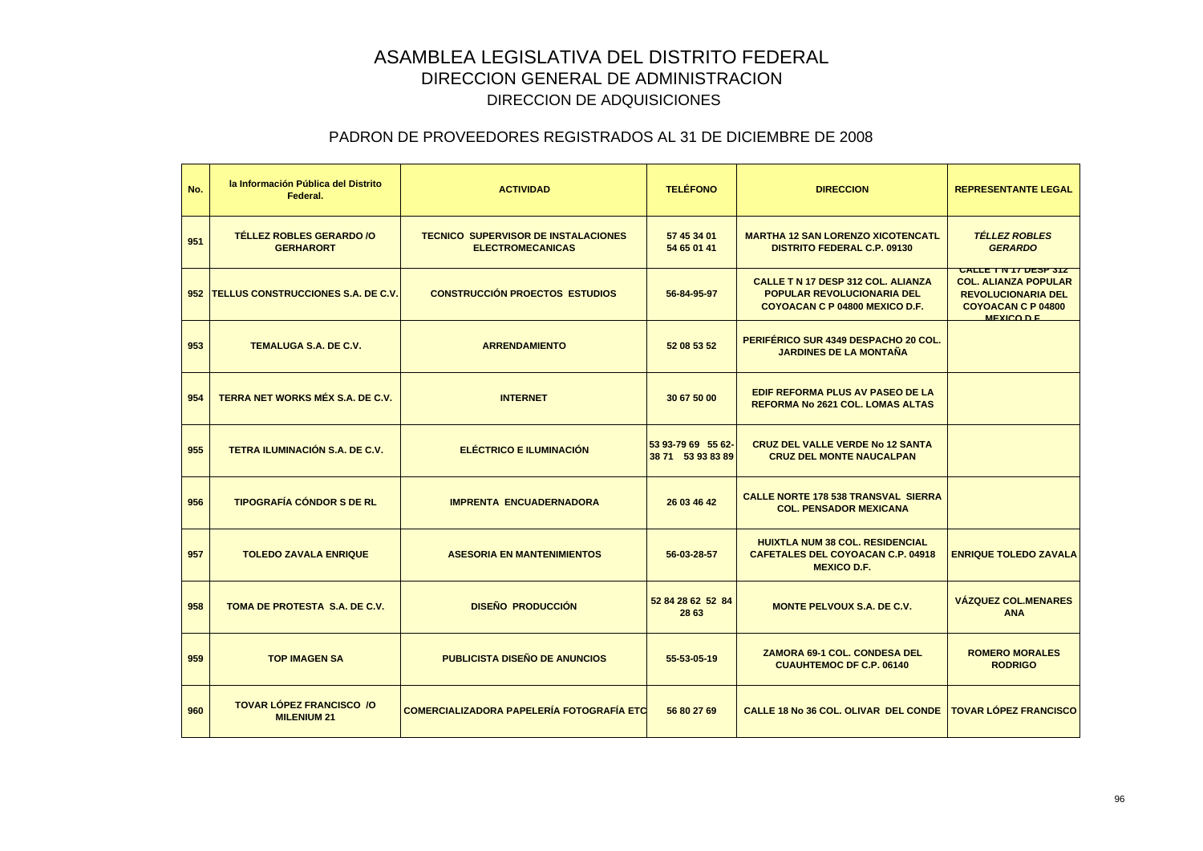# ASAMBLEA LEGISLATIVA DEL DISTRITO FEDERAL
## DIRECCION GENERAL DE ADMINISTRACION
### DIRECCION DE ADQUISICIONES

### PADRON DE PROVEEDORES REGISTRADOS AL 31 DE DICIEMBRE DE 2008

| No. | la Información Pública del Distrito Federal. | ACTIVIDAD | TELÉFONO | DIRECCION | REPRESENTANTE LEGAL |
|---|---|---|---|---|---|
| 951 | TÉLLEZ ROBLES GERARDO /O GERHARORT | TECNICO SUPERVISOR DE INSTALACIONES ELECTROMECANICAS | 57 45 34 01 54 65 01 41 | MARTHA 12 SAN LORENZO XICOTENCATL DISTRITO FEDERAL C.P. 09130 | *TÉLLEZ ROBLES GERARDO* |
| 952 | TELLUS CONSTRUCCIONES S.A. DE C.V. | CONSTRUCCIÓN PROECTOS ESTUDIOS | 56-84-95-97 | CALLE T N 17 DESP 312 COL. ALIANZA POPULAR REVOLUCIONARIA DEL COYOACAN C P 04800 MEXICO D.F. | CALLE T N 17 DESP 312 COL. ALIANZA POPULAR REVOLUCIONARIA DEL COYOACAN C P 04800 MEXICO D.F. |
| 953 | TEMALUGA S.A. DE C.V. | ARRENDAMIENTO | 52 08 53 52 | PERIFÉRICO SUR 4349 DESPACHO 20 COL. JARDINES DE LA MONTAÑA | |
| 954 | TERRA NET WORKS MÉX S.A. DE C.V. | INTERNET | 30 67 50 00 | EDIF REFORMA PLUS AV PASEO DE LA REFORMA No 2621 COL. LOMAS ALTAS | |
| 955 | TETRA ILUMINACIÓN S.A. DE C.V. | ELÉCTRICO E ILUMINACIÓN | 53 93-79 69 55 62-38 71 53 93 83 89 | CRUZ DEL VALLE VERDE No 12 SANTA CRUZ DEL MONTE NAUCALPAN | |
| 956 | TIPOGRAFÍA CÓNDOR S DE RL | IMPRENTA ENCUADERNADORA | 26 03 46 42 | CALLE NORTE 178 538 TRANSVAL SIERRA COL. PENSADOR MEXICANA | |
| 957 | TOLEDO ZAVALA ENRIQUE | ASESORIA EN MANTENIMIENTOS | 56-03-28-57 | HUIXTLA NUM 38 COL. RESIDENCIAL CAFETALES DEL COYOACAN C.P. 04918 MEXICO D.F. | ENRIQUE TOLEDO ZAVALA |
| 958 | TOMA DE PROTESTA S.A. DE C.V. | DISEÑO PRODUCCIÓN | 52 84 28 62 52 84 28 63 | MONTE PELVOUX S.A. DE C.V. | VÁZQUEZ COL.MENARES ANA |
| 959 | TOP IMAGEN SA | PUBLICISTA DISEÑO DE ANUNCIOS | 55-53-05-19 | ZAMORA 69-1 COL. CONDESA DEL CUAUHTEMOC DF C.P. 06140 | ROMERO MORALES RODRIGO |
| 960 | TOVAR LÓPEZ FRANCISCO /O MILENIUM 21 | COMERCIALIZADORA PAPELERÍA FOTOGRAFÍA ETC | 56 80 27 69 | CALLE 18 No 36 COL. OLIVAR DEL CONDE | TOVAR LÓPEZ FRANCISCO |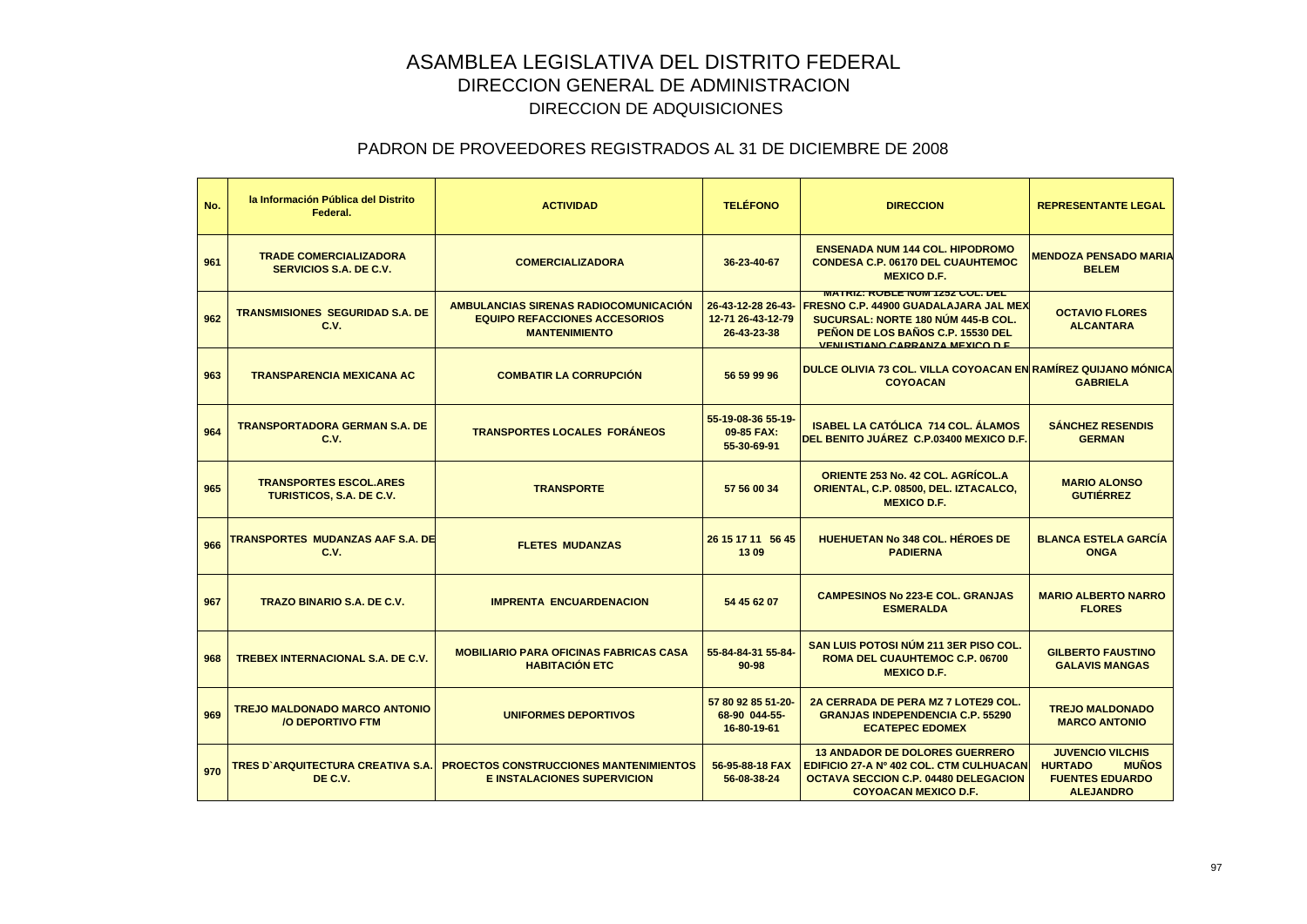# ASAMBLEA LEGISLATIVA DEL DISTRITO FEDERAL
## DIRECCION GENERAL DE ADMINISTRACION
### DIRECCION DE ADQUISICIONES

### PADRON DE PROVEEDORES REGISTRADOS AL 31 DE DICIEMBRE DE 2008

| No. | la Información Pública del Distrito Federal. | ACTIVIDAD | TELÉFONO | DIRECCION | REPRESENTANTE LEGAL |
|---|---|---|---|---|---|
| 961 | TRADE COMERCIALIZADORA SERVICIOS S.A. DE C.V. | COMERCIALIZADORA | 36-23-40-67 | ENSENADA NUM 144 COL. HIPODROMO CONDESA C.P. 06170 DEL CUAUHTEMOC MEXICO D.F. | MENDOZA PENSADO MARIA BELEM |
| 962 | TRANSMISIONES SEGURIDAD S.A. DE C.V. | AMBULANCIAS SIRENAS RADIOCOMUNICACIÓN EQUIPO REFACCIONES ACCESORIOS MANTENIMIENTO | 26-43-12-28 26-43-12-71 26-43-12-79 26-43-23-38 | MATRIZ: ROBLE NUM 1252 COL. DEL FRESNO C.P. 44900 GUADALAJARA JAL MEX SUCURSAL: NORTE 180 NÚM 445-B COL. PEÑON DE LOS BAÑOS C.P. 15530 DEL VENUSTIANO CARRANZA MEXICO D.F. | OCTAVIO FLORES ALCANTARA |
| 963 | TRANSPARENCIA MEXICANA AC | COMBATIR LA CORRUPCIÓN | 56 59 99 96 | DULCE OLIVIA 73 COL. VILLA COYOACAN EN COYOACAN | RAMÍREZ QUIJANO MÓNICA GABRIELA |
| 964 | TRANSPORTADORA GERMAN S.A. DE C.V. | TRANSPORTES LOCALES FORÁNEOS | 55-19-08-36 55-19-09-85 FAX: 55-30-69-91 | ISABEL LA CATÓLICA 714 COL. ÁLAMOS DEL BENITO JUÁREZ C.P.03400 MEXICO D.F. | SÁNCHEZ RESENDIS GERMAN |
| 965 | TRANSPORTES ESCOL.ARES TURISTICOS, S.A. DE C.V. | TRANSPORTE | 57 56 00 34 | ORIENTE 253 No. 42 COL. AGRÍCOL.A ORIENTAL, C.P. 08500, DEL. IZTACALCO, MEXICO D.F. | MARIO ALONSO GUTIÉRREZ |
| 966 | TRANSPORTES MUDANZAS AAF S.A. DE C.V. | FLETES MUDANZAS | 26 15 17 11 56 45 13 09 | HUEHUETAN No 348 COL. HÉROES DE PADIERNA | BLANCA ESTELA GARCÍA ONGA |
| 967 | TRAZO BINARIO S.A. DE C.V. | IMPRENTA ENCUARDENACION | 54 45 62 07 | CAMPESINOS No 223-E COL. GRANJAS ESMERALDA | MARIO ALBERTO NARRO FLORES |
| 968 | TREBEX INTERNACIONAL S.A. DE C.V. | MOBILIARIO PARA OFICINAS FABRICAS CASA HABITACIÓN ETC | 55-84-84-31 55-84-90-98 | SAN LUIS POTOSI NÚM 211 3ER PISO COL. ROMA DEL CUAUHTEMOC C.P. 06700 MEXICO D.F. | GILBERTO FAUSTINO GALAVIS MANGAS |
| 969 | TREJO MALDONADO MARCO ANTONIO /O DEPORTIVO FTM | UNIFORMES DEPORTIVOS | 57 80 92 85 51-20-68-90 044-55-16-80-19-61 | 2A CERRADA DE PERA MZ 7 LOTE29 COL. GRANJAS INDEPENDENCIA C.P. 55290 ECATEPEC EDOMEX | TREJO MALDONADO MARCO ANTONIO |
| 970 | TRES D`ARQUITECTURA CREATIVA S.A. DE C.V. | PROECTOS CONSTRUCCIONES MANTENIMIENTOS E INSTALACIONES SUPERVICION | 56-95-88-18 FAX 56-08-38-24 | 13 ANDADOR DE DOLORES GUERRERO EDIFICIO 27-A Nº 402 COL. CTM CULHUACAN OCTAVA SECCION C.P. 04480 DELEGACION COYOACAN MEXICO D.F. | JUVENCIO VILCHIS HURTADO MUÑOS FUENTES EDUARDO ALEJANDRO |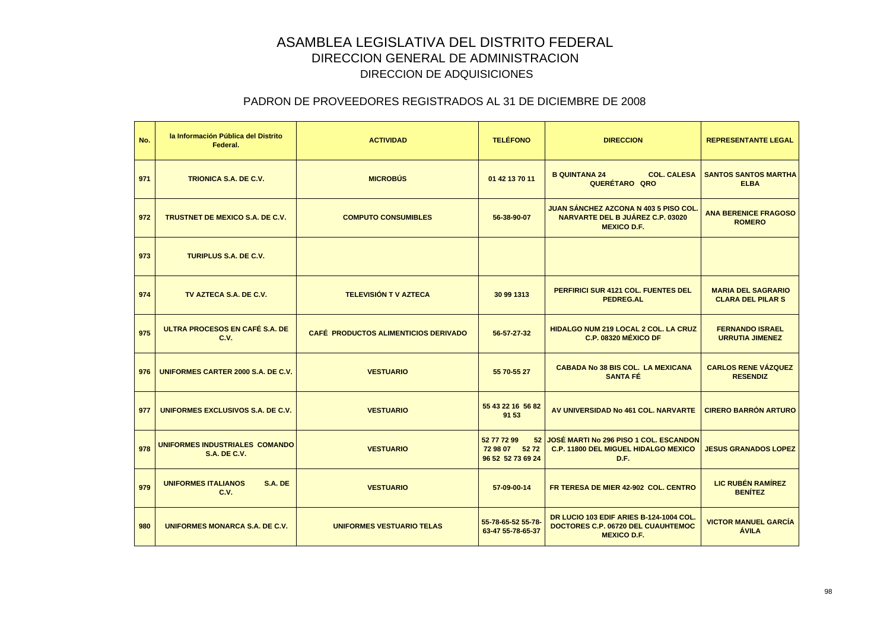# ASAMBLEA LEGISLATIVA DEL DISTRITO FEDERAL

## DIRECCION GENERAL DE ADMINISTRACION

### DIRECCION DE ADQUISICIONES

### PADRON DE PROVEEDORES REGISTRADOS AL 31 DE DICIEMBRE DE 2008

| No. | la Información Pública del Distrito Federal. | ACTIVIDAD | TELÉFONO | DIRECCION | REPRESENTANTE LEGAL |
|---|---|---|---|---|---|
| 971 | TRIONICA S.A. DE C.V. | MICROBÚS | 01 42 13 70 11 | B QUINTANA 24 COL. CALESA QUERÉTARO QRO | SANTOS SANTOS MARTHA ELBA |
| 972 | TRUSTNET DE MEXICO S.A. DE C.V. | COMPUTO CONSUMIBLES | 56-38-90-07 | JUAN SÁNCHEZ AZCONA N 403 5 PISO COL. NARVARTE DEL B JUÁREZ C.P. 03020 MEXICO D.F. | ANA BERENICE FRAGOSO ROMERO |
| 973 | TURIPLUS S.A. DE C.V. | | | | |
| 974 | TV AZTECA S.A. DE C.V. | TELEVISIÓN T V AZTECA | 30 99 1313 | PERFIRICI SUR 4121 COL. FUENTES DEL PEDREG.AL | MARIA DEL SAGRARIO CLARA DEL PILAR S |
| 975 | ULTRA PROCESOS EN CAFÉ S.A. DE C.V. | CAFÉ PRODUCTOS ALIMENTICIOS DERIVADO | 56-57-27-32 | HIDALGO NUM 219 LOCAL 2 COL. LA CRUZ C.P. 08320 MÉXICO DF | FERNANDO ISRAEL URRUTIA JIMENEZ |
| 976 | UNIFORMES CARTER 2000 S.A. DE C.V. | VESTUARIO | 55 70-55 27 | CABADA No 38 BIS COL. LA MEXICANA SANTA FÉ | CARLOS RENE VÁZQUEZ RESENDIZ |
| 977 | UNIFORMES EXCLUSIVOS S.A. DE C.V. | VESTUARIO | 55 43 22 16 56 82 91 53 | AV UNIVERSIDAD No 461 COL. NARVARTE | CIRERO BARRÓN ARTURO |
| 978 | UNIFORMES INDUSTRIALES COMANDO S.A. DE C.V. | VESTUARIO | 52 77 72 99 52 72 98 07 52 72 96 52 52 73 69 24 | JOSÉ MARTI No 296 PISO 1 COL. ESCANDON C.P. 11800 DEL MIGUEL HIDALGO MEXICO D.F. | JESUS GRANADOS LOPEZ |
| 979 | UNIFORMES ITALIANOS S.A. DE C.V. | VESTUARIO | 57-09-00-14 | FR TERESA DE MIER 42-902 COL. CENTRO | LIC RUBÉN RAMÍREZ BENÍTEZ |
| 980 | UNIFORMES MONARCA S.A. DE C.V. | UNIFORMES VESTUARIO TELAS | 55-78-65-52 55-78-63-47 55-78-65-37 | DR LUCIO 103 EDIF ARIES B-124-1004 COL. DOCTORES C.P. 06720 DEL CUAUHTEMOC MEXICO D.F. | VICTOR MANUEL GARCÍA ÁVILA |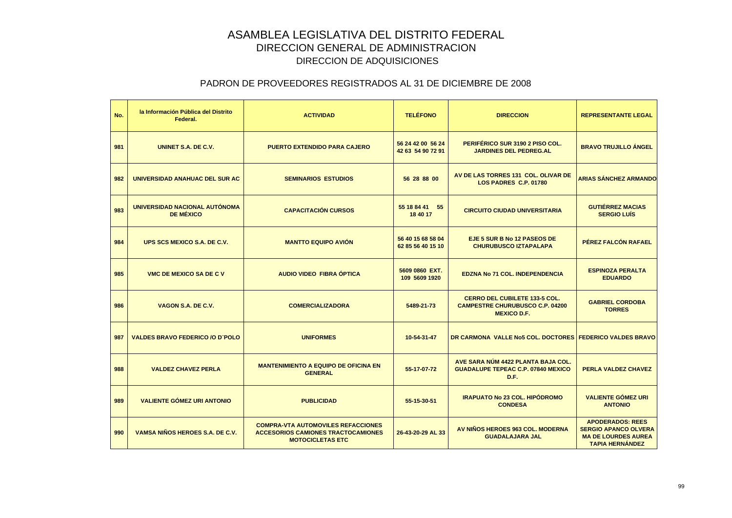# ASAMBLEA LEGISLATIVA DEL DISTRITO FEDERAL
## DIRECCION GENERAL DE ADMINISTRACION
### DIRECCION DE ADQUISICIONES

### PADRON DE PROVEEDORES REGISTRADOS AL 31 DE DICIEMBRE DE 2008

| No. | la Información Pública del Distrito Federal. | ACTIVIDAD | TELÉFONO | DIRECCION | REPRESENTANTE LEGAL |
|---|---|---|---|---|---|
| 981 | UNINET S.A. DE C.V. | PUERTO EXTENDIDO PARA CAJERO | 56 24 42 00 56 24 42 63 54 90 72 91 | PERIFÉRICO SUR 3190 2 PISO COL. JARDINES DEL PEDREG.AL | BRAVO TRUJILLO ÁNGEL |
| 982 | UNIVERSIDAD ANAHUAC DEL SUR AC | SEMINARIOS ESTUDIOS | 56 28 88 00 | AV DE LAS TORRES 131 COL. OLIVAR DE LOS PADRES C.P. 01780 | ARIAS SÁNCHEZ ARMANDO |
| 983 | UNIVERSIDAD NACIONAL AUTÓNOMA DE MÉXICO | CAPACITACIÓN CURSOS | 55 18 84 41 55 18 40 17 | CIRCUITO CIUDAD UNIVERSITARIA | GUTIÉRREZ MACIAS SERGIO LUÍS |
| 984 | UPS SCS MEXICO S.A. DE C.V. | MANTTO EQUIPO AVIÓN | 56 40 15 68 58 04 62 85 56 40 15 10 | EJE 5 SUR B No 12 PASEOS DE CHURUBUSCO IZTAPALAPA | PÉREZ FALCÓN RAFAEL |
| 985 | VMC DE MEXICO SA DE C V | AUDIO VIDEO FIBRA ÓPTICA | 5609 0860 EXT. 109 5609 1920 | EDZNA No 71 COL. INDEPENDENCIA | ESPINOZA PERALTA EDUARDO |
| 986 | VAGON S.A. DE C.V. | COMERCIALIZADORA | 5489-21-73 | CERRO DEL CUBILETE 133-5 COL. CAMPESTRE CHURUBUSCO C.P. 04200 MEXICO D.F. | GABRIEL CORDOBA TORRES |
| 987 | VALDES BRAVO FEDERICO /O D´POLO | UNIFORMES | 10-54-31-47 | DR CARMONA VALLE No5 COL. DOCTORES | FEDERICO VALDES BRAVO |
| 988 | VALDEZ CHAVEZ PERLA | MANTENIMIENTO A EQUIPO DE OFICINA EN GENERAL | 55-17-07-72 | AVE SARA NÚM 4422 PLANTA BAJA COL. GUADALUPE TEPEAC C.P. 07840 MEXICO D.F. | PERLA VALDEZ CHAVEZ |
| 989 | VALIENTE GÓMEZ URI ANTONIO | PUBLICIDAD | 55-15-30-51 | IRAPUATO No 23 COL. HIPÓDROMO CONDESA | VALIENTE GÓMEZ URI ANTONIO |
| 990 | VAMSA NIÑOS HEROES S.A. DE C.V. | COMPRA-VTA AUTOMOVILES REFACCIONES ACCESORIOS CAMIONES TRACTOCAMIONES MOTOCICLETAS ETC | 26-43-20-29 AL 33 | AV NIÑOS HEROES 963 COL. MODERNA GUADALAJARA JAL | APODERADOS: REES SERGIO APANCO OLVERA MA DE LOURDES AUREA TAPIA HERNÁNDEZ |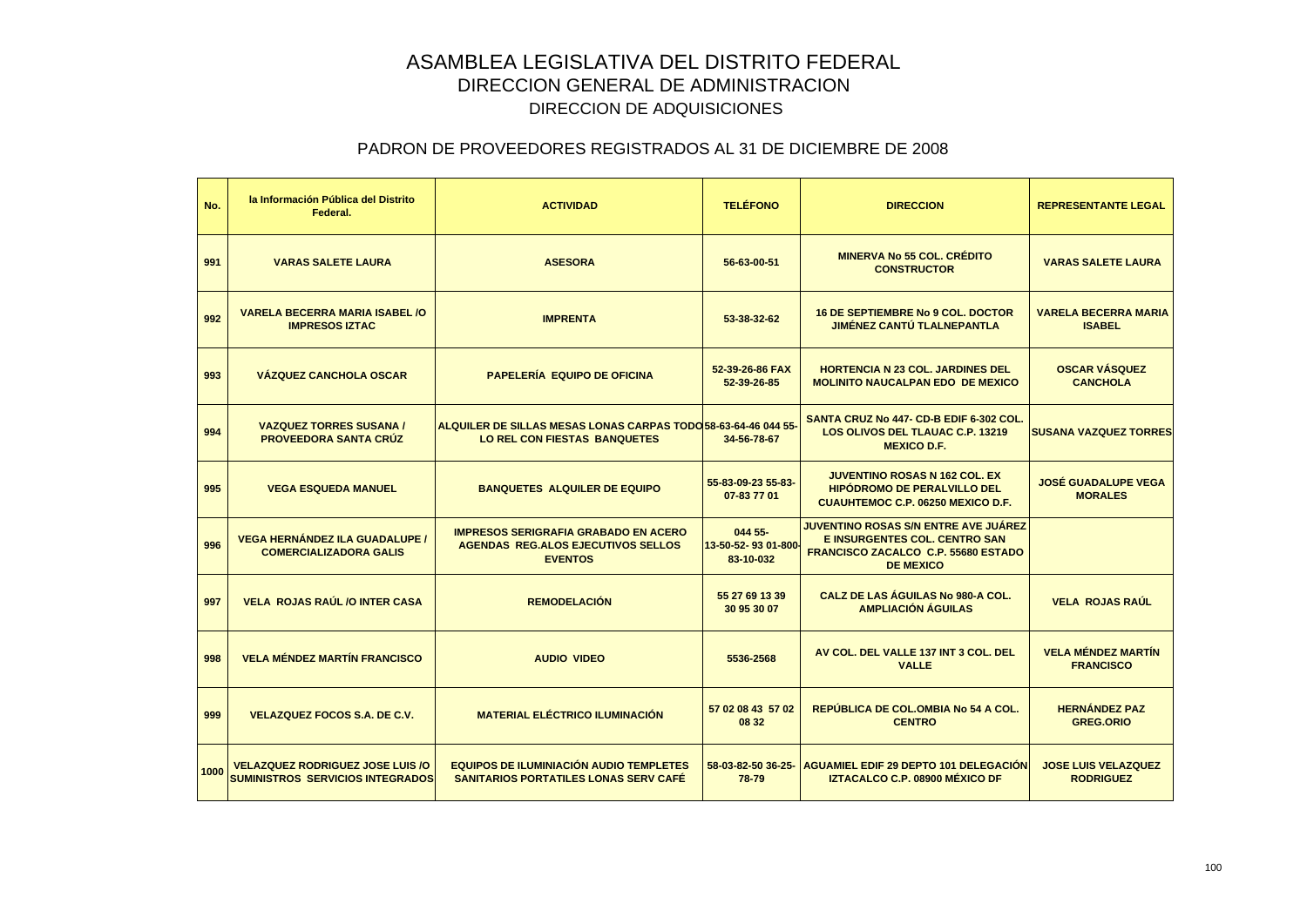# ASAMBLEA LEGISLATIVA DEL DISTRITO FEDERAL

## DIRECCION GENERAL DE ADMINISTRACION

## DIRECCION DE ADQUISICIONES

### PADRON DE PROVEEDORES REGISTRADOS AL 31 DE DICIEMBRE DE 2008

| No. | la Información Pública del Distrito Federal. | ACTIVIDAD | TELÉFONO | DIRECCION | REPRESENTANTE LEGAL |
|---|---|---|---|---|---|
| 991 | VARAS SALETE LAURA | ASESORA | 56-63-00-51 | MINERVA No 55 COL. CRÉDITO CONSTRUCTOR | VARAS SALETE LAURA |
| 992 | VARELA BECERRA MARIA ISABEL /O IMPRESOS IZTAC | IMPRENTA | 53-38-32-62 | 16 DE SEPTIEMBRE No 9 COL. DOCTOR JIMÉNEZ CANTÚ TLALNEPANTLA | VARELA BECERRA MARIA ISABEL |
| 993 | VÁZQUEZ CANCHOLA OSCAR | PAPELERÍA EQUIPO DE OFICINA | 52-39-26-86 FAX 52-39-26-85 | HORTENCIA N 23 COL. JARDINES DEL MOLINITO NAUCALPAN EDO DE MEXICO | OSCAR VÁSQUEZ CANCHOLA |
| 994 | VAZQUEZ TORRES SUSANA / PROVEEDORA SANTA CRÚZ | ALQUILER DE SILLAS MESAS LONAS CARPAS TODO LO REL CON FIESTAS BANQUETES | 58-63-64-46 044 55-34-56-78-67 | SANTA CRUZ No 447- CD-B EDIF 6-302 COL. LOS OLIVOS DEL TLAUAC C.P. 13219 MEXICO D.F. | SUSANA VAZQUEZ TORRES |
| 995 | VEGA ESQUEDA MANUEL | BANQUETES ALQUILER DE EQUIPO | 55-83-09-23 55-83-07-83 77 01 | JUVENTINO ROSAS N 162 COL. EX HIPÓDROMO DE PERALVILLO DEL CUAUHTEMOC C.P. 06250 MEXICO D.F. | JOSÉ GUADALUPE VEGA MORALES |
| 996 | VEGA HERNÁNDEZ ILA GUADALUPE / COMERCIALIZADORA GALIS | IMPRESOS SERIGRAFIA GRABADO EN ACERO AGENDAS REG.ALOS EJECUTIVOS SELLOS EVENTOS | 044 55-13-50-52- 93 01-800-83-10-032 | JUVENTINO ROSAS S/N ENTRE AVE JUÁREZ E INSURGENTES COL. CENTRO SAN FRANCISCO ZACALCO C.P. 55680 ESTADO DE MEXICO | |
| 997 | VELA ROJAS RAÚL /O INTER CASA | REMODELACIÓN | 55 27 69 13 39 30 95 30 07 | CALZ DE LAS ÁGUILAS No 980-A COL. AMPLIACIÓN ÁGUILAS | VELA ROJAS RAÚL |
| 998 | VELA MÉNDEZ MARTÍN FRANCISCO | AUDIO VIDEO | 5536-2568 | AV COL. DEL VALLE 137 INT 3 COL. DEL VALLE | VELA MÉNDEZ MARTÍN FRANCISCO |
| 999 | VELAZQUEZ FOCOS S.A. DE C.V. | MATERIAL ELÉCTRICO ILUMINACIÓN | 57 02 08 43 57 02 08 32 | REPÚBLICA DE COL.OMBIA No 54 A COL. CENTRO | HERNÁNDEZ PAZ GREG.ORIO |
| 1000 | VELAZQUEZ RODRIGUEZ JOSE LUIS /O SUMINISTROS SERVICIOS INTEGRADOS | EQUIPOS DE ILUMINIACIÓN AUDIO TEMPLETES SANITARIOS PORTATILES LONAS SERV CAFÉ | 58-03-82-50 36-25-78-79 | AGUAMIEL EDIF 29 DEPTO 101 DELEGACIÓN IZTACALCO C.P. 08900 MÉXICO DF | JOSE LUIS VELAZQUEZ RODRIGUEZ |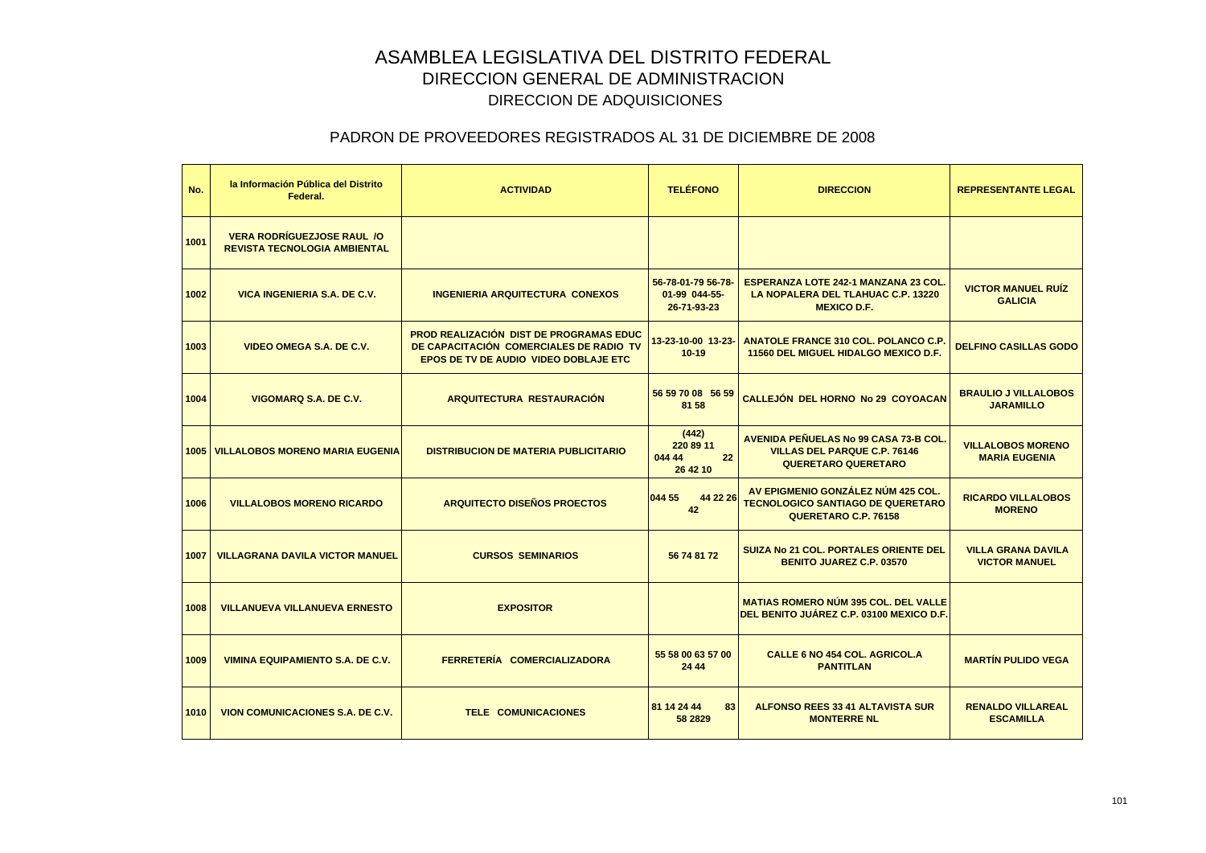# ASAMBLEA LEGISLATIVA DEL DISTRITO FEDERAL
## DIRECCION GENERAL DE ADMINISTRACION
### DIRECCION DE ADQUISICIONES

### PADRON DE PROVEEDORES REGISTRADOS AL 31 DE DICIEMBRE DE 2008

| No. | la Información Pública del Distrito Federal. | ACTIVIDAD | TELÉFONO | DIRECCION | REPRESENTANTE LEGAL |
|---|---|---|---|---|---|
| 1001 | VERA RODRÍGUEZJOSE RAUL /O REVISTA TECNOLOGIA AMBIENTAL | | | | |
| 1002 | VICA INGENIERIA S.A. DE C.V. | INGENIERIA ARQUITECTURA CONEXOS | 56-78-01-79 56-78-01-99 044-55-26-71-93-23 | ESPERANZA LOTE 242-1 MANZANA 23 COL. LA NOPALERA DEL TLAHUAC C.P. 13220 MEXICO D.F. | VICTOR MANUEL RUÍZ GALICIA |
| 1003 | VIDEO OMEGA S.A. DE C.V. | PROD REALIZACIÓN DIST DE PROGRAMAS EDUC DE CAPACITACIÓN COMERCIALES DE RADIO TV EPOS DE TV DE AUDIO VIDEO DOBLAJE ETC | 13-23-10-00 13-23-10-19 | ANATOLE FRANCE 310 COL. POLANCO C.P. 11560 DEL MIGUEL HIDALGO MEXICO D.F. | DELFINO CASILLAS GODO |
| 1004 | VIGOMARQ S.A. DE C.V. | ARQUITECTURA RESTAURACIÓN | 56 59 70 08 56 59 81 58 | CALLEJÓN DEL HORNO No 29 COYOACAN | BRAULIO J VILLALOBOS JARAMILLO |
| 1005 | VILLALOBOS MORENO MARIA EUGENIA | DISTRIBUCION DE MATERIA PUBLICITARIO | (442) 220 89 11 044 44 22 26 42 10 | AVENIDA PEÑUELAS No 99 CASA 73-B COL. VILLAS DEL PARQUE C.P. 76146 QUERETARO QUERETARO | VILLALOBOS MORENO MARIA EUGENIA |
| 1006 | VILLALOBOS MORENO RICARDO | ARQUITECTO DISEÑOS PROECTOS | 044 55 44 22 26 42 | AV EPIGMENIO GONZÁLEZ NÚM 425 COL. TECNOLOGICO SANTIAGO DE QUERETARO QUERETARO C.P. 76158 | RICARDO VILLALOBOS MORENO |
| 1007 | VILLAGRANA DAVILA VICTOR MANUEL | CURSOS SEMINARIOS | 56 74 81 72 | SUIZA No 21 COL. PORTALES ORIENTE DEL BENITO JUAREZ C.P. 03570 | VILLA GRANA DAVILA VICTOR MANUEL |
| 1008 | VILLANUEVA VILLANUEVA ERNESTO | EXPOSITOR | | MATIAS ROMERO NÚM 395 COL. DEL VALLE DEL BENITO JUÁREZ C.P. 03100 MEXICO D.F. | |
| 1009 | VIMINA EQUIPAMIENTO S.A. DE C.V. | FERRETERÍA COMERCIALIZADORA | 55 58 00 63 57 00 24 44 | CALLE 6 NO 454 COL. AGRICOL.A PANTITLAN | MARTÍN PULIDO VEGA |
| 1010 | VION COMUNICACIONES S.A. DE C.V. | TELE COMUNICACIONES | 81 14 24 44 83 58 2829 | ALFONSO REES 33 41 ALTAVISTA SUR MONTERRE NL | RENALDO VILLAREAL ESCAMILLA |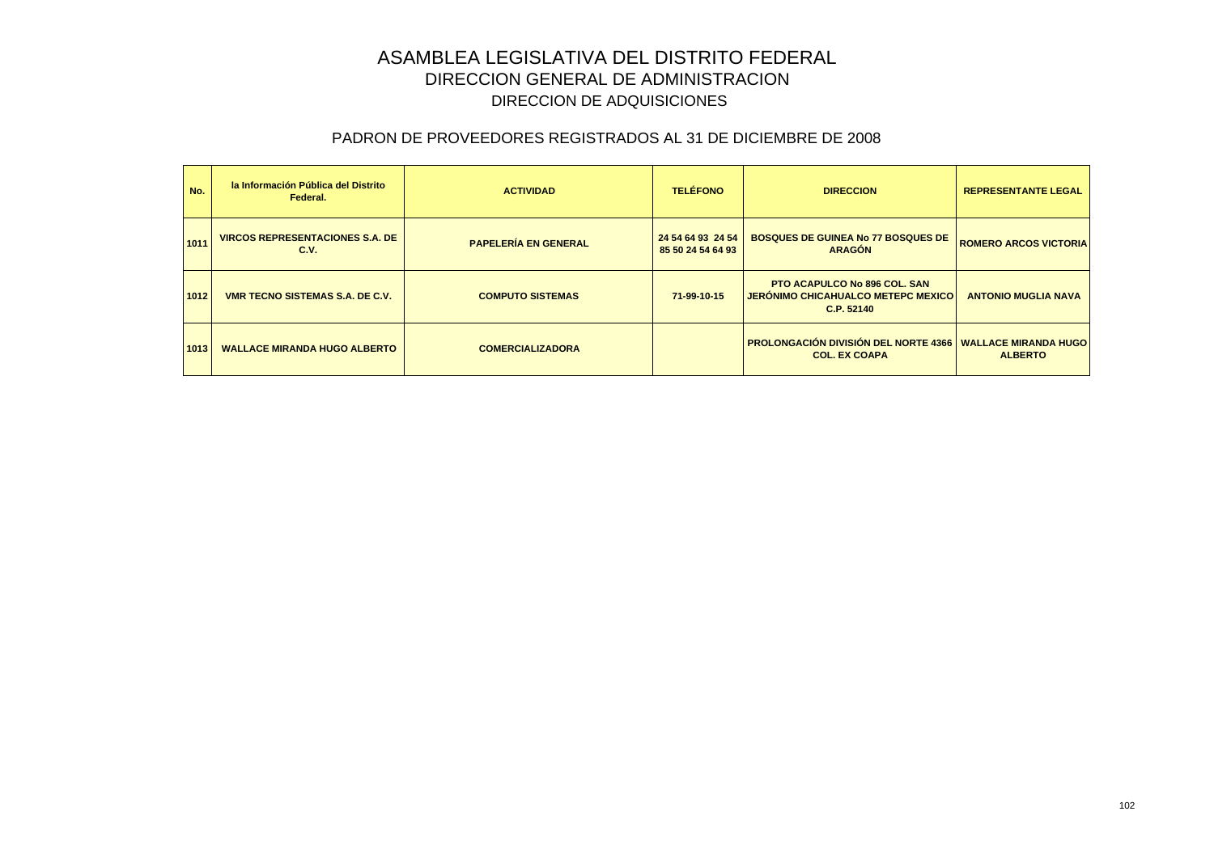# ASAMBLEA LEGISLATIVA DEL DISTRITO FEDERAL

## DIRECCION GENERAL DE ADMINISTRACION

## DIRECCION DE ADQUISICIONES

### PADRON DE PROVEEDORES REGISTRADOS AL 31 DE DICIEMBRE DE 2008

| No. | la Información Pública del Distrito Federal. | ACTIVIDAD | TELÉFONO | DIRECCION | REPRESENTANTE LEGAL |
|---|---|---|---|---|---|
| 1011 | VIRCOS REPRESENTACIONES S.A. DE C.V. | PAPELERÍA EN GENERAL | 24 54 64 93 24 54 85 50 24 54 64 93 | BOSQUES DE GUINEA No 77 BOSQUES DE ARAGÓN | ROMERO ARCOS VICTORIA |
| 1012 | VMR TECNO SISTEMAS S.A. DE C.V. | COMPUTO SISTEMAS | 71-99-10-15 | PTO ACAPULCO No 896 COL. SAN JERÓNIMO CHICAHUALCO METEPC MEXICO C.P. 52140 | ANTONIO MUGLIA NAVA |
| 1013 | WALLACE MIRANDA HUGO ALBERTO | COMERCIALIZADORA | | PROLONGACIÓN DIVISIÓN DEL NORTE 4366 COL. EX COAPA | WALLACE MIRANDA HUGO ALBERTO |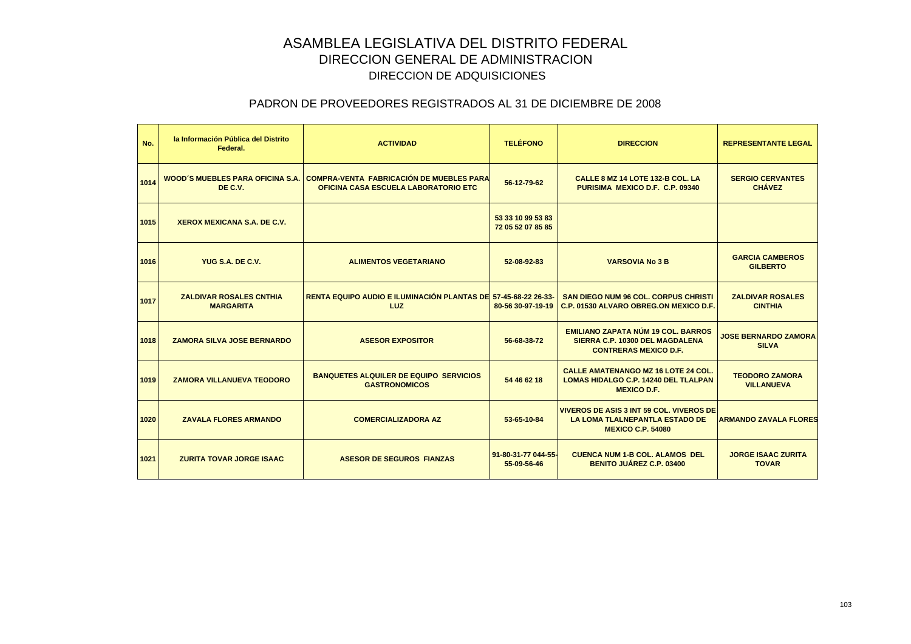# ASAMBLEA LEGISLATIVA DEL DISTRITO FEDERAL
## DIRECCION GENERAL DE ADMINISTRACION
### DIRECCION DE ADQUISICIONES

### PADRON DE PROVEEDORES REGISTRADOS AL 31 DE DICIEMBRE DE 2008

| No. | la Información Pública del Distrito Federal. | ACTIVIDAD | TELÉFONO | DIRECCION | REPRESENTANTE LEGAL |
|---|---|---|---|---|---|
| 1014 | WOOD´S MUEBLES PARA OFICINA S.A. DE C.V. | COMPRA-VENTA FABRICACIÓN DE MUEBLES PARA OFICINA CASA ESCUELA LABORATORIO ETC | 56-12-79-62 | CALLE 8 MZ 14 LOTE 132-B COL. LA PURISIMA MEXICO D.F. C.P. 09340 | SERGIO CERVANTES CHÁVEZ |
| 1015 | XEROX MEXICANA S.A. DE C.V. | | 53 33 10 99 53 83 72 05 52 07 85 85 | | |
| 1016 | YUG S.A. DE C.V. | ALIMENTOS VEGETARIANO | 52-08-92-83 | VARSOVIA No 3 B | GARCIA CAMBEROS GILBERTO |
| 1017 | ZALDIVAR ROSALES CNTHIA MARGARITA | RENTA EQUIPO AUDIO E ILUMINACIÓN PLANTAS DE LUZ | 57-45-68-22 26-33-80-56 30-97-19-19 | SAN DIEGO NUM 96 COL. CORPUS CHRISTI C.P. 01530 ALVARO OBREG.ON MEXICO D.F. | ZALDIVAR ROSALES CINTHIA |
| 1018 | ZAMORA SILVA JOSE BERNARDO | ASESOR EXPOSITOR | 56-68-38-72 | EMILIANO ZAPATA NÚM 19 COL. BARROS SIERRA C.P. 10300 DEL MAGDALENA CONTRERAS MEXICO D.F. | JOSE BERNARDO ZAMORA SILVA |
| 1019 | ZAMORA VILLANUEVA TEODORO | BANQUETES ALQUILER DE EQUIPO SERVICIOS GASTRONOMICOS | 54 46 62 18 | CALLE AMATENANGO MZ 16 LOTE 24 COL. LOMAS HIDALGO C.P. 14240 DEL TLALPAN MEXICO D.F. | TEODORO ZAMORA VILLANUEVA |
| 1020 | ZAVALA FLORES ARMANDO | COMERCIALIZADORA AZ | 53-65-10-84 | VIVEROS DE ASIS 3 INT 59 COL. VIVEROS DE LA LOMA TLALNEPANTLA ESTADO DE MEXICO C.P. 54080 | ARMANDO ZAVALA FLORES |
| 1021 | ZURITA TOVAR JORGE ISAAC | ASESOR DE SEGUROS FIANZAS | 91-80-31-77 044-55-55-09-56-46 | CUENCA NUM 1-B COL. ALAMOS DEL BENITO JUÁREZ C.P. 03400 | JORGE ISAAC ZURITA TOVAR |